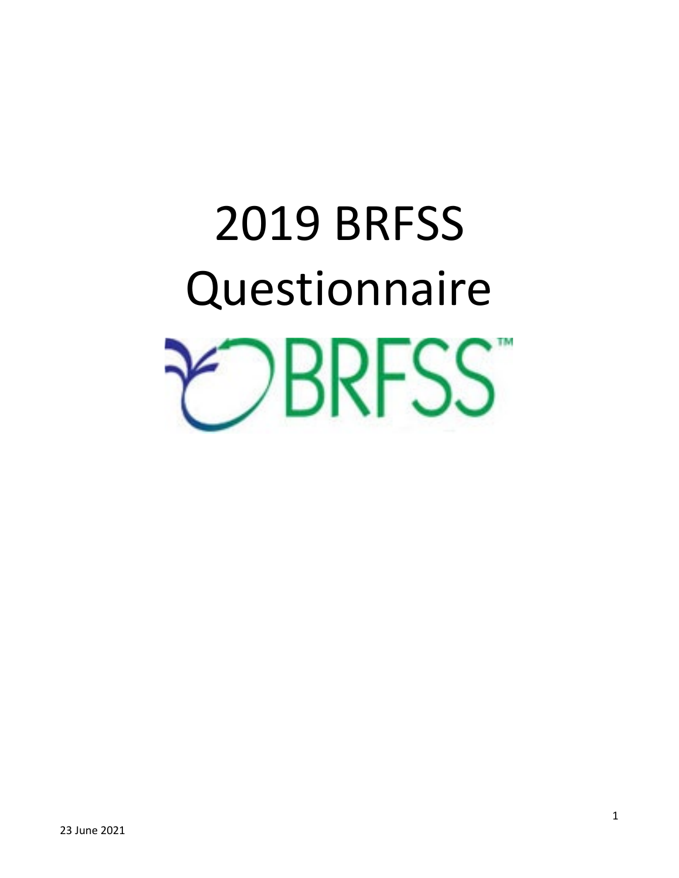# 2019 BRFSS Questionnaire

23 June 2021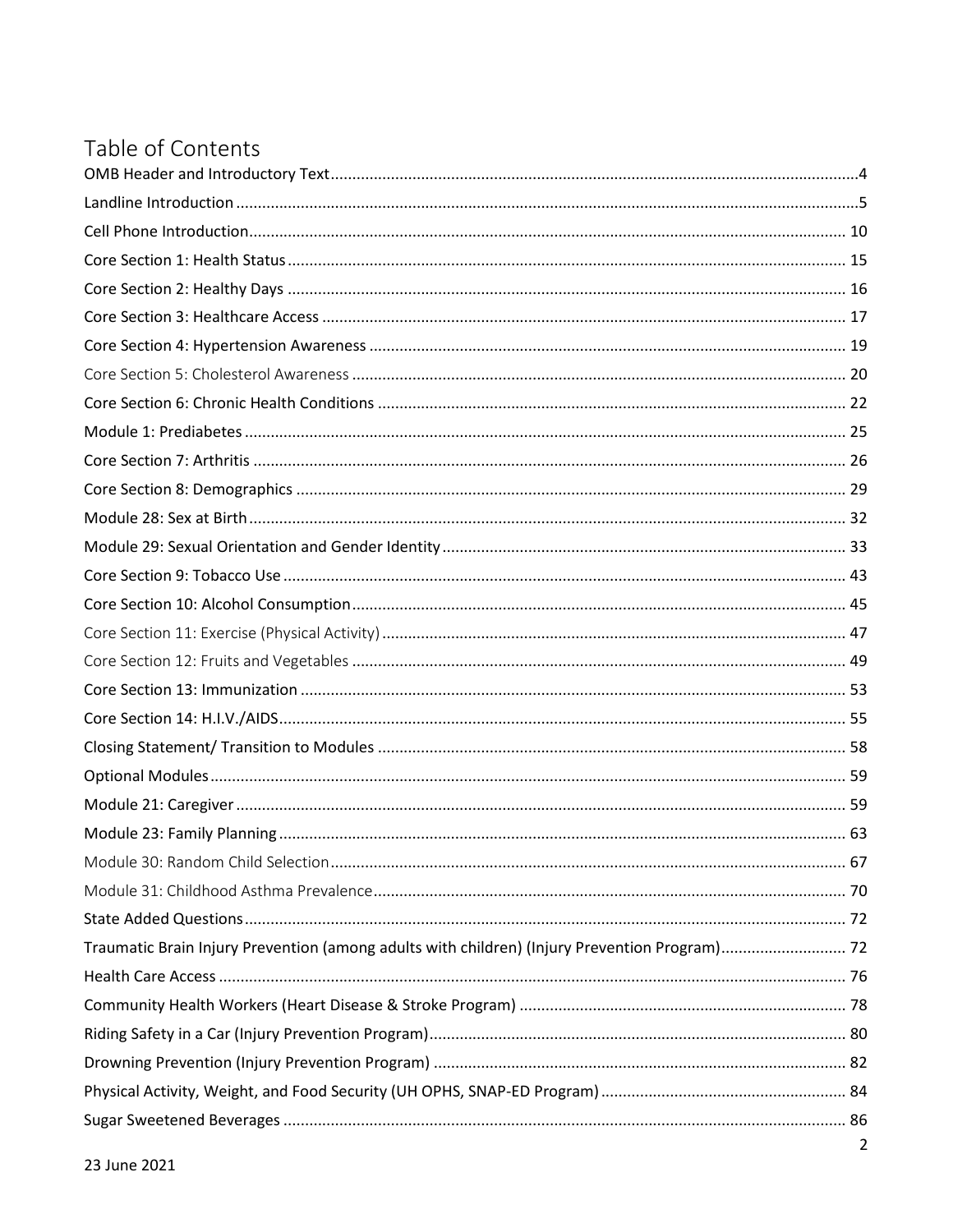# Table of Contents

OMB Header and Introductory Text....4
Landline Introduction....5
Cell Phone Introduction....10
Core Section 1: Health Status....15
Core Section 2: Healthy Days....16
Core Section 3: Healthcare Access....17
Core Section 4: Hypertension Awareness....19
Core Section 5: Cholesterol Awareness....20
Core Section 6: Chronic Health Conditions....22
Module 1: Prediabetes....25
Core Section 7: Arthritis....26
Core Section 8: Demographics....29
Module 28: Sex at Birth....32
Module 29: Sexual Orientation and Gender Identity....33
Core Section 9: Tobacco Use....43
Core Section 10: Alcohol Consumption....45
Core Section 11: Exercise (Physical Activity)....47
Core Section 12: Fruits and Vegetables....49
Core Section 13: Immunization....53
Core Section 14: H.I.V./AIDS....55
Closing Statement/ Transition to Modules....58
Optional Modules....59
Module 21: Caregiver....59
Module 23: Family Planning....63
Module 30: Random Child Selection....67
Module 31: Childhood Asthma Prevalence....70
State Added Questions....72
Traumatic Brain Injury Prevention (among adults with children) (Injury Prevention Program)....72
Health Care Access....76
Community Health Workers (Heart Disease & Stroke Program)....78
Riding Safety in a Car (Injury Prevention Program)....80
Drowning Prevention (Injury Prevention Program)....82
Physical Activity, Weight, and Food Security (UH OPHS, SNAP-ED Program)....84
Sugar Sweetened Beverages....86

23 June 2021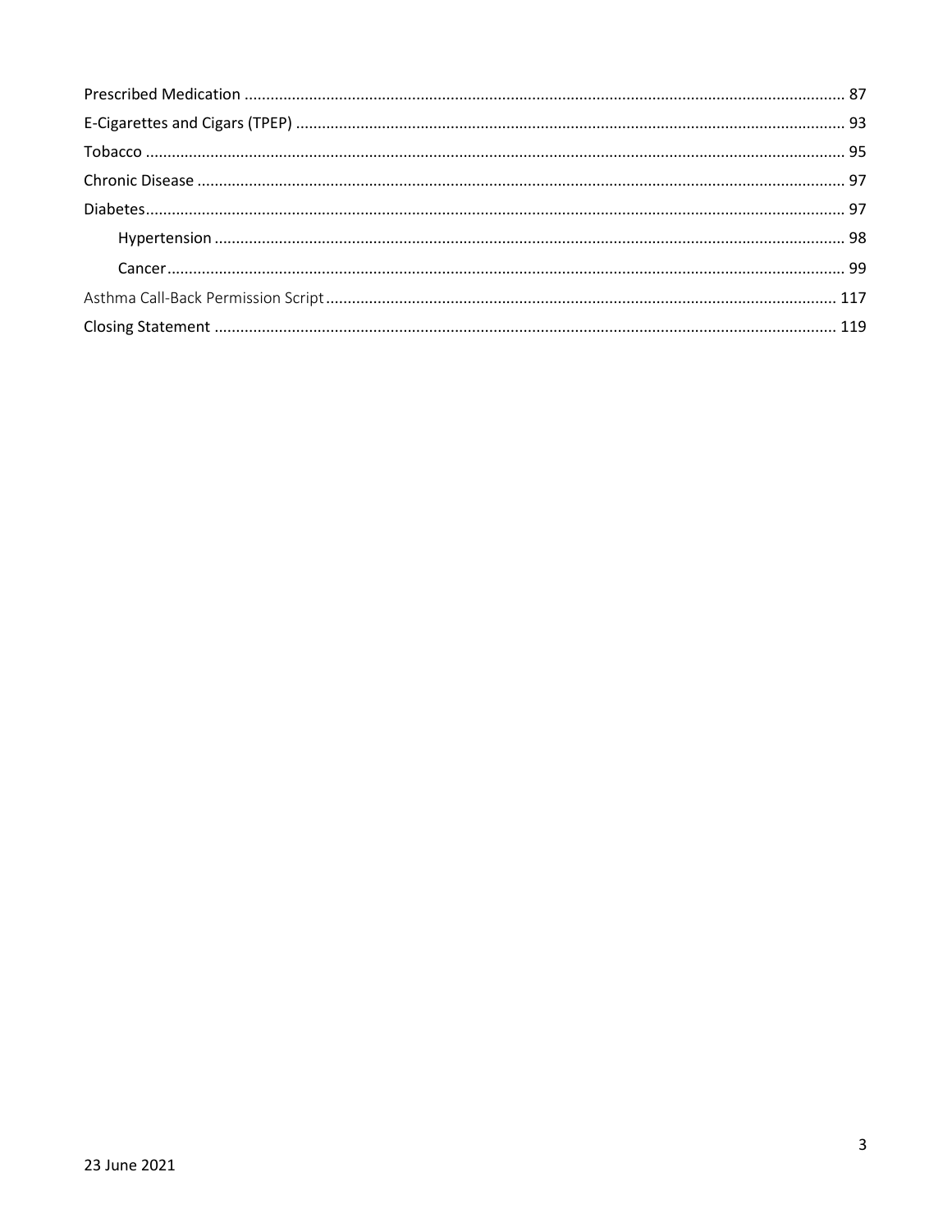Prescribed Medication ........................................................................................................................................ 87
E-Cigarettes and Cigars (TPEP) ............................................................................................................................ 93
Tobacco ............................................................................................................................................................... 95
Chronic Disease .................................................................................................................................................... 97
Diabetes................................................................................................................................................................ 97
    Hypertension ................................................................................................................................................ 98
    Cancer........................................................................................................................................................... 99
Asthma Call-Back Permission Script.................................................................................................................... 117
Closing Statement ............................................................................................................................................. 119

23 June 2021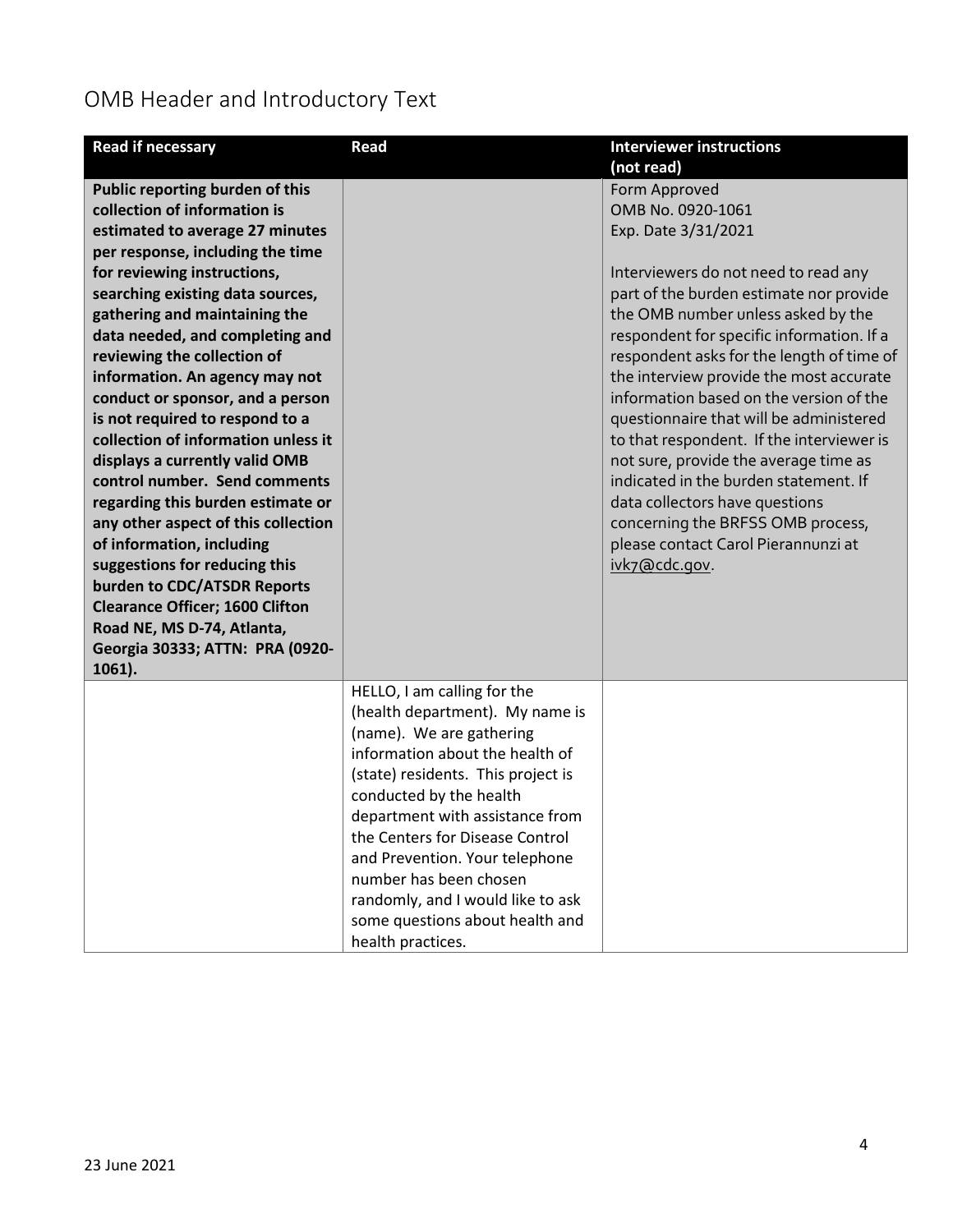# OMB Header and Introductory Text

| Read if necessary | Read | Interviewer instructions (not read) |
| --- | --- | --- |
| **Public reporting burden of this collection of information is estimated to average 27 minutes per response, including the time for reviewing instructions, searching existing data sources, gathering and maintaining the data needed, and completing and reviewing the collection of information. An agency may not conduct or sponsor, and a person is not required to respond to a collection of information unless it displays a currently valid OMB control number. Send comments regarding this burden estimate or any other aspect of this collection of information, including suggestions for reducing this burden to CDC/ATSDR Reports Clearance Officer; 1600 Clifton Road NE, MS D-74, Atlanta, Georgia 30333; ATTN: PRA (0920-1061).** | | Form Approved<br>OMB No. 0920-1061<br>Exp. Date 3/31/2021<br><br>Interviewers do not need to read any part of the burden estimate nor provide the OMB number unless asked by the respondent for specific information. If a respondent asks for the length of time of the interview provide the most accurate information based on the version of the questionnaire that will be administered to that respondent. If the interviewer is not sure, provide the average time as indicated in the burden statement. If data collectors have questions concerning the BRFSS OMB process, please contact Carol Pierannunzi at ivk7@cdc.gov. |
| | HELLO, I am calling for the (health department). My name is (name). We are gathering information about the health of (state) residents. This project is conducted by the health department with assistance from the Centers for Disease Control and Prevention. Your telephone number has been chosen randomly, and I would like to ask some questions about health and health practices. | |

23 June 2021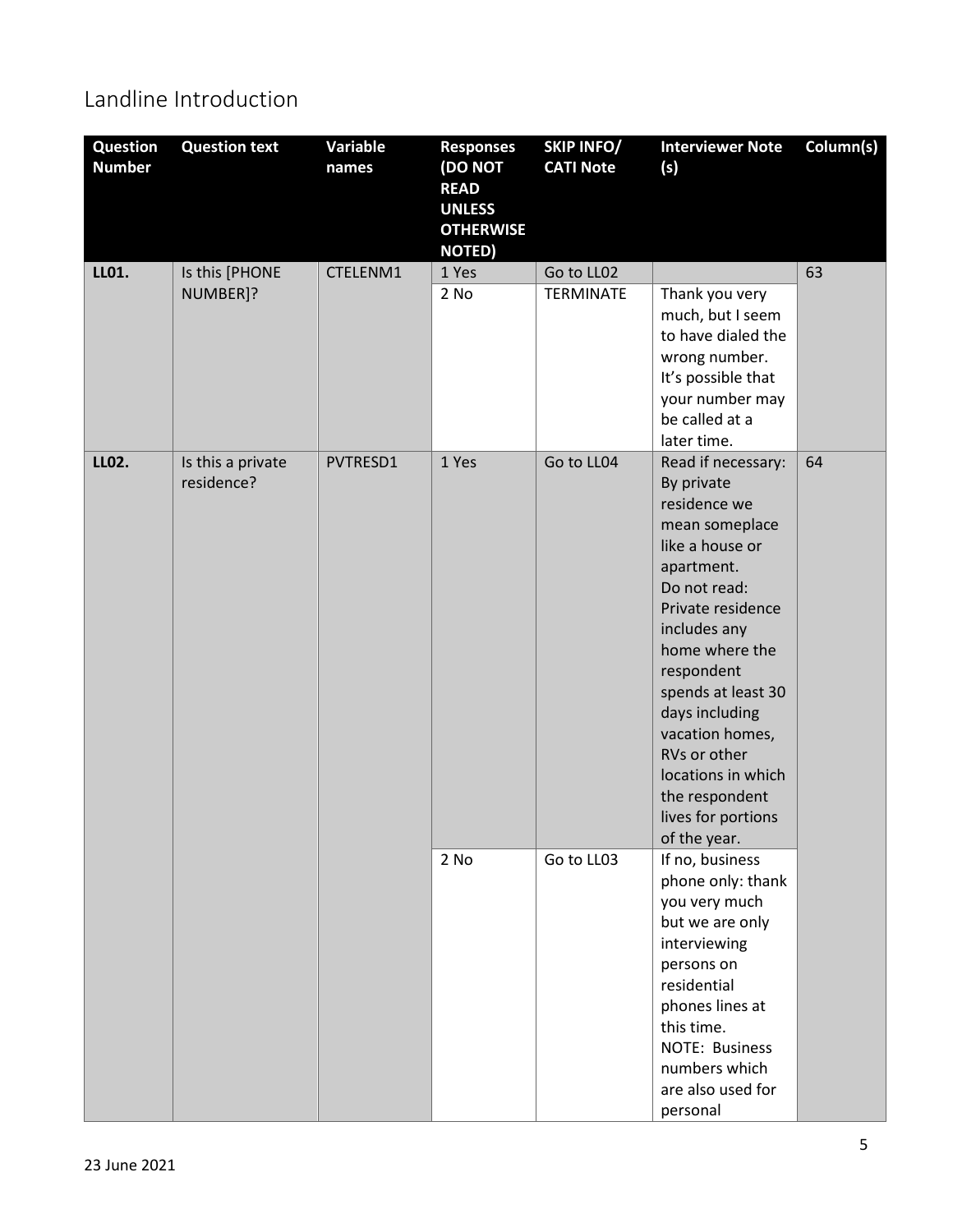## Landline Introduction

| Question Number | Question text | Variable names | Responses (DO NOT READ UNLESS OTHERWISE NOTED) | SKIP INFO/ CATI Note | Interviewer Note (s) | Column(s) |
|---|---|---|---|---|---|---|
| **LL01.** | Is this [PHONE NUMBER]? | CTELENM1 | 1 Yes | Go to LL02 | | 63 |
| | | | 2 No | TERMINATE | Thank you very much, but I seem to have dialed the wrong number. It's possible that your number may be called at a later time. | |
| **LL02.** | Is this a private residence? | PVTRESD1 | 1 Yes | Go to LL04 | Read if necessary: By private residence we mean someplace like a house or apartment. Do not read: Private residence includes any home where the respondent spends at least 30 days including vacation homes, RVs or other locations in which the respondent lives for portions of the year. | 64 |
| | | | 2 No | Go to LL03 | If no, business phone only: thank you very much but we are only interviewing persons on residential phones lines at this time. NOTE: Business numbers which are also used for personal | |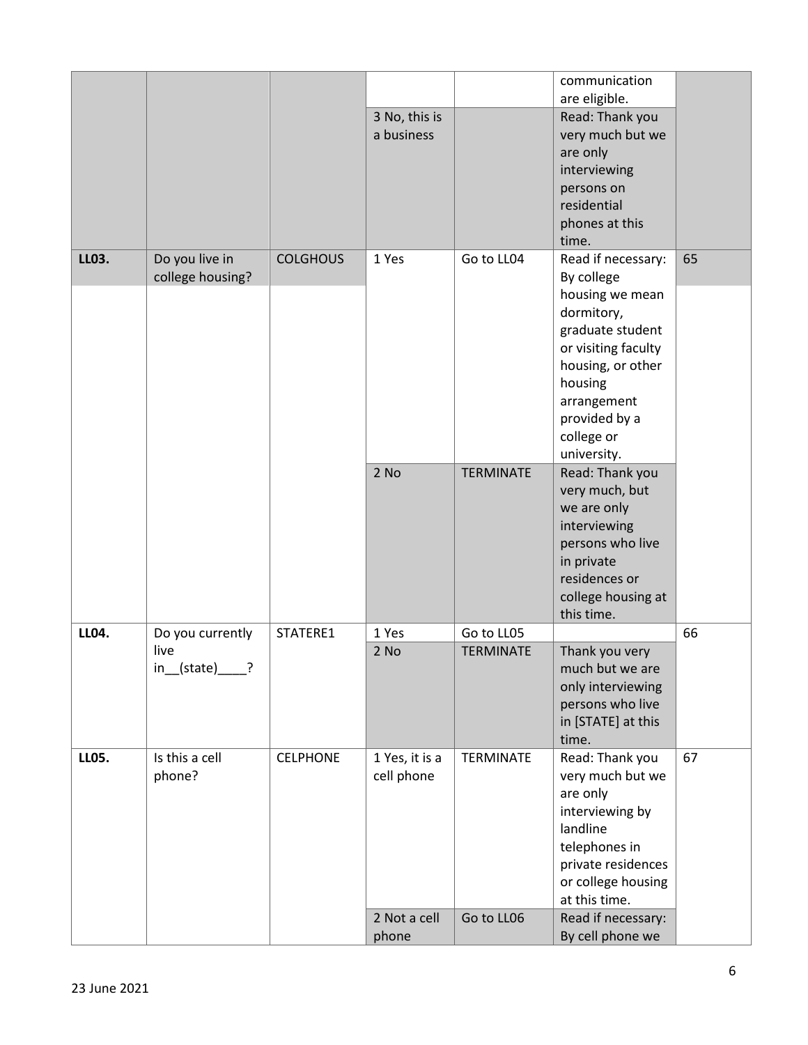| | | | | | | |
|---|---|---|---|---|---|---|
| | | | | | communication are eligible. | |
| | | | 3 No, this is a business | | Read: Thank you very much but we are only interviewing persons on residential phones at this time. | |
| **LL03.** | Do you live in college housing? | COLGHOUS | 1 Yes | Go to LL04 | Read if necessary: By college housing we mean dormitory, graduate student or visiting faculty housing, or other housing arrangement provided by a college or university. | 65 |
| | | | 2 No | TERMINATE | Read: Thank you very much, but we are only interviewing persons who live in private residences or college housing at this time. | |
| **LL04.** | Do you currently live in__(state)____? | STATERE1 | 1 Yes | Go to LL05 | | 66 |
| | | | 2 No | TERMINATE | Thank you very much but we are only interviewing persons who live in [STATE] at this time. | |
| **LL05.** | Is this a cell phone? | CELPHONE | 1 Yes, it is a cell phone | TERMINATE | Read: Thank you very much but we are only interviewing by landline telephones in private residences or college housing at this time. | 67 |
| | | | 2 Not a cell phone | Go to LL06 | Read if necessary: By cell phone we | |

23 June 2021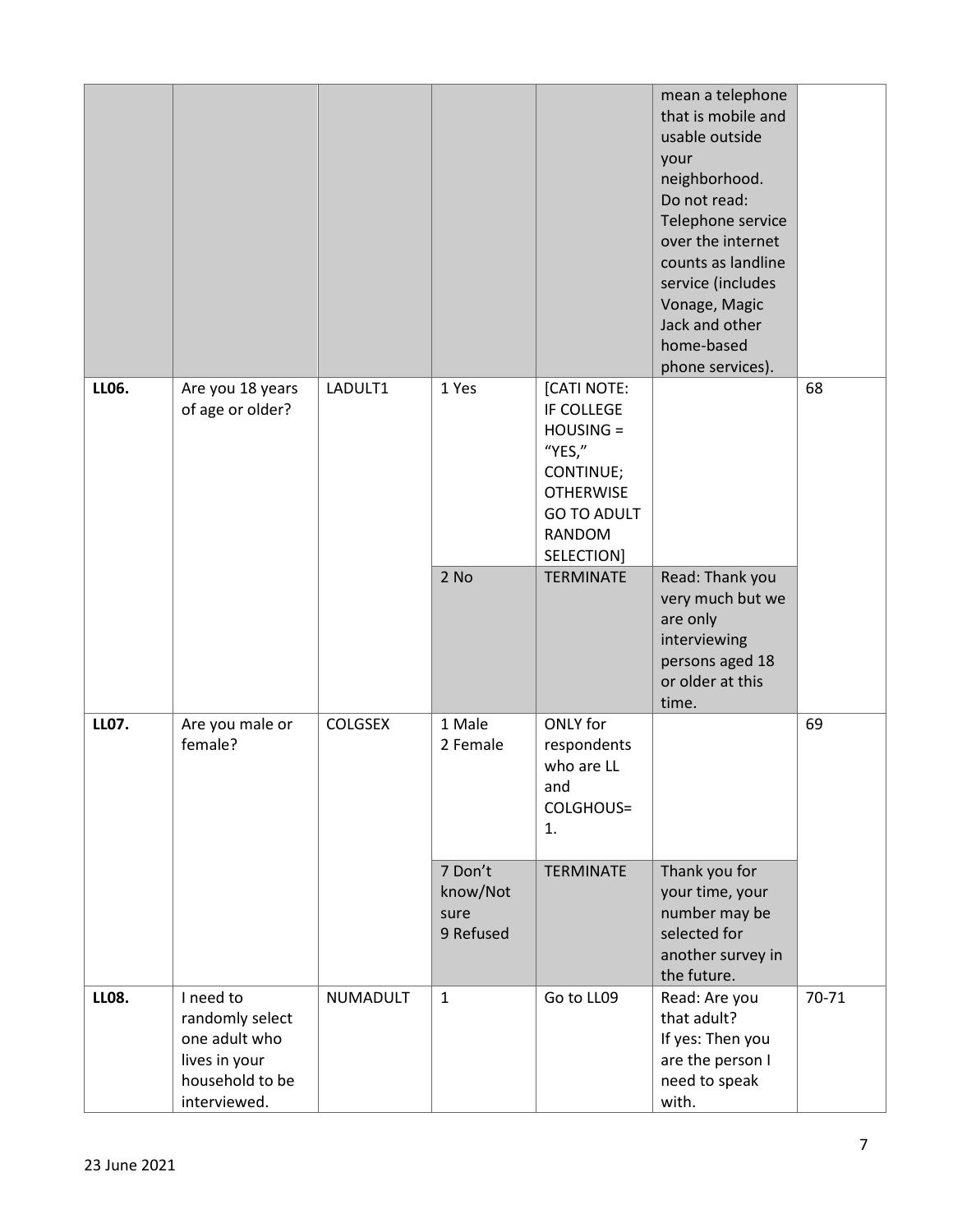| | | | | | mean a telephone that is mobile and usable outside your neighborhood. Do not read: Telephone service over the internet counts as landline service (includes Vonage, Magic Jack and other home-based phone services). | |
|---|---|---|---|---|---|---|
| **LL06.** | Are you 18 years of age or older? | LADULT1 | 1 Yes | [CATI NOTE: IF COLLEGE HOUSING = "YES," CONTINUE; OTHERWISE GO TO ADULT RANDOM SELECTION] | | 68 |
| | | | 2 No | TERMINATE | Read: Thank you very much but we are only interviewing persons aged 18 or older at this time. | |
| **LL07.** | Are you male or female? | COLGSEX | 1 Male<br>2 Female | ONLY for respondents who are LL and COLGHOUS= 1. | | 69 |
| | | | 7 Don't know/Not sure<br>9 Refused | TERMINATE | Thank you for your time, your number may be selected for another survey in the future. | |
| **LL08.** | I need to randomly select one adult who lives in your household to be interviewed. | NUMADULT | 1 | Go to LL09 | Read: Are you that adult?<br>If yes: Then you are the person I need to speak with. | 70-71 |

23 June 2021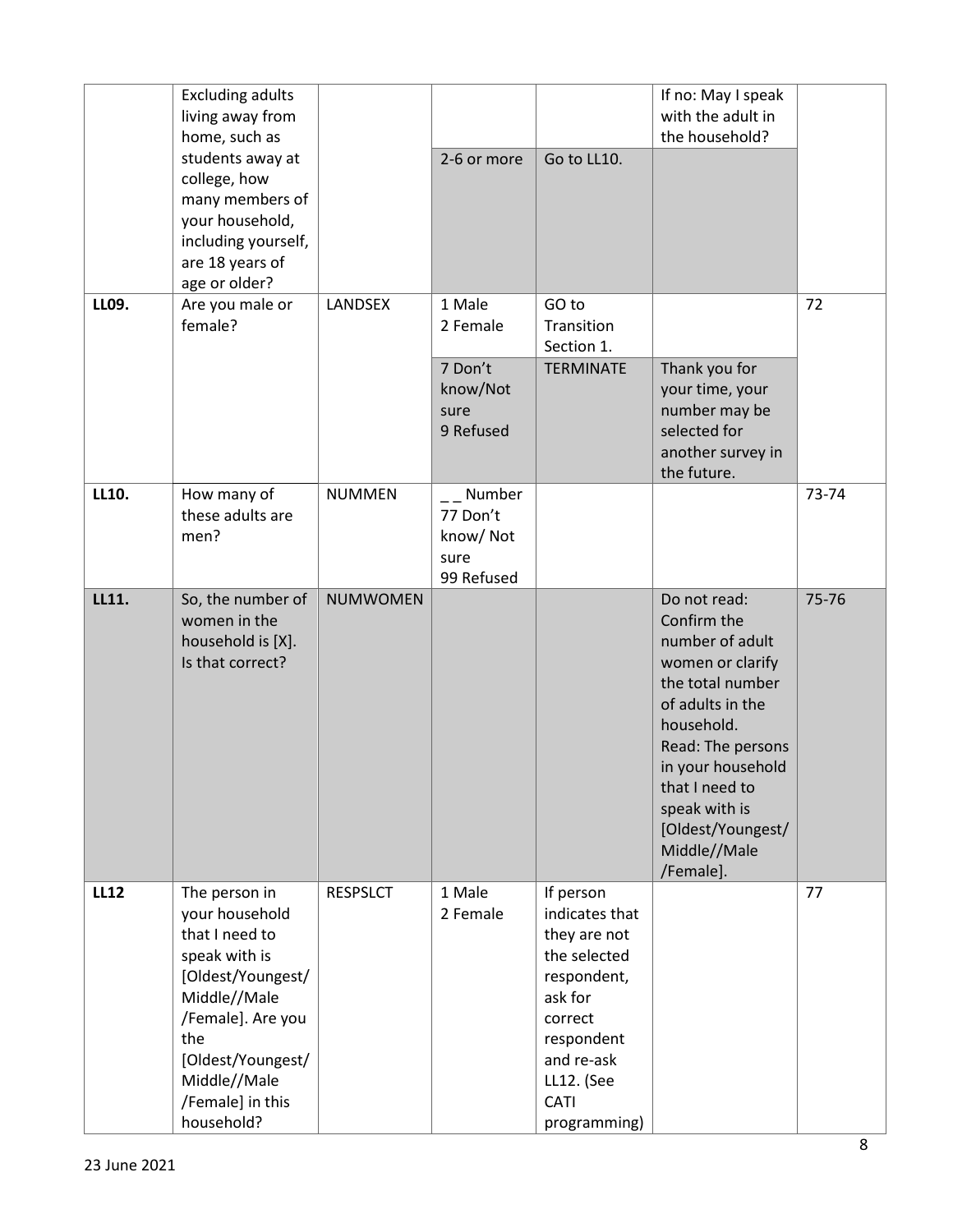| | | | | | | |
|---|---|---|---|---|---|---|
| | Excluding adults living away from home, such as students away at college, how many members of your household, including yourself, are 18 years of age or older? | | | | If no: May I speak with the adult in the household? | |
| | | | 2-6 or more | Go to LL10. | | |
| **LL09.** | Are you male or female? | LANDSEX | 1 Male<br>2 Female | GO to Transition Section 1. | | 72 |
| | | | 7 Don't know/Not sure<br>9 Refused | TERMINATE | Thank you for your time, your number may be selected for another survey in the future. | |
| **LL10.** | How many of these adults are men? | NUMMEN | _ _ Number<br>77 Don't know/ Not sure<br>99 Refused | | | 73-74 |
| **LL11.** | So, the number of women in the household is [X]. Is that correct? | NUMWOMEN | | | Do not read: Confirm the number of adult women or clarify the total number of adults in the household.<br>Read: The persons in your household that I need to speak with is [Oldest/Youngest/ Middle//Male /Female]. | 75-76 |
| **LL12** | The person in your household that I need to speak with is [Oldest/Youngest/ Middle//Male /Female]. Are you the [Oldest/Youngest/ Middle//Male /Female] in this household? | RESPSLCT | 1 Male<br>2 Female | If person indicates that they are not the selected respondent, ask for correct respondent and re-ask LL12. (See CATI programming) | | 77 |

23 June 2021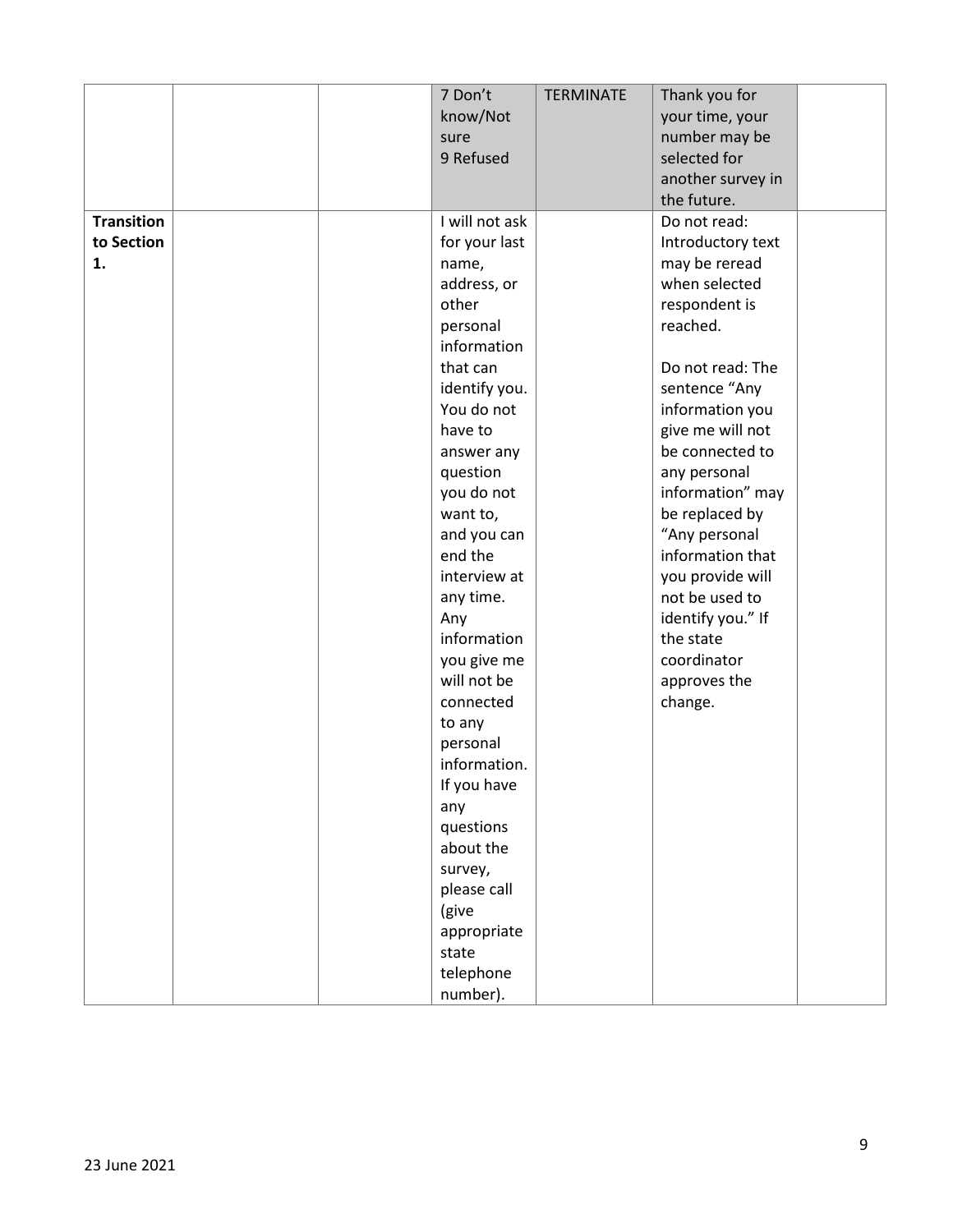| | | | | | | |
|---|---|---|---|---|---|---|
| | | | 7 Don't know/Not sure<br>9 Refused | TERMINATE | Thank you for your time, your number may be selected for another survey in the future. | |
| **Transition to Section 1.** | | | I will not ask for your last name, address, or other personal information that can identify you. You do not have to answer any question you do not want to, and you can end the interview at any time. Any information you give me will not be connected to any personal information. If you have any questions about the survey, please call (give appropriate state telephone number). | | Do not read: Introductory text may be reread when selected respondent is reached.<br><br>Do not read: The sentence "Any information you give me will not be connected to any personal information" may be replaced by "Any personal information that you provide will not be used to identify you." If the state coordinator approves the change. | |

23 June 2021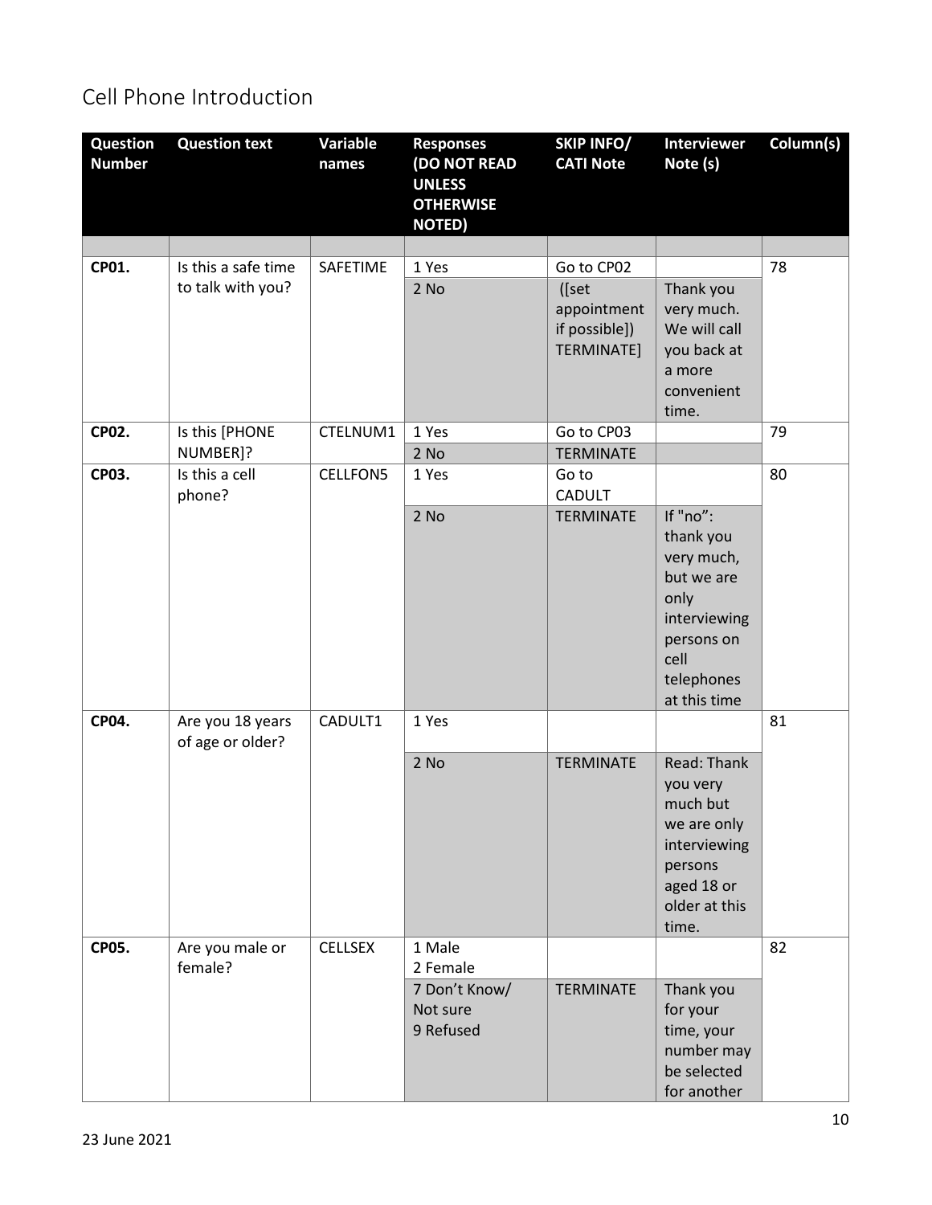## Cell Phone Introduction

| Question Number | Question text | Variable names | Responses (DO NOT READ UNLESS OTHERWISE NOTED) | SKIP INFO/ CATI Note | Interviewer Note (s) | Column(s) |
|---|---|---|---|---|---|---|
| | | | | | | |
| **CP01.** | Is this a safe time to talk with you? | SAFETIME | 1 Yes | Go to CP02 | | 78 |
| | | | 2 No | ([set appointment if possible]) TERMINATE] | Thank you very much. We will call you back at a more convenient time. | |
| **CP02.** | Is this [PHONE NUMBER]? | CTELNUM1 | 1 Yes | Go to CP03 | | 79 |
| | | | 2 No | TERMINATE | | |
| **CP03.** | Is this a cell phone? | CELLFON5 | 1 Yes | Go to CADULT | | 80 |
| | | | 2 No | TERMINATE | If "no": thank you very much, but we are only interviewing persons on cell telephones at this time | |
| **CP04.** | Are you 18 years of age or older? | CADULT1 | 1 Yes | | | 81 |
| | | | 2 No | TERMINATE | Read: Thank you very much but we are only interviewing persons aged 18 or older at this time. | |
| **CP05.** | Are you male or female? | CELLSEX | 1 Male<br>2 Female | | | 82 |
| | | | 7 Don't Know/ Not sure<br>9 Refused | TERMINATE | Thank you for your time, your number may be selected for another | |

23 June 2021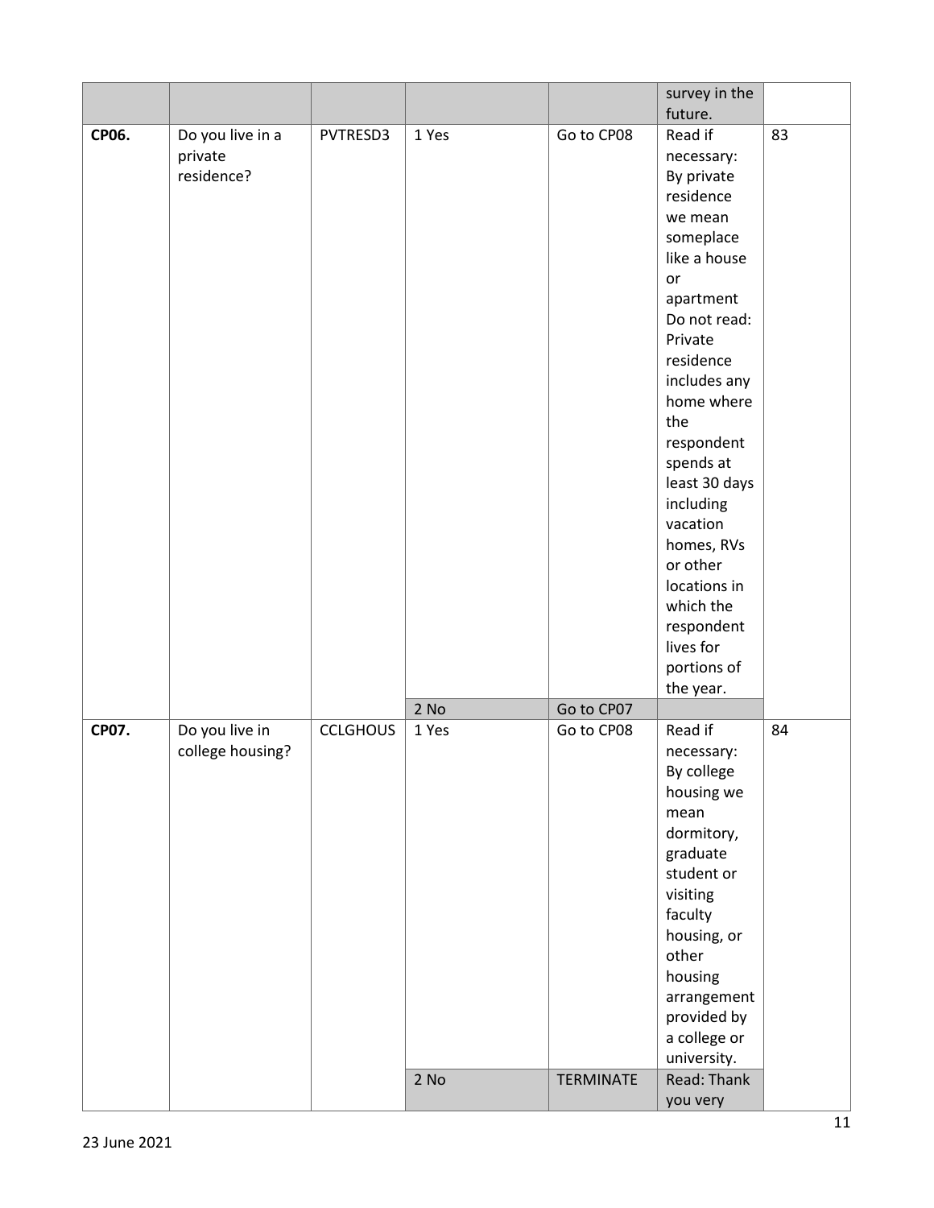| | | | | | survey in the future. | |
|---|---|---|---|---|---|---|
| **CP06.** | Do you live in a private residence? | PVTRESD3 | 1 Yes | Go to CP08 | Read if necessary: By private residence we mean someplace like a house or apartment Do not read: Private residence includes any home where the respondent spends at least 30 days including vacation homes, RVs or other locations in which the respondent lives for portions of the year. | 83 |
| | | | 2 No | Go to CP07 | | |
| **CP07.** | Do you live in college housing? | CCLGHOUS | 1 Yes | Go to CP08 | Read if necessary: By college housing we mean dormitory, graduate student or visiting faculty housing, or other housing arrangement provided by a college or university. | 84 |
| | | | 2 No | TERMINATE | Read: Thank you very | |

23 June 2021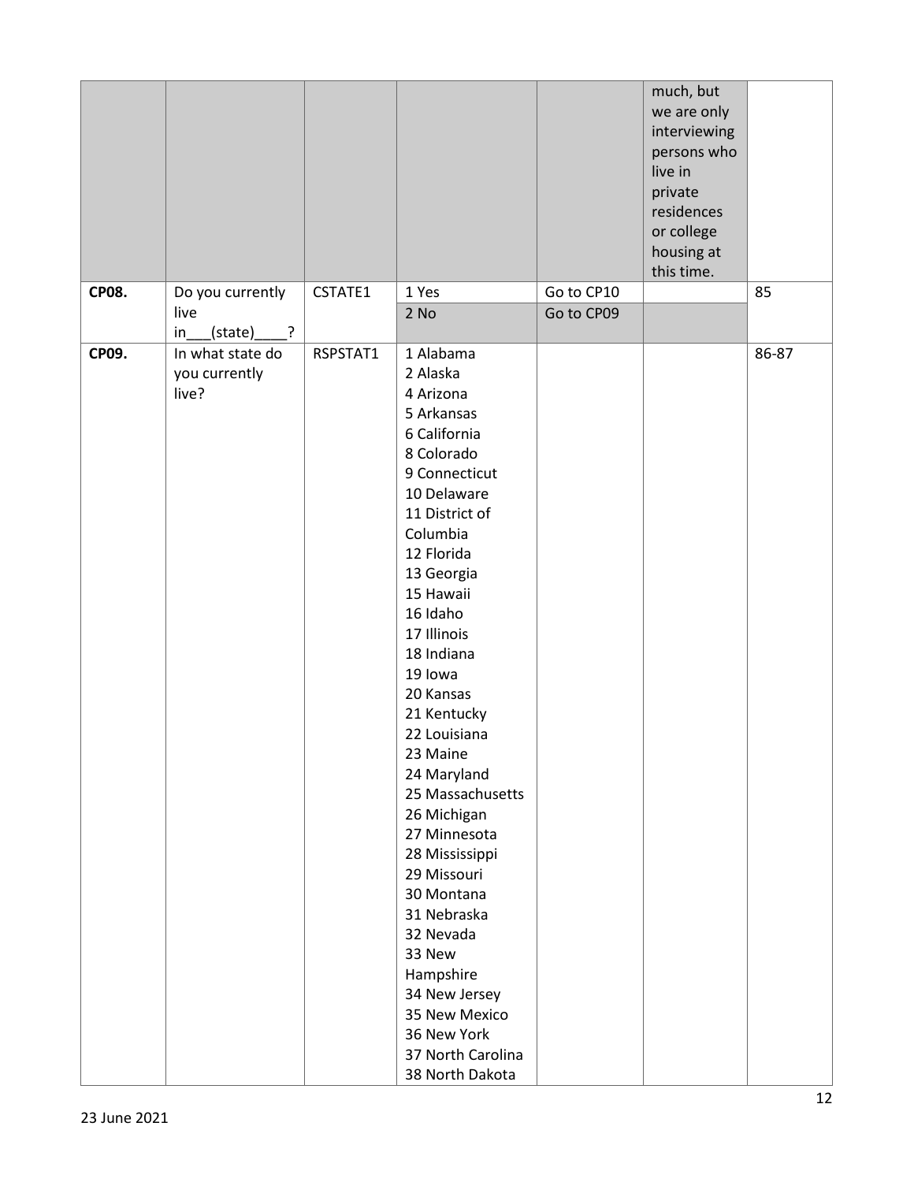| | | | | | | |
|---|---|---|---|---|---|---|
| | | | | | much, but we are only interviewing persons who live in private residences or college housing at this time. | |
| **CP08.** | Do you currently live in___(state)____? | CSTATE1 | 1 Yes | Go to CP10 | | 85 |
| | | | 2 No | Go to CP09 | | |
| **CP09.** | In what state do you currently live? | RSPSTAT1 | 1 Alabama<br>2 Alaska<br>4 Arizona<br>5 Arkansas<br>6 California<br>8 Colorado<br>9 Connecticut<br>10 Delaware<br>11 District of Columbia<br>12 Florida<br>13 Georgia<br>15 Hawaii<br>16 Idaho<br>17 Illinois<br>18 Indiana<br>19 Iowa<br>20 Kansas<br>21 Kentucky<br>22 Louisiana<br>23 Maine<br>24 Maryland<br>25 Massachusetts<br>26 Michigan<br>27 Minnesota<br>28 Mississippi<br>29 Missouri<br>30 Montana<br>31 Nebraska<br>32 Nevada<br>33 New Hampshire<br>34 New Jersey<br>35 New Mexico<br>36 New York<br>37 North Carolina<br>38 North Dakota | | | 86-87 |

23 June 2021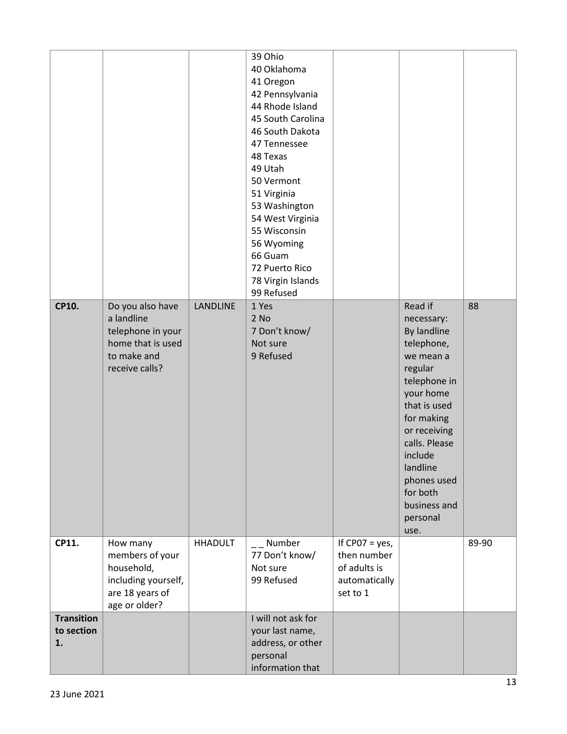| | | | | | | |
|---|---|---|---|---|---|---|
| | | | 39 Ohio<br>40 Oklahoma<br>41 Oregon<br>42 Pennsylvania<br>44 Rhode Island<br>45 South Carolina<br>46 South Dakota<br>47 Tennessee<br>48 Texas<br>49 Utah<br>50 Vermont<br>51 Virginia<br>53 Washington<br>54 West Virginia<br>55 Wisconsin<br>56 Wyoming<br>66 Guam<br>72 Puerto Rico<br>78 Virgin Islands<br>99 Refused | | | |
| **CP10.** | Do you also have a landline telephone in your home that is used to make and receive calls? | LANDLINE | 1 Yes<br>2 No<br>7 Don't know/ Not sure<br>9 Refused | | Read if necessary: By landline telephone, we mean a regular telephone in your home that is used for making or receiving calls. Please include landline phones used for both business and personal use. | 88 |
| **CP11.** | How many members of your household, including yourself, are 18 years of age or older? | HHADULT | _ _ Number<br>77 Don't know/ Not sure<br>99 Refused | If CP07 = yes, then number of adults is automatically set to 1 | | 89-90 |
| **Transition to section 1.** | | | I will not ask for your last name, address, or other personal information that | | | |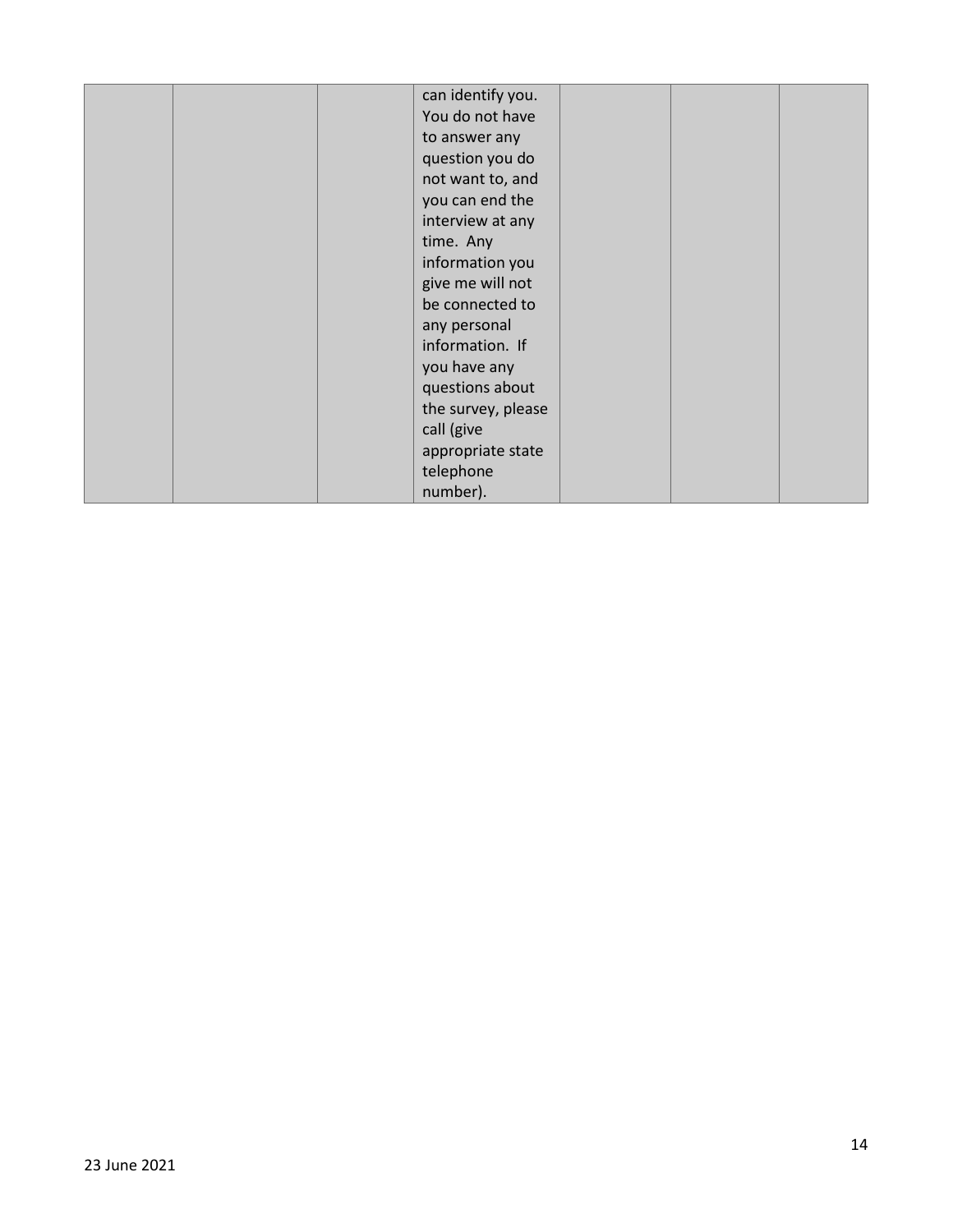| | | | can identify you. You do not have to answer any question you do not want to, and you can end the interview at any time. Any information you give me will not be connected to any personal information. If you have any questions about the survey, please call (give appropriate state telephone number). | | | |
|---|---|---|---|---|---|---|

23 June 2021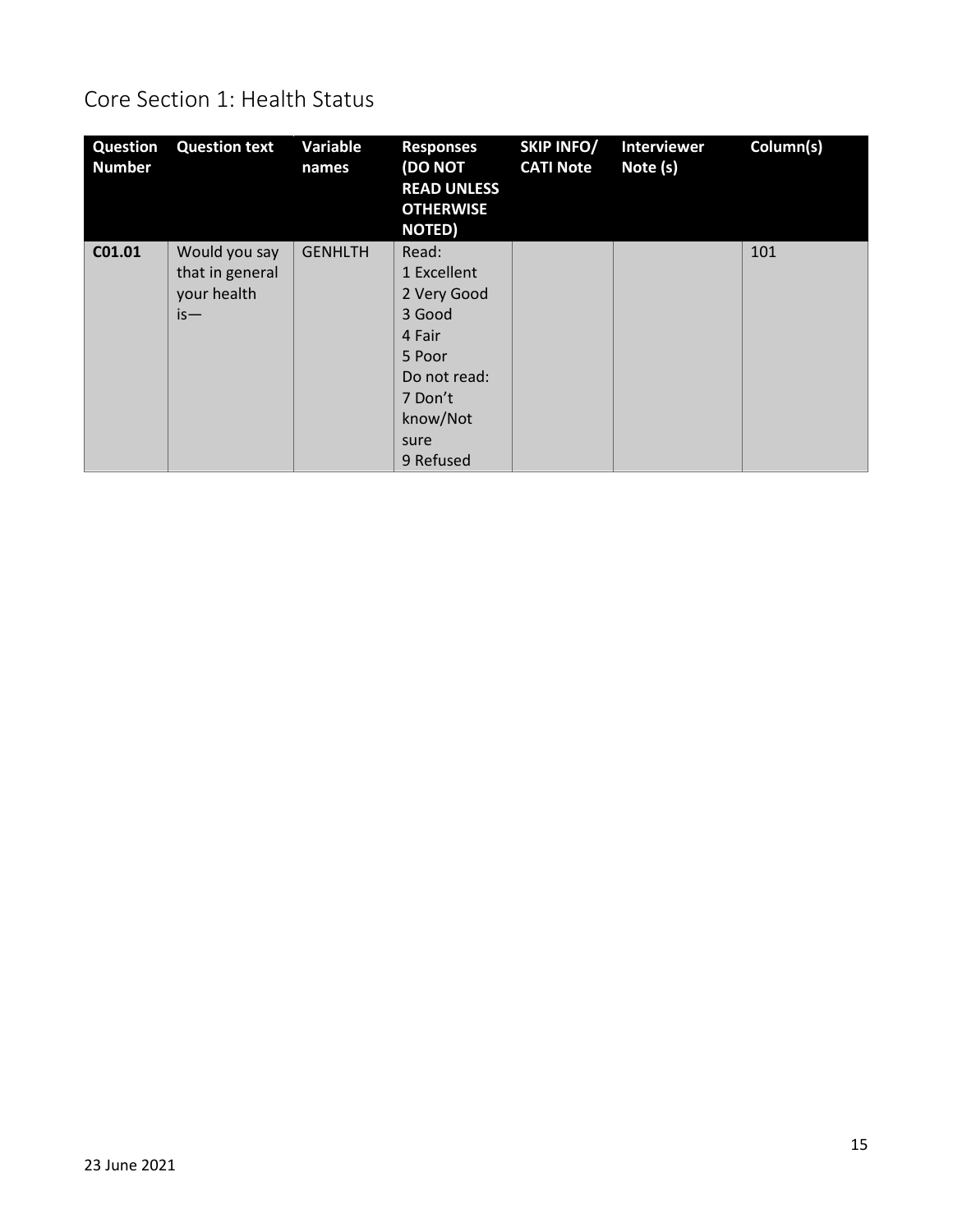# Core Section 1: Health Status

| Question Number | Question text | Variable names | Responses (DO NOT READ UNLESS OTHERWISE NOTED) | SKIP INFO/ CATI Note | Interviewer Note (s) | Column(s) |
|---|---|---|---|---|---|---|
| **C01.01** | Would you say that in general your health is— | GENHLTH | Read:<br>1 Excellent<br>2 Very Good<br>3 Good<br>4 Fair<br>5 Poor<br>Do not read:<br>7 Don't know/Not sure<br>9 Refused | | | 101 |

23 June 2021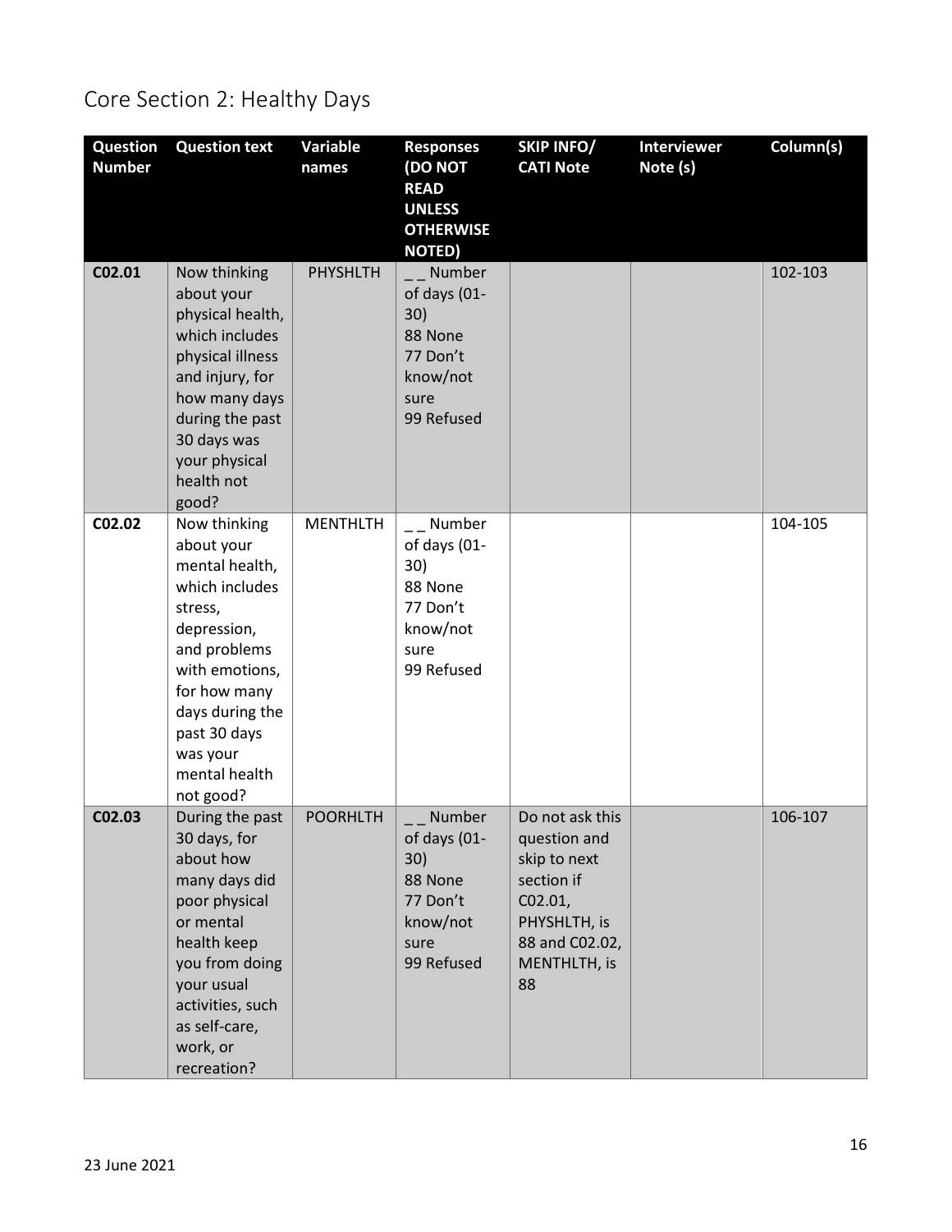# Core Section 2: Healthy Days

| Question Number | Question text | Variable names | Responses (DO NOT READ UNLESS OTHERWISE NOTED) | SKIP INFO/ CATI Note | Interviewer Note (s) | Column(s) |
|---|---|---|---|---|---|---|
| C02.01 | Now thinking about your physical health, which includes physical illness and injury, for how many days during the past 30 days was your physical health not good? | PHYSHLTH | _ _ Number of days (01-30)<br>88 None<br>77 Don't know/not sure<br>99 Refused | | | 102-103 |
| C02.02 | Now thinking about your mental health, which includes stress, depression, and problems with emotions, for how many days during the past 30 days was your mental health not good? | MENTHLTH | _ _ Number of days (01-30)<br>88 None<br>77 Don't know/not sure<br>99 Refused | | | 104-105 |
| C02.03 | During the past 30 days, for about how many days did poor physical or mental health keep you from doing your usual activities, such as self-care, work, or recreation? | POORHLTH | _ _ Number of days (01-30)<br>88 None<br>77 Don't know/not sure<br>99 Refused | Do not ask this question and skip to next section if C02.01, PHYSHLTH, is 88 and C02.02, MENTHLTH, is 88 | | 106-107 |

23 June 2021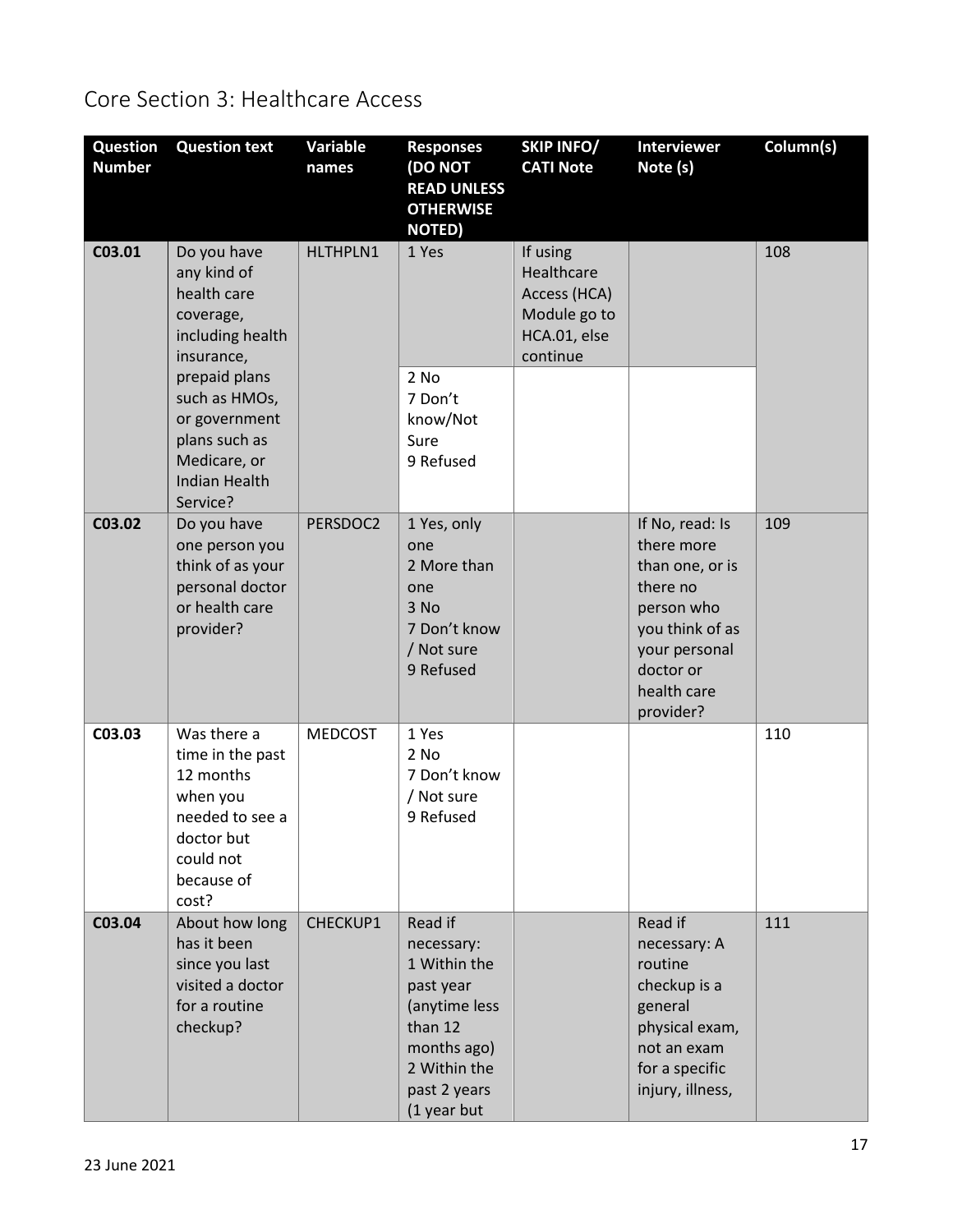# Core Section 3: Healthcare Access

| Question Number | Question text | Variable names | Responses (DO NOT READ UNLESS OTHERWISE NOTED) | SKIP INFO/ CATI Note | Interviewer Note (s) | Column(s) |
|---|---|---|---|---|---|---|
| C03.01 | Do you have any kind of health care coverage, including health insurance, prepaid plans such as HMOs, or government plans such as Medicare, or Indian Health Service? | HLTHPLN1 | 1 Yes | If using Healthcare Access (HCA) Module go to HCA.01, else continue | | 108 |
| | | | 2 No<br>7 Don't know/Not Sure<br>9 Refused | | | |
| C03.02 | Do you have one person you think of as your personal doctor or health care provider? | PERSDOC2 | 1 Yes, only one<br>2 More than one<br>3 No<br>7 Don't know / Not sure<br>9 Refused | | If No, read: Is there more than one, or is there no person who you think of as your personal doctor or health care provider? | 109 |
| C03.03 | Was there a time in the past 12 months when you needed to see a doctor but could not because of cost? | MEDCOST | 1 Yes<br>2 No<br>7 Don't know / Not sure<br>9 Refused | | | 110 |
| C03.04 | About how long has it been since you last visited a doctor for a routine checkup? | CHECKUP1 | Read if necessary:<br>1 Within the past year (anytime less than 12 months ago)<br>2 Within the past 2 years (1 year but | | Read if necessary: A routine checkup is a general physical exam, not an exam for a specific injury, illness, | 111 |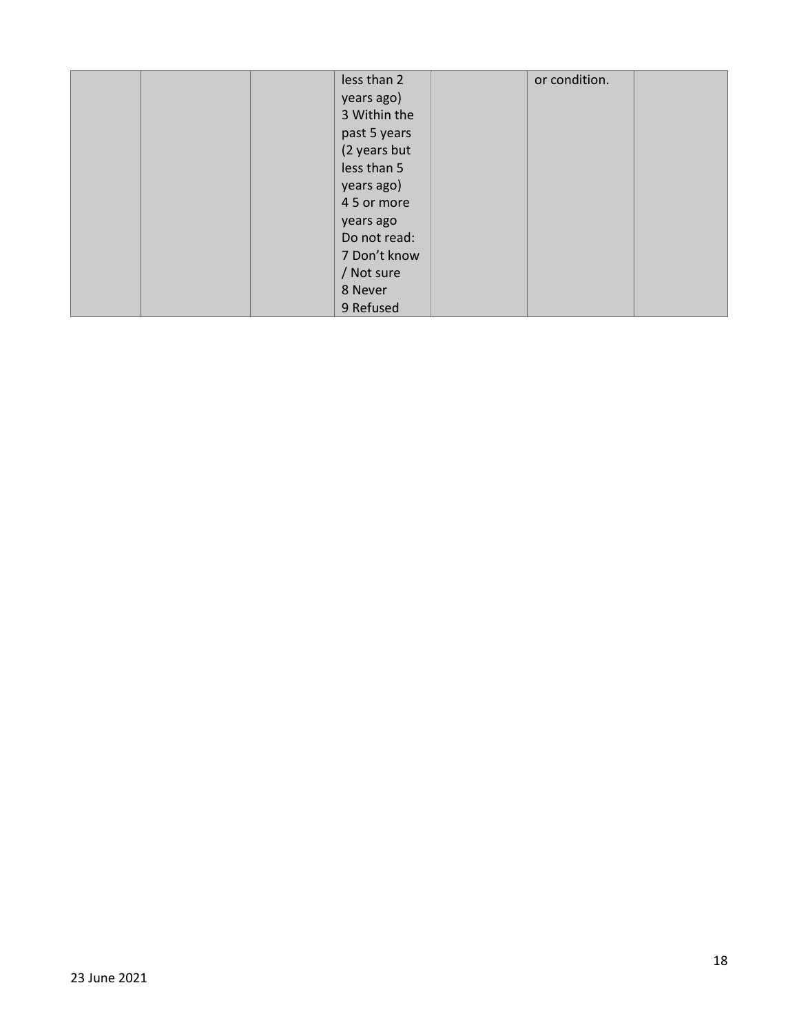| | | | | | | |
|---|---|---|---|---|---|---|
| | | | less than 2 years ago)<br>3 Within the past 5 years (2 years but less than 5 years ago)<br>4 5 or more years ago<br>Do not read:<br>7 Don't know / Not sure<br>8 Never<br>9 Refused | | or condition. | |

23 June 2021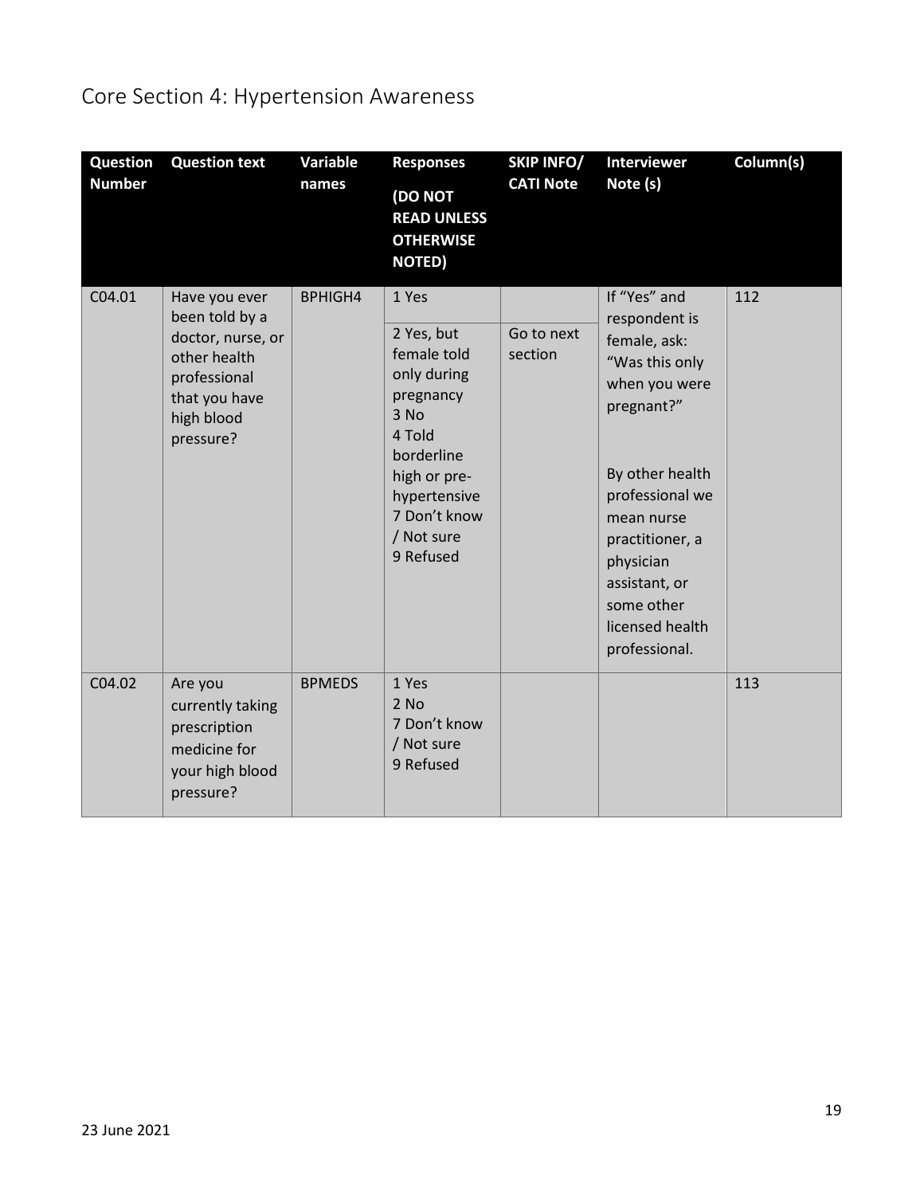# Core Section 4: Hypertension Awareness

| Question Number | Question text | Variable names | Responses (DO NOT READ UNLESS OTHERWISE NOTED) | SKIP INFO/ CATI Note | Interviewer Note (s) | Column(s) |
|---|---|---|---|---|---|---|
| C04.01 | Have you ever been told by a doctor, nurse, or other health professional that you have high blood pressure? | BPHIGH4 | 1 Yes | | If "Yes" and respondent is female, ask: "Was this only when you were pregnant?"<br><br>By other health professional we mean nurse practitioner, a physician assistant, or some other licensed health professional. | 112 |
| | | | 2 Yes, but female told only during pregnancy<br>3 No<br>4 Told borderline high or pre-hypertensive<br>7 Don't know / Not sure<br>9 Refused | Go to next section | | |
| C04.02 | Are you currently taking prescription medicine for your high blood pressure? | BPMEDS | 1 Yes<br>2 No<br>7 Don't know / Not sure<br>9 Refused | | | 113 |

23 June 2021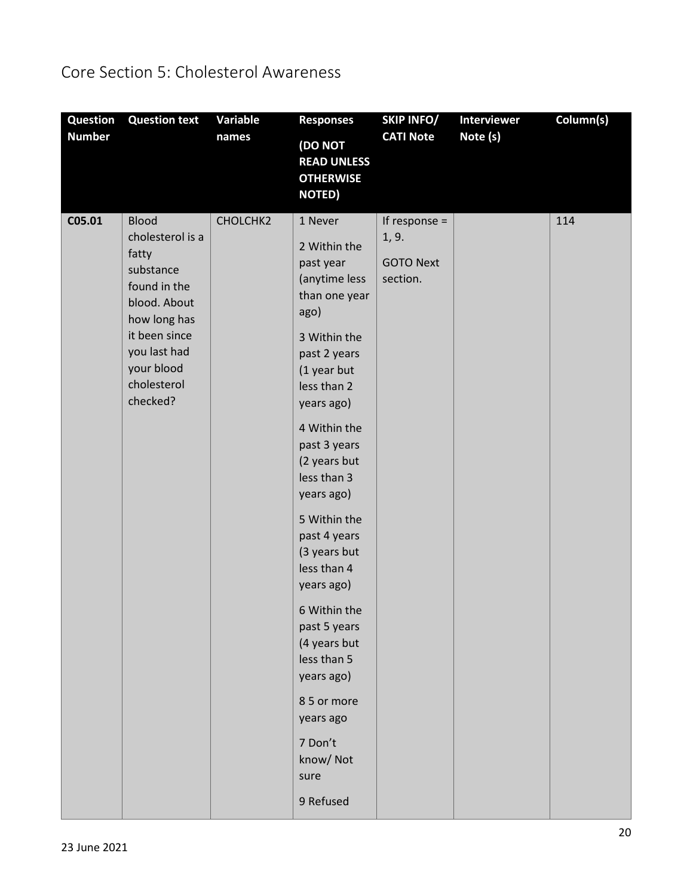# Core Section 5: Cholesterol Awareness

| Question Number | Question text | Variable names | Responses (DO NOT READ UNLESS OTHERWISE NOTED) | SKIP INFO/ CATI Note | Interviewer Note (s) | Column(s) |
|---|---|---|---|---|---|---|
| C05.01 | Blood cholesterol is a fatty substance found in the blood. About how long has it been since you last had your blood cholesterol checked? | CHOLCHK2 | 1 Never<br>2 Within the past year (anytime less than one year ago)<br>3 Within the past 2 years (1 year but less than 2 years ago)<br>4 Within the past 3 years (2 years but less than 3 years ago)<br>5 Within the past 4 years (3 years but less than 4 years ago)<br>6 Within the past 5 years (4 years but less than 5 years ago)<br>8 5 or more years ago<br>7 Don't know/ Not sure<br>9 Refused | If response = 1, 9.<br>GOTO Next section. | | 114 |

23 June 2021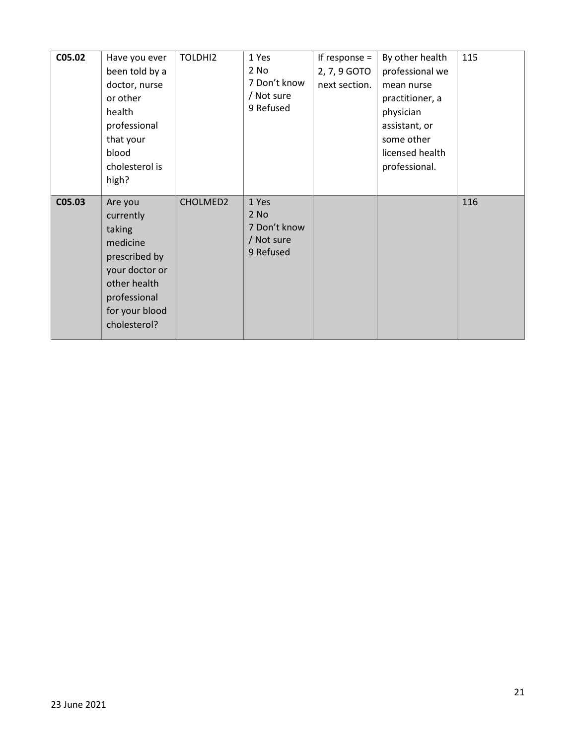| **C05.02** | Have you ever been told by a doctor, nurse or other health professional that your blood cholesterol is high? | TOLDHI2 | 1 Yes<br>2 No<br>7 Don't know / Not sure<br>9 Refused | If response = 2, 7, 9 GOTO next section. | By other health professional we mean nurse practitioner, a physician assistant, or some other licensed health professional. | 115 |
|---|---|---|---|---|---|---|
| **C05.03** | Are you currently taking medicine prescribed by your doctor or other health professional for your blood cholesterol? | CHOLMED2 | 1 Yes<br>2 No<br>7 Don't know / Not sure<br>9 Refused | | | 116 |

23 June 2021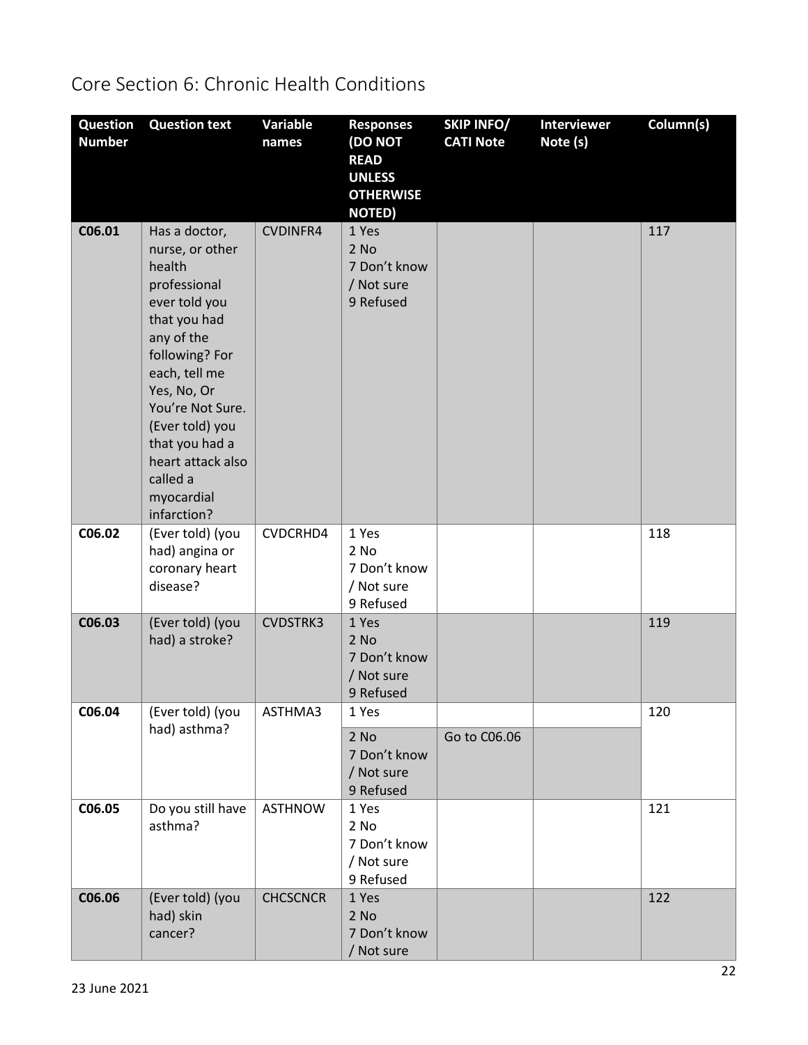# Core Section 6: Chronic Health Conditions

| Question Number | Question text | Variable names | Responses (DO NOT READ UNLESS OTHERWISE NOTED) | SKIP INFO/ CATI Note | Interviewer Note (s) | Column(s) |
|---|---|---|---|---|---|---|
| C06.01 | Has a doctor, nurse, or other health professional ever told you that you had any of the following? For each, tell me Yes, No, Or You're Not Sure. (Ever told) you that you had a heart attack also called a myocardial infarction? | CVDINFR4 | 1 Yes<br>2 No<br>7 Don't know / Not sure<br>9 Refused | | | 117 |
| C06.02 | (Ever told) (you had) angina or coronary heart disease? | CVDCRHD4 | 1 Yes<br>2 No<br>7 Don't know / Not sure<br>9 Refused | | | 118 |
| C06.03 | (Ever told) (you had) a stroke? | CVDSTRK3 | 1 Yes<br>2 No<br>7 Don't know / Not sure<br>9 Refused | | | 119 |
| C06.04 | (Ever told) (you had) asthma? | ASTHMA3 | 1 Yes | | | 120 |
| | | | 2 No<br>7 Don't know / Not sure<br>9 Refused | Go to C06.06 | | |
| C06.05 | Do you still have asthma? | ASTHNOW | 1 Yes<br>2 No<br>7 Don't know / Not sure<br>9 Refused | | | 121 |
| C06.06 | (Ever told) (you had) skin cancer? | CHCSCNCR | 1 Yes<br>2 No<br>7 Don't know / Not sure | | | 122 |

23 June 2021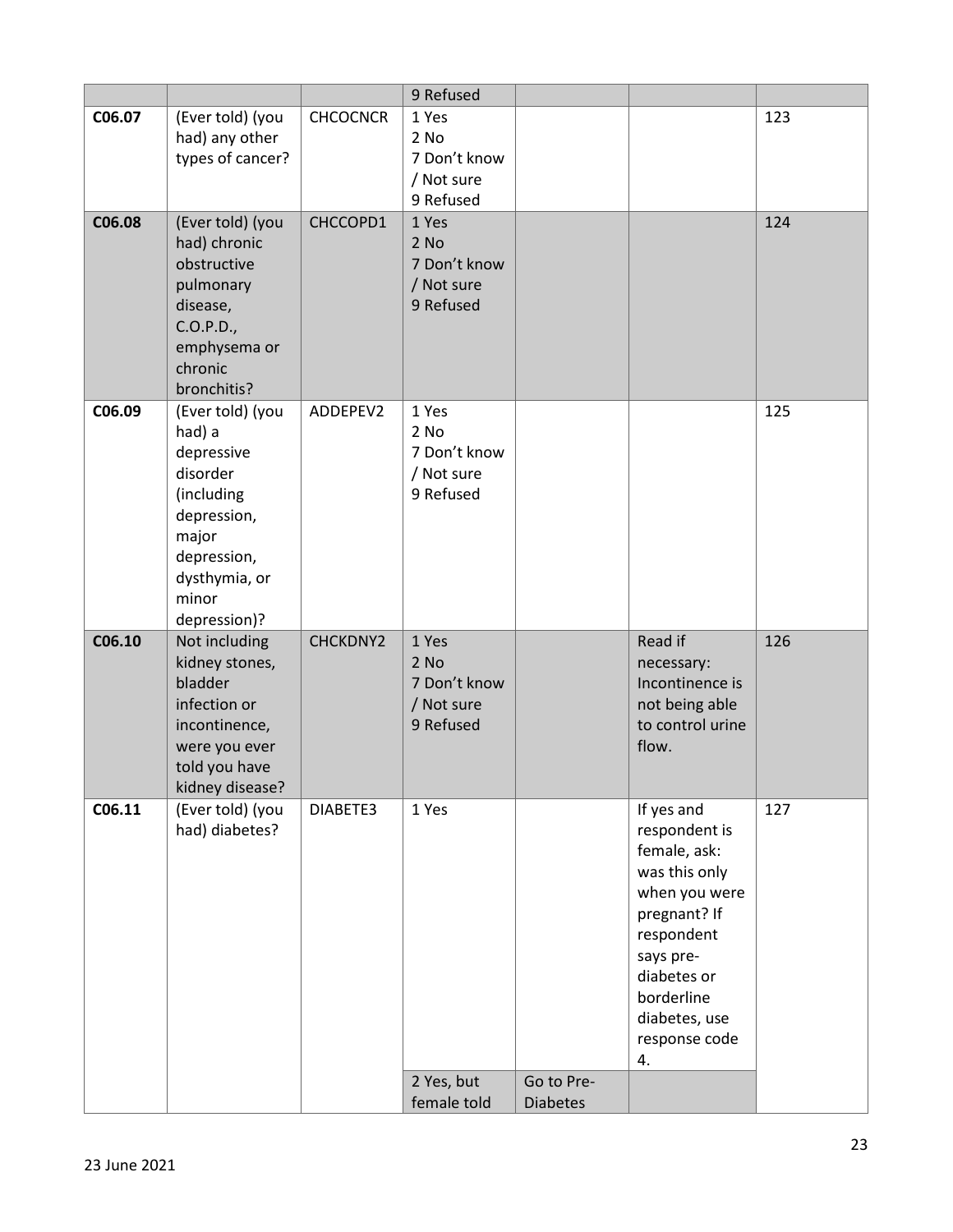| | | | 9 Refused | | | |
|---|---|---|---|---|---|---|
| **C06.07** | (Ever told) (you had) any other types of cancer? | CHCOCNCR | 1 Yes<br>2 No<br>7 Don't know / Not sure<br>9 Refused | | | 123 |
| **C06.08** | (Ever told) (you had) chronic obstructive pulmonary disease, C.O.P.D., emphysema or chronic bronchitis? | CHCCOPD1 | 1 Yes<br>2 No<br>7 Don't know / Not sure<br>9 Refused | | | 124 |
| **C06.09** | (Ever told) (you had) a depressive disorder (including depression, major depression, dysthymia, or minor depression)? | ADDEPEV2 | 1 Yes<br>2 No<br>7 Don't know / Not sure<br>9 Refused | | | 125 |
| **C06.10** | Not including kidney stones, bladder infection or incontinence, were you ever told you have kidney disease? | CHCKDNY2 | 1 Yes<br>2 No<br>7 Don't know / Not sure<br>9 Refused | | Read if necessary: Incontinence is not being able to control urine flow. | 126 |
| **C06.11** | (Ever told) (you had) diabetes? | DIABETE3 | 1 Yes | | If yes and respondent is female, ask: was this only when you were pregnant? If respondent says pre-diabetes or borderline diabetes, use response code 4. | 127 |
| | | | 2 Yes, but female told | Go to Pre-Diabetes | | |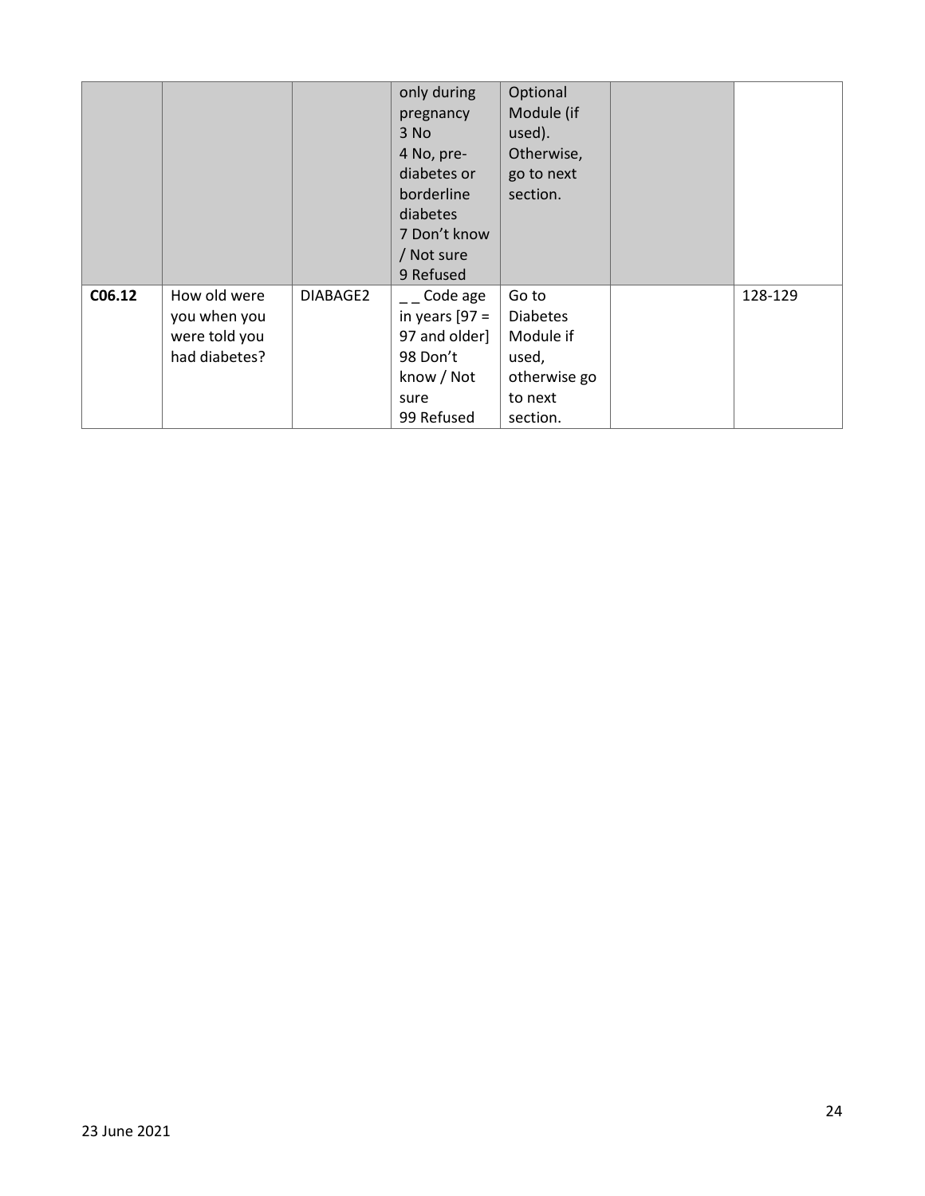| | | | | | | |
|---|---|---|---|---|---|---|
| | | | only during pregnancy<br>3 No<br>4 No, pre-diabetes or borderline diabetes<br>7 Don't know / Not sure<br>9 Refused | Optional Module (if used). Otherwise, go to next section. | | |
| **C06.12** | How old were you when you were told you had diabetes? | DIABAGE2 | _ _ Code age in years [97 = 97 and older]<br>98 Don't know / Not sure<br>99 Refused | Go to Diabetes Module if used, otherwise go to next section. | | 128-129 |

23 June 2021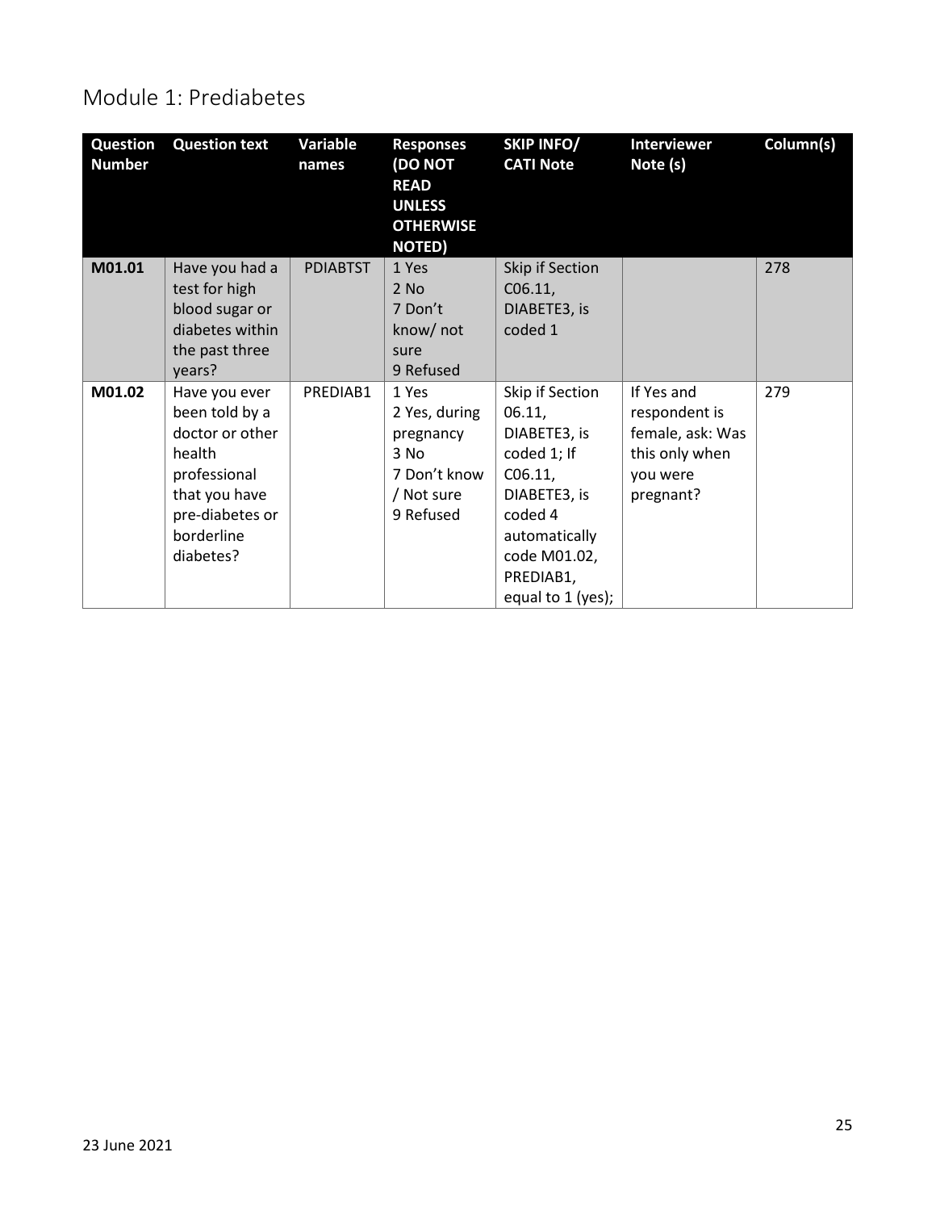## Module 1: Prediabetes

| Question Number | Question text | Variable names | Responses (DO NOT READ UNLESS OTHERWISE NOTED) | SKIP INFO/ CATI Note | Interviewer Note (s) | Column(s) |
|---|---|---|---|---|---|---|
| **M01.01** | Have you had a test for high blood sugar or diabetes within the past three years? | PDIABTST | 1 Yes<br>2 No<br>7 Don't know/ not sure<br>9 Refused | Skip if Section C06.11, DIABETE3, is coded 1 | | 278 |
| **M01.02** | Have you ever been told by a doctor or other health professional that you have pre-diabetes or borderline diabetes? | PREDIAB1 | 1 Yes<br>2 Yes, during pregnancy<br>3 No<br>7 Don't know / Not sure<br>9 Refused | Skip if Section 06.11, DIABETE3, is coded 1; If C06.11, DIABETE3, is coded 4 automatically code M01.02, PREDIAB1, equal to 1 (yes); | If Yes and respondent is female, ask: Was this only when you were pregnant? | 279 |

23 June 2021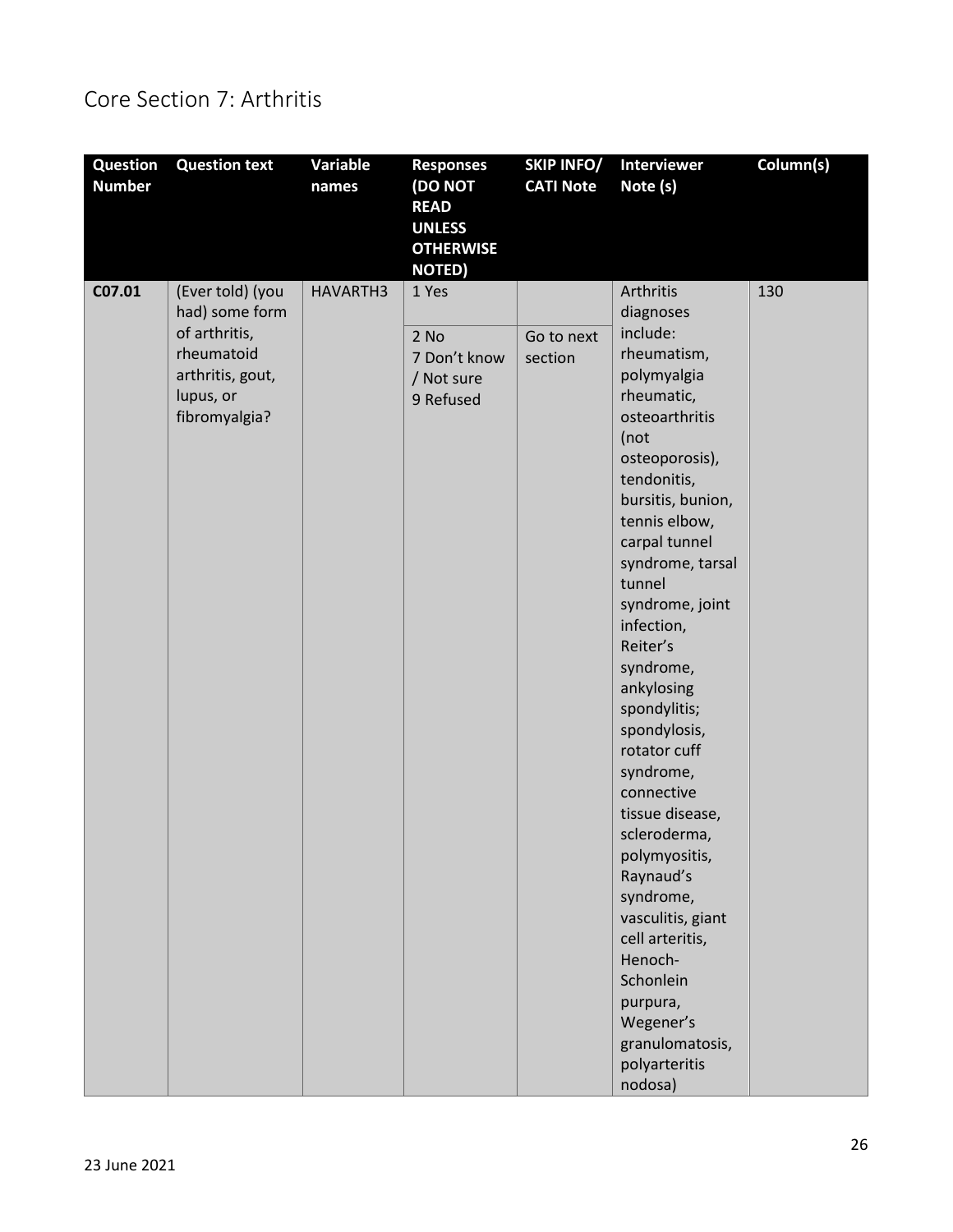# Core Section 7: Arthritis

| Question Number | Question text | Variable names | Responses (DO NOT READ UNLESS OTHERWISE NOTED) | SKIP INFO/ CATI Note | Interviewer Note (s) | Column(s) |
|---|---|---|---|---|---|---|
| C07.01 | (Ever told) (you had) some form of arthritis, rheumatoid arthritis, gout, lupus, or fibromyalgia? | HAVARTH3 | 1 Yes | | Arthritis diagnoses include: rheumatism, polymyalgia rheumatic, osteoarthritis (not osteoporosis), tendonitis, bursitis, bunion, tennis elbow, carpal tunnel syndrome, tarsal tunnel syndrome, joint infection, Reiter's syndrome, ankylosing spondylitis; spondylosis, rotator cuff syndrome, connective tissue disease, scleroderma, polymyositis, Raynaud's syndrome, vasculitis, giant cell arteritis, Henoch-Schonlein purpura, Wegener's granulomatosis, polyarteritis nodosa) | 130 |
| | | | 2 No<br>7 Don't know / Not sure<br>9 Refused | Go to next section | | |

23 June 2021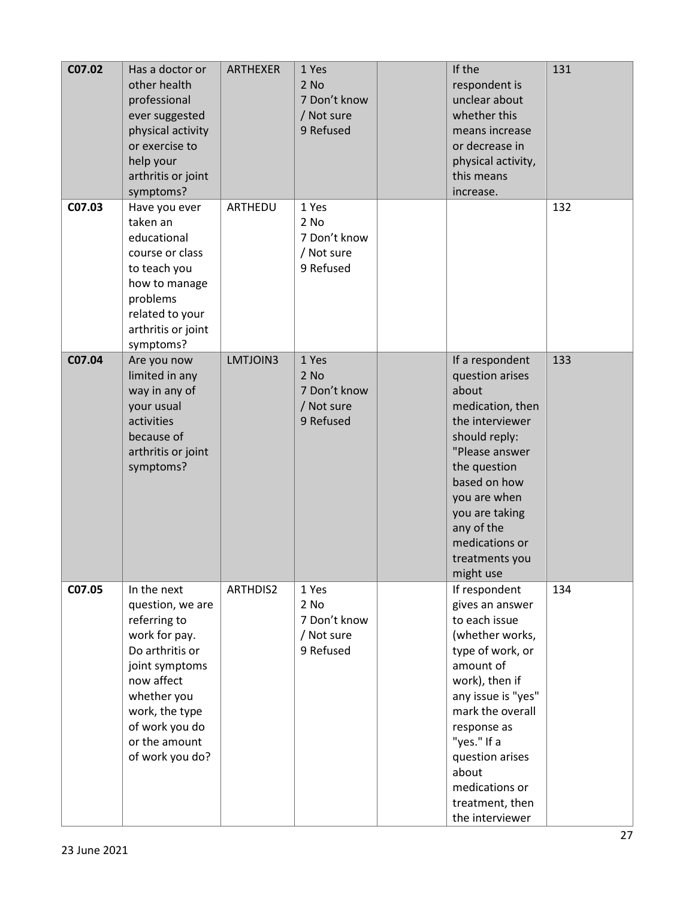| C07.02 | Has a doctor or other health professional ever suggested physical activity or exercise to help your arthritis or joint symptoms? | ARTHEXER | 1 Yes<br>2 No<br>7 Don't know / Not sure<br>9 Refused | | If the respondent is unclear about whether this means increase or decrease in physical activity, this means increase. | 131 |
|---|---|---|---|---|---|---|
| C07.03 | Have you ever taken an educational course or class to teach you how to manage problems related to your arthritis or joint symptoms? | ARTHEDU | 1 Yes<br>2 No<br>7 Don't know / Not sure<br>9 Refused | | | 132 |
| C07.04 | Are you now limited in any way in any of your usual activities because of arthritis or joint symptoms? | LMTJOIN3 | 1 Yes<br>2 No<br>7 Don't know / Not sure<br>9 Refused | | If a respondent question arises about medication, then the interviewer should reply: "Please answer the question based on how you are when you are taking any of the medications or treatments you might use | 133 |
| C07.05 | In the next question, we are referring to work for pay. Do arthritis or joint symptoms now affect whether you work, the type of work you do or the amount of work you do? | ARTHDIS2 | 1 Yes<br>2 No<br>7 Don't know / Not sure<br>9 Refused | | If respondent gives an answer to each issue (whether works, type of work, or amount of work), then if any issue is "yes" mark the overall response as "yes." If a question arises about medications or treatment, then the interviewer | 134 |

23 June 2021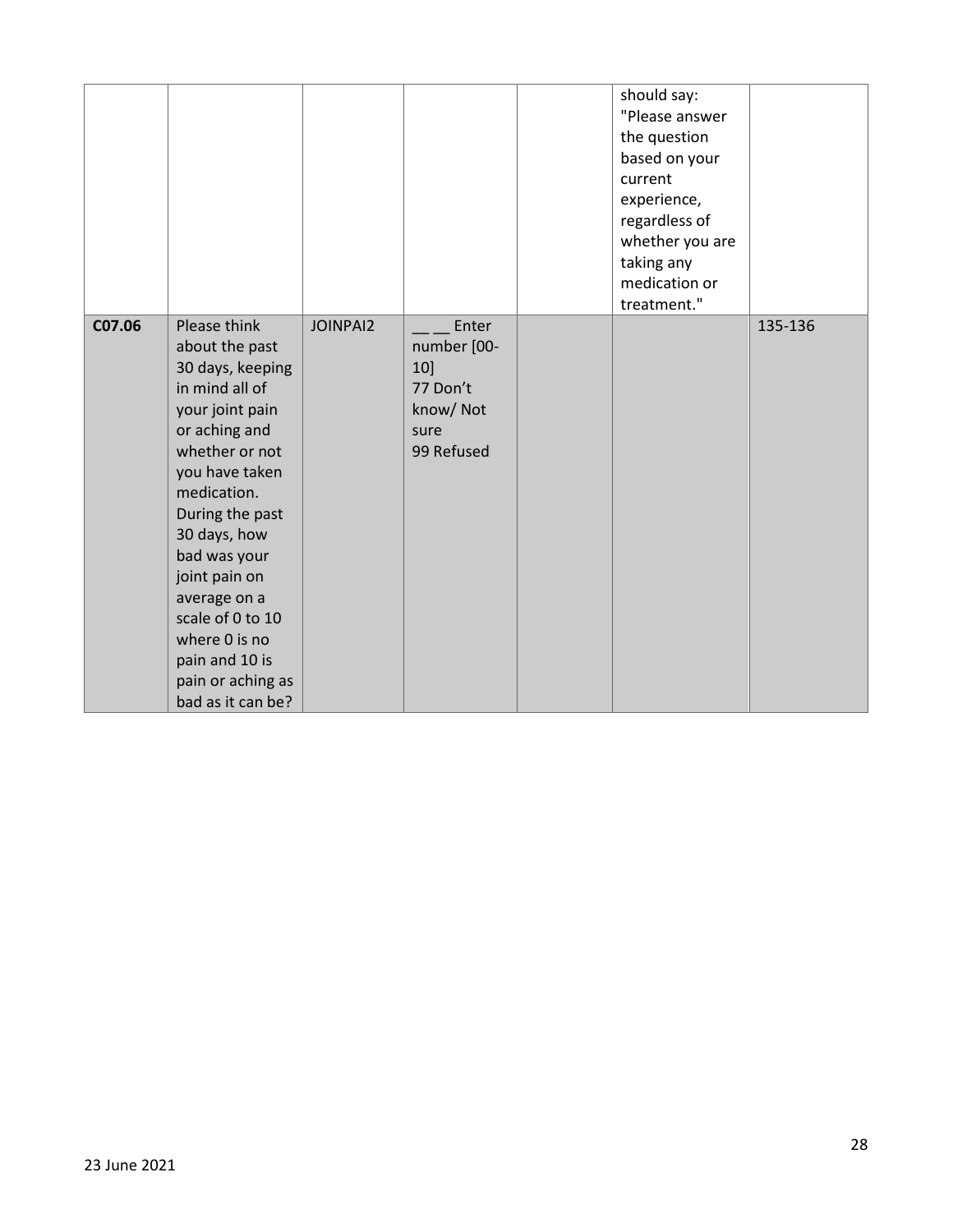| | | | | | | |
|---|---|---|---|---|---|---|
| | | | | | should say: "Please answer the question based on your current experience, regardless of whether you are taking any medication or treatment." | |
| **C07.06** | Please think about the past 30 days, keeping in mind all of your joint pain or aching and whether or not you have taken medication. During the past 30 days, how bad was your joint pain on average on a scale of 0 to 10 where 0 is no pain and 10 is pain or aching as bad as it can be? | JOINPAI2 | __ __ Enter number [00-10]<br>77 Don't know/ Not sure<br>99 Refused | | | 135-136 |

23 June 2021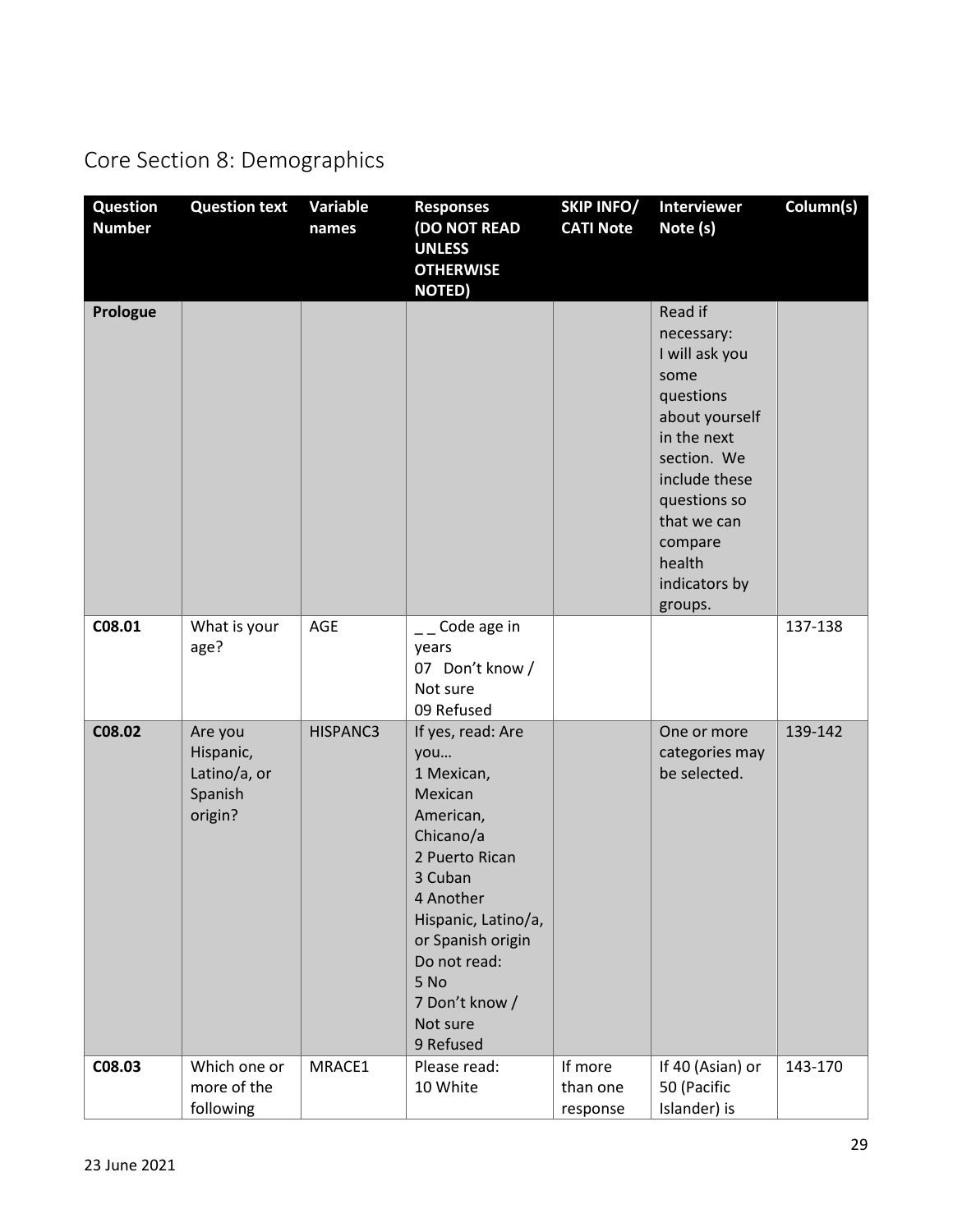## Core Section 8: Demographics

| Question Number | Question text | Variable names | Responses (DO NOT READ UNLESS OTHERWISE NOTED) | SKIP INFO/ CATI Note | Interviewer Note (s) | Column(s) |
|---|---|---|---|---|---|---|
| **Prologue** | | | | | Read if necessary: I will ask you some questions about yourself in the next section. We include these questions so that we can compare health indicators by groups. | |
| **C08.01** | What is your age? | AGE | _ _ Code age in years<br>07 Don't know / Not sure<br>09 Refused | | | 137-138 |
| **C08.02** | Are you Hispanic, Latino/a, or Spanish origin? | HISPANC3 | If yes, read: Are you…<br>1 Mexican, Mexican American, Chicano/a<br>2 Puerto Rican<br>3 Cuban<br>4 Another Hispanic, Latino/a, or Spanish origin<br>Do not read:<br>5 No<br>7 Don't know / Not sure<br>9 Refused | | One or more categories may be selected. | 139-142 |
| **C08.03** | Which one or more of the following | MRACE1 | Please read:<br>10 White | If more than one response | If 40 (Asian) or 50 (Pacific Islander) is | 143-170 |

23 June 2021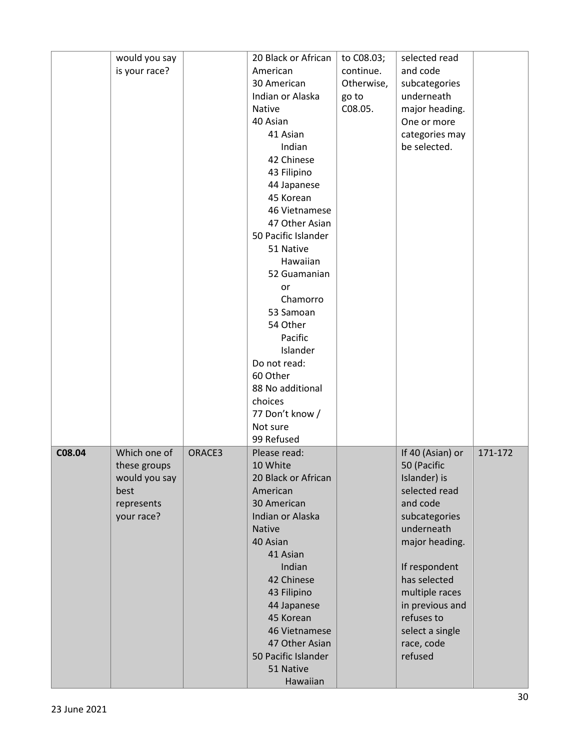| | would you say is your race? | | 20 Black or African American<br>30 American Indian or Alaska Native<br>40 Asian<br>41 Asian Indian<br>42 Chinese<br>43 Filipino<br>44 Japanese<br>45 Korean<br>46 Vietnamese<br>47 Other Asian<br>50 Pacific Islander<br>51 Native Hawaiian<br>52 Guamanian or Chamorro<br>53 Samoan<br>54 Other Pacific Islander<br>Do not read:<br>60 Other<br>88 No additional choices<br>77 Don't know / Not sure<br>99 Refused | to C08.03; continue. Otherwise, go to C08.05. | selected read and code subcategories underneath major heading. One or more categories may be selected. | |
|---|---|---|---|---|---|---|
| **C08.04** | Which one of these groups would you say best represents your race? | ORACE3 | Please read:<br>10 White<br>20 Black or African American<br>30 American Indian or Alaska Native<br>40 Asian<br>41 Asian Indian<br>42 Chinese<br>43 Filipino<br>44 Japanese<br>45 Korean<br>46 Vietnamese<br>47 Other Asian<br>50 Pacific Islander<br>51 Native Hawaiian | | If 40 (Asian) or 50 (Pacific Islander) is selected read and code subcategories underneath major heading.<br><br>If respondent has selected multiple races in previous and refuses to select a single race, code refused | 171-172 |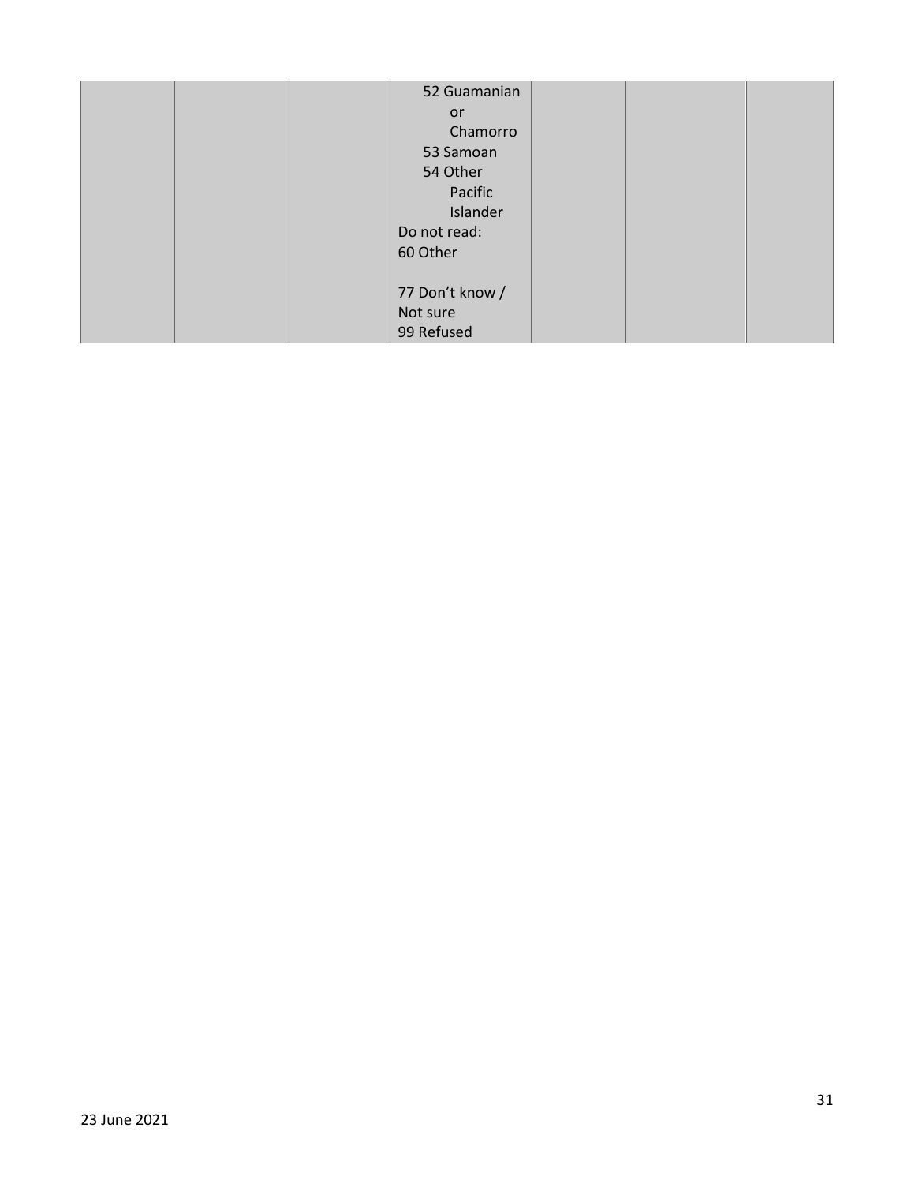| | | | | | | |
|---|---|---|---|---|---|---|
| | | | 52 Guamanian or Chamorro<br>53 Samoan<br>54 Other Pacific Islander<br>Do not read:<br>60 Other<br><br>77 Don't know / Not sure<br>99 Refused | | | |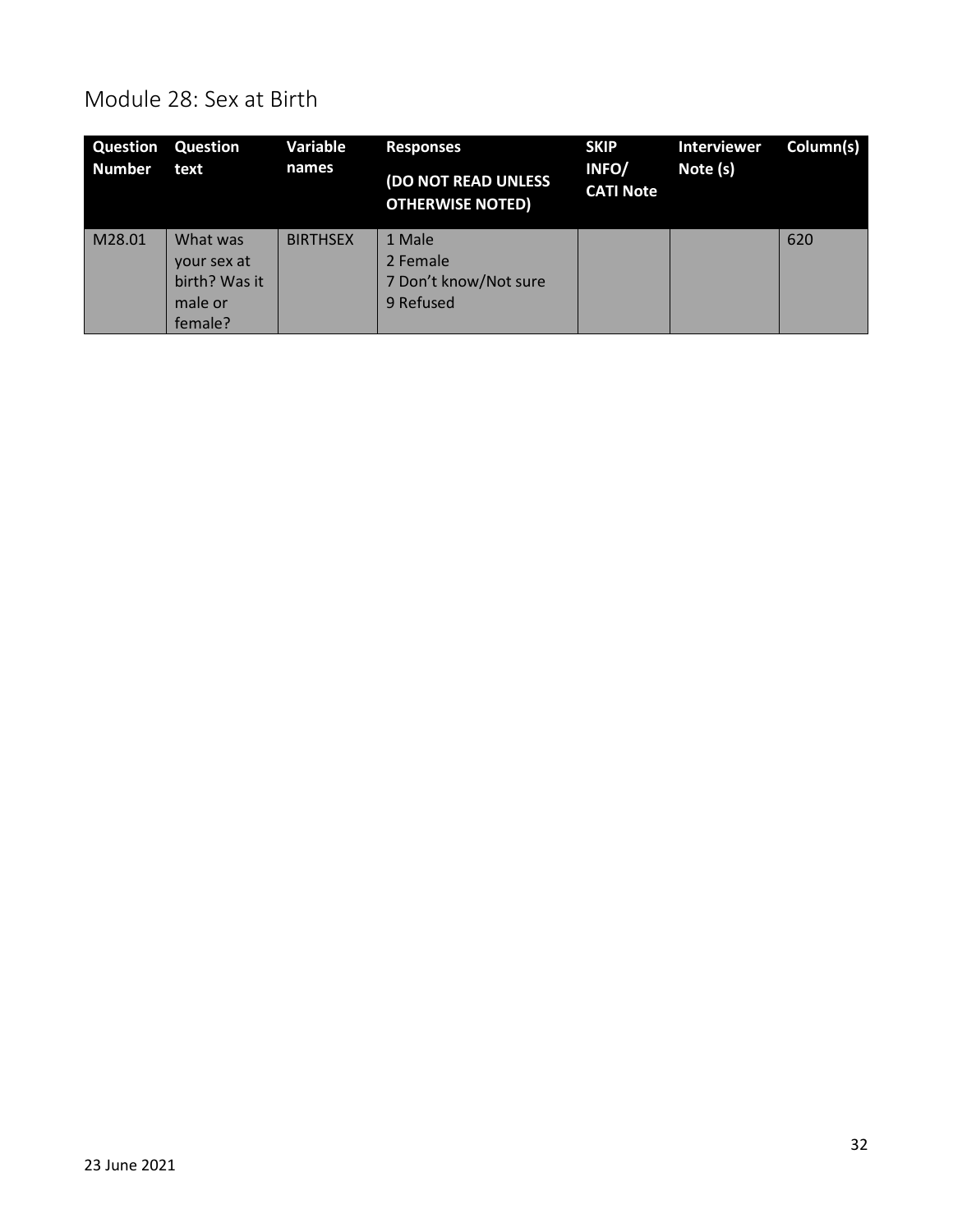## Module 28: Sex at Birth

| Question Number | Question text | Variable names | Responses (DO NOT READ UNLESS OTHERWISE NOTED) | SKIP INFO/ CATI Note | Interviewer Note (s) | Column(s) |
| --- | --- | --- | --- | --- | --- | --- |
| M28.01 | What was your sex at birth? Was it male or female? | BIRTHSEX | 1 Male<br>2 Female<br>7 Don't know/Not sure<br>9 Refused | | | 620 |

23 June 2021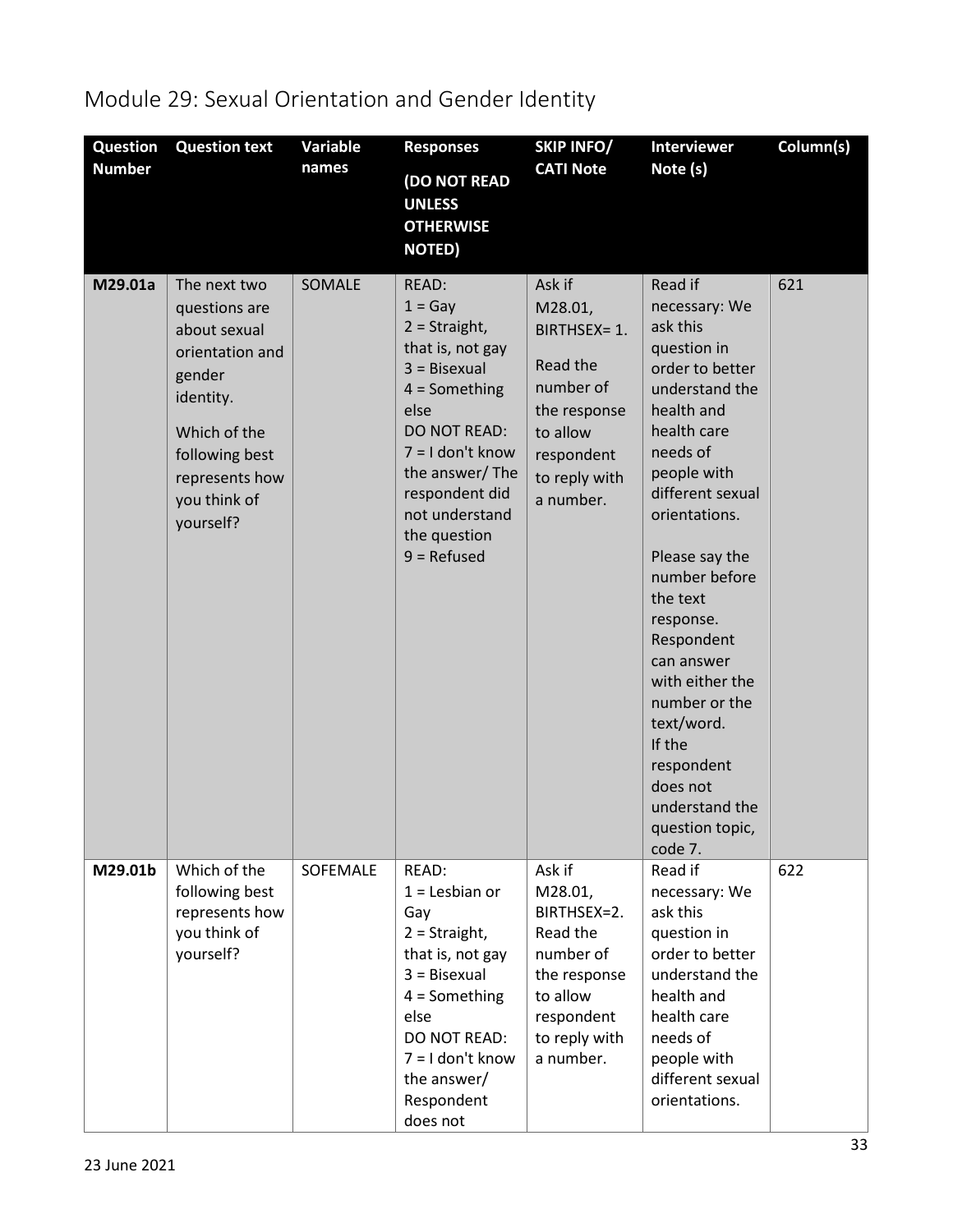## Module 29: Sexual Orientation and Gender Identity

| Question Number | Question text | Variable names | Responses (DO NOT READ UNLESS OTHERWISE NOTED) | SKIP INFO/ CATI Note | Interviewer Note (s) | Column(s) |
|---|---|---|---|---|---|---|
| M29.01a | The next two questions are about sexual orientation and gender identity. Which of the following best represents how you think of yourself? | SOMALE | READ: 1 = Gay 2 = Straight, that is, not gay 3 = Bisexual 4 = Something else DO NOT READ: 7 = I don't know the answer/ The respondent did not understand the question 9 = Refused | Ask if M28.01, BIRTHSEX= 1. Read the number of the response to allow respondent to reply with a number. | Read if necessary: We ask this question in order to better understand the health and health care needs of people with different sexual orientations. Please say the number before the text response. Respondent can answer with either the number or the text/word. If the respondent does not understand the question topic, code 7. | 621 |
| M29.01b | Which of the following best represents how you think of yourself? | SOFEMALE | READ: 1 = Lesbian or Gay 2 = Straight, that is, not gay 3 = Bisexual 4 = Something else DO NOT READ: 7 = I don't know the answer/ Respondent does not | Ask if M28.01, BIRTHSEX=2. Read the number of the response to allow respondent to reply with a number. | Read if necessary: We ask this question in order to better understand the health and health care needs of people with different sexual orientations. | 622 |

23 June 2021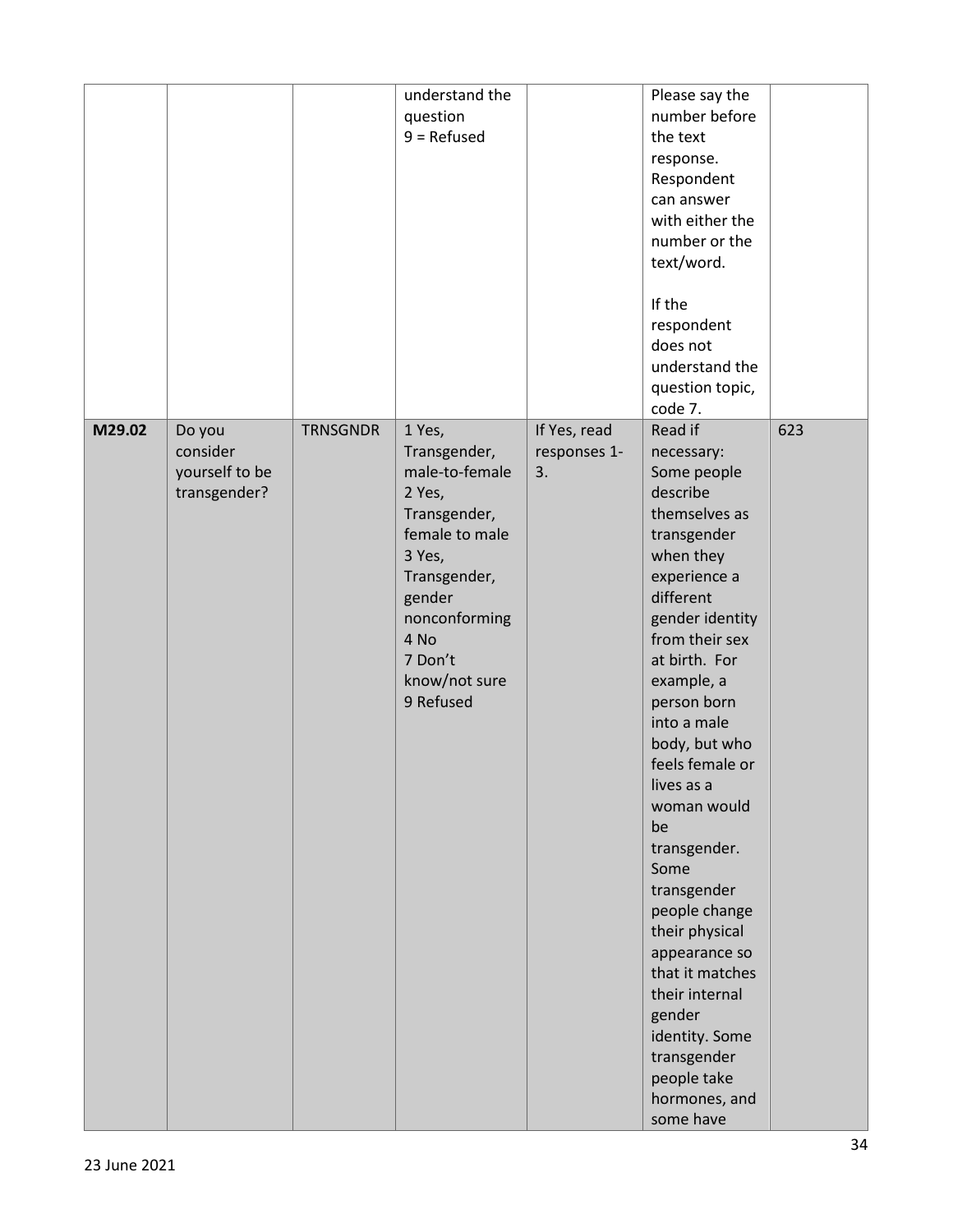| | | | understand the question<br>9 = Refused | | Please say the number before the text response. Respondent can answer with either the number or the text/word.<br><br>If the respondent does not understand the question topic, code 7. | |
|---|---|---|---|---|---|---|
| **M29.02** | Do you consider yourself to be transgender? | TRNSGNDR | 1 Yes, Transgender, male-to-female<br>2 Yes, Transgender, female to male<br>3 Yes, Transgender, gender nonconforming<br>4 No<br>7 Don't know/not sure<br>9 Refused | If Yes, read responses 1-3. | Read if necessary: Some people describe themselves as transgender when they experience a different gender identity from their sex at birth. For example, a person born into a male body, but who feels female or lives as a woman would be transgender. Some transgender people change their physical appearance so that it matches their internal gender identity. Some transgender people take hormones, and some have | 623 |

23 June 2021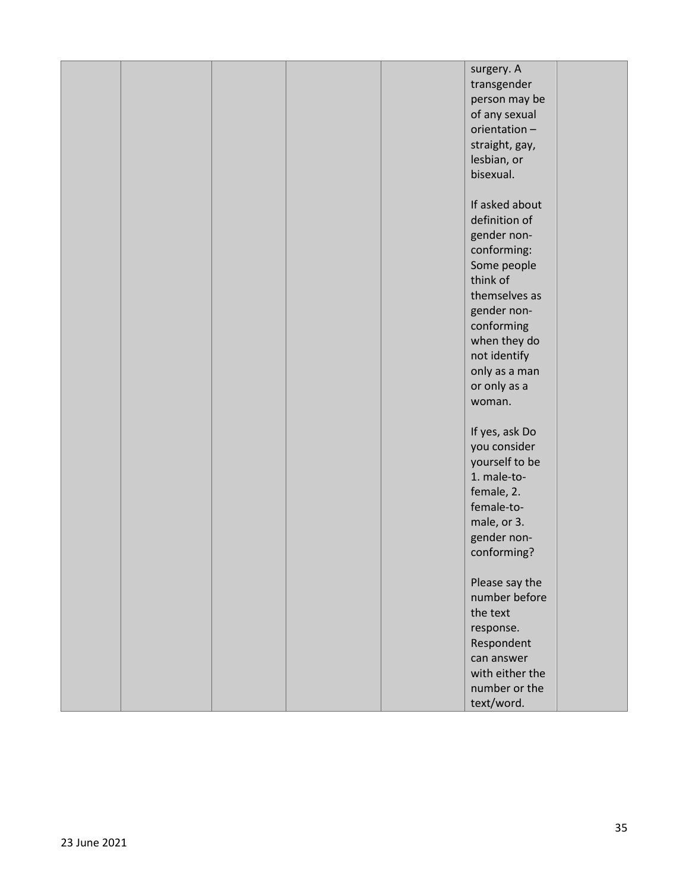| | | | | | | |
|---|---|---|---|---|---|---|
| | | | | | surgery. A transgender person may be of any sexual orientation – straight, gay, lesbian, or bisexual.<br><br>If asked about definition of gender non-conforming: Some people think of themselves as gender non-conforming when they do not identify only as a man or only as a woman.<br><br>If yes, ask Do you consider yourself to be 1. male-to-female, 2. female-to-male, or 3. gender non-conforming?<br><br>Please say the number before the text response. Respondent can answer with either the number or the text/word. | |

23 June 2021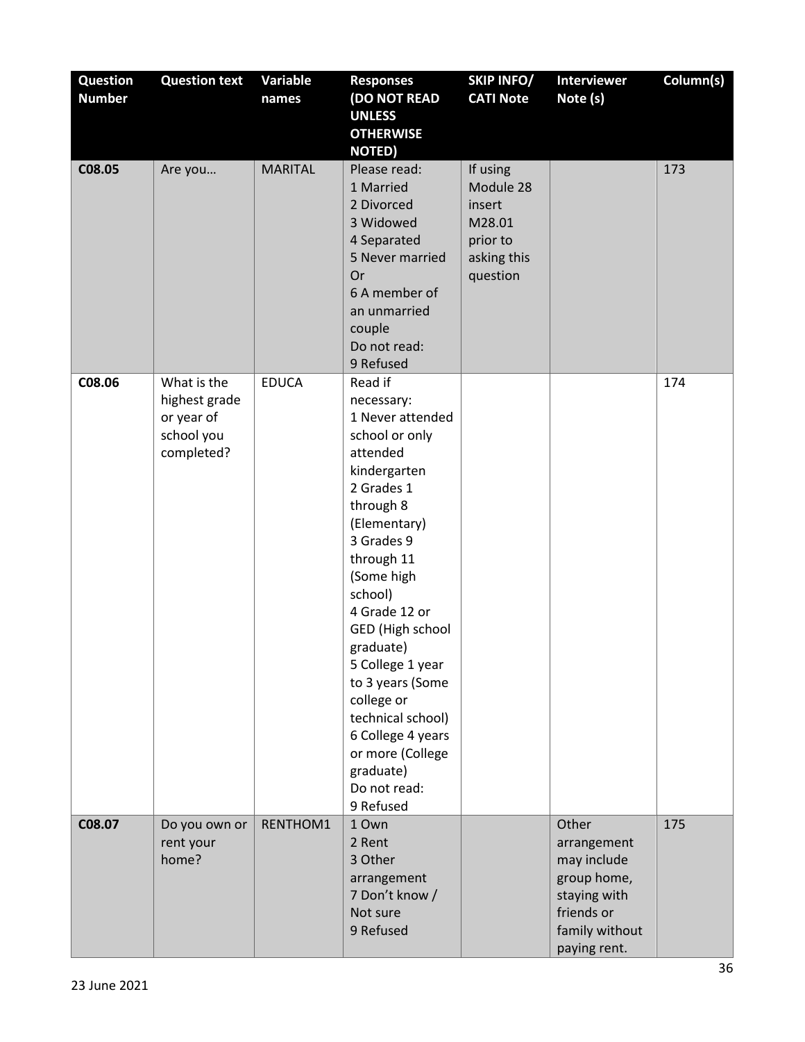| Question Number | Question text | Variable names | Responses (DO NOT READ UNLESS OTHERWISE NOTED) | SKIP INFO/ CATI Note | Interviewer Note (s) | Column(s) |
|---|---|---|---|---|---|---|
| C08.05 | Are you… | MARITAL | Please read:<br>1 Married<br>2 Divorced<br>3 Widowed<br>4 Separated<br>5 Never married<br>Or<br>6 A member of an unmarried couple<br>Do not read:<br>9 Refused | If using Module 28 insert M28.01 prior to asking this question | | 173 |
| C08.06 | What is the highest grade or year of school you completed? | EDUCA | Read if necessary:<br>1 Never attended school or only attended kindergarten<br>2 Grades 1 through 8 (Elementary)<br>3 Grades 9 through 11 (Some high school)<br>4 Grade 12 or GED (High school graduate)<br>5 College 1 year to 3 years (Some college or technical school)<br>6 College 4 years or more (College graduate)<br>Do not read:<br>9 Refused | | | 174 |
| C08.07 | Do you own or rent your home? | RENTHOM1 | 1 Own<br>2 Rent<br>3 Other arrangement<br>7 Don't know / Not sure<br>9 Refused | | Other arrangement may include group home, staying with friends or family without paying rent. | 175 |

23 June 2021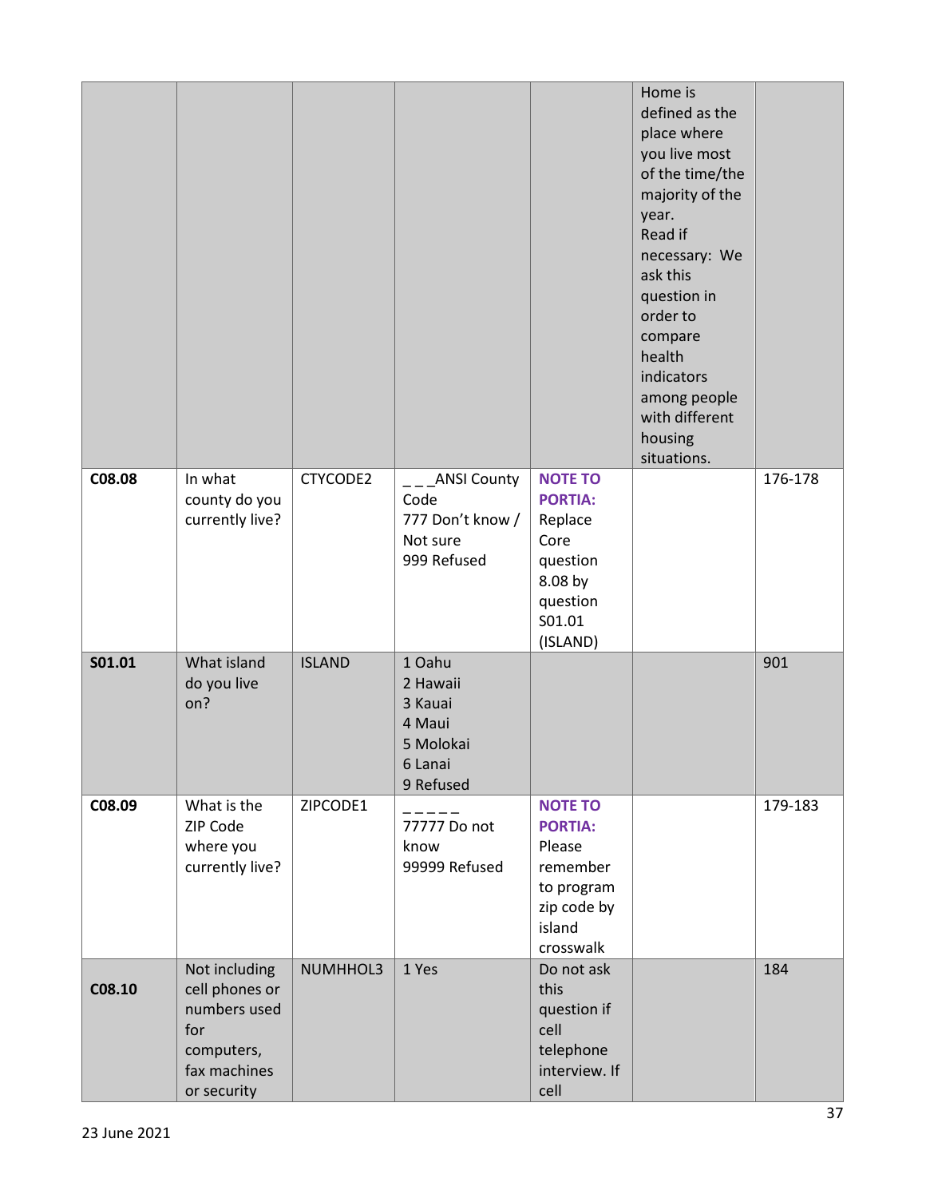| | | | | | | |
|---|---|---|---|---|---|---|
| | | | | | Home is defined as the place where you live most of the time/the majority of the year. Read if necessary: We ask this question in order to compare health indicators among people with different housing situations. | |
| **C08.08** | In what county do you currently live? | CTYCODE2 | _ _ _ANSI County Code<br>777 Don't know / Not sure<br>999 Refused | **NOTE TO PORTIA:** Replace Core question 8.08 by question S01.01 (ISLAND) | | 176-178 |
| **S01.01** | What island do you live on? | ISLAND | 1 Oahu<br>2 Hawaii<br>3 Kauai<br>4 Maui<br>5 Molokai<br>6 Lanai<br>9 Refused | | | 901 |
| **C08.09** | What is the ZIP Code where you currently live? | ZIPCODE1 | _ _ _ _ _<br>77777 Do not know<br>99999 Refused | **NOTE TO PORTIA:** Please remember to program zip code by island crosswalk | | 179-183 |
| **C08.10** | Not including cell phones or numbers used for computers, fax machines or security | NUMHHOL3 | 1 Yes | Do not ask this question if cell telephone interview. If cell | | 184 |

23 June 2021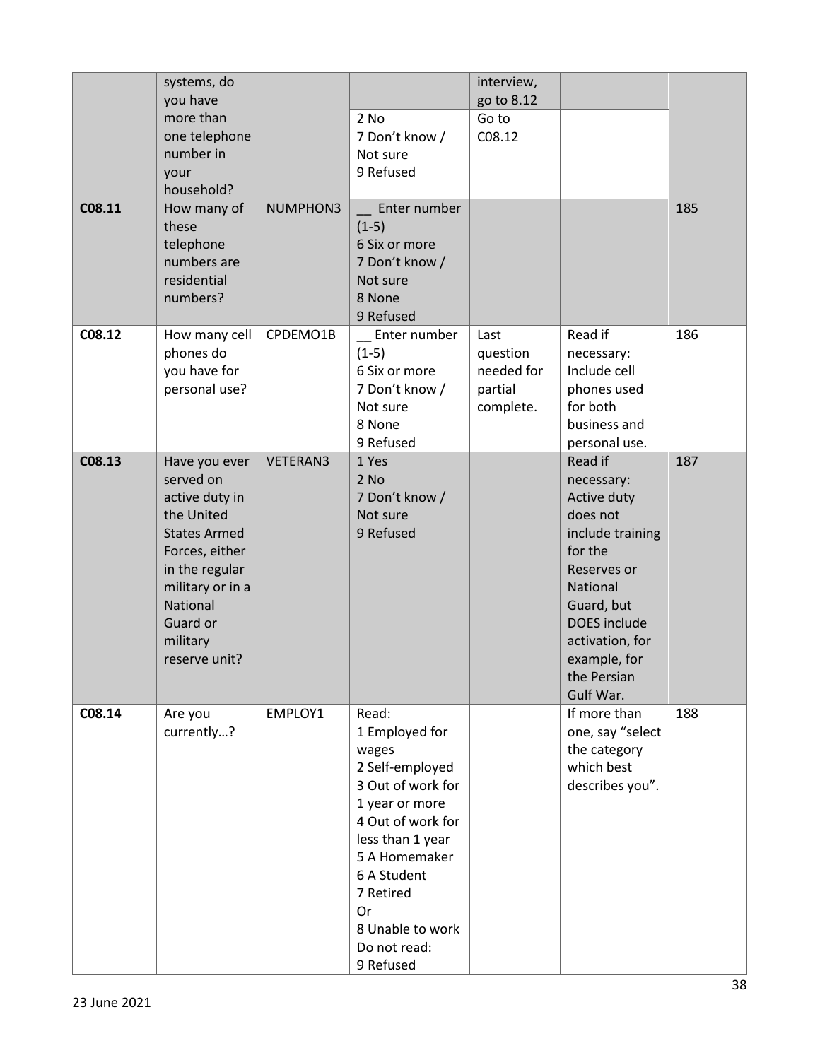|  |  |  |  |  |  |  |
|---|---|---|---|---|---|---|
|  | systems, do you have more than one telephone number in your household? |  | 2 No<br>7 Don't know / Not sure<br>9 Refused | interview, go to 8.12<br>Go to C08.12 |  |  |
| C08.11 | How many of these telephone numbers are residential numbers? | NUMPHON3 | __ Enter number (1-5)<br>6 Six or more<br>7 Don't know / Not sure<br>8 None<br>9 Refused |  |  | 185 |
| C08.12 | How many cell phones do you have for personal use? | CPDEMO1B | __ Enter number (1-5)<br>6 Six or more<br>7 Don't know / Not sure<br>8 None<br>9 Refused | Last question needed for partial complete. | Read if necessary: Include cell phones used for both business and personal use. | 186 |
| C08.13 | Have you ever served on active duty in the United States Armed Forces, either in the regular military or in a National Guard or military reserve unit? | VETERAN3 | 1 Yes<br>2 No<br>7 Don't know / Not sure<br>9 Refused |  | Read if necessary: Active duty does not include training for the Reserves or National Guard, but DOES include activation, for example, for the Persian Gulf War. | 187 |
| C08.14 | Are you currently…? | EMPLOY1 | Read:<br>1 Employed for wages<br>2 Self-employed<br>3 Out of work for 1 year or more<br>4 Out of work for less than 1 year<br>5 A Homemaker<br>6 A Student<br>7 Retired<br>Or<br>8 Unable to work<br>Do not read:<br>9 Refused |  | If more than one, say "select the category which best describes you". | 188 |

23 June 2021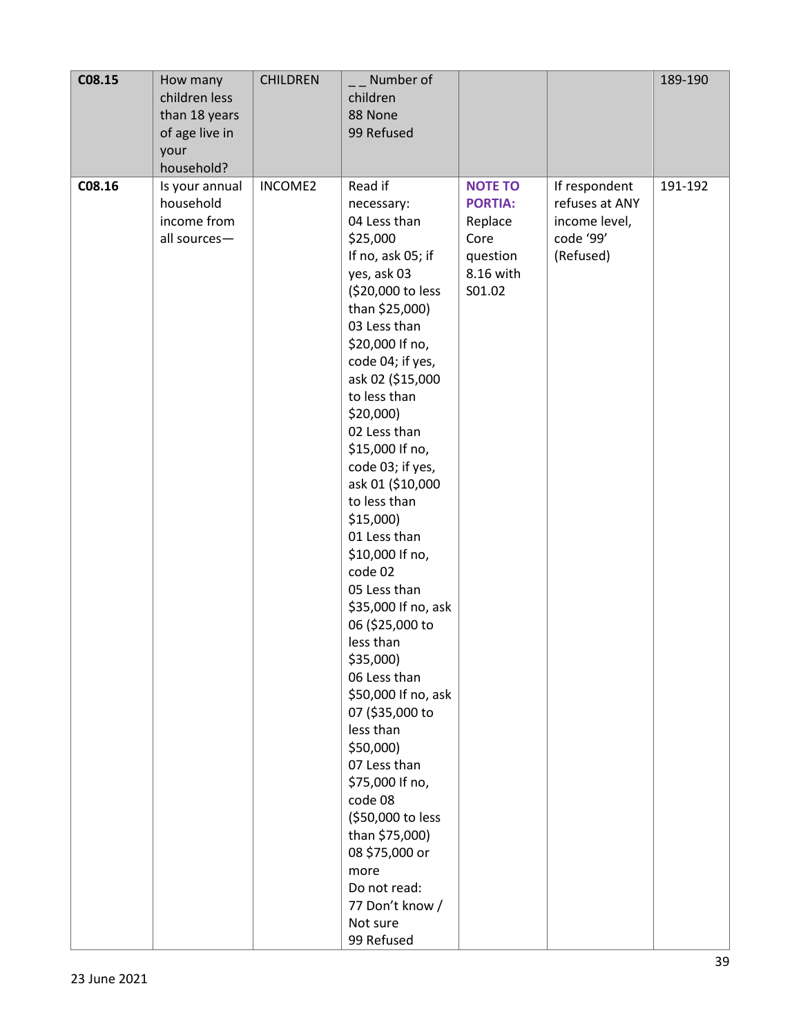| C08.15 | How many children less than 18 years of age live in your household? | CHILDREN | _ _ Number of children<br>88 None<br>99 Refused | | | 189-190 |
|---|---|---|---|---|---|---|
| C08.16 | Is your annual household income from all sources— | INCOME2 | Read if necessary:<br>04 Less than $25,000 If no, ask 05; if yes, ask 03 ($20,000 to less than $25,000)<br>03 Less than $20,000 If no, code 04; if yes, ask 02 ($15,000 to less than $20,000)<br>02 Less than $15,000 If no, code 03; if yes, ask 01 ($10,000 to less than $15,000)<br>01 Less than $10,000 If no, code 02<br>05 Less than $35,000 If no, ask 06 ($25,000 to less than $35,000)<br>06 Less than $50,000 If no, ask 07 ($35,000 to less than $50,000)<br>07 Less than $75,000 If no, code 08 ($50,000 to less than $75,000)<br>08 $75,000 or more<br>Do not read:<br>77 Don't know / Not sure<br>99 Refused | **NOTE TO PORTIA:** Replace Core question 8.16 with S01.02 | If respondent refuses at ANY income level, code '99' (Refused) | 191-192 |

23 June 2021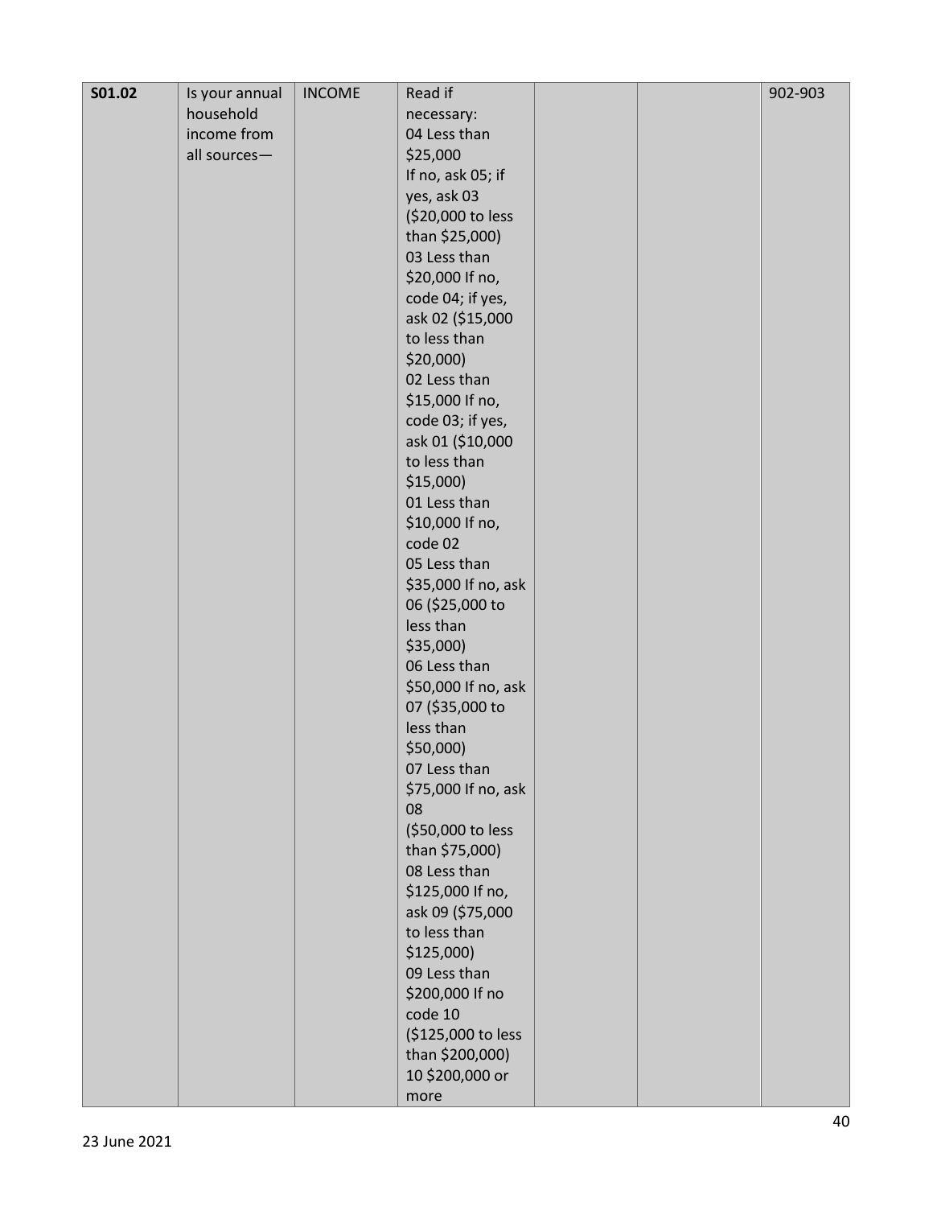| S01.02 | Is your annual household income from all sources— | INCOME | Read if necessary:<br>04 Less than $25,000<br>If no, ask 05; if yes, ask 03 ($20,000 to less than $25,000)<br>03 Less than $20,000 If no, code 04; if yes, ask 02 ($15,000 to less than $20,000)<br>02 Less than $15,000 If no, code 03; if yes, ask 01 ($10,000 to less than $15,000)<br>01 Less than $10,000 If no, code 02<br>05 Less than $35,000 If no, ask 06 ($25,000 to less than $35,000)<br>06 Less than $50,000 If no, ask 07 ($35,000 to less than $50,000)<br>07 Less than $75,000 If no, ask 08<br>($50,000 to less than $75,000)<br>08 Less than $125,000 If no, ask 09 ($75,000 to less than $125,000)<br>09 Less than $200,000 If no code 10<br>($125,000 to less than $200,000)<br>10 $200,000 or more | | | 902-903 |
|---|---|---|---|---|---|---|

23 June 2021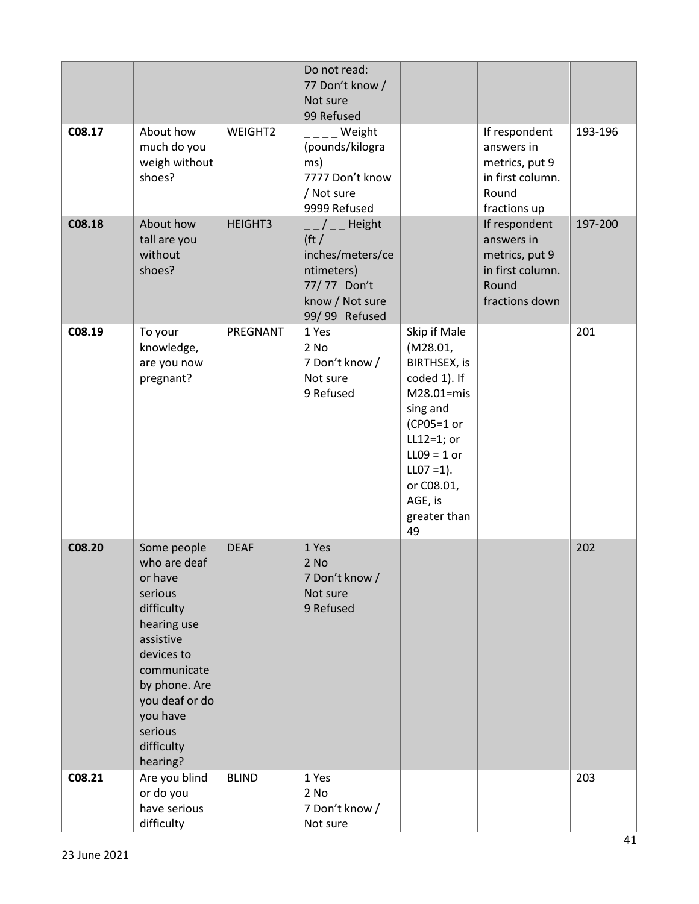| | | | Do not read:<br>77 Don't know / Not sure<br>99 Refused | | | |
|---|---|---|---|---|---|---|
| **C08.17** | About how much do you weigh without shoes? | WEIGHT2 | _ _ _ _ Weight (pounds/kilograms)<br>7777 Don't know / Not sure<br>9999 Refused | | If respondent answers in metrics, put 9 in first column. Round fractions up | 193-196 |
| **C08.18** | About how tall are you without shoes? | HEIGHT3 | _ _ / _ _ Height (ft / inches/meters/centimeters)<br>77/ 77 Don't know / Not sure<br>99/ 99 Refused | | If respondent answers in metrics, put 9 in first column. Round fractions down | 197-200 |
| **C08.19** | To your knowledge, are you now pregnant? | PREGNANT | 1 Yes<br>2 No<br>7 Don't know / Not sure<br>9 Refused | Skip if Male (M28.01, BIRTHSEX, is coded 1). If M28.01=missing and (CP05=1 or LL12=1; or LL09 = 1 or LL07 =1). or C08.01, AGE, is greater than 49 | | 201 |
| **C08.20** | Some people who are deaf or have serious difficulty hearing use assistive devices to communicate by phone. Are you deaf or do you have serious difficulty hearing? | DEAF | 1 Yes<br>2 No<br>7 Don't know / Not sure<br>9 Refused | | | 202 |
| **C08.21** | Are you blind or do you have serious difficulty | BLIND | 1 Yes<br>2 No<br>7 Don't know / Not sure | | | 203 |

23 June 2021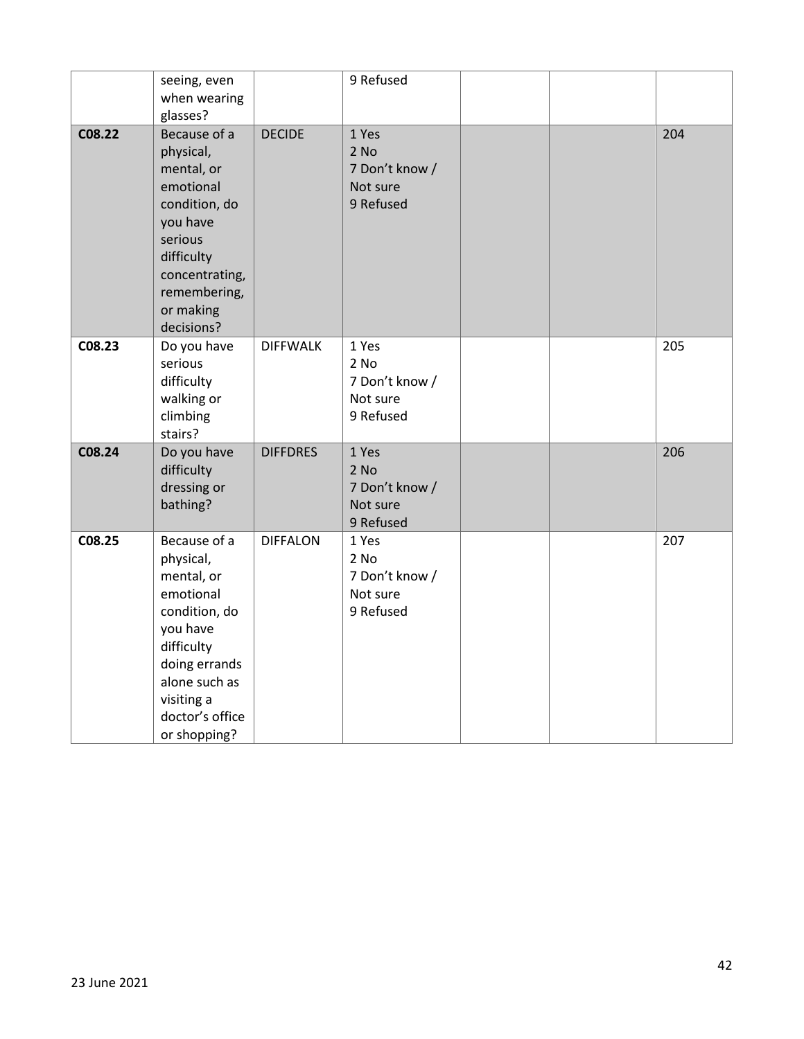| | | | | | | |
|---|---|---|---|---|---|---|
| | seeing, even when wearing glasses? | | 9 Refused | | | |
| **C08.22** | Because of a physical, mental, or emotional condition, do you have serious difficulty concentrating, remembering, or making decisions? | DECIDE | 1 Yes<br>2 No<br>7 Don't know / Not sure<br>9 Refused | | | 204 |
| **C08.23** | Do you have serious difficulty walking or climbing stairs? | DIFFWALK | 1 Yes<br>2 No<br>7 Don't know / Not sure<br>9 Refused | | | 205 |
| **C08.24** | Do you have difficulty dressing or bathing? | DIFFDRES | 1 Yes<br>2 No<br>7 Don't know / Not sure<br>9 Refused | | | 206 |
| **C08.25** | Because of a physical, mental, or emotional condition, do you have difficulty doing errands alone such as visiting a doctor's office or shopping? | DIFFALON | 1 Yes<br>2 No<br>7 Don't know / Not sure<br>9 Refused | | | 207 |

23 June 2021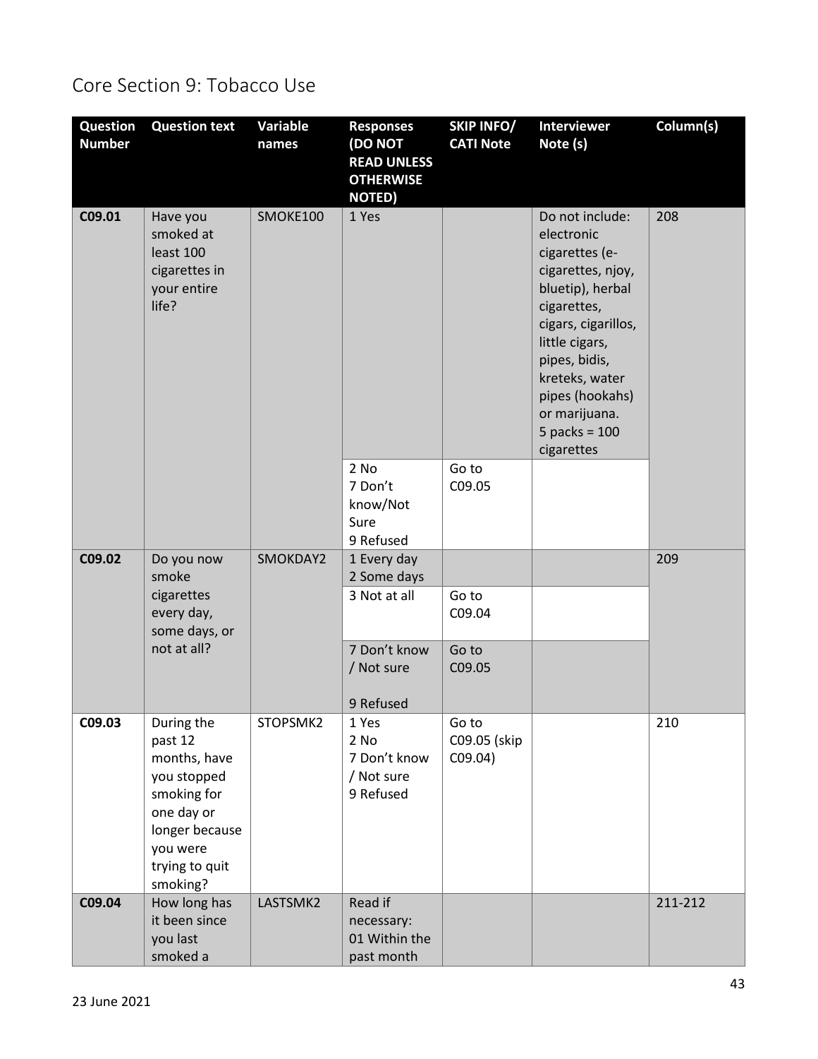## Core Section 9: Tobacco Use

| Question Number | Question text | Variable names | Responses (DO NOT READ UNLESS OTHERWISE NOTED) | SKIP INFO/ CATI Note | Interviewer Note (s) | Column(s) |
|---|---|---|---|---|---|---|
| C09.01 | Have you smoked at least 100 cigarettes in your entire life? | SMOKE100 | 1 Yes | | Do not include: electronic cigarettes (e-cigarettes, njoy, bluetip), herbal cigarettes, cigars, cigarillos, little cigars, pipes, bidis, kreteks, water pipes (hookahs) or marijuana.<br>5 packs = 100 cigarettes | 208 |
| | | | 2 No<br>7 Don't know/Not Sure<br>9 Refused | Go to C09.05 | | |
| C09.02 | Do you now smoke cigarettes every day, some days, or not at all? | SMOKDAY2 | 1 Every day<br>2 Some days | | | 209 |
| | | | 3 Not at all | Go to C09.04 | | |
| | | | 7 Don't know / Not sure<br><br>9 Refused | Go to C09.05 | | |
| C09.03 | During the past 12 months, have you stopped smoking for one day or longer because you were trying to quit smoking? | STOPSMK2 | 1 Yes<br>2 No<br>7 Don't know / Not sure<br>9 Refused | Go to C09.05 (skip C09.04) | | 210 |
| C09.04 | How long has it been since you last smoked a | LASTSMK2 | Read if necessary:<br>01 Within the past month | | | 211-212 |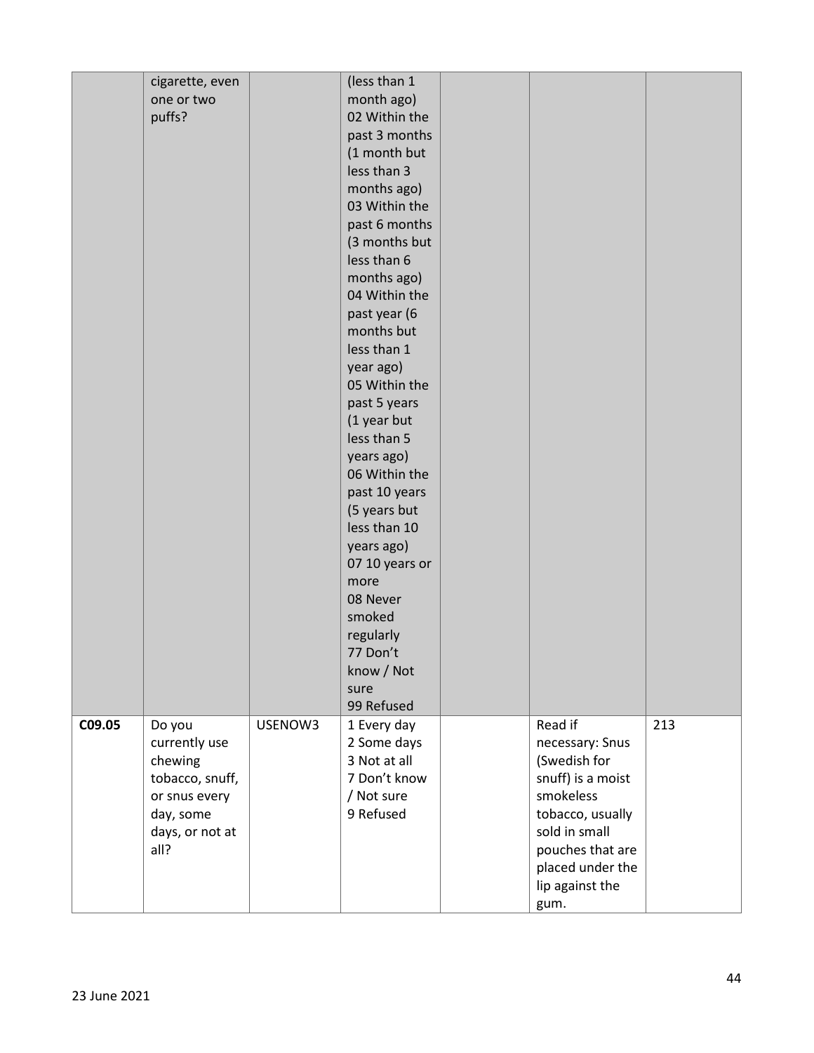|  | cigarette, even one or two puffs? |  | (less than 1 month ago)<br>02 Within the past 3 months (1 month but less than 3 months ago)<br>03 Within the past 6 months (3 months but less than 6 months ago)<br>04 Within the past year (6 months but less than 1 year ago)<br>05 Within the past 5 years (1 year but less than 5 years ago)<br>06 Within the past 10 years (5 years but less than 10 years ago)<br>07 10 years or more<br>08 Never smoked regularly<br>77 Don't know / Not sure<br>99 Refused |  |  |  |
|---|---|---|---|---|---|---|
| **C09.05** | Do you currently use chewing tobacco, snuff, or snus every day, some days, or not at all? | USENOW3 | 1 Every day<br>2 Some days<br>3 Not at all<br>7 Don't know / Not sure<br>9 Refused |  | Read if necessary: Snus (Swedish for snuff) is a moist smokeless tobacco, usually sold in small pouches that are placed under the lip against the gum. | 213 |

23 June 2021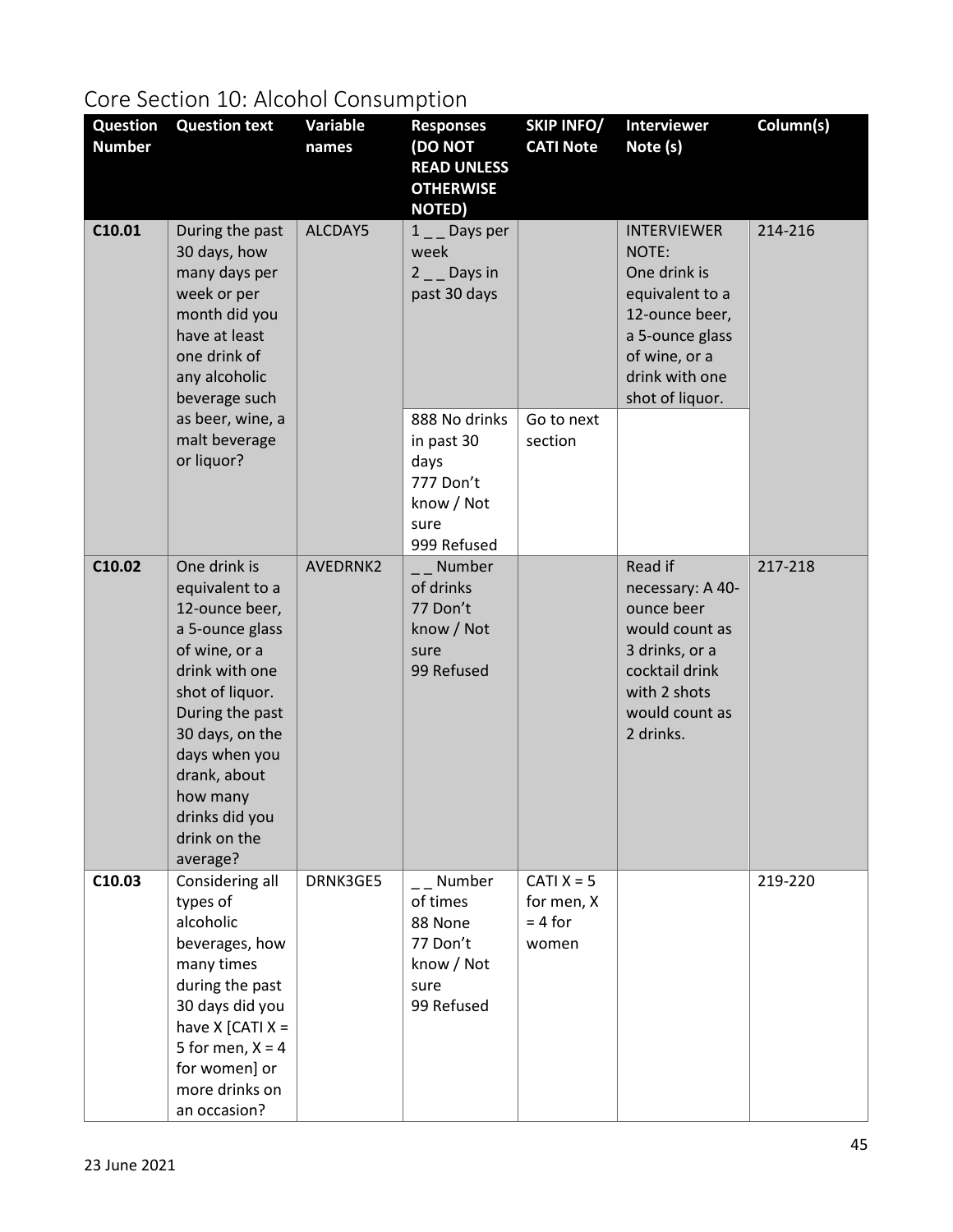## Core Section 10: Alcohol Consumption

| Question Number | Question text | Variable names | Responses (DO NOT READ UNLESS OTHERWISE NOTED) | SKIP INFO/ CATI Note | Interviewer Note (s) | Column(s) |
|---|---|---|---|---|---|---|
| C10.01 | During the past 30 days, how many days per week or per month did you have at least one drink of any alcoholic beverage such as beer, wine, a malt beverage or liquor? | ALCDAY5 | 1 _ _ Days per week<br>2 _ _ Days in past 30 days | | INTERVIEWER NOTE:<br>One drink is equivalent to a 12-ounce beer, a 5-ounce glass of wine, or a drink with one shot of liquor. | 214-216 |
| | | | 888 No drinks in past 30 days<br>777 Don't know / Not sure<br>999 Refused | Go to next section | | |
| C10.02 | One drink is equivalent to a 12-ounce beer, a 5-ounce glass of wine, or a drink with one shot of liquor. During the past 30 days, on the days when you drank, about how many drinks did you drink on the average? | AVEDRNK2 | _ _ Number of drinks<br>77 Don't know / Not sure<br>99 Refused | | Read if necessary: A 40-ounce beer would count as 3 drinks, or a cocktail drink with 2 shots would count as 2 drinks. | 217-218 |
| C10.03 | Considering all types of alcoholic beverages, how many times during the past 30 days did you have X [CATI X = 5 for men, X = 4 for women] or more drinks on an occasion? | DRNK3GE5 | _ _ Number of times<br>88 None<br>77 Don't know / Not sure<br>99 Refused | CATI X = 5 for men, X = 4 for women | | 219-220 |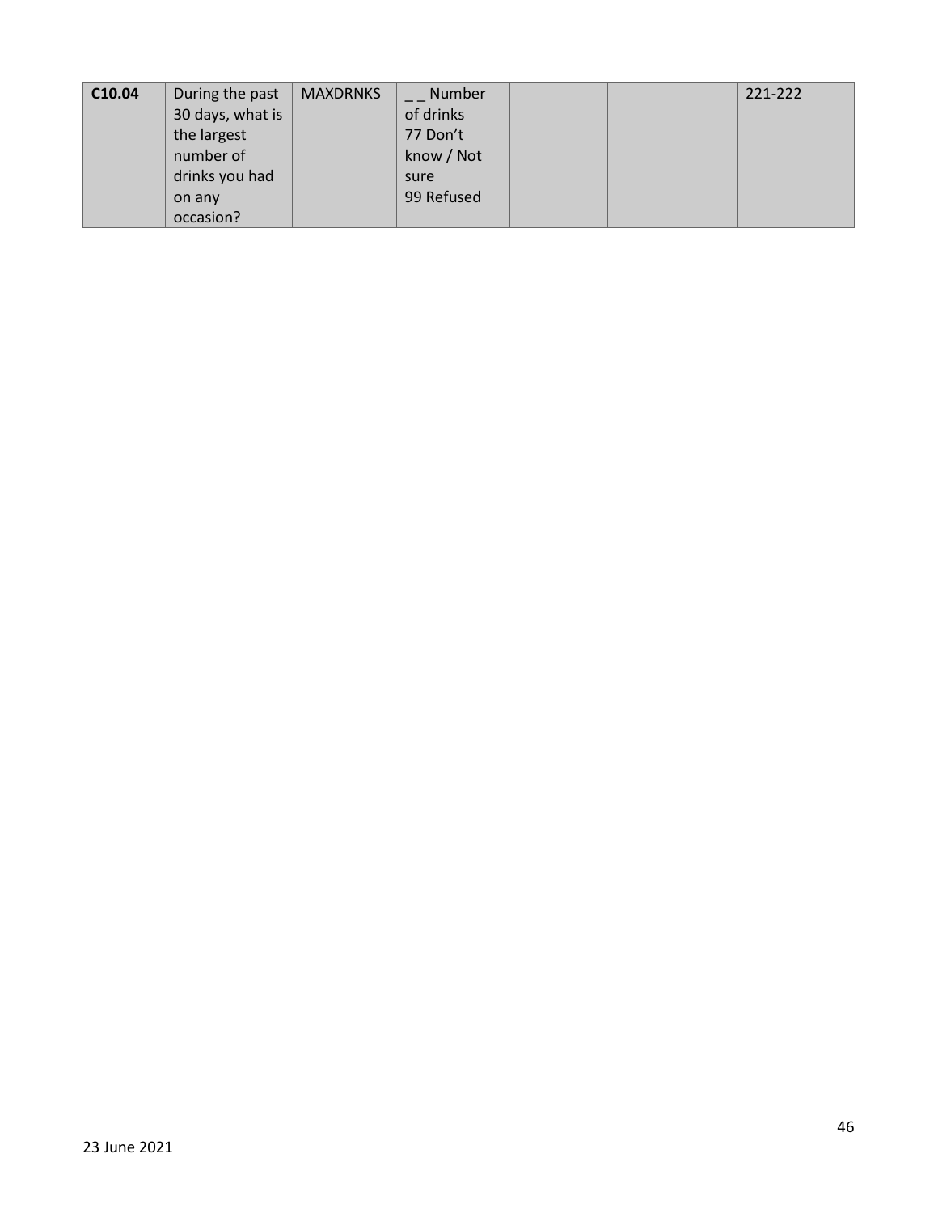| C10.04 | During the past 30 days, what is the largest number of drinks you had on any occasion? | MAXDRNKS | _ _ Number of drinks<br>77 Don't know / Not sure<br>99 Refused | | | 221-222 |
|---|---|---|---|---|---|---|

23 June 2021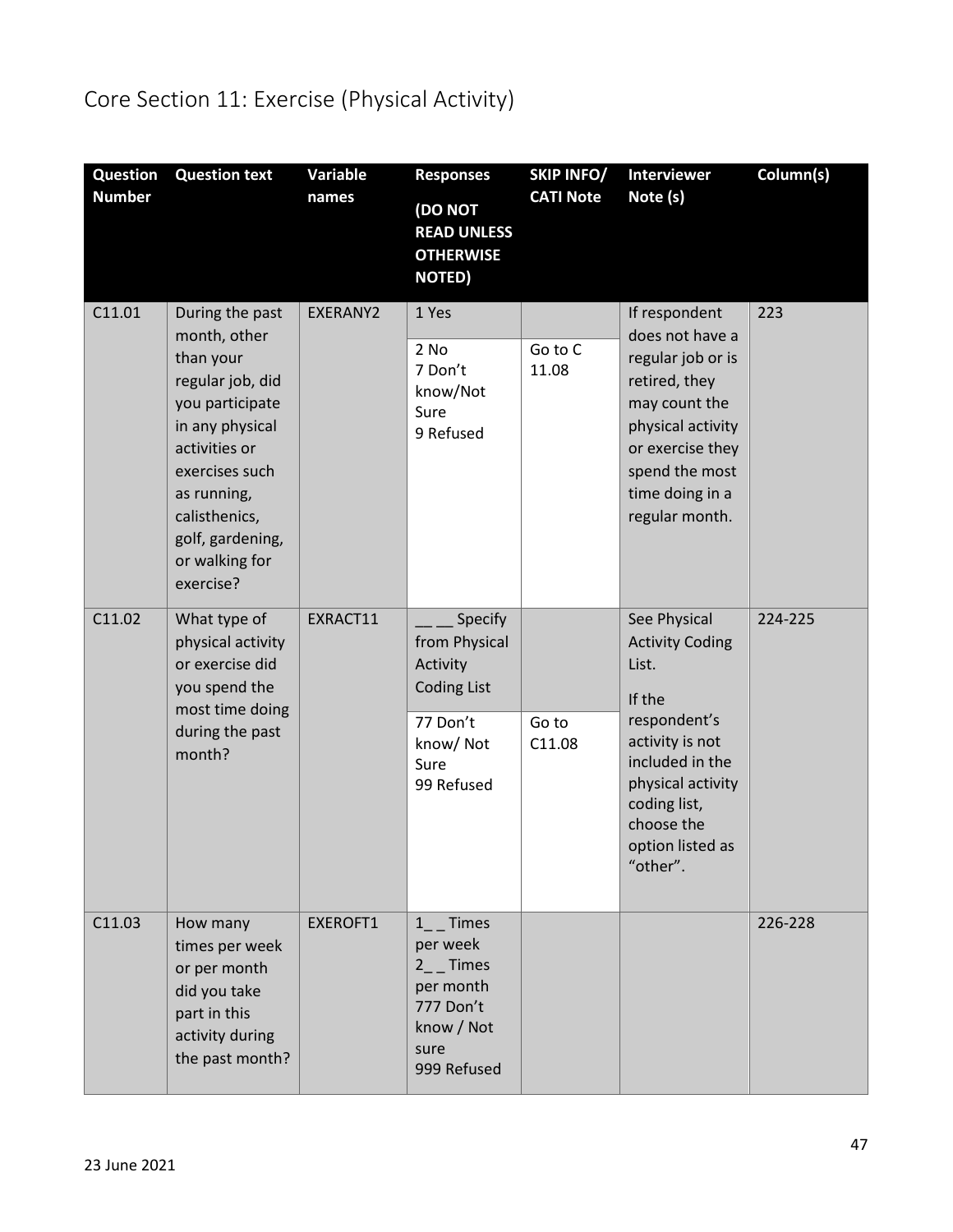# Core Section 11: Exercise (Physical Activity)

| Question Number | Question text | Variable names | Responses (DO NOT READ UNLESS OTHERWISE NOTED) | SKIP INFO/ CATI Note | Interviewer Note (s) | Column(s) |
|---|---|---|---|---|---|---|
| C11.01 | During the past month, other than your regular job, did you participate in any physical activities or exercises such as running, calisthenics, golf, gardening, or walking for exercise? | EXERANY2 | 1 Yes | | If respondent does not have a regular job or is retired, they may count the physical activity or exercise they spend the most time doing in a regular month. | 223 |
| | | | 2 No<br>7 Don't know/Not Sure<br>9 Refused | Go to C 11.08 | | |
| C11.02 | What type of physical activity or exercise did you spend the most time doing during the past month? | EXRACT11 | __ __ Specify from Physical Activity Coding List | | See Physical Activity Coding List.<br>If the respondent's activity is not included in the physical activity coding list, choose the option listed as "other". | 224-225 |
| | | | 77 Don't know/ Not Sure<br>99 Refused | Go to C11.08 | | |
| C11.03 | How many times per week or per month did you take part in this activity during the past month? | EXEROFT1 | 1_ _ Times per week<br>2_ _ Times per month<br>777 Don't know / Not sure<br>999 Refused | | | 226-228 |

23 June 2021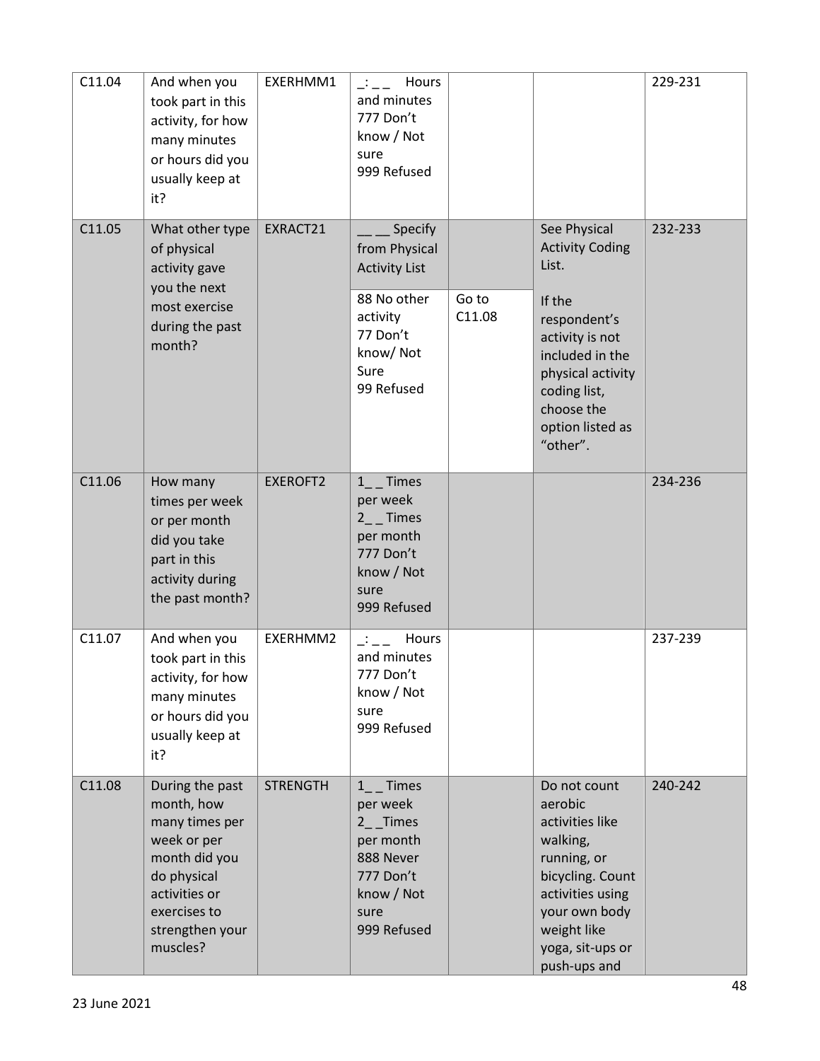| C11.04 | And when you took part in this activity, for how many minutes or hours did you usually keep at it? | EXERHMM1 | _:_ _ Hours and minutes<br>777 Don't know / Not sure<br>999 Refused | | | 229-231 |
|---|---|---|---|---|---|---|
| C11.05 | What other type of physical activity gave you the next most exercise during the past month? | EXRACT21 | __ __ Specify from Physical Activity List | | See Physical Activity Coding List. | 232-233 |
| | | | 88 No other activity<br>77 Don't know/ Not Sure<br>99 Refused | Go to C11.08 | If the respondent's activity is not included in the physical activity coding list, choose the option listed as "other". | |
| C11.06 | How many times per week or per month did you take part in this activity during the past month? | EXEROFT2 | 1_ _ Times per week<br>2_ _ Times per month<br>777 Don't know / Not sure<br>999 Refused | | | 234-236 |
| C11.07 | And when you took part in this activity, for how many minutes or hours did you usually keep at it? | EXERHMM2 | _:_ _ Hours and minutes<br>777 Don't know / Not sure<br>999 Refused | | | 237-239 |
| C11.08 | During the past month, how many times per week or per month did you do physical activities or exercises to strengthen your muscles? | STRENGTH | 1_ _ Times per week<br>2_ _Times per month<br>888 Never<br>777 Don't know / Not sure<br>999 Refused | | Do not count aerobic activities like walking, running, or bicycling. Count activities using your own body weight like yoga, sit-ups or push-ups and | 240-242 |

23 June 2021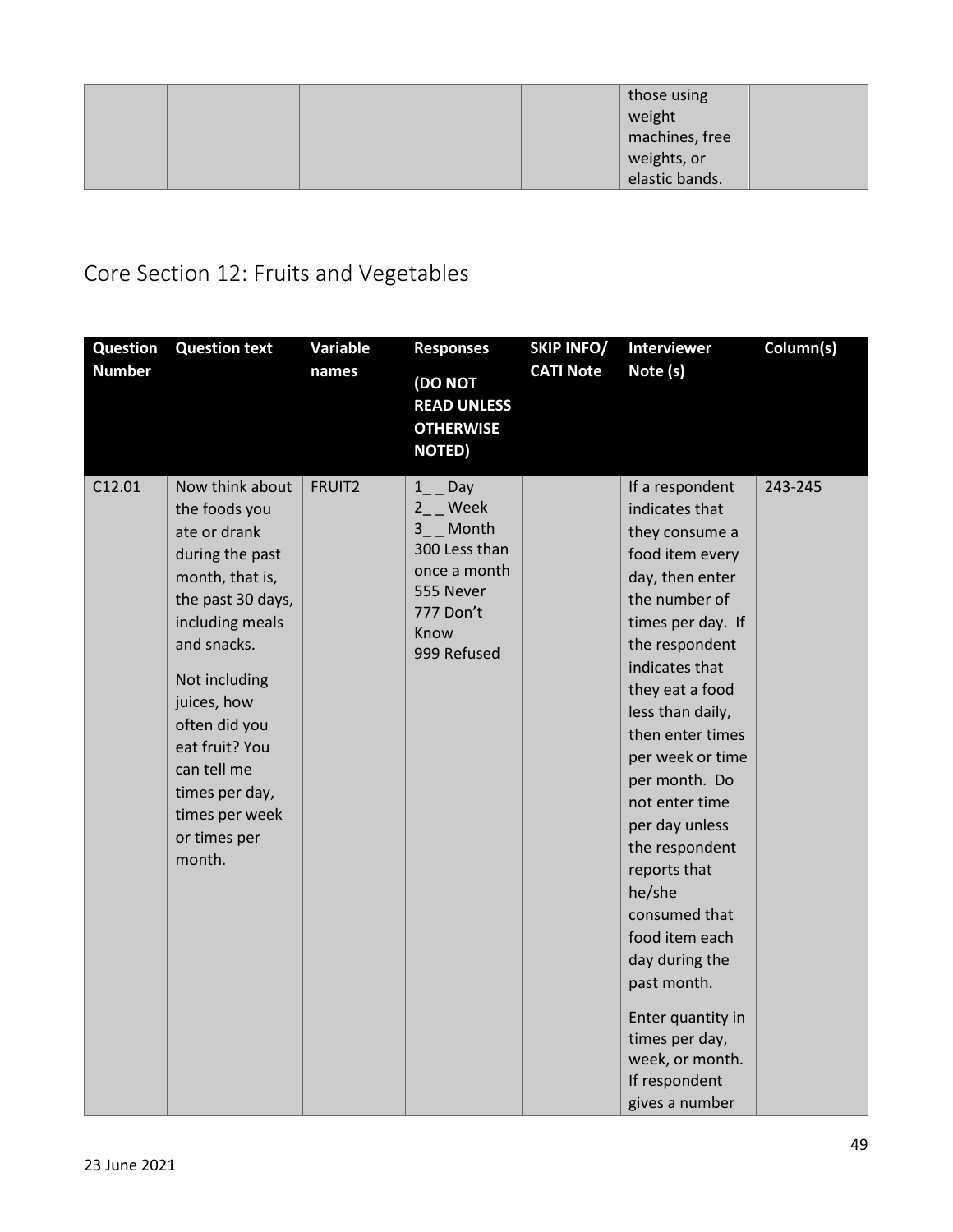| | | | | | those using weight machines, free weights, or elastic bands. | |
|---|---|---|---|---|---|---|

## Core Section 12: Fruits and Vegetables

| Question Number | Question text | Variable names | Responses (DO NOT READ UNLESS OTHERWISE NOTED) | SKIP INFO/ CATI Note | Interviewer Note (s) | Column(s) |
|---|---|---|---|---|---|---|
| C12.01 | Now think about the foods you ate or drank during the past month, that is, the past 30 days, including meals and snacks.<br><br>Not including juices, how often did you eat fruit? You can tell me times per day, times per week or times per month. | FRUIT2 | 1_ _ Day<br>2_ _ Week<br>3_ _ Month<br>300 Less than once a month<br>555 Never<br>777 Don't Know<br>999 Refused | | If a respondent indicates that they consume a food item every day, then enter the number of times per day. If the respondent indicates that they eat a food less than daily, then enter times per week or time per month. Do not enter time per day unless the respondent reports that he/she consumed that food item each day during the past month.<br><br>Enter quantity in times per day, week, or month. If respondent gives a number | 243-245 |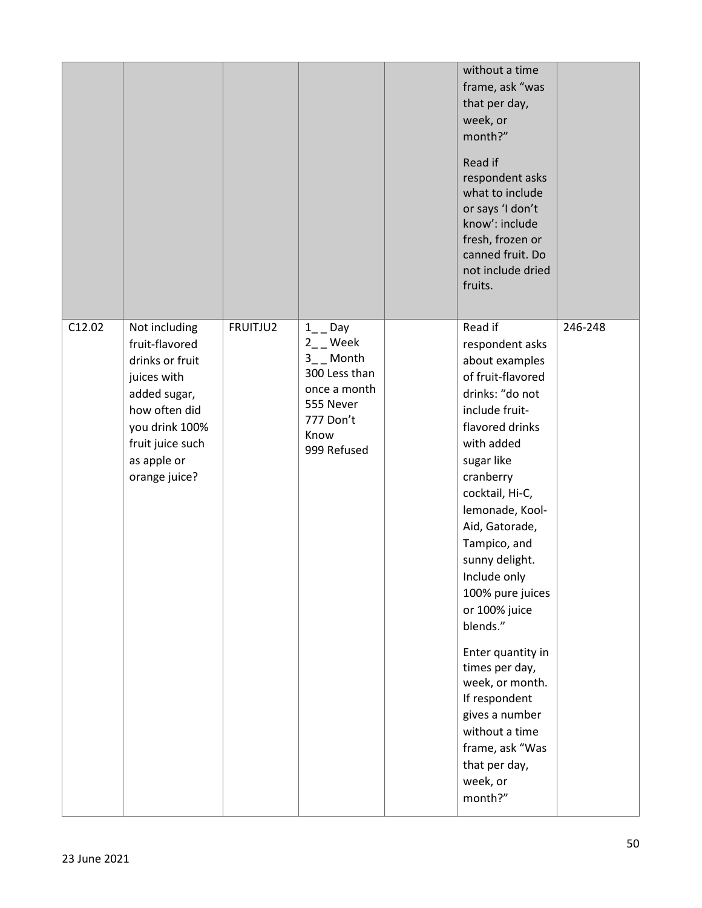| | | | | | without a time frame, ask "was that per day, week, or month?" <br><br> Read if respondent asks what to include or says 'I don't know': include fresh, frozen or canned fruit. Do not include dried fruits. | |
|---|---|---|---|---|---|---|
| C12.02 | Not including fruit-flavored drinks or fruit juices with added sugar, how often did you drink 100% fruit juice such as apple or orange juice? | FRUITJU2 | 1_ _ Day<br>2_ _ Week<br>3_ _ Month<br>300 Less than once a month<br>555 Never<br>777 Don't Know<br>999 Refused | | Read if respondent asks about examples of fruit-flavored drinks: "do not include fruit-flavored drinks with added sugar like cranberry cocktail, Hi-C, lemonade, Kool-Aid, Gatorade, Tampico, and sunny delight. Include only 100% pure juices or 100% juice blends." <br><br> Enter quantity in times per day, week, or month. If respondent gives a number without a time frame, ask "Was that per day, week, or month?" | 246-248 |

23 June 2021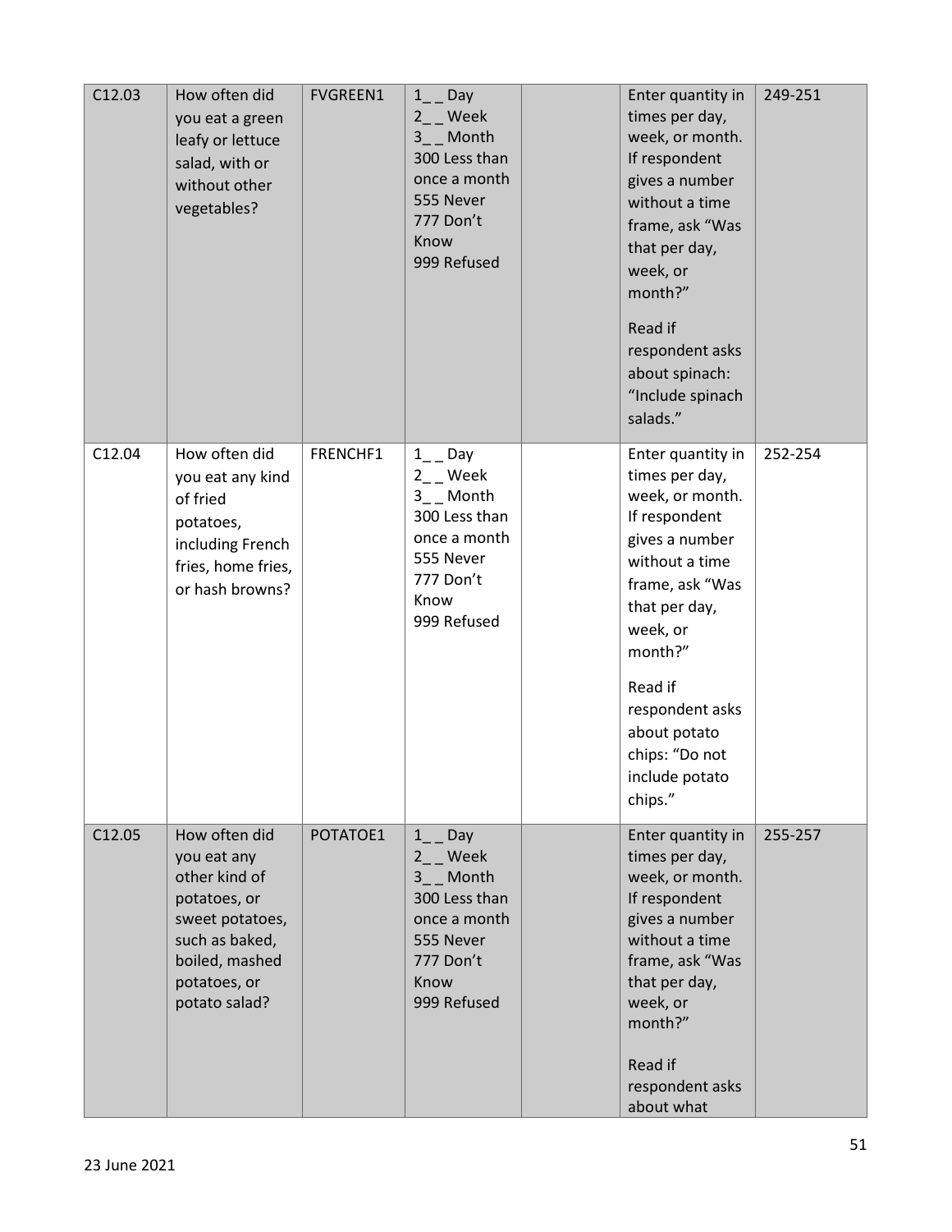| C12.03 | How often did you eat a green leafy or lettuce salad, with or without other vegetables? | FVGREEN1 | 1_ _ Day<br>2_ _ Week<br>3_ _ Month<br>300 Less than once a month<br>555 Never<br>777 Don't Know<br>999 Refused | | Enter quantity in times per day, week, or month. If respondent gives a number without a time frame, ask "Was that per day, week, or month?"<br><br>Read if respondent asks about spinach: "Include spinach salads." | 249-251 |
|---|---|---|---|---|---|---|
| C12.04 | How often did you eat any kind of fried potatoes, including French fries, home fries, or hash browns? | FRENCHF1 | 1_ _ Day<br>2_ _ Week<br>3_ _ Month<br>300 Less than once a month<br>555 Never<br>777 Don't Know<br>999 Refused | | Enter quantity in times per day, week, or month. If respondent gives a number without a time frame, ask "Was that per day, week, or month?"<br><br>Read if respondent asks about potato chips: "Do not include potato chips." | 252-254 |
| C12.05 | How often did you eat any other kind of potatoes, or sweet potatoes, such as baked, boiled, mashed potatoes, or potato salad? | POTATOE1 | 1_ _ Day<br>2_ _ Week<br>3_ _ Month<br>300 Less than once a month<br>555 Never<br>777 Don't Know<br>999 Refused | | Enter quantity in times per day, week, or month. If respondent gives a number without a time frame, ask "Was that per day, week, or month?"<br><br>Read if respondent asks about what | 255-257 |

23 June 2021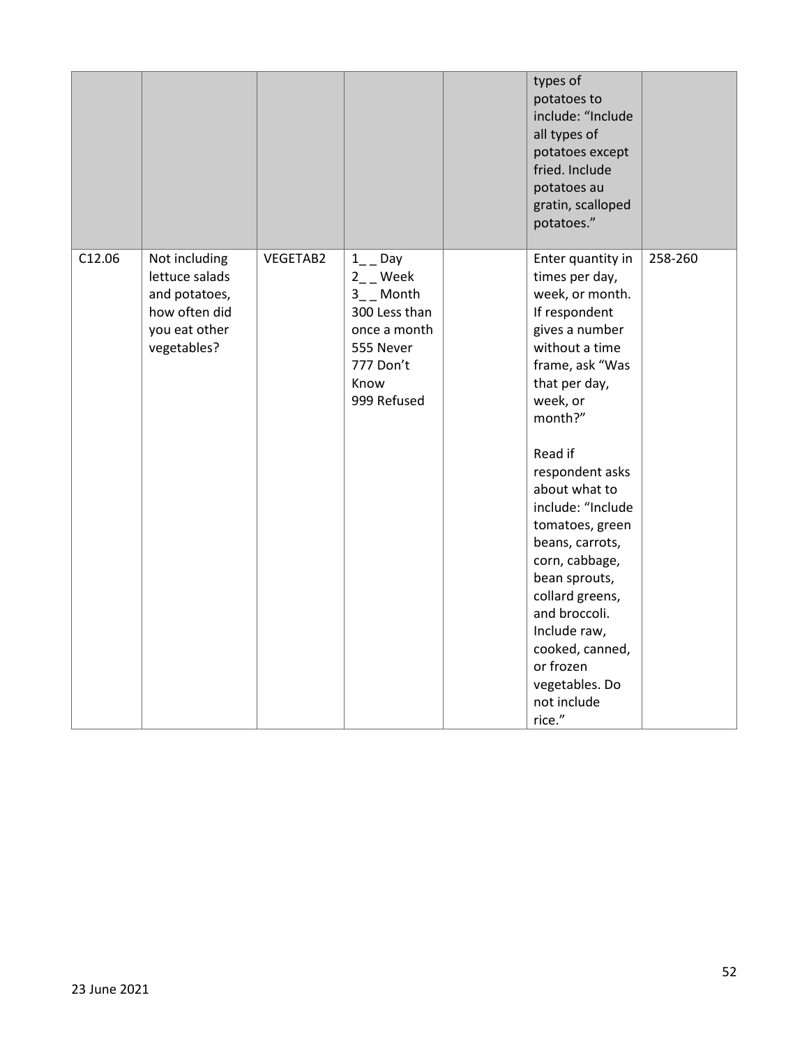| | | | | | | |
|---|---|---|---|---|---|---|
| | | | | | types of potatoes to include: "Include all types of potatoes except fried. Include potatoes au gratin, scalloped potatoes." | |
| C12.06 | Not including lettuce salads and potatoes, how often did you eat other vegetables? | VEGETAB2 | 1_ _ Day<br>2_ _ Week<br>3_ _ Month<br>300 Less than once a month<br>555 Never<br>777 Don't Know<br>999 Refused | | Enter quantity in times per day, week, or month. If respondent gives a number without a time frame, ask "Was that per day, week, or month?"<br><br>Read if respondent asks about what to include: "Include tomatoes, green beans, carrots, corn, cabbage, bean sprouts, collard greens, and broccoli. Include raw, cooked, canned, or frozen vegetables. Do not include rice." | 258-260 |

23 June 2021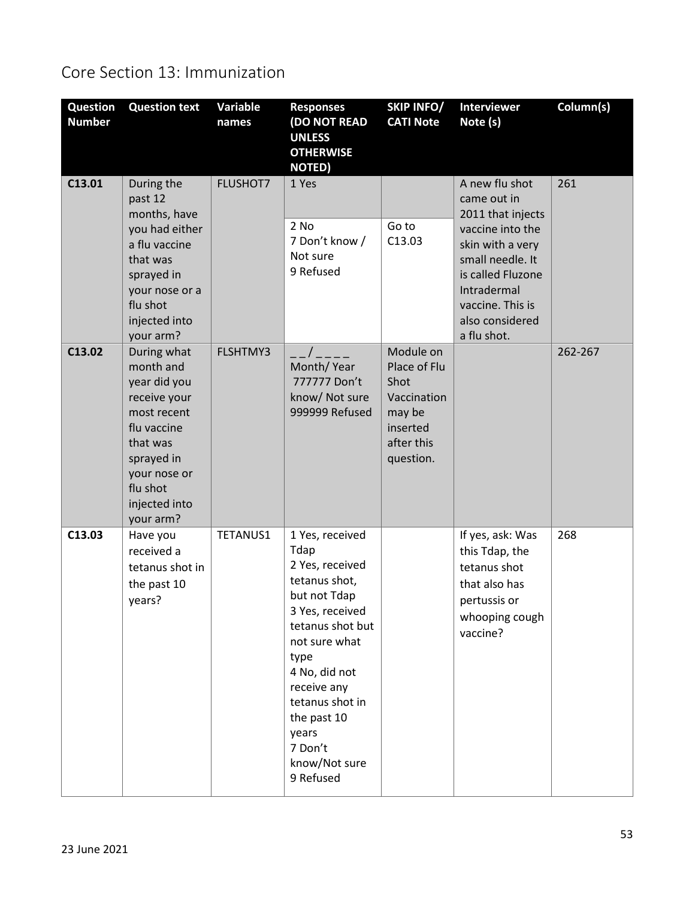# Core Section 13: Immunization

| Question Number | Question text | Variable names | Responses (DO NOT READ UNLESS OTHERWISE NOTED) | SKIP INFO/ CATI Note | Interviewer Note (s) | Column(s) |
|---|---|---|---|---|---|---|
| C13.01 | During the past 12 months, have you had either a flu vaccine that was sprayed in your nose or a flu shot injected into your arm? | FLUSHOT7 | 1 Yes | | A new flu shot came out in 2011 that injects vaccine into the skin with a very small needle. It is called Fluzone Intradermal vaccine. This is also considered a flu shot. | 261 |
| | | | 2 No<br>7 Don't know / Not sure<br>9 Refused | Go to C13.03 | | |
| C13.02 | During what month and year did you receive your most recent flu vaccine that was sprayed in your nose or flu shot injected into your arm? | FLSHTMY3 | _ _ / _ _ _ _<br>Month/ Year<br>777777 Don't know/ Not sure<br>999999 Refused | Module on Place of Flu Shot Vaccination may be inserted after this question. | | 262-267 |
| C13.03 | Have you received a tetanus shot in the past 10 years? | TETANUS1 | 1 Yes, received Tdap<br>2 Yes, received tetanus shot, but not Tdap<br>3 Yes, received tetanus shot but not sure what type<br>4 No, did not receive any tetanus shot in the past 10 years<br>7 Don't know/Not sure<br>9 Refused | | If yes, ask: Was this Tdap, the tetanus shot that also has pertussis or whooping cough vaccine? | 268 |

23 June 2021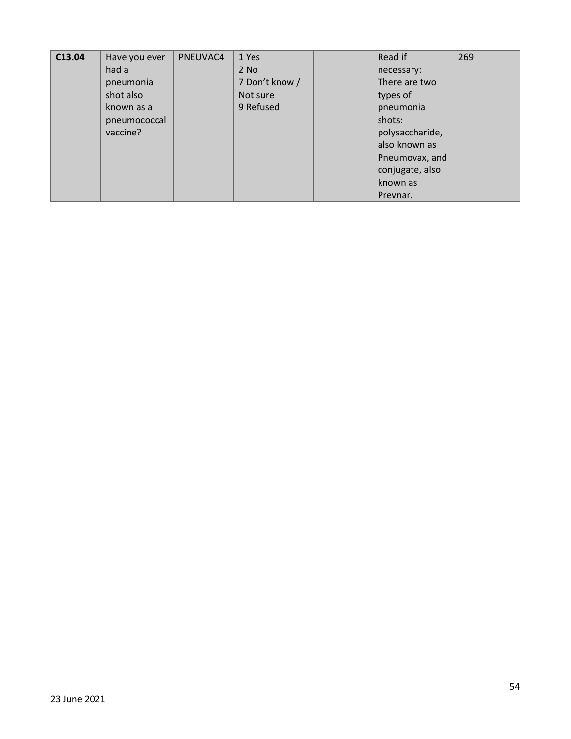| **C13.04** | Have you ever had a pneumonia shot also known as a pneumococcal vaccine? | PNEUVAC4 | 1 Yes<br>2 No<br>7 Don't know / Not sure<br>9 Refused | | Read if necessary: There are two types of pneumonia shots: polysaccharide, also known as Pneumovax, and conjugate, also known as Prevnar. | 269 |
|---|---|---|---|---|---|---|

23 June 2021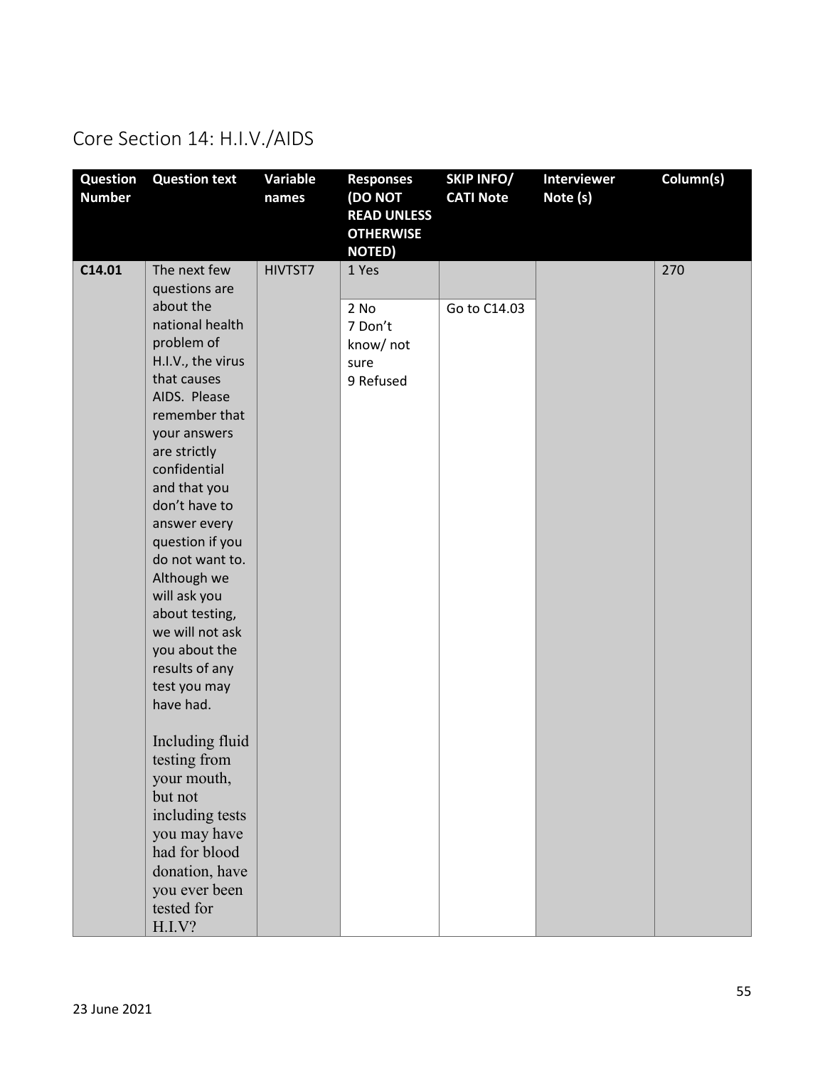## Core Section 14: H.I.V./AIDS

| Question Number | Question text | Variable names | Responses (DO NOT READ UNLESS OTHERWISE NOTED) | SKIP INFO/ CATI Note | Interviewer Note (s) | Column(s) |
|---|---|---|---|---|---|---|
| **C14.01** | The next few questions are about the national health problem of H.I.V., the virus that causes AIDS. Please remember that your answers are strictly confidential and that you don't have to answer every question if you do not want to. Although we will ask you about testing, we will not ask you about the results of any test you may have had.<br><br>Including fluid testing from your mouth, but not including tests you may have had for blood donation, have you ever been tested for H.I.V? | HIVTST7 | 1 Yes | | | 270 |
| | | | 2 No<br>7 Don't know/ not sure<br>9 Refused | Go to C14.03 | | |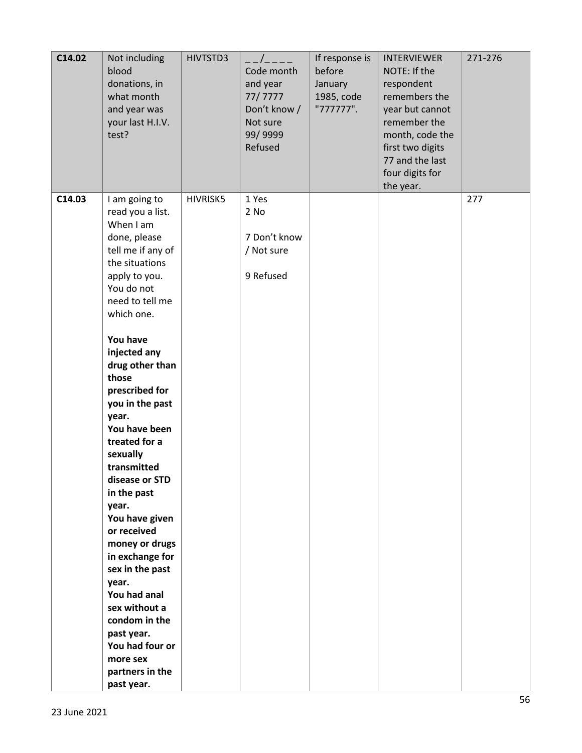| C14.02 | Not including blood donations, in what month and year was your last H.I.V. test? | HIVTSTD3 | _ _/_ _ _ _ Code month and year 77/ 7777 Don't know / Not sure 99/ 9999 Refused | If response is before January 1985, code "777777". | INTERVIEWER NOTE: If the respondent remembers the year but cannot remember the month, code the first two digits 77 and the last four digits for the year. | 271-276 |
|---|---|---|---|---|---|---|
| C14.03 | I am going to read you a list. When I am done, please tell me if any of the situations apply to you. You do not need to tell me which one.<br><br>**You have injected any drug other than those prescribed for you in the past year.**<br>**You have been treated for a sexually transmitted disease or STD in the past year.**<br>**You have given or received money or drugs in exchange for sex in the past year.**<br>**You had anal sex without a condom in the past year.**<br>**You had four or more sex partners in the past year.** | HIVRISK5 | 1 Yes<br>2 No<br><br>7 Don't know / Not sure<br><br>9 Refused | | | 277 |

23 June 2021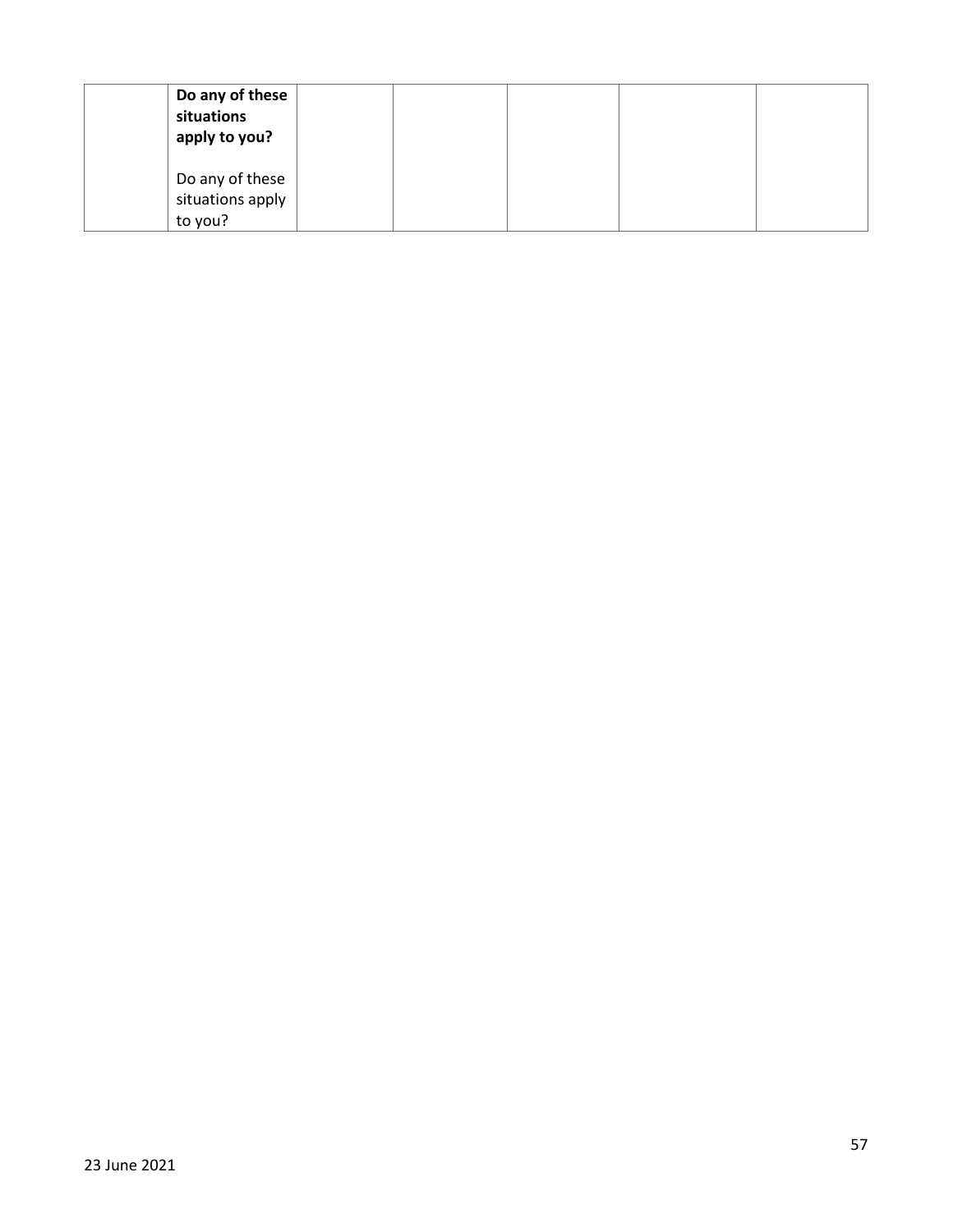|  | **Do any of these situations apply to you?**<br><br>Do any of these situations apply to you? |  |  |  |  |  |
|---|---|---|---|---|---|---|

23 June 2021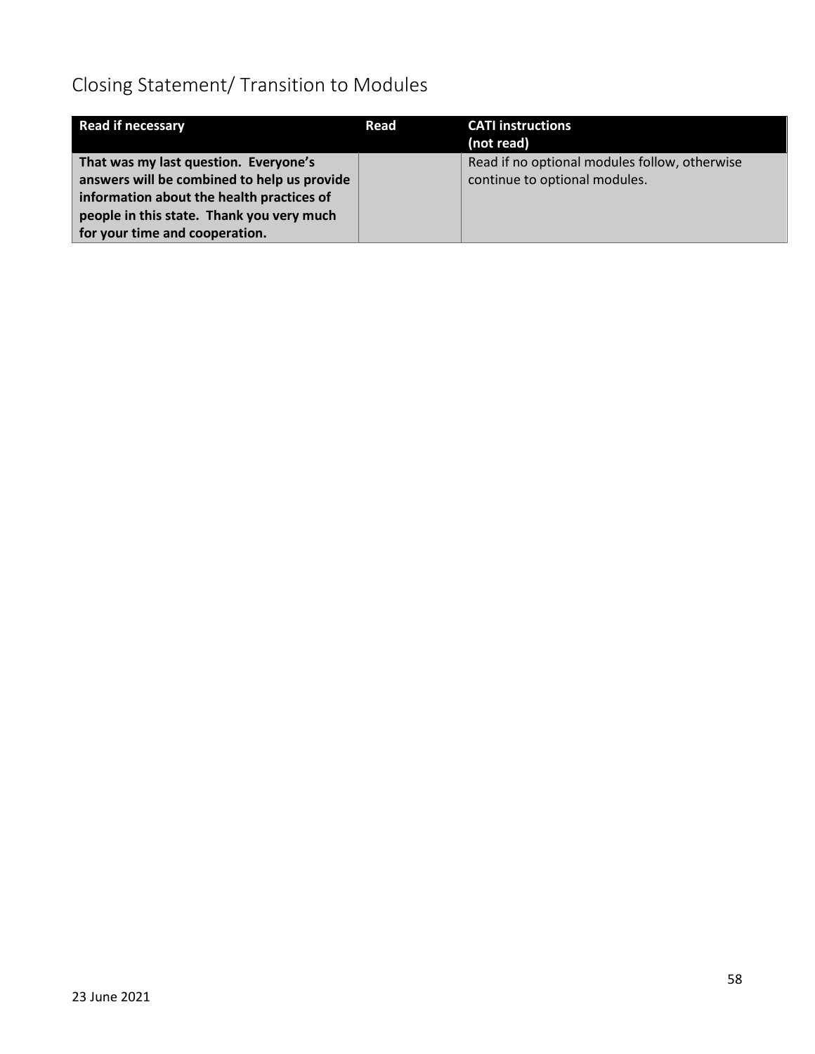## Closing Statement/ Transition to Modules

| Read if necessary | Read | CATI instructions (not read) |
| --- | --- | --- |
| **That was my last question. Everyone's answers will be combined to help us provide information about the health practices of people in this state. Thank you very much for your time and cooperation.** | | Read if no optional modules follow, otherwise continue to optional modules. |

23 June 2021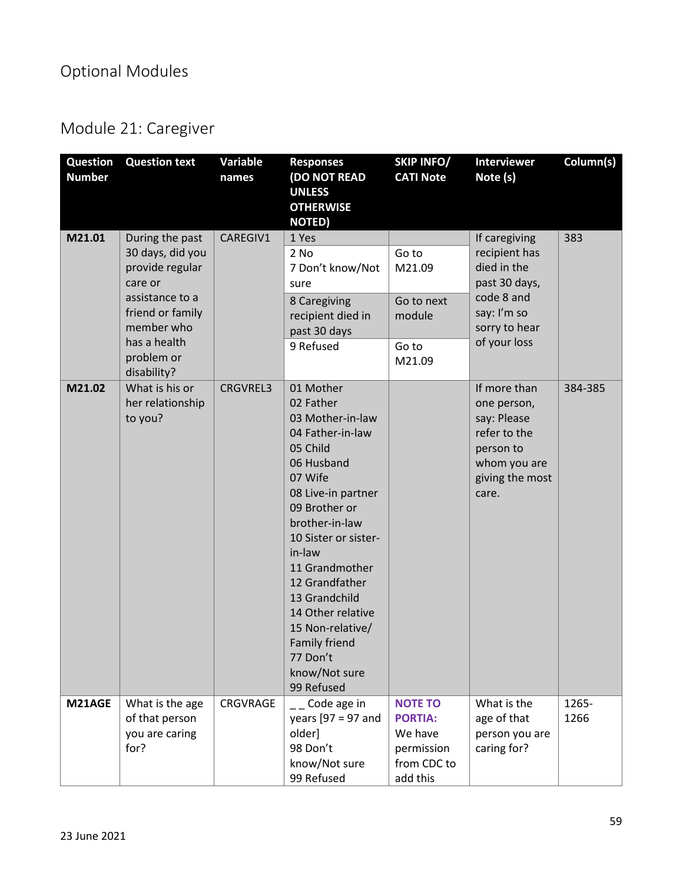# Optional Modules

## Module 21: Caregiver

| Question Number | Question text | Variable names | Responses (DO NOT READ UNLESS OTHERWISE NOTED) | SKIP INFO/ CATI Note | Interviewer Note (s) | Column(s) |
|---|---|---|---|---|---|---|
| **M21.01** | During the past 30 days, did you provide regular care or assistance to a friend or family member who has a health problem or disability? | CAREGIV1 | 1 Yes | | If caregiving recipient has died in the past 30 days, code 8 and say: I'm so sorry to hear of your loss | 383 |
| | | | 2 No<br>7 Don't know/Not sure | Go to M21.09 | | |
| | | | 8 Caregiving recipient died in past 30 days | Go to next module | | |
| | | | 9 Refused | Go to M21.09 | | |
| **M21.02** | What is his or her relationship to you? | CRGVREL3 | 01 Mother<br>02 Father<br>03 Mother-in-law<br>04 Father-in-law<br>05 Child<br>06 Husband<br>07 Wife<br>08 Live-in partner<br>09 Brother or brother-in-law<br>10 Sister or sister-in-law<br>11 Grandmother<br>12 Grandfather<br>13 Grandchild<br>14 Other relative<br>15 Non-relative/ Family friend<br>77 Don't know/Not sure<br>99 Refused | | If more than one person, say: Please refer to the person to whom you are giving the most care. | 384-385 |
| **M21AGE** | What is the age of that person you are caring for? | CRGVRAGE | _ _ Code age in years [97 = 97 and older]<br>98 Don't know/Not sure<br>99 Refused | **NOTE TO PORTIA:** We have permission from CDC to add this | What is the age of that person you are caring for? | 1265-1266 |

23 June 2021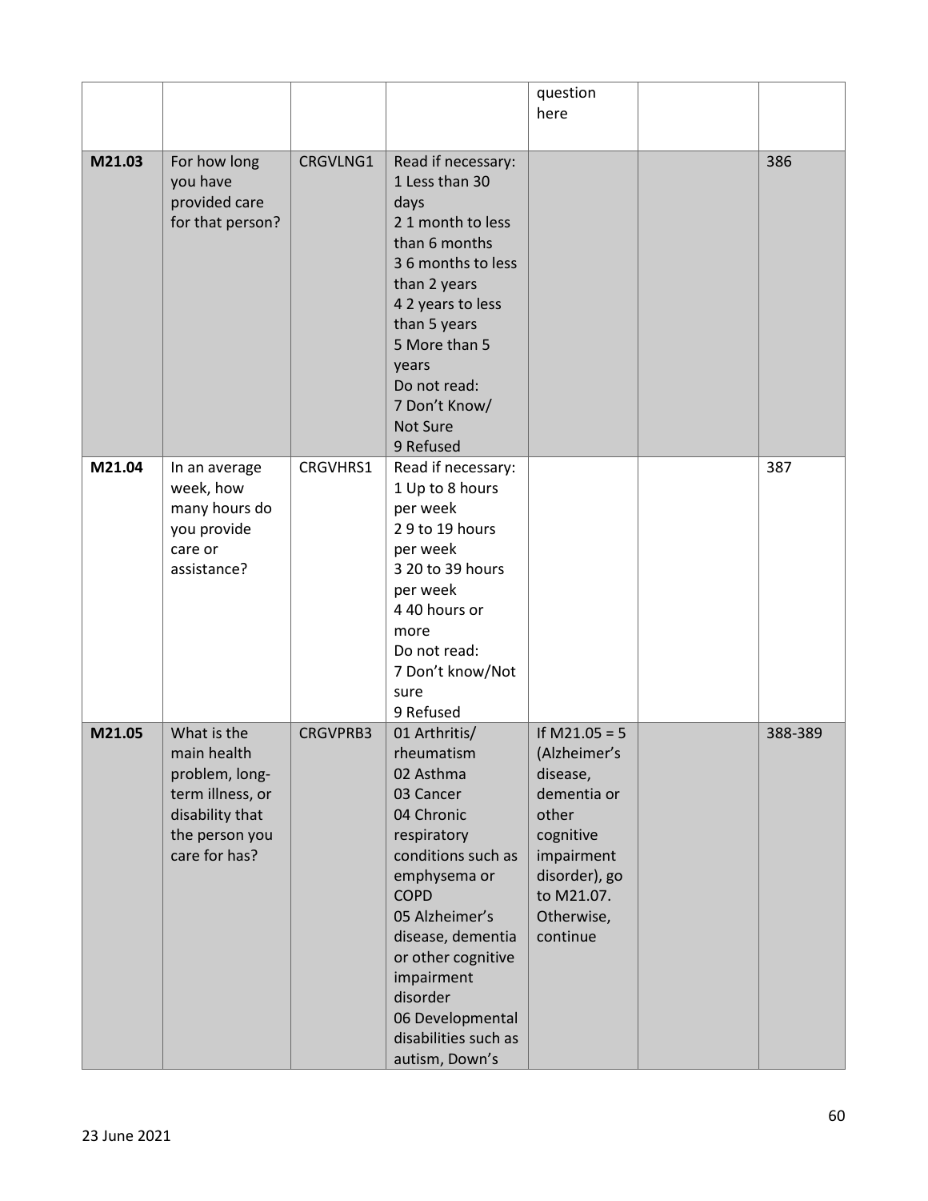| | | | | question here | | |
|---|---|---|---|---|---|---|
| M21.03 | For how long you have provided care for that person? | CRGVLNG1 | Read if necessary:<br>1 Less than 30 days<br>2 1 month to less than 6 months<br>3 6 months to less than 2 years<br>4 2 years to less than 5 years<br>5 More than 5 years<br>Do not read:<br>7 Don't Know/ Not Sure<br>9 Refused | | | 386 |
| M21.04 | In an average week, how many hours do you provide care or assistance? | CRGVHRS1 | Read if necessary:<br>1 Up to 8 hours per week<br>2 9 to 19 hours per week<br>3 20 to 39 hours per week<br>4 40 hours or more<br>Do not read:<br>7 Don't know/Not sure<br>9 Refused | | | 387 |
| M21.05 | What is the main health problem, long-term illness, or disability that the person you care for has? | CRGVPRB3 | 01 Arthritis/ rheumatism<br>02 Asthma<br>03 Cancer<br>04 Chronic respiratory conditions such as emphysema or COPD<br>05 Alzheimer's disease, dementia or other cognitive impairment disorder<br>06 Developmental disabilities such as autism, Down's | If M21.05 = 5 (Alzheimer's disease, dementia or other cognitive impairment disorder), go to M21.07. Otherwise, continue | | 388-389 |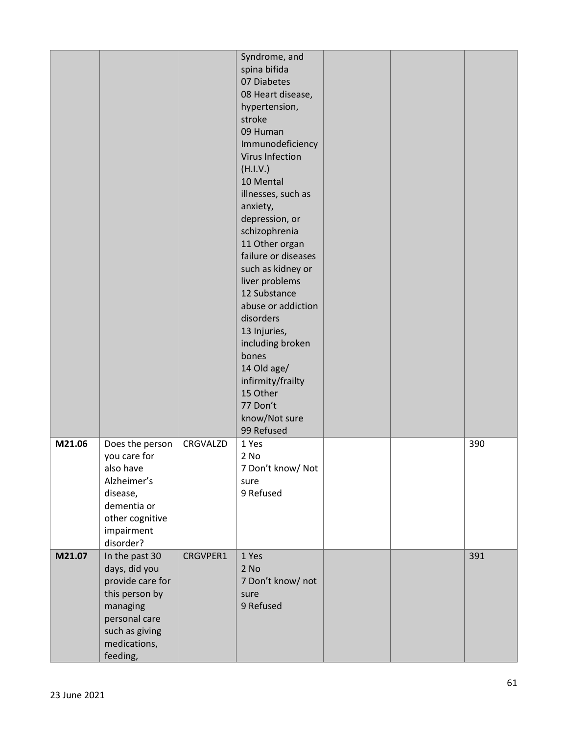| | | | | | | |
|---|---|---|---|---|---|---|
| | | | Syndrome, and spina bifida<br>07 Diabetes<br>08 Heart disease, hypertension, stroke<br>09 Human Immunodeficiency Virus Infection (H.I.V.)<br>10 Mental illnesses, such as anxiety, depression, or schizophrenia<br>11 Other organ failure or diseases such as kidney or liver problems<br>12 Substance abuse or addiction disorders<br>13 Injuries, including broken bones<br>14 Old age/ infirmity/frailty<br>15 Other<br>77 Don't know/Not sure<br>99 Refused | | | |
| **M21.06** | Does the person you care for also have Alzheimer's disease, dementia or other cognitive impairment disorder? | CRGVALZD | 1 Yes<br>2 No<br>7 Don't know/ Not sure<br>9 Refused | | | 390 |
| **M21.07** | In the past 30 days, did you provide care for this person by managing personal care such as giving medications, feeding, | CRGVPER1 | 1 Yes<br>2 No<br>7 Don't know/ not sure<br>9 Refused | | | 391 |

23 June 2021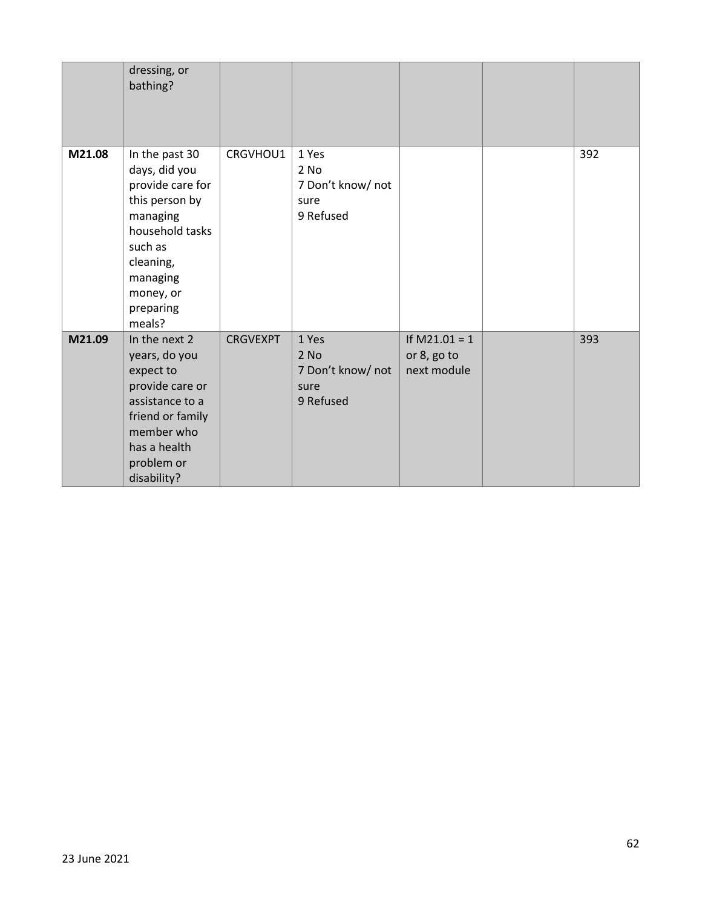| | | | | | | |
|---|---|---|---|---|---|---|
| | dressing, or bathing? | | | | | |
| **M21.08** | In the past 30 days, did you provide care for this person by managing household tasks such as cleaning, managing money, or preparing meals? | CRGVHOU1 | 1 Yes<br>2 No<br>7 Don't know/ not sure<br>9 Refused | | | 392 |
| **M21.09** | In the next 2 years, do you expect to provide care or assistance to a friend or family member who has a health problem or disability? | CRGVEXPT | 1 Yes<br>2 No<br>7 Don't know/ not sure<br>9 Refused | If M21.01 = 1 or 8, go to next module | | 393 |

23 June 2021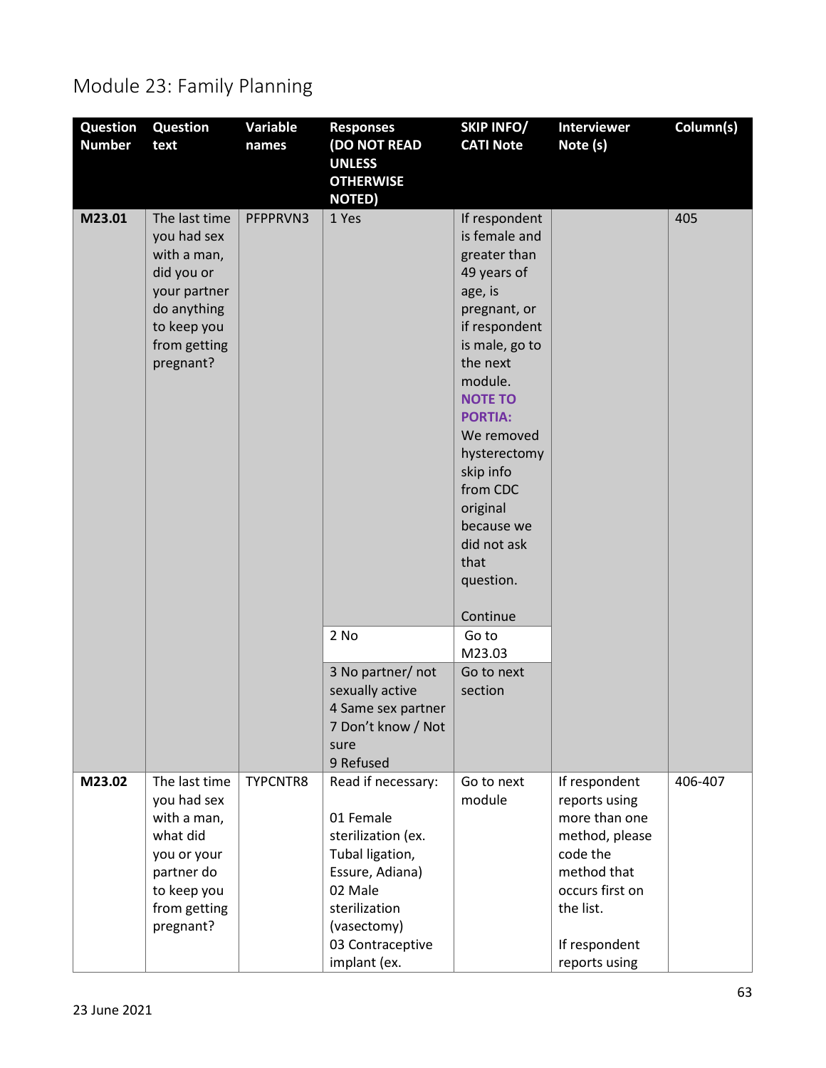## Module 23: Family Planning

| Question Number | Question text | Variable names | Responses (DO NOT READ UNLESS OTHERWISE NOTED) | SKIP INFO/ CATI Note | Interviewer Note (s) | Column(s) |
|---|---|---|---|---|---|---|
| M23.01 | The last time you had sex with a man, did you or your partner do anything to keep you from getting pregnant? | PFPPRVN3 | 1 Yes | If respondent is female and greater than 49 years of age, is pregnant, or if respondent is male, go to the next module. **NOTE TO PORTIA:** We removed hysterectomy skip info from CDC original because we did not ask that question.<br><br>Continue | | 405 |
| | | | 2 No | Go to M23.03 | | |
| | | | 3 No partner/ not sexually active<br>4 Same sex partner<br>7 Don't know / Not sure<br>9 Refused | Go to next section | | |
| M23.02 | The last time you had sex with a man, what did you or your partner do to keep you from getting pregnant? | TYPCNTR8 | Read if necessary:<br><br>01 Female sterilization (ex. Tubal ligation, Essure, Adiana)<br>02 Male sterilization (vasectomy)<br>03 Contraceptive implant (ex. | Go to next module | If respondent reports using more than one method, please code the method that occurs first on the list.<br><br>If respondent reports using | 406-407 |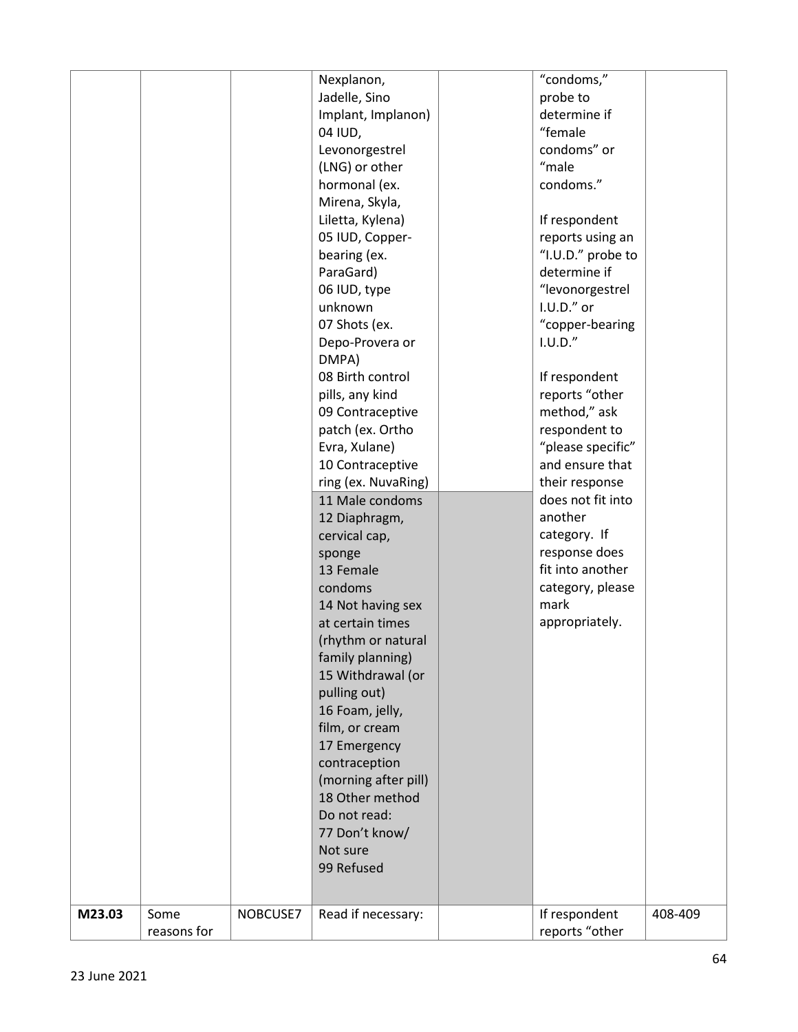| | | | | | | |
|---|---|---|---|---|---|---|
| | | | Nexplanon, Jadelle, Sino Implant, Implanon)<br>04 IUD, Levonorgestrel (LNG) or other hormonal (ex. Mirena, Skyla, Liletta, Kylena)<br>05 IUD, Copper-bearing (ex. ParaGard)<br>06 IUD, type unknown<br>07 Shots (ex. Depo-Provera or DMPA)<br>08 Birth control pills, any kind<br>09 Contraceptive patch (ex. Ortho Evra, Xulane)<br>10 Contraceptive ring (ex. NuvaRing)<br>11 Male condoms<br>12 Diaphragm, cervical cap, sponge<br>13 Female condoms<br>14 Not having sex at certain times (rhythm or natural family planning)<br>15 Withdrawal (or pulling out)<br>16 Foam, jelly, film, or cream<br>17 Emergency contraception (morning after pill)<br>18 Other method<br>Do not read:<br>77 Don't know/ Not sure<br>99 Refused | | "condoms," probe to determine if "female condoms" or "male condoms."<br><br>If respondent reports using an "I.U.D." probe to determine if "levonorgestrel I.U.D." or "copper-bearing I.U.D."<br><br>If respondent reports "other method," ask respondent to "please specific" and ensure that their response does not fit into another category. If response does fit into another category, please mark appropriately. | |
| **M23.03** | Some reasons for | NOBCUSE7 | Read if necessary: | | If respondent reports "other | 408-409 |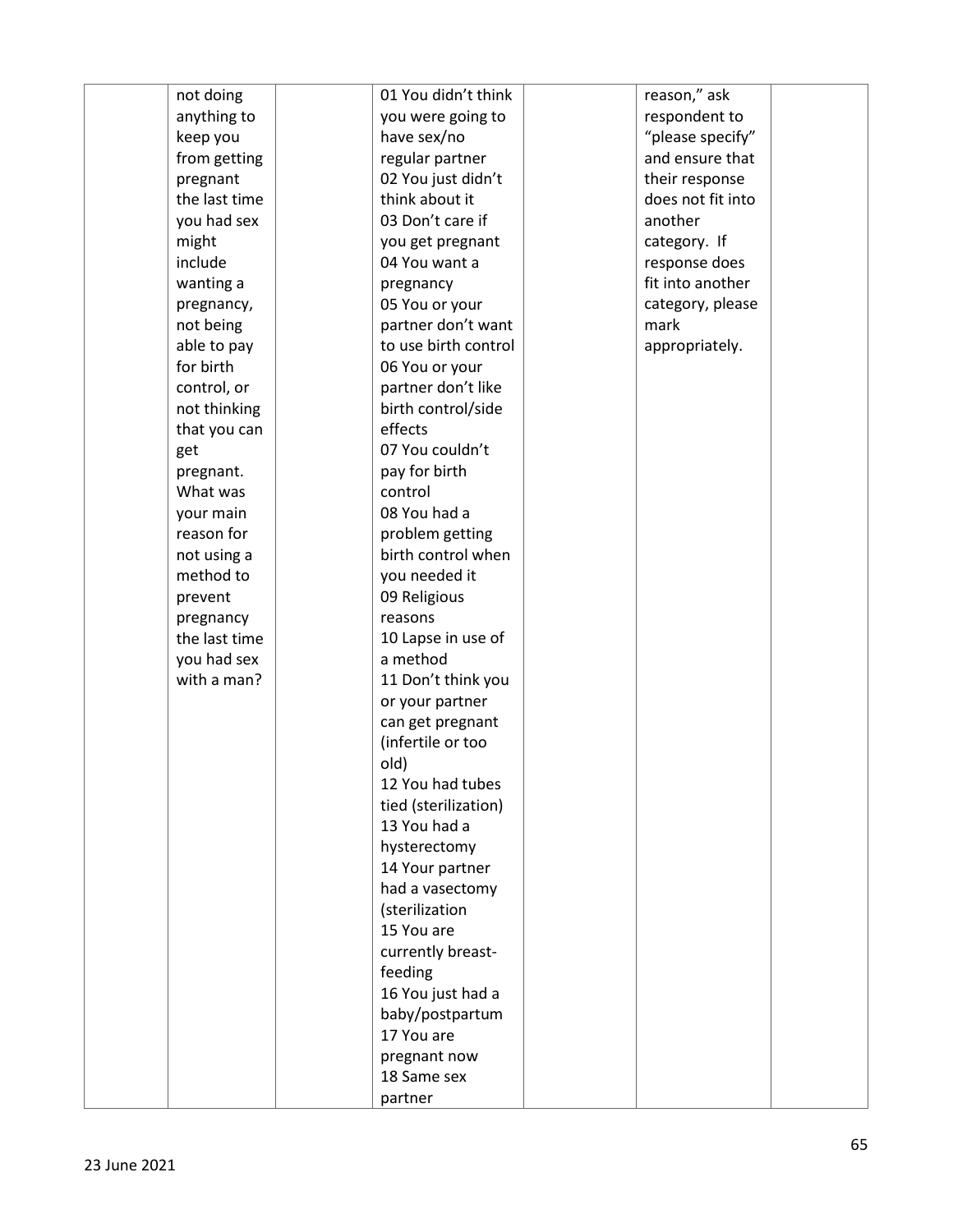|  | not doing anything to keep you from getting pregnant the last time you had sex might include wanting a pregnancy, not being able to pay for birth control, or not thinking that you can get pregnant. What was your main reason for not using a method to prevent pregnancy the last time you had sex with a man? |  | 01 You didn't think you were going to have sex/no regular partner<br>02 You just didn't think about it<br>03 Don't care if you get pregnant<br>04 You want a pregnancy<br>05 You or your partner don't want to use birth control<br>06 You or your partner don't like birth control/side effects<br>07 You couldn't pay for birth control<br>08 You had a problem getting birth control when you needed it<br>09 Religious reasons<br>10 Lapse in use of a method<br>11 Don't think you or your partner can get pregnant (infertile or too old)<br>12 You had tubes tied (sterilization)<br>13 You had a hysterectomy<br>14 Your partner had a vasectomy (sterilization<br>15 You are currently breast-feeding<br>16 You just had a baby/postpartum<br>17 You are pregnant now<br>18 Same sex partner |  | reason," ask respondent to "please specify" and ensure that their response does not fit into another category. If response does fit into another category, please mark appropriately. |  |
|---|---|---|---|---|---|---|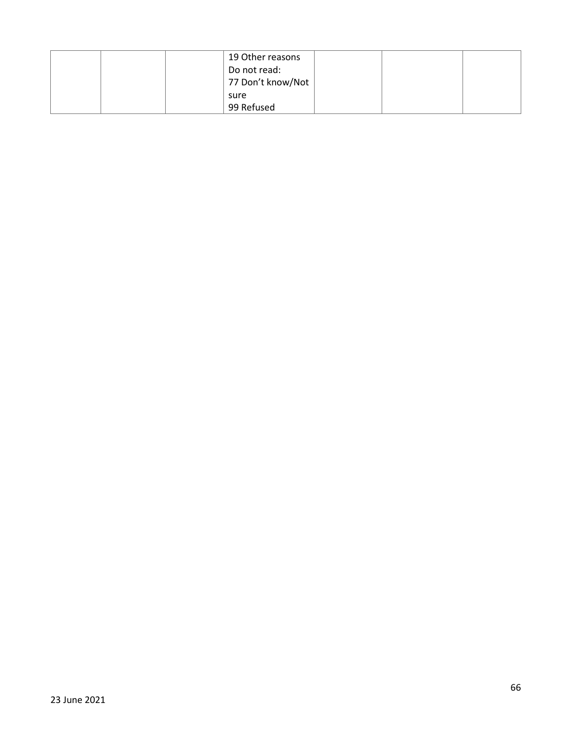| | | | | | | |
|---|---|---|---|---|---|---|
| | | | 19 Other reasons<br>Do not read:<br>77 Don't know/Not sure<br>99 Refused | | | |

23 June 2021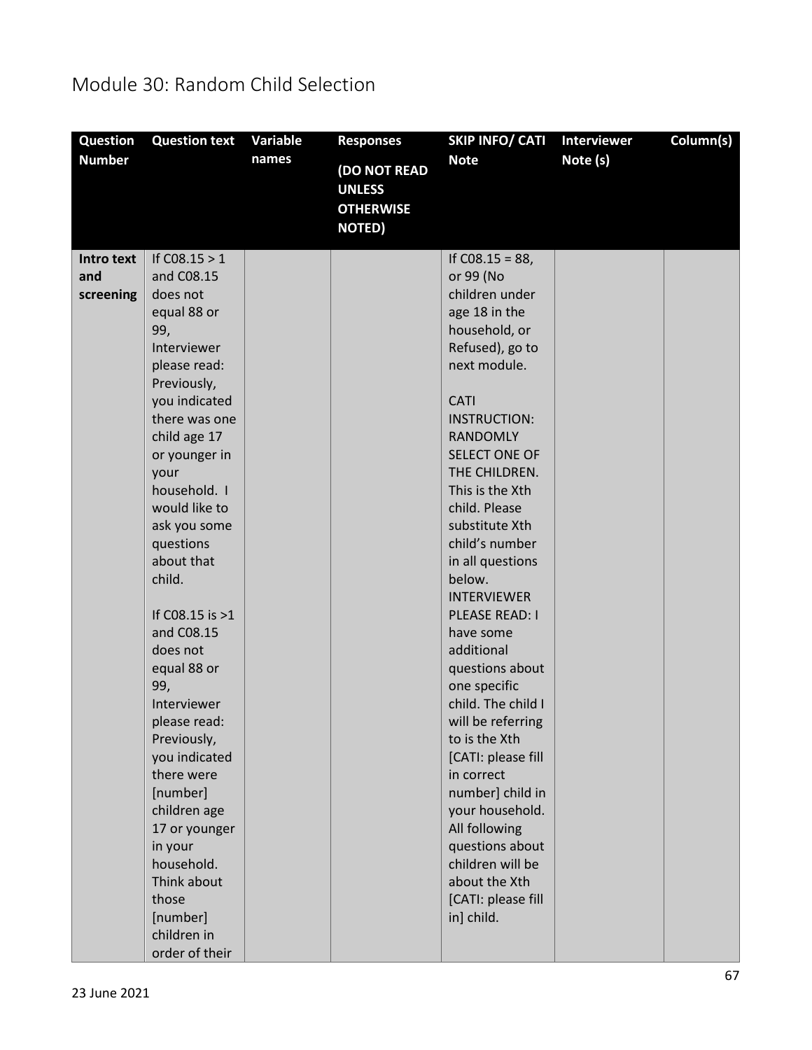# Module 30: Random Child Selection

| Question Number | Question text | Variable names | Responses (DO NOT READ UNLESS OTHERWISE NOTED) | SKIP INFO/ CATI Note | Interviewer Note (s) | Column(s) |
|---|---|---|---|---|---|---|
| Intro text and screening | If C08.15 > 1 and C08.15 does not equal 88 or 99, Interviewer please read: Previously, you indicated there was one child age 17 or younger in your household. I would like to ask you some questions about that child.<br><br>If C08.15 is >1 and C08.15 does not equal 88 or 99, Interviewer please read: Previously, you indicated there were [number] children age 17 or younger in your household. Think about those [number] children in order of their | | | If C08.15 = 88, or 99 (No children under age 18 in the household, or Refused), go to next module.<br><br>CATI INSTRUCTION: RANDOMLY SELECT ONE OF THE CHILDREN. This is the Xth child. Please substitute Xth child's number in all questions below. INTERVIEWER PLEASE READ: I have some additional questions about one specific child. The child I will be referring to is the Xth [CATI: please fill in correct number] child in your household. All following questions about children will be about the Xth [CATI: please fill in] child. | | |

23 June 2021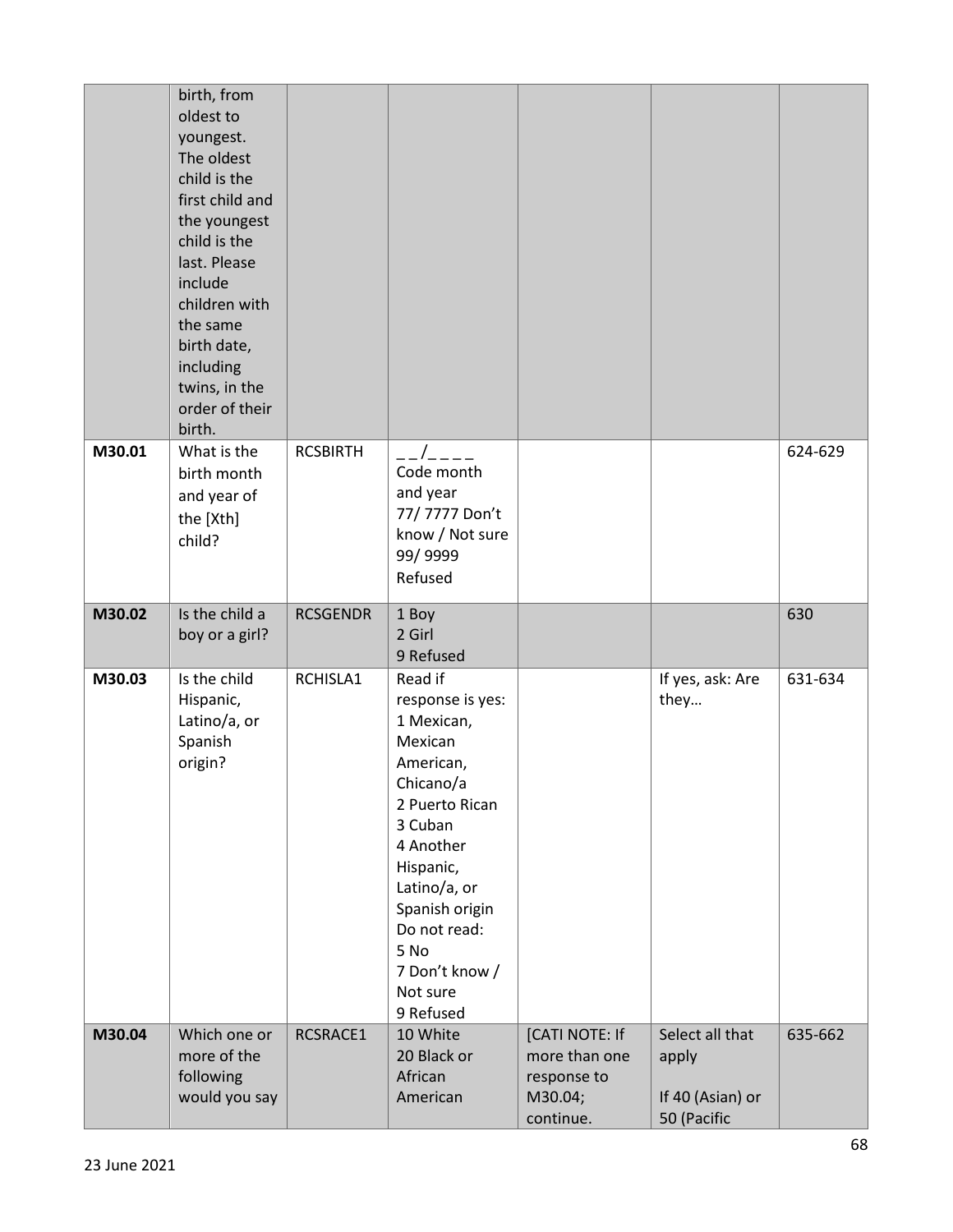| | | | | | | |
|---|---|---|---|---|---|---|
| | birth, from oldest to youngest. The oldest child is the first child and the youngest child is the last. Please include children with the same birth date, including twins, in the order of their birth. | | | | | |
| M30.01 | What is the birth month and year of the [Xth] child? | RCSBIRTH | _ _/_ _ _ _<br>Code month and year<br>77/ 7777 Don't know / Not sure<br>99/ 9999 Refused | | | 624-629 |
| M30.02 | Is the child a boy or a girl? | RCSGENDR | 1 Boy<br>2 Girl<br>9 Refused | | | 630 |
| M30.03 | Is the child Hispanic, Latino/a, or Spanish origin? | RCHISLA1 | Read if response is yes:<br>1 Mexican, Mexican American, Chicano/a<br>2 Puerto Rican<br>3 Cuban<br>4 Another Hispanic, Latino/a, or Spanish origin<br>Do not read:<br>5 No<br>7 Don't know / Not sure<br>9 Refused | | If yes, ask: Are they… | 631-634 |
| M30.04 | Which one or more of the following would you say | RCSRACE1 | 10 White<br>20 Black or African American | [CATI NOTE: If more than one response to M30.04; continue. | Select all that apply<br><br>If 40 (Asian) or 50 (Pacific | 635-662 |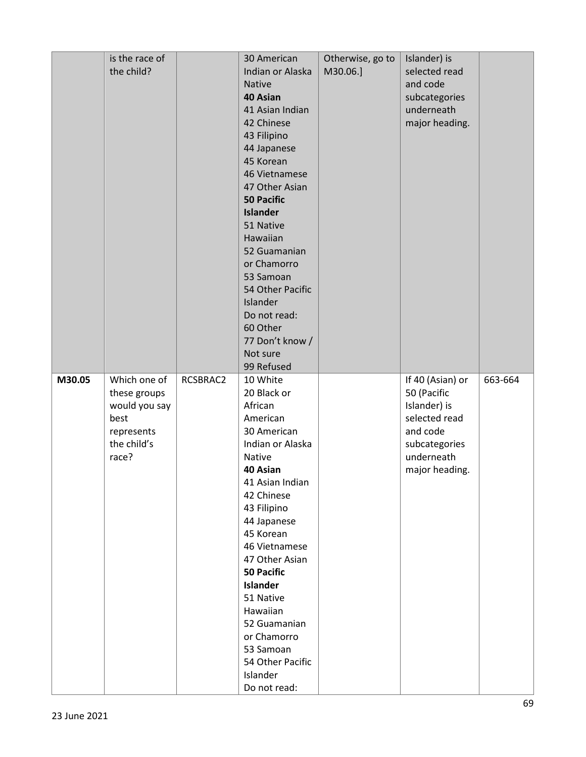|  |  |  |  |  |  |  |
|---|---|---|---|---|---|---|
|  | is the race of the child? |  | 30 American Indian or Alaska Native<br>**40 Asian**<br>41 Asian Indian<br>42 Chinese<br>43 Filipino<br>44 Japanese<br>45 Korean<br>46 Vietnamese<br>47 Other Asian<br>**50 Pacific Islander**<br>51 Native Hawaiian<br>52 Guamanian or Chamorro<br>53 Samoan<br>54 Other Pacific Islander<br>Do not read:<br>60 Other<br>77 Don't know / Not sure<br>99 Refused | Otherwise, go to M30.06.] | Islander) is selected read and code subcategories underneath major heading. |  |
| **M30.05** | Which one of these groups would you say best represents the child's race? | RCSBRAC2 | 10 White<br>20 Black or African American<br>30 American Indian or Alaska Native<br>**40 Asian**<br>41 Asian Indian<br>42 Chinese<br>43 Filipino<br>44 Japanese<br>45 Korean<br>46 Vietnamese<br>47 Other Asian<br>**50 Pacific Islander**<br>51 Native Hawaiian<br>52 Guamanian or Chamorro<br>53 Samoan<br>54 Other Pacific Islander<br>Do not read: |  | If 40 (Asian) or 50 (Pacific Islander) is selected read and code subcategories underneath major heading. | 663-664 |

23 June 2021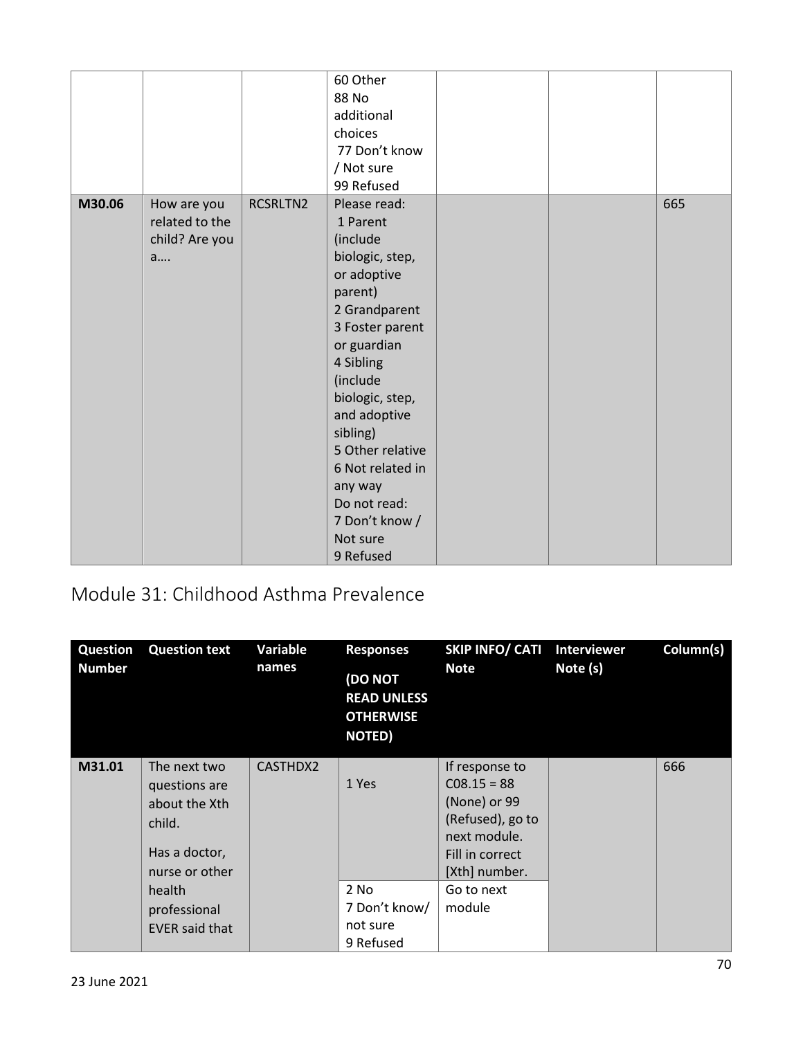| | | | 60 Other<br>88 No additional choices<br>77 Don't know / Not sure<br>99 Refused | | | |
|---|---|---|---|---|---|---|
| **M30.06** | How are you related to the child? Are you a…. | RCSRLTN2 | Please read:<br>1 Parent (include biologic, step, or adoptive parent)<br>2 Grandparent<br>3 Foster parent or guardian<br>4 Sibling (include biologic, step, and adoptive sibling)<br>5 Other relative<br>6 Not related in any way<br>Do not read:<br>7 Don't know / Not sure<br>9 Refused | | | 665 |

## Module 31: Childhood Asthma Prevalence

| Question Number | Question text | Variable names | Responses (DO NOT READ UNLESS OTHERWISE NOTED) | SKIP INFO/ CATI Note | Interviewer Note (s) | Column(s) |
|---|---|---|---|---|---|---|
| **M31.01** | The next two questions are about the Xth child.<br><br>Has a doctor, nurse or other health professional EVER said that | CASTHDX2 | 1 Yes | If response to C08.15 = 88 (None) or 99 (Refused), go to next module. Fill in correct [Xth] number. | | 666 |
| | | | 2 No<br>7 Don't know/ not sure<br>9 Refused | Go to next module | | |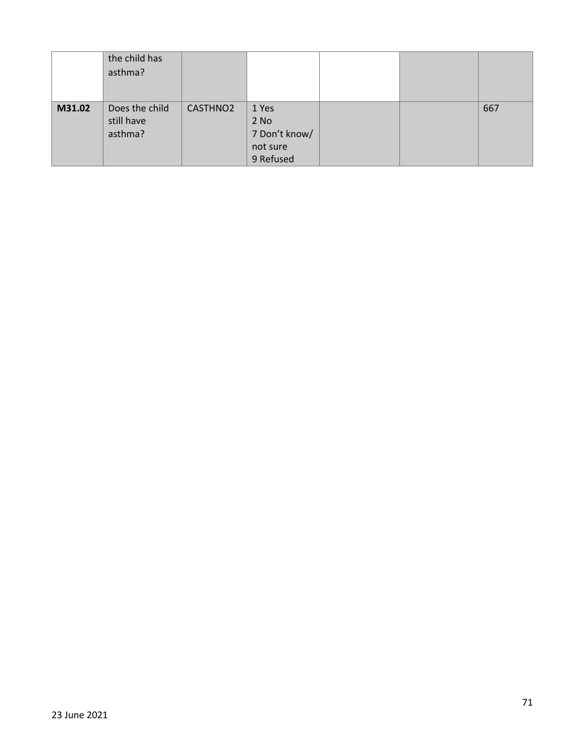| | | | | | | |
|---|---|---|---|---|---|---|
| | the child has asthma? | | | | | |
| **M31.02** | Does the child still have asthma? | CASTHNO2 | 1 Yes<br>2 No<br>7 Don’t know/ not sure<br>9 Refused | | | 667 |

23 June 2021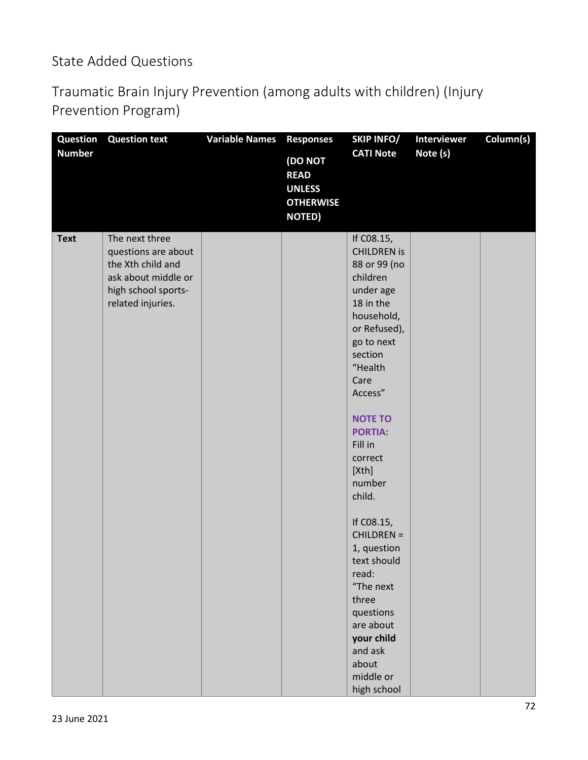# State Added Questions

## Traumatic Brain Injury Prevention (among adults with children) (Injury Prevention Program)

| Question Number | Question text | Variable Names | Responses (DO NOT READ UNLESS OTHERWISE NOTED) | SKIP INFO/ CATI Note | Interviewer Note (s) | Column(s) |
|---|---|---|---|---|---|---|
| **Text** | The next three questions are about the Xth child and ask about middle or high school sports-related injuries. | | | If C08.15, CHILDREN is 88 or 99 (no children under age 18 in the household, or Refused), go to next section "Health Care Access"<br><br>**NOTE TO PORTIA:** Fill in correct [Xth] number child.<br><br>If C08.15, CHILDREN = 1, question text should read: "The next three questions are about **your child** and ask about middle or high school | | |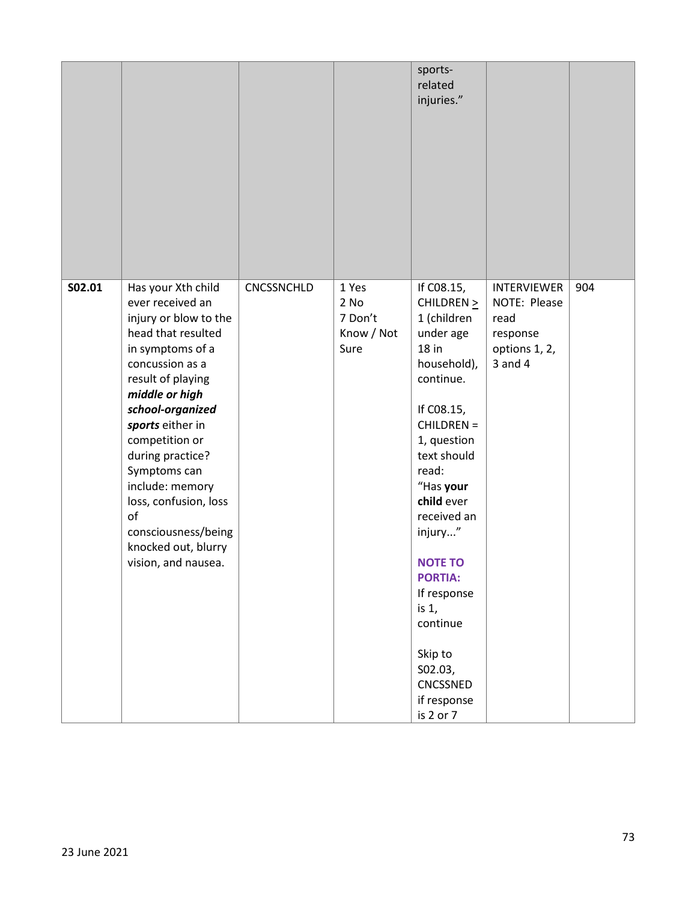| | | | | sports-related injuries." | | |
|---|---|---|---|---|---|---|
| S02.01 | Has your Xth child ever received an injury or blow to the head that resulted in symptoms of a concussion as a result of playing ***middle or high school-organized sports*** either in competition or during practice? Symptoms can include: memory loss, confusion, loss of consciousness/being knocked out, blurry vision, and nausea. | CNCSSNCHLD | 1 Yes<br>2 No<br>7 Don't Know / Not Sure | If C08.15, CHILDREN ≥ 1 (children under age 18 in household), continue.<br><br>If C08.15, CHILDREN = 1, question text should read: "Has **your child** ever received an injury..."<br><br>**NOTE TO PORTIA:** If response is 1, continue<br><br>Skip to S02.03, CNCSSNED if response is 2 or 7 | INTERVIEWER NOTE: Please read response options 1, 2, 3 and 4 | 904 |

23 June 2021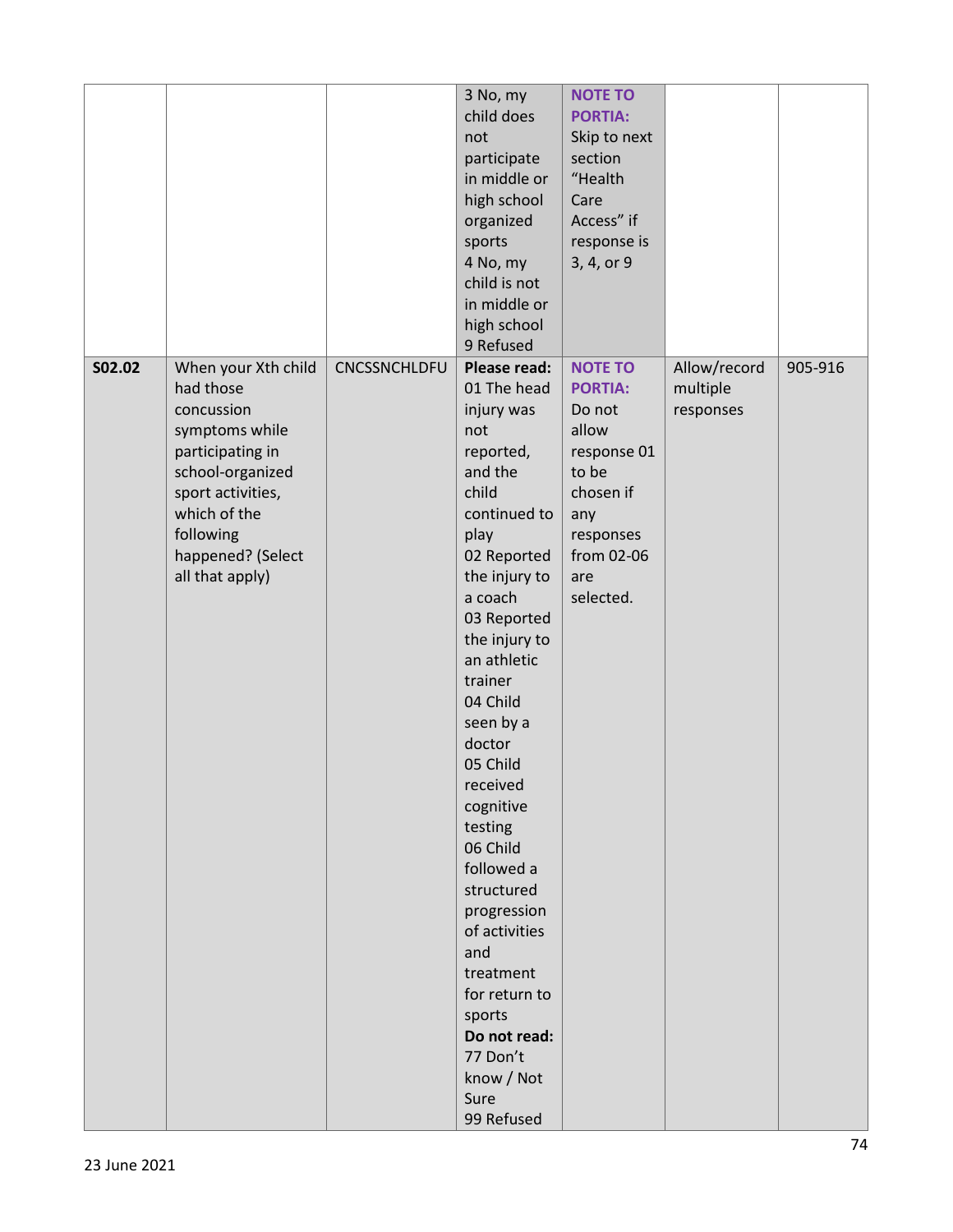| | | | | | | |
|---|---|---|---|---|---|---|
| | | | 3 No, my child does not participate in middle or high school organized sports<br>4 No, my child is not in middle or high school<br>9 Refused | **NOTE TO PORTIA:** Skip to next section "Health Care Access" if response is 3, 4, or 9 | | |
| **S02.02** | When your Xth child had those concussion symptoms while participating in school-organized sport activities, which of the following happened? (Select all that apply) | CNCSSNCHLDFU | **Please read:**<br>01 The head injury was not reported, and the child continued to play<br>02 Reported the injury to a coach<br>03 Reported the injury to an athletic trainer<br>04 Child seen by a doctor<br>05 Child received cognitive testing<br>06 Child followed a structured progression of activities and treatment for return to sports<br>**Do not read:**<br>77 Don't know / Not Sure<br>99 Refused | **NOTE TO PORTIA:** Do not allow response 01 to be chosen if any responses from 02-06 are selected. | Allow/record multiple responses | 905-916 |

23 June 2021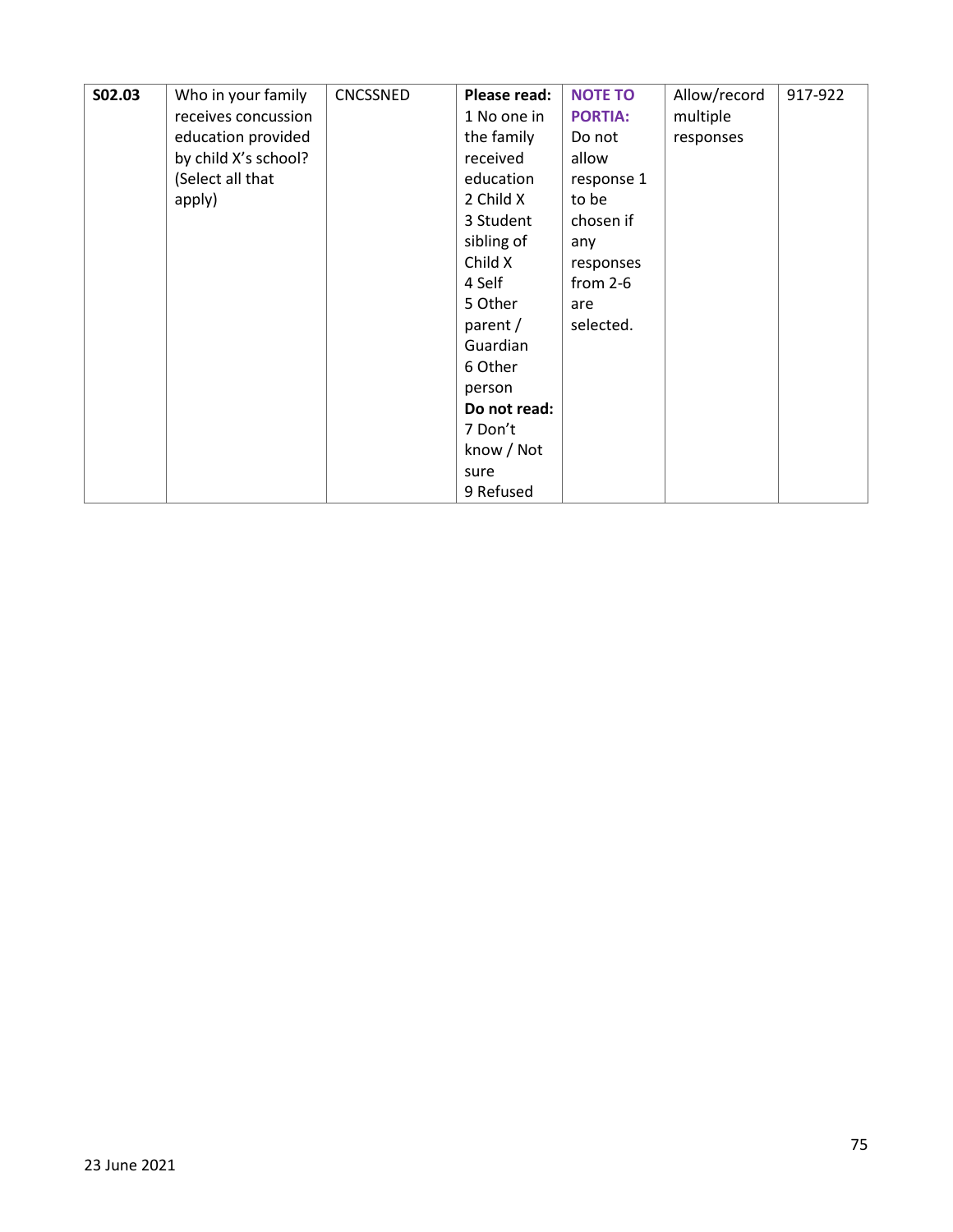| S02.03 | Who in your family receives concussion education provided by child X's school? (Select all that apply) | CNCSSNED | **Please read:**<br>1 No one in the family received education<br>2 Child X<br>3 Student sibling of Child X<br>4 Self<br>5 Other parent / Guardian<br>6 Other person<br>**Do not read:**<br>7 Don't know / Not sure<br>9 Refused | **NOTE TO PORTIA:** Do not allow response 1 to be chosen if any responses from 2-6 are selected. | Allow/record multiple responses | 917-922 |
|---|---|---|---|---|---|---|

23 June 2021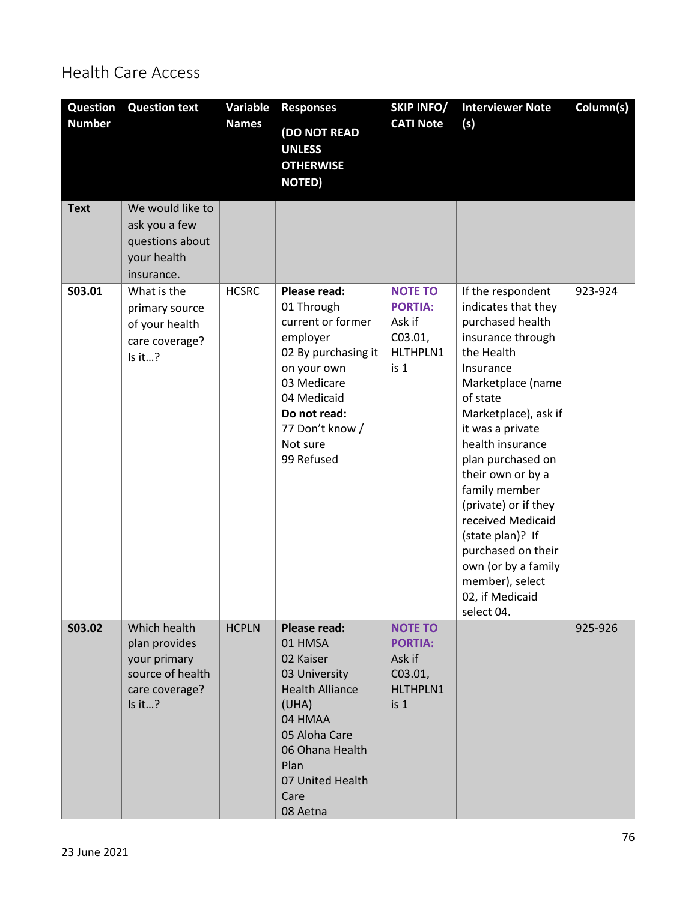## Health Care Access

| Question Number | Question text | Variable Names | Responses (DO NOT READ UNLESS OTHERWISE NOTED) | SKIP INFO/ CATI Note | Interviewer Note (s) | Column(s) |
|---|---|---|---|---|---|---|
| **Text** | We would like to ask you a few questions about your health insurance. | | | | | |
| **S03.01** | What is the primary source of your health care coverage? Is it…? | HCSRC | **Please read:**<br>01 Through current or former employer<br>02 By purchasing it on your own<br>03 Medicare<br>04 Medicaid<br>**Do not read:**<br>77 Don't know / Not sure<br>99 Refused | **NOTE TO PORTIA:** Ask if C03.01, HLTHPLN1 is 1 | If the respondent indicates that they purchased health insurance through the Health Insurance Marketplace (name of state Marketplace), ask if it was a private health insurance plan purchased on their own or by a family member (private) or if they received Medicaid (state plan)? If purchased on their own (or by a family member), select 02, if Medicaid select 04. | 923-924 |
| **S03.02** | Which health plan provides your primary source of health care coverage? Is it…? | HCPLN | **Please read:**<br>01 HMSA<br>02 Kaiser<br>03 University Health Alliance (UHA)<br>04 HMAA<br>05 Aloha Care<br>06 Ohana Health Plan<br>07 United Health Care<br>08 Aetna | **NOTE TO PORTIA:** Ask if C03.01, HLTHPLN1 is 1 | | 925-926 |

23 June 2021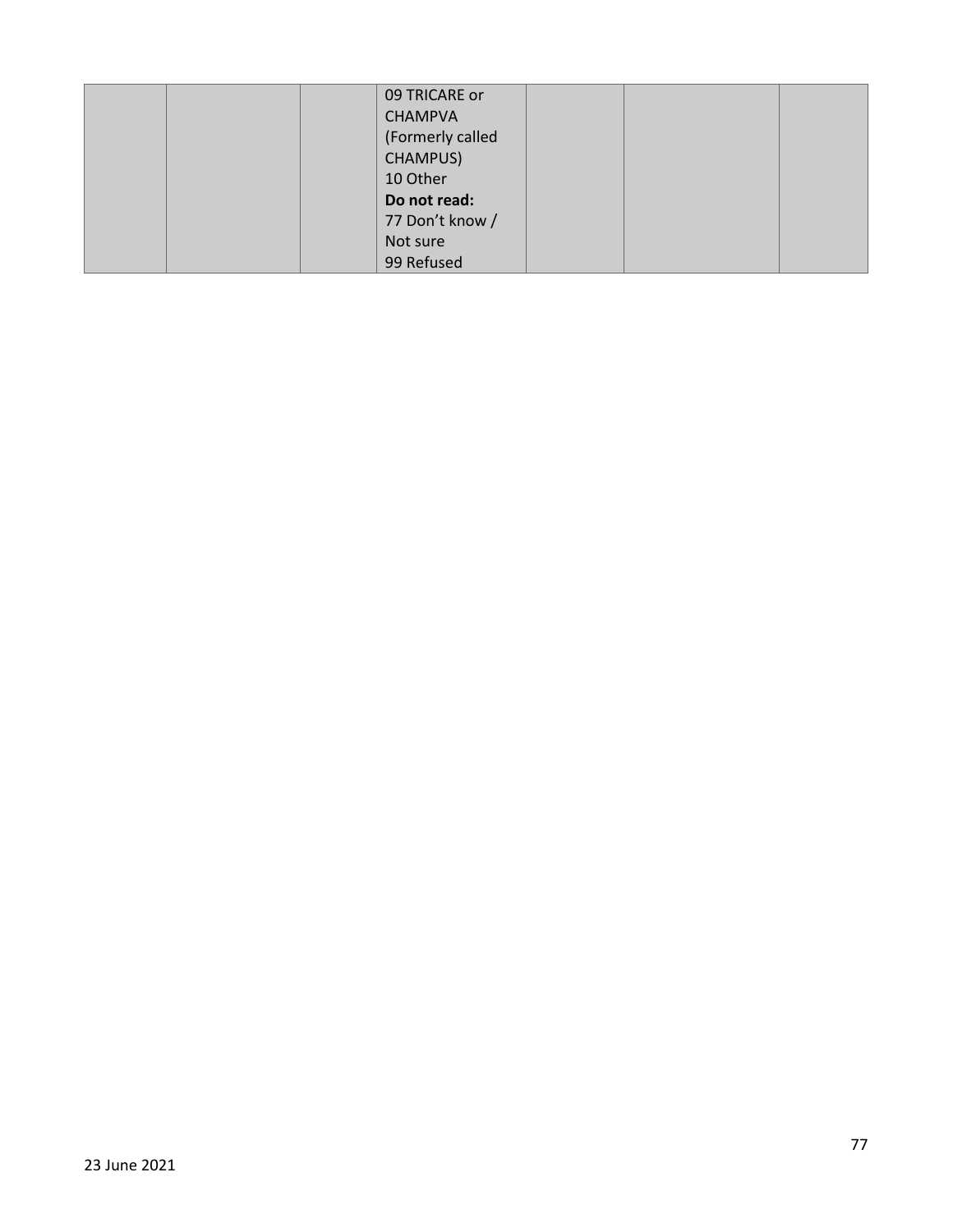| | | | 09 TRICARE or CHAMPVA (Formerly called CHAMPUS)<br>10 Other<br>**Do not read:**<br>77 Don't know / Not sure<br>99 Refused | | | |
|---|---|---|---|---|---|---|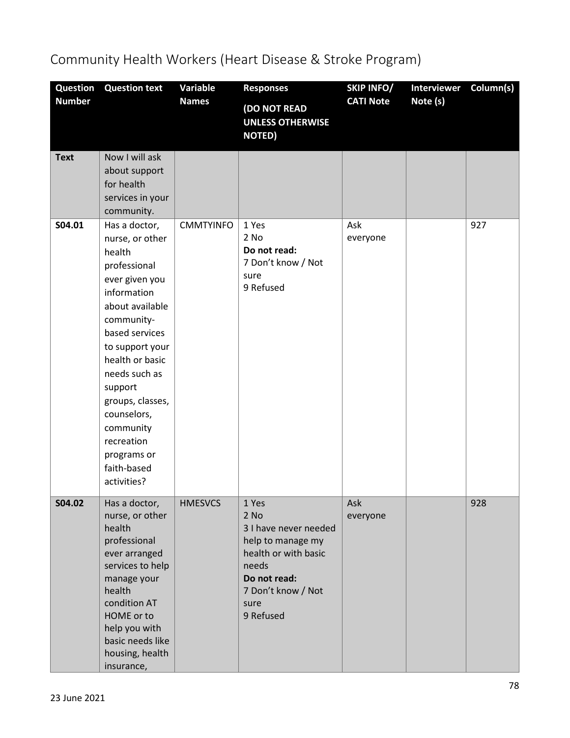# Community Health Workers (Heart Disease & Stroke Program)

| Question Number | Question text | Variable Names | Responses (DO NOT READ UNLESS OTHERWISE NOTED) | SKIP INFO/ CATI Note | Interviewer Note (s) | Column(s) |
|---|---|---|---|---|---|---|
| **Text** | Now I will ask about support for health services in your community. | | | | | |
| **S04.01** | Has a doctor, nurse, or other health professional ever given you information about available community-based services to support your health or basic needs such as support groups, classes, counselors, community recreation programs or faith-based activities? | CMMTYINFO | 1 Yes<br>2 No<br>**Do not read:**<br>7 Don't know / Not sure<br>9 Refused | Ask everyone | | 927 |
| **S04.02** | Has a doctor, nurse, or other health professional ever arranged services to help manage your health condition AT HOME or to help you with basic needs like housing, health insurance, | HMESVCS | 1 Yes<br>2 No<br>3 I have never needed help to manage my health or with basic needs<br>**Do not read:**<br>7 Don't know / Not sure<br>9 Refused | Ask everyone | | 928 |

23 June 2021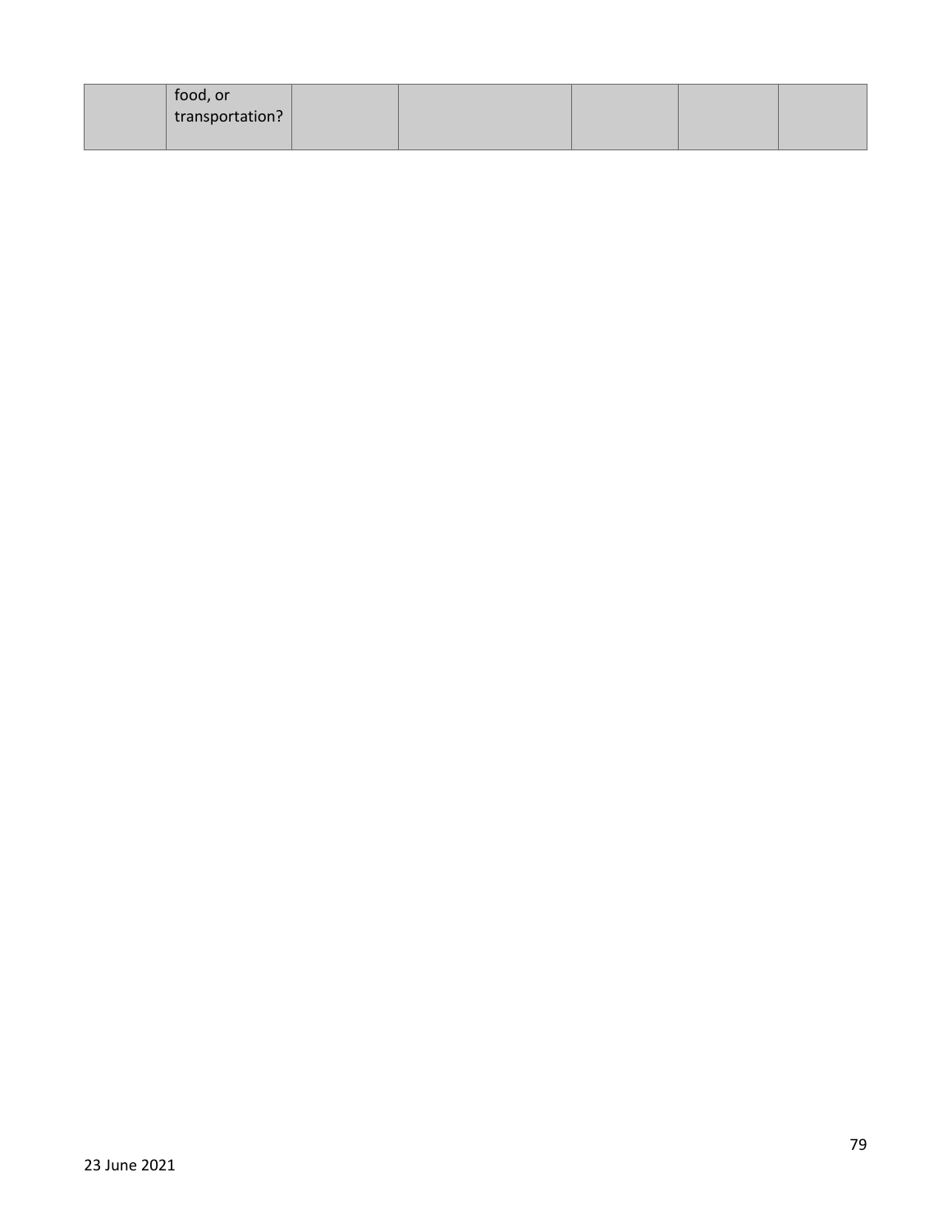| | | | | | | |
|---|---|---|---|---|---|---|
| | food, or transportation? | | | | | |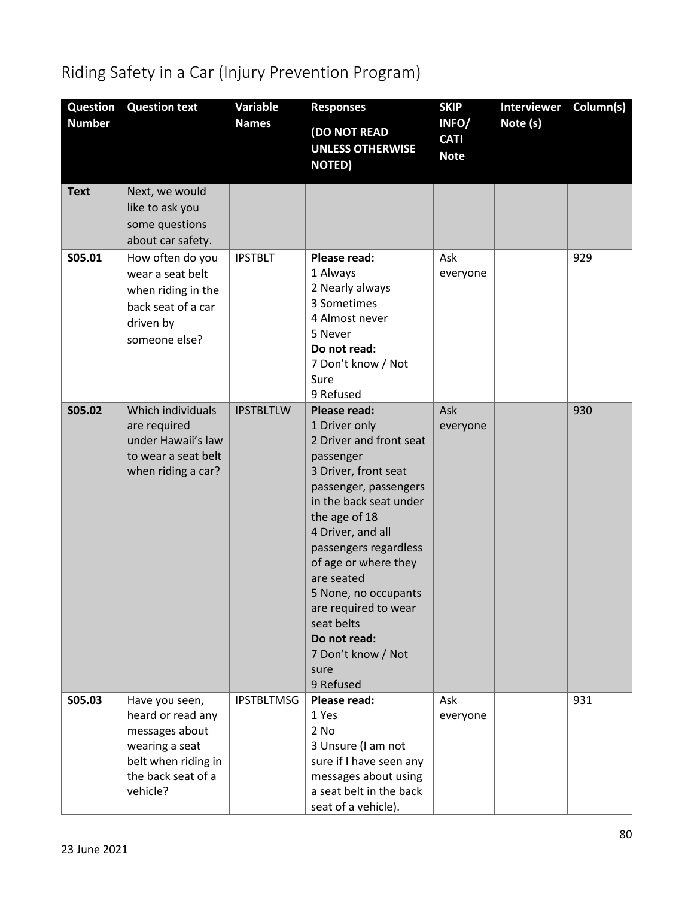# Riding Safety in a Car (Injury Prevention Program)

| Question Number | Question text | Variable Names | Responses (DO NOT READ UNLESS OTHERWISE NOTED) | SKIP INFO/ CATI Note | Interviewer Note (s) | Column(s) |
|---|---|---|---|---|---|---|
| **Text** | Next, we would like to ask you some questions about car safety. | | | | | |
| **S05.01** | How often do you wear a seat belt when riding in the back seat of a car driven by someone else? | IPSTBLT | **Please read:**<br>1 Always<br>2 Nearly always<br>3 Sometimes<br>4 Almost never<br>5 Never<br>**Do not read:**<br>7 Don't know / Not Sure<br>9 Refused | Ask everyone | | 929 |
| **S05.02** | Which individuals are required under Hawaii's law to wear a seat belt when riding a car? | IPSTBLTLW | **Please read:**<br>1 Driver only<br>2 Driver and front seat passenger<br>3 Driver, front seat passenger, passengers in the back seat under the age of 18<br>4 Driver, and all passengers regardless of age or where they are seated<br>5 None, no occupants are required to wear seat belts<br>**Do not read:**<br>7 Don't know / Not sure<br>9 Refused | Ask everyone | | 930 |
| **S05.03** | Have you seen, heard or read any messages about wearing a seat belt when riding in the back seat of a vehicle? | IPSTBLTMSG | **Please read:**<br>1 Yes<br>2 No<br>3 Unsure (I am not sure if I have seen any messages about using a seat belt in the back seat of a vehicle). | Ask everyone | | 931 |

23 June 2021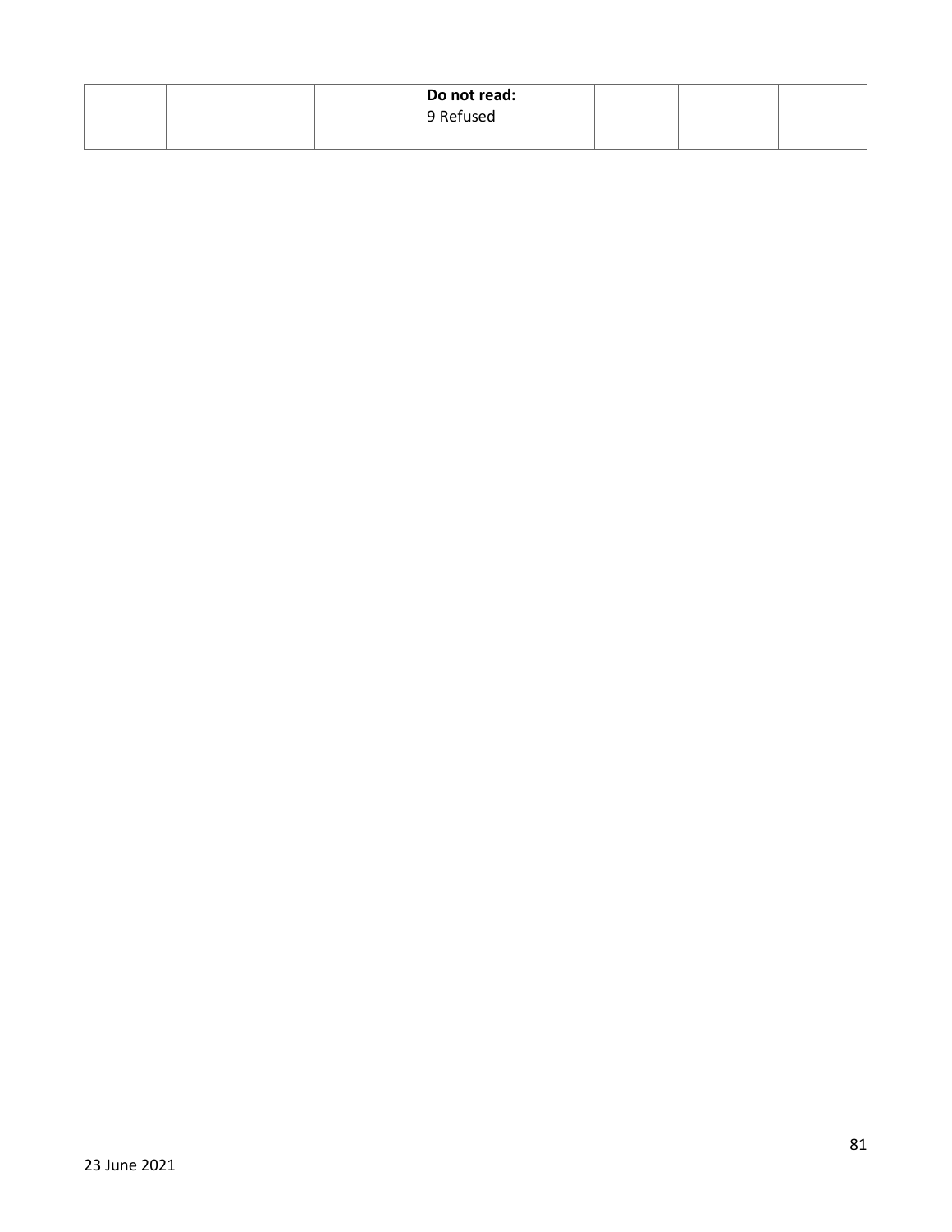| | | | **Do not read:**<br>9 Refused | | | |
|---|---|---|---|---|---|---|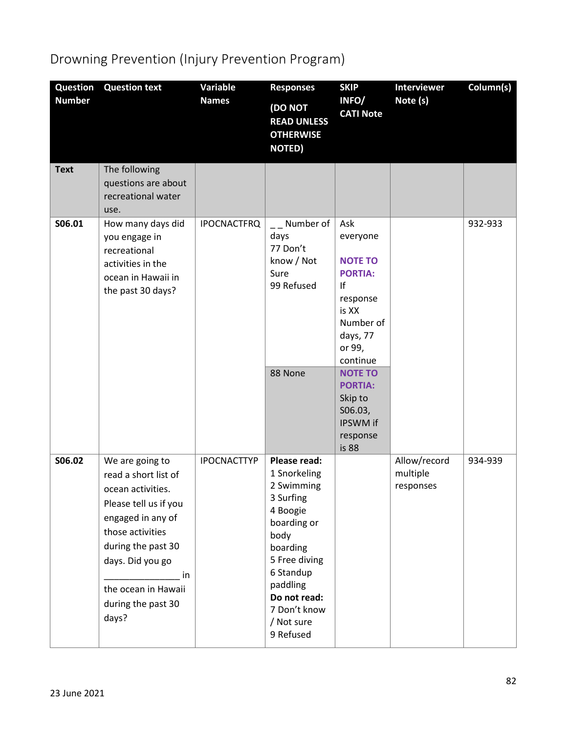# Drowning Prevention (Injury Prevention Program)

| Question Number | Question text | Variable Names | Responses (DO NOT READ UNLESS OTHERWISE NOTED) | SKIP INFO/ CATI Note | Interviewer Note (s) | Column(s) |
|---|---|---|---|---|---|---|
| **Text** | The following questions are about recreational water use. | | | | | |
| **S06.01** | How many days did you engage in recreational activities in the ocean in Hawaii in the past 30 days? | IPOCNACTFRQ | _ _ Number of days<br>77 Don't know / Not Sure<br>99 Refused | Ask everyone<br><br>**NOTE TO PORTIA:** If response is XX Number of days, 77 or 99, continue | | 932-933 |
| | | | 88 None | **NOTE TO PORTIA:** Skip to S06.03, IPSWM if response is 88 | | |
| **S06.02** | We are going to read a short list of ocean activities. Please tell us if you engaged in any of those activities during the past 30 days. Did you go _______________ in the ocean in Hawaii during the past 30 days? | IPOCNACTTYP | **Please read:**<br>1 Snorkeling<br>2 Swimming<br>3 Surfing<br>4 Boogie boarding or body boarding<br>5 Free diving<br>6 Standup paddling<br>**Do not read:**<br>7 Don't know / Not sure<br>9 Refused | | Allow/record multiple responses | 934-939 |

23 June 2021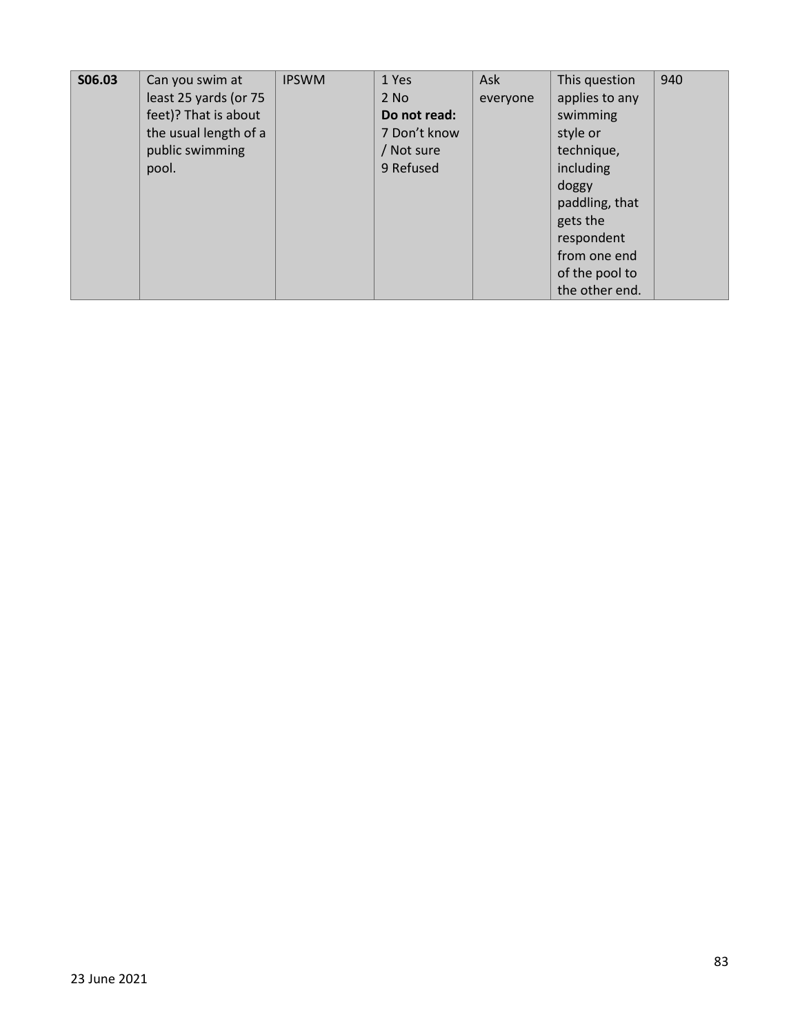| **S06.03** | Can you swim at least 25 yards (or 75 feet)? That is about the usual length of a public swimming pool. | IPSWM | 1 Yes<br>2 No<br>**Do not read:**<br>7 Don't know / Not sure<br>9 Refused | Ask everyone | This question applies to any swimming style or technique, including doggy paddling, that gets the respondent from one end of the pool to the other end. | 940 |
|---|---|---|---|---|---|---|

23 June 2021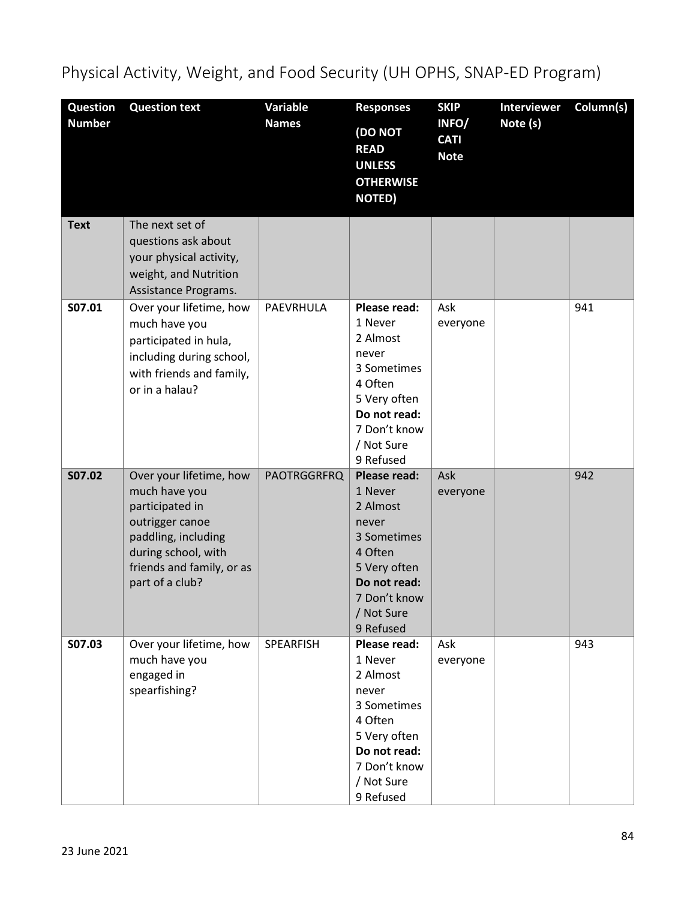# Physical Activity, Weight, and Food Security (UH OPHS, SNAP-ED Program)

| Question Number | Question text | Variable Names | Responses (DO NOT READ UNLESS OTHERWISE NOTED) | SKIP INFO/ CATI Note | Interviewer Note (s) | Column(s) |
|---|---|---|---|---|---|---|
| **Text** | The next set of questions ask about your physical activity, weight, and Nutrition Assistance Programs. | | | | | |
| **S07.01** | Over your lifetime, how much have you participated in hula, including during school, with friends and family, or in a halau? | PAEVRHULA | **Please read:** 1 Never 2 Almost never 3 Sometimes 4 Often 5 Very often **Do not read:** 7 Don't know / Not Sure 9 Refused | Ask everyone | | 941 |
| **S07.02** | Over your lifetime, how much have you participated in outrigger canoe paddling, including during school, with friends and family, or as part of a club? | PAOTRGGRFRQ | **Please read:** 1 Never 2 Almost never 3 Sometimes 4 Often 5 Very often **Do not read:** 7 Don't know / Not Sure 9 Refused | Ask everyone | | 942 |
| **S07.03** | Over your lifetime, how much have you engaged in spearfishing? | SPEARFISH | **Please read:** 1 Never 2 Almost never 3 Sometimes 4 Often 5 Very often **Do not read:** 7 Don't know / Not Sure 9 Refused | Ask everyone | | 943 |

23 June 2021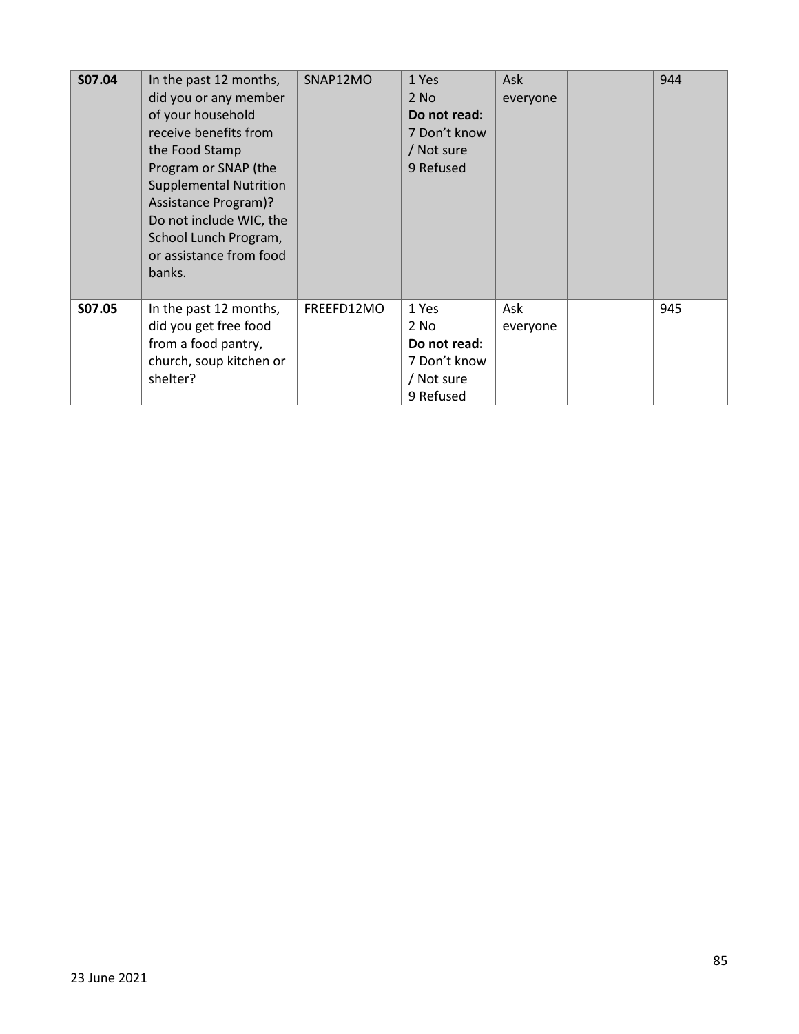| S07.04 | In the past 12 months, did you or any member of your household receive benefits from the Food Stamp Program or SNAP (the Supplemental Nutrition Assistance Program)? Do not include WIC, the School Lunch Program, or assistance from food banks. | SNAP12MO | 1 Yes<br>2 No<br>**Do not read:**<br>7 Don't know / Not sure<br>9 Refused | Ask everyone | | 944 |
|---|---|---|---|---|---|---|
| **S07.05** | In the past 12 months, did you get free food from a food pantry, church, soup kitchen or shelter? | FREEFD12MO | 1 Yes<br>2 No<br>**Do not read:**<br>7 Don't know / Not sure<br>9 Refused | Ask everyone | | 945 |

23 June 2021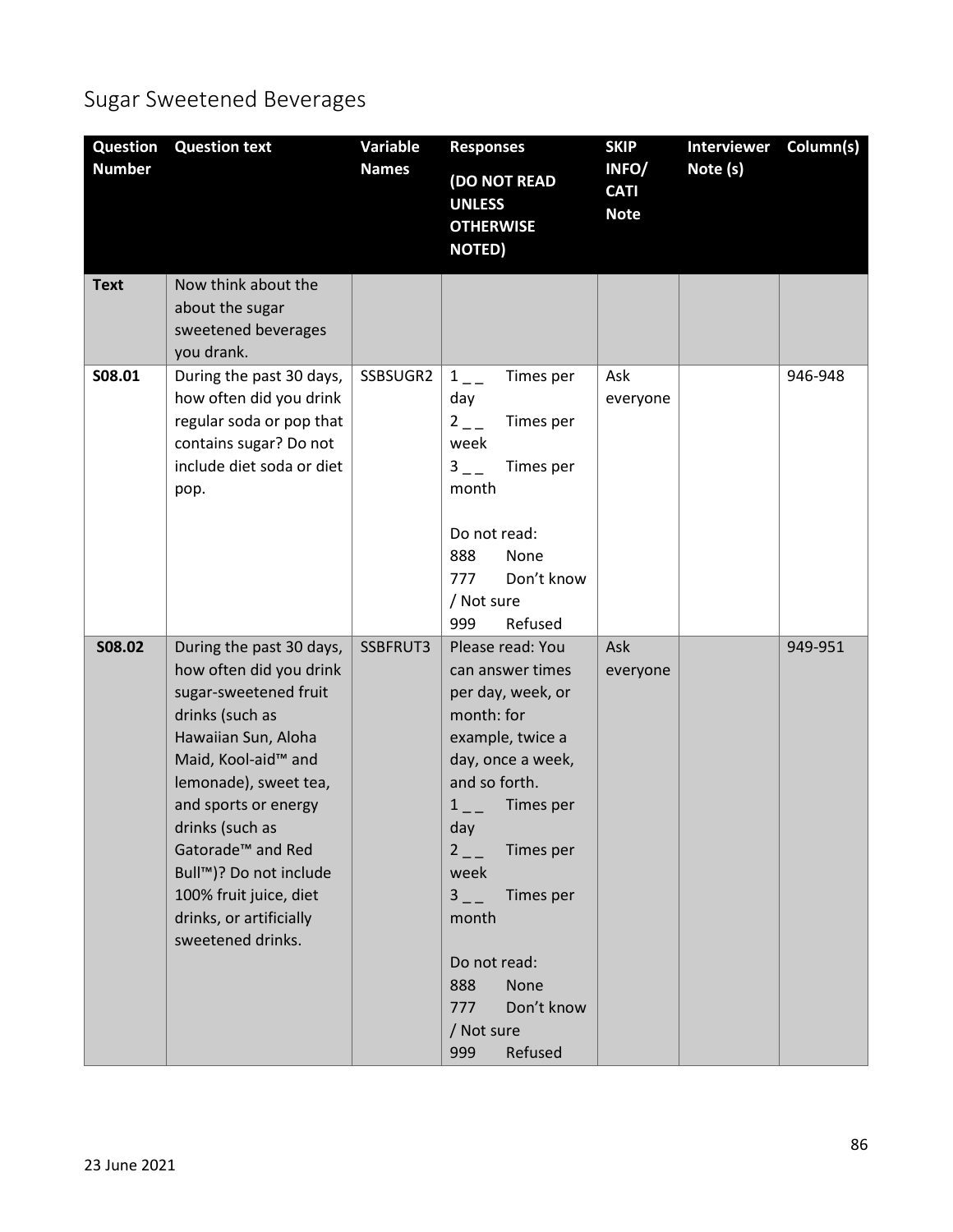## Sugar Sweetened Beverages

| Question Number | Question text | Variable Names | Responses (DO NOT READ UNLESS OTHERWISE NOTED) | SKIP INFO/ CATI Note | Interviewer Note (s) | Column(s) |
|---|---|---|---|---|---|---|
| **Text** | Now think about the about the sugar sweetened beverages you drank. | | | | | |
| **S08.01** | During the past 30 days, how often did you drink regular soda or pop that contains sugar? Do not include diet soda or diet pop. | SSBSUGR2 | 1 _ _ Times per day<br>2 _ _ Times per week<br>3 _ _ Times per month<br><br>Do not read:<br>888 None<br>777 Don't know / Not sure<br>999 Refused | Ask everyone | | 946-948 |
| **S08.02** | During the past 30 days, how often did you drink sugar-sweetened fruit drinks (such as Hawaiian Sun, Aloha Maid, Kool-aid™ and lemonade), sweet tea, and sports or energy drinks (such as Gatorade™ and Red Bull™)? Do not include 100% fruit juice, diet drinks, or artificially sweetened drinks. | SSBFRUT3 | Please read: You can answer times per day, week, or month: for example, twice a day, once a week, and so forth.<br>1 _ _ Times per day<br>2 _ _ Times per week<br>3 _ _ Times per month<br><br>Do not read:<br>888 None<br>777 Don't know / Not sure<br>999 Refused | Ask everyone | | 949-951 |

23 June 2021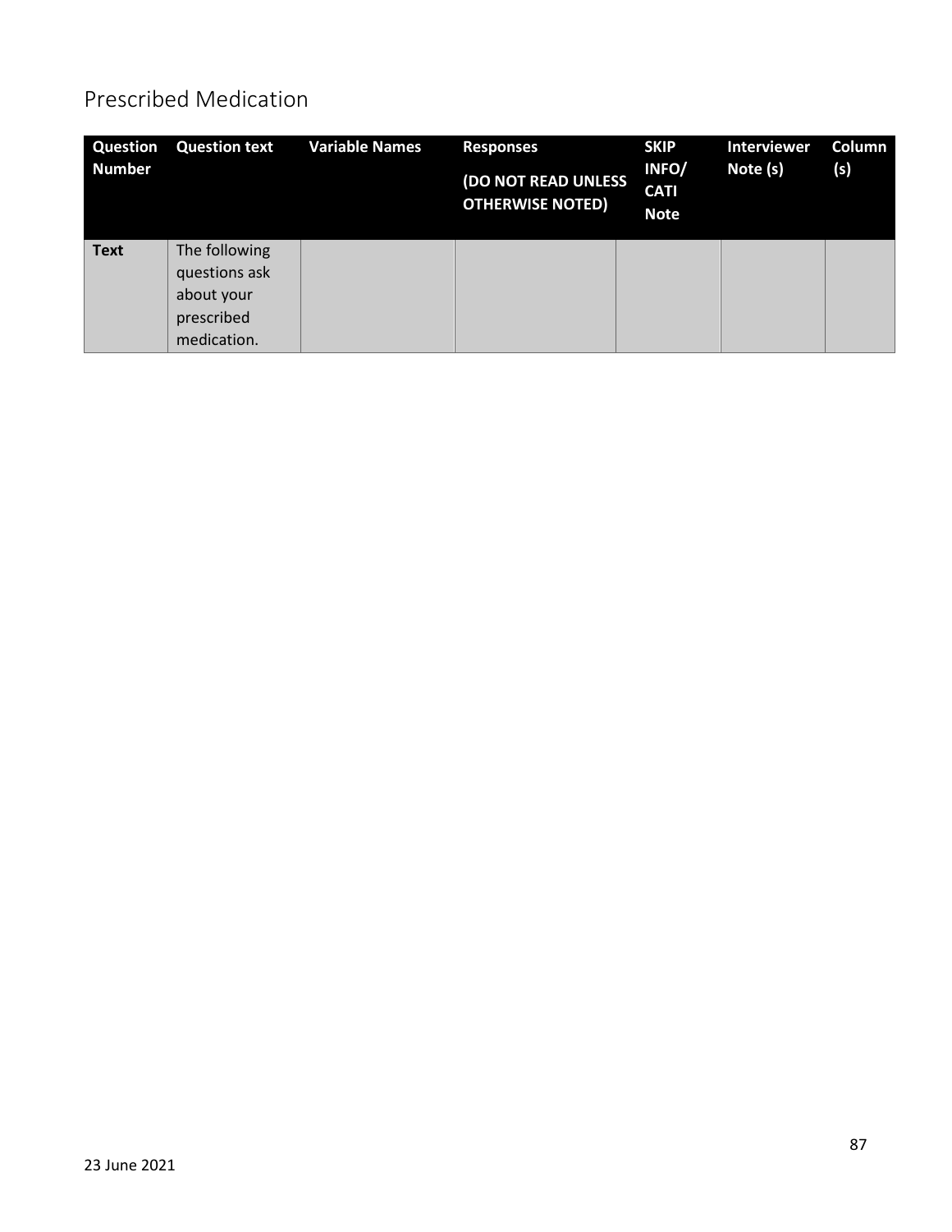## Prescribed Medication

| Question Number | Question text | Variable Names | Responses<br>(DO NOT READ UNLESS OTHERWISE NOTED) | SKIP INFO/ CATI Note | Interviewer Note (s) | Column (s) |
|---|---|---|---|---|---|---|
| **Text** | The following questions ask about your prescribed medication. | | | | | |

23 June 2021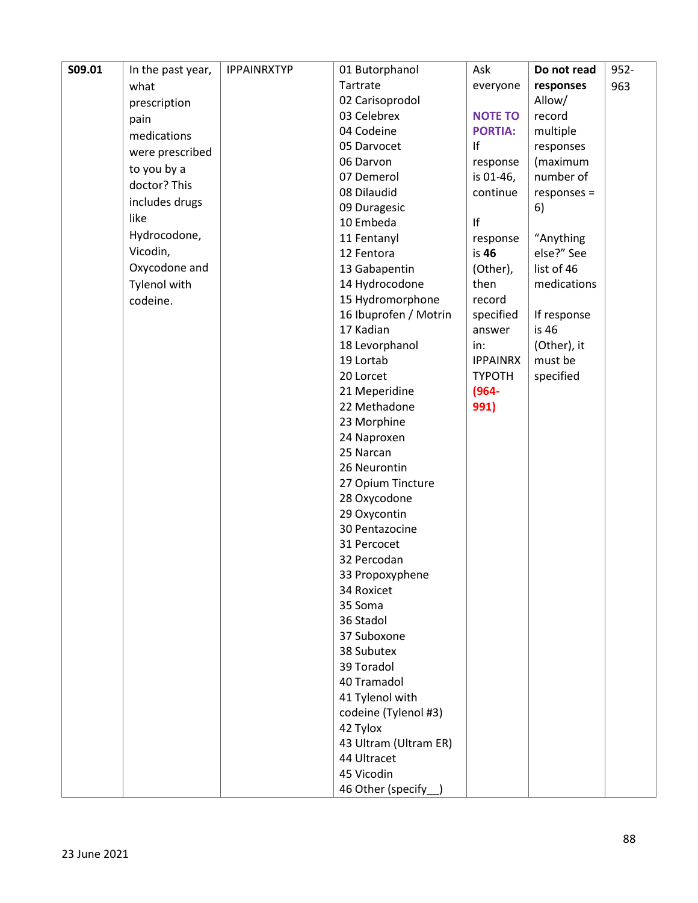| S09.01 | In the past year, what prescription pain medications were prescribed to you by a doctor? This includes drugs like Hydrocodone, Vicodin, Oxycodone and Tylenol with codeine. | IPPAINRXTYP | 01 Butorphanol Tartrate<br>02 Carisoprodol<br>03 Celebrex<br>04 Codeine<br>05 Darvocet<br>06 Darvon<br>07 Demerol<br>08 Dilaudid<br>09 Duragesic<br>10 Embeda<br>11 Fentanyl<br>12 Fentora<br>13 Gabapentin<br>14 Hydrocodone<br>15 Hydromorphone<br>16 Ibuprofen / Motrin<br>17 Kadian<br>18 Levorphanol<br>19 Lortab<br>20 Lorcet<br>21 Meperidine<br>22 Methadone<br>23 Morphine<br>24 Naproxen<br>25 Narcan<br>26 Neurontin<br>27 Opium Tincture<br>28 Oxycodone<br>29 Oxycontin<br>30 Pentazocine<br>31 Percocet<br>32 Percodan<br>33 Propoxyphene<br>34 Roxicet<br>35 Soma<br>36 Stadol<br>37 Suboxone<br>38 Subutex<br>39 Toradol<br>40 Tramadol<br>41 Tylenol with codeine (Tylenol #3)<br>42 Tylox<br>43 Ultram (Ultram ER)<br>44 Ultracet<br>45 Vicodin<br>46 Other (specify__) | Ask everyone<br><br>**NOTE TO PORTIA:** If response is 01-46, continue<br><br>If response is **46** (Other), then record specified answer in: IPPAINRXTYPOTH **(964-991)** | **Do not read responses** Allow/ record multiple responses (maximum number of responses = 6)<br><br>"Anything else?" See list of 46 medications<br><br>If response is 46 (Other), it must be specified | 952-963 |
|---|---|---|---|---|---|---|

23 June 2021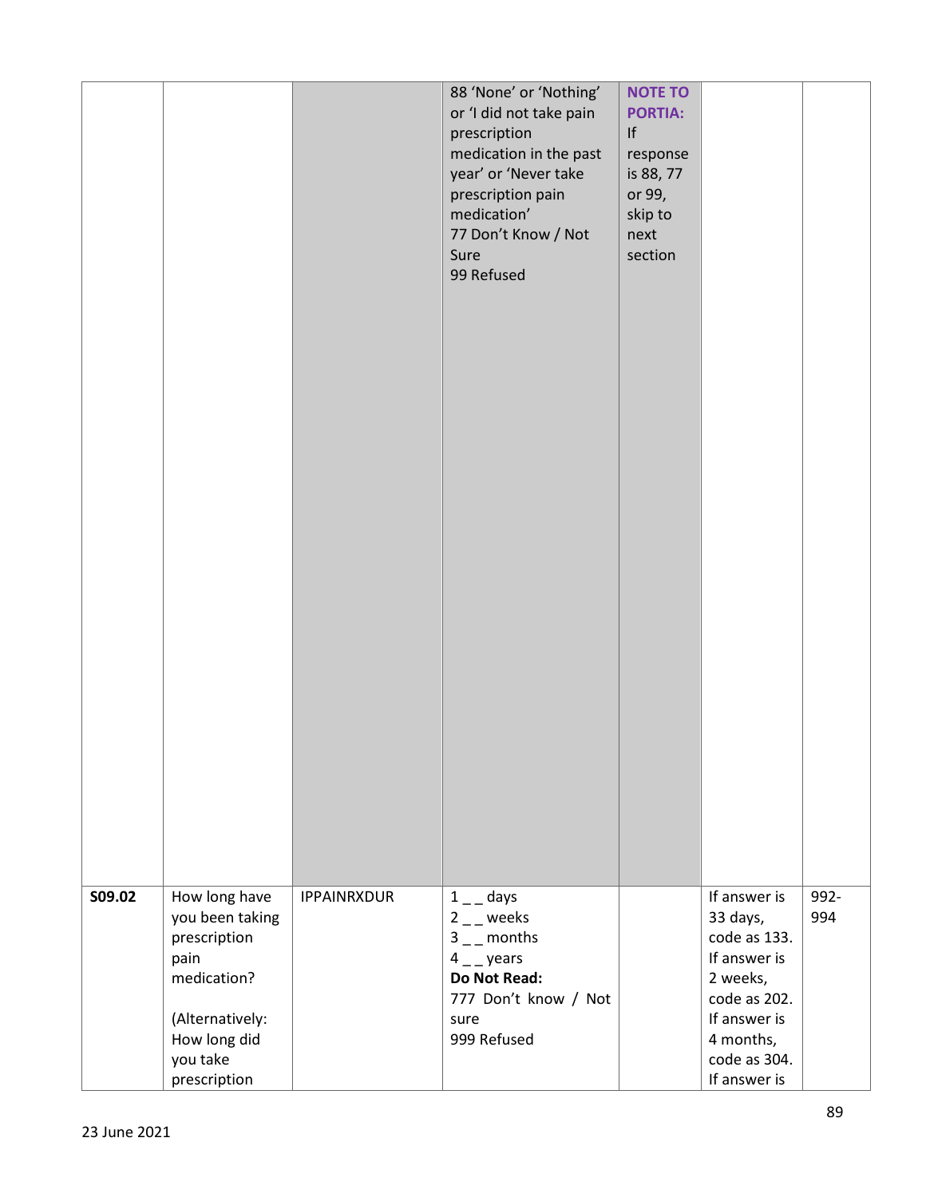| | | | | | | |
|---|---|---|---|---|---|---|
| | | | 88 'None' or 'Nothing' or 'I did not take pain prescription medication in the past year' or 'Never take prescription pain medication'<br>77 Don't Know / Not Sure<br>99 Refused | **NOTE TO PORTIA:** If response is 88, 77 or 99, skip to next section | | |
| **S09.02** | How long have you been taking prescription pain medication?<br><br>(Alternatively: How long did you take prescription | IPPAINRXDUR | 1 _ _ days<br>2 _ _ weeks<br>3 _ _ months<br>4 _ _ years<br>**Do Not Read:**<br>777 Don't know / Not sure<br>999 Refused | | If answer is 33 days, code as 133. If answer is 2 weeks, code as 202. If answer is 4 months, code as 304. If answer is | 992-994 |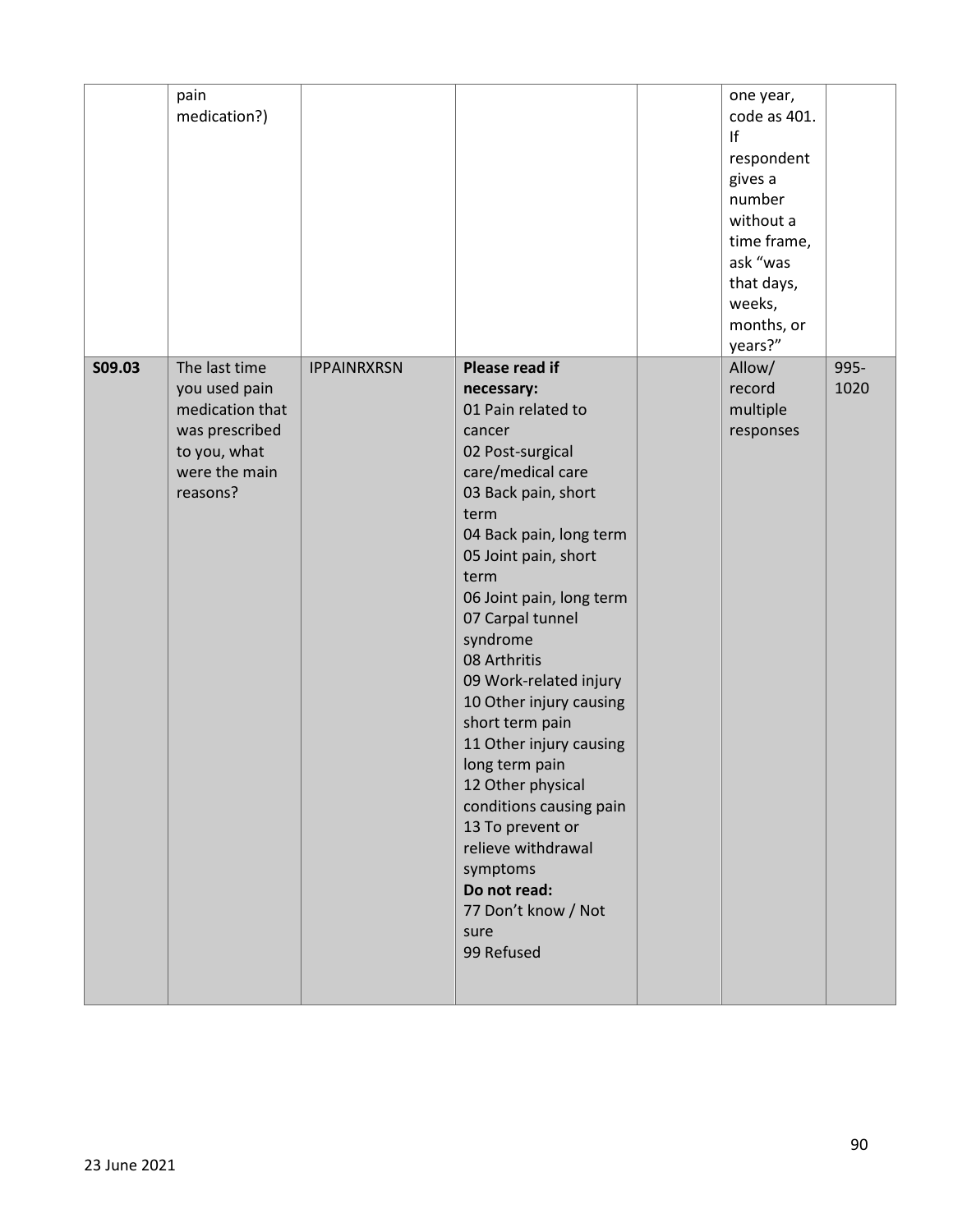| | | | | | | |
|---|---|---|---|---|---|---|
| | pain medication?) | | | | one year, code as 401. If respondent gives a number without a time frame, ask "was that days, weeks, months, or years?" | |
| **S09.03** | The last time you used pain medication that was prescribed to you, what were the main reasons? | IPPAINRXRSN | **Please read if necessary:**<br>01 Pain related to cancer<br>02 Post-surgical care/medical care<br>03 Back pain, short term<br>04 Back pain, long term<br>05 Joint pain, short term<br>06 Joint pain, long term<br>07 Carpal tunnel syndrome<br>08 Arthritis<br>09 Work-related injury<br>10 Other injury causing short term pain<br>11 Other injury causing long term pain<br>12 Other physical conditions causing pain<br>13 To prevent or relieve withdrawal symptoms<br>**Do not read:**<br>77 Don't know / Not sure<br>99 Refused | | Allow/ record multiple responses | 995-1020 |

23 June 2021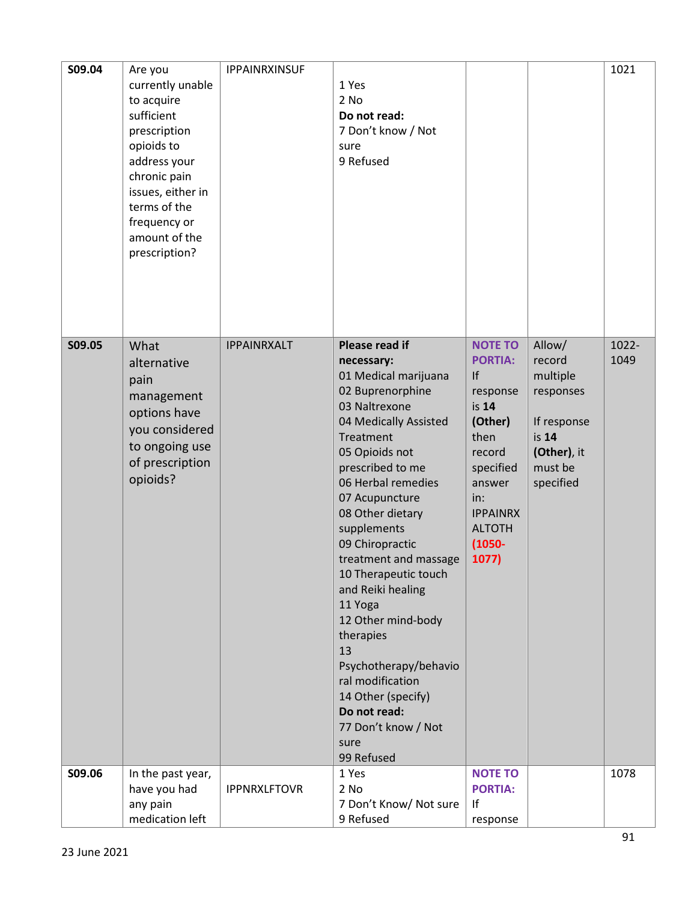| | | | | | | |
|---|---|---|---|---|---|---|
| **S09.04** | Are you currently unable to acquire sufficient prescription opioids to address your chronic pain issues, either in terms of the frequency or amount of the prescription? | IPPAINRXINSUF | 1 Yes<br>2 No<br>**Do not read:**<br>7 Don't know / Not sure<br>9 Refused | | | 1021 |
| **S09.05** | What alternative pain management options have you considered to ongoing use of prescription opioids? | IPPAINRXALT | **Please read if necessary:**<br>01 Medical marijuana<br>02 Buprenorphine<br>03 Naltrexone<br>04 Medically Assisted Treatment<br>05 Opioids not prescribed to me<br>06 Herbal remedies<br>07 Acupuncture<br>08 Other dietary supplements<br>09 Chiropractic treatment and massage<br>10 Therapeutic touch and Reiki healing<br>11 Yoga<br>12 Other mind-body therapies<br>13 Psychotherapy/behavioral modification<br>14 Other (specify)<br>**Do not read:**<br>77 Don't know / Not sure<br>99 Refused | **NOTE TO PORTIA:** If response is **14 (Other)** then record specified answer in: IPPAINRXALTOTH **(1050-1077)** | Allow/ record multiple responses<br><br>If response is **14 (Other)**, it must be specified | 1022-1049 |
| **S09.06** | In the past year, have you had any pain medication left | IPPNRXLFTOVR | 1 Yes<br>2 No<br>7 Don't Know/ Not sure<br>9 Refused | **NOTE TO PORTIA:** If response | | 1078 |

23 June 2021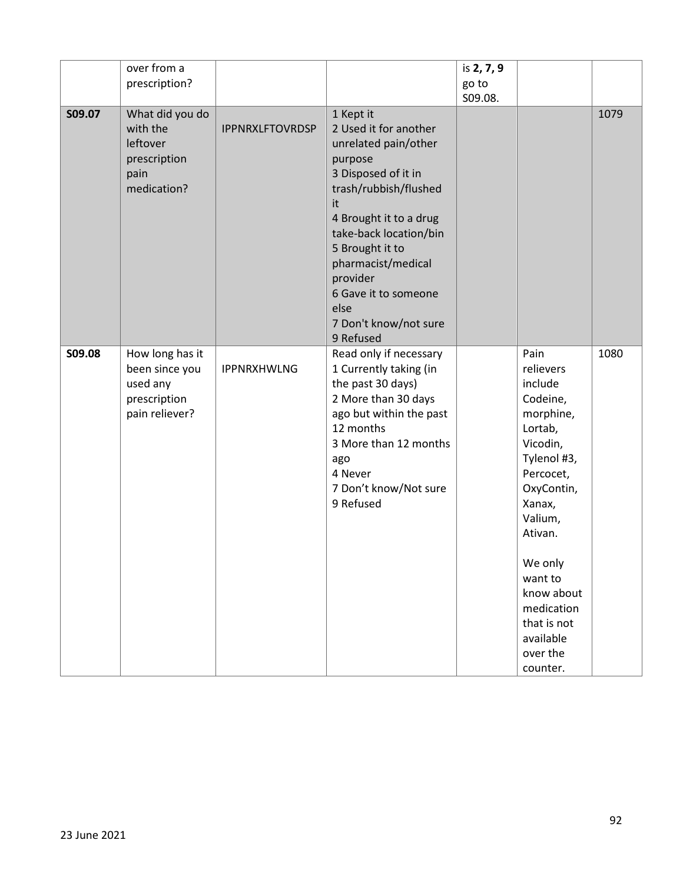|  |  |  |  |  |  |  |
|---|---|---|---|---|---|---|
|  | over from a prescription? |  |  | is **2, 7, 9** go to S09.08. |  |  |
| **S09.07** | What did you do with the leftover prescription pain medication? | IPPNRXLFTOVRDSP | 1 Kept it<br>2 Used it for another unrelated pain/other purpose<br>3 Disposed of it in trash/rubbish/flushed it<br>4 Brought it to a drug take-back location/bin<br>5 Brought it to pharmacist/medical provider<br>6 Gave it to someone else<br>7 Don't know/not sure<br>9 Refused |  |  | 1079 |
| **S09.08** | How long has it been since you used any prescription pain reliever? | IPPNRXHWLNG | Read only if necessary<br>1 Currently taking (in the past 30 days)<br>2 More than 30 days ago but within the past 12 months<br>3 More than 12 months ago<br>4 Never<br>7 Don't know/Not sure<br>9 Refused |  | Pain relievers include Codeine, morphine, Lortab, Vicodin, Tylenol #3, Percocet, OxyContin, Xanax, Valium, Ativan.<br><br>We only want to know about medication that is not available over the counter. | 1080 |

23 June 2021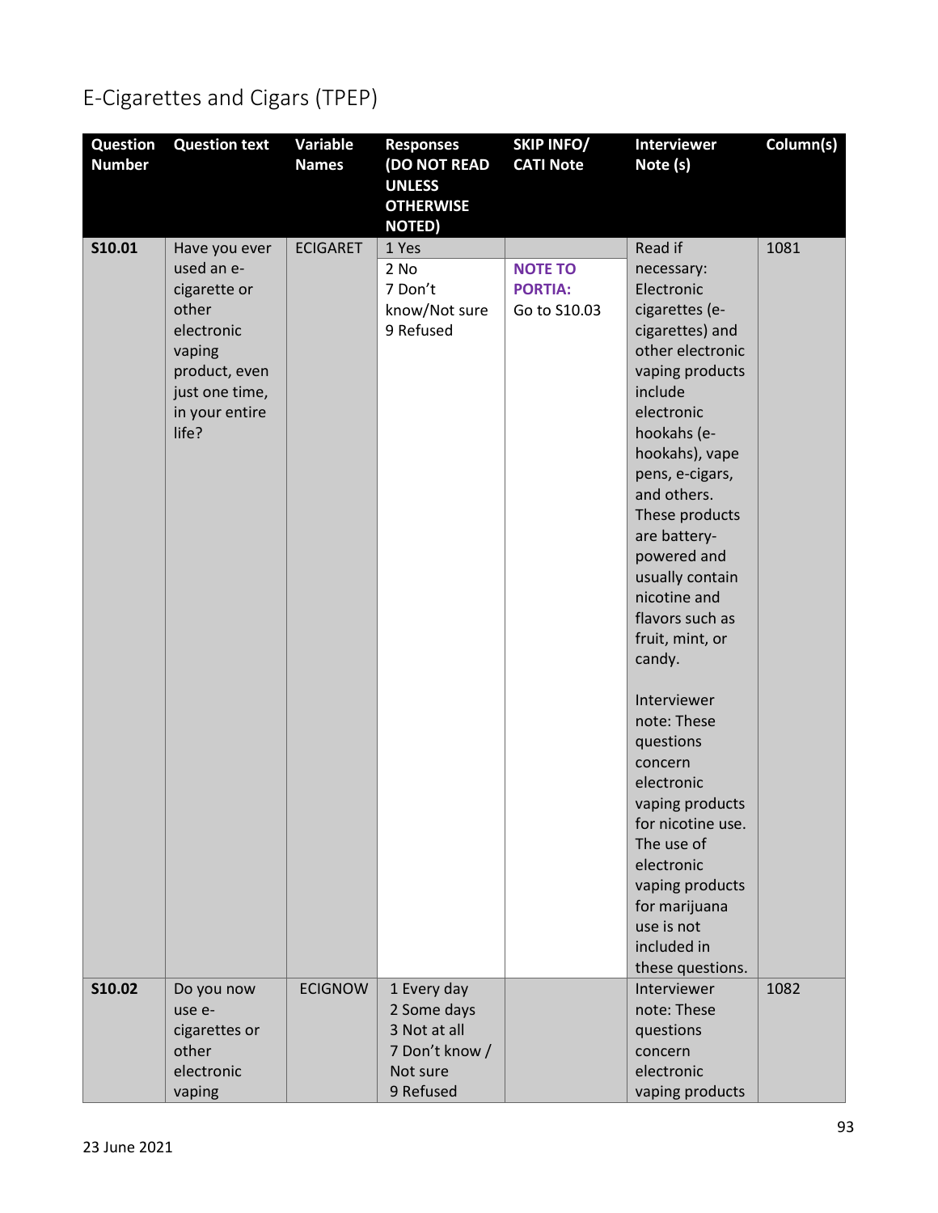# E-Cigarettes and Cigars (TPEP)

| Question Number | Question text | Variable Names | Responses (DO NOT READ UNLESS OTHERWISE NOTED) | SKIP INFO/ CATI Note | Interviewer Note (s) | Column(s) |
|---|---|---|---|---|---|---|
| S10.01 | Have you ever used an e-cigarette or other electronic vaping product, even just one time, in your entire life? | ECIGARET | 1 Yes | | Read if necessary: Electronic cigarettes (e-cigarettes) and other electronic vaping products include electronic hookahs (e-hookahs), vape pens, e-cigars, and others. These products are battery-powered and usually contain nicotine and flavors such as fruit, mint, or candy.<br><br>Interviewer note: These questions concern electronic vaping products for nicotine use. The use of electronic vaping products for marijuana use is not included in these questions. | 1081 |
| | | | 2 No<br>7 Don't know/Not sure<br>9 Refused | **NOTE TO PORTIA:** Go to S10.03 | | |
| S10.02 | Do you now use e-cigarettes or other electronic vaping | ECIGNOW | 1 Every day<br>2 Some days<br>3 Not at all<br>7 Don't know / Not sure<br>9 Refused | | Interviewer note: These questions concern electronic vaping products | 1082 |

23 June 2021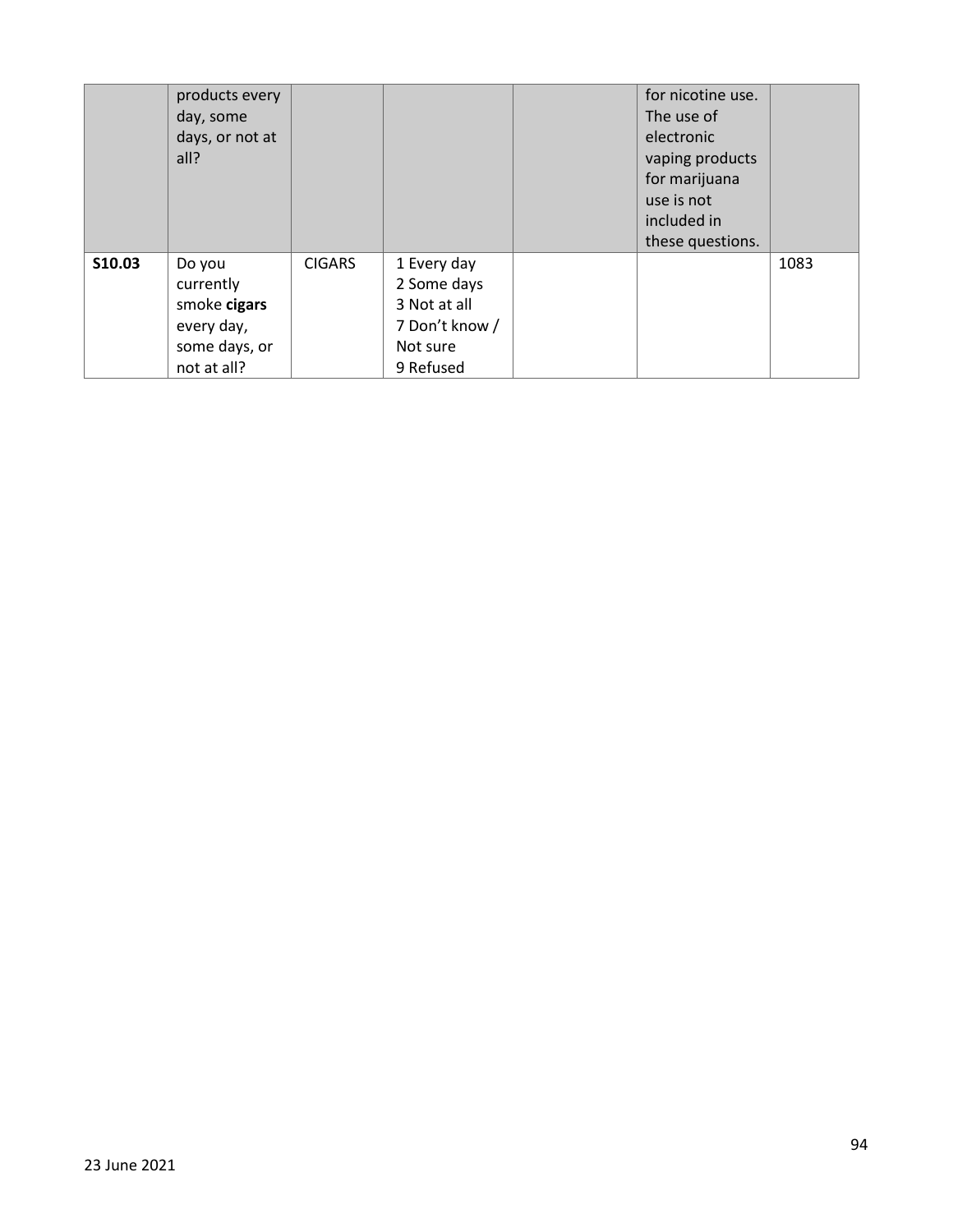| | products every day, some days, or not at all? | | | | for nicotine use. The use of electronic vaping products for marijuana use is not included in these questions. | |
|---|---|---|---|---|---|---|
| **S10.03** | Do you currently smoke **cigars** every day, some days, or not at all? | CIGARS | 1 Every day<br>2 Some days<br>3 Not at all<br>7 Don't know / Not sure<br>9 Refused | | | 1083 |

23 June 2021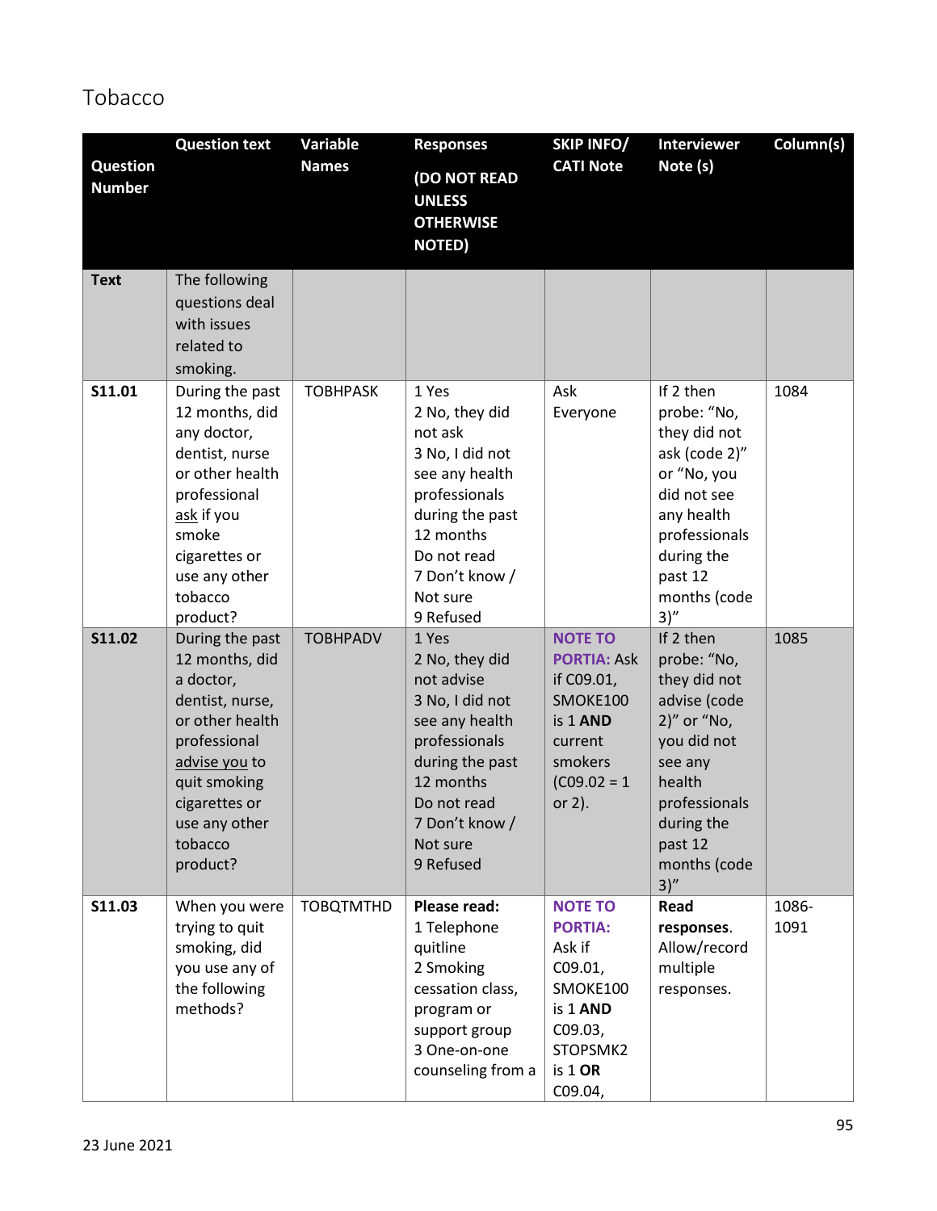## Tobacco

| Question Number | Question text | Variable Names | Responses (DO NOT READ UNLESS OTHERWISE NOTED) | SKIP INFO/ CATI Note | Interviewer Note (s) | Column(s) |
|---|---|---|---|---|---|---|
| **Text** | The following questions deal with issues related to smoking. | | | | | |
| **S11.01** | During the past 12 months, did any doctor, dentist, nurse or other health professional ask if you smoke cigarettes or use any other tobacco product? | TOBHPASK | 1 Yes<br>2 No, they did not ask<br>3 No, I did not see any health professionals during the past 12 months<br>Do not read<br>7 Don't know / Not sure<br>9 Refused | Ask Everyone | If 2 then probe: "No, they did not ask (code 2)" or "No, you did not see any health professionals during the past 12 months (code 3)" | 1084 |
| **S11.02** | During the past 12 months, did a doctor, dentist, nurse, or other health professional advise you to quit smoking cigarettes or use any other tobacco product? | TOBHPADV | 1 Yes<br>2 No, they did not advise<br>3 No, I did not see any health professionals during the past 12 months<br>Do not read<br>7 Don't know / Not sure<br>9 Refused | **NOTE TO PORTIA:** Ask if C09.01, SMOKE100 is 1 **AND** current smokers (C09.02 = 1 or 2). | If 2 then probe: "No, they did not advise (code 2)" or "No, you did not see any health professionals during the past 12 months (code 3)" | 1085 |
| **S11.03** | When you were trying to quit smoking, did you use any of the following methods? | TOBQTMTHD | **Please read:**<br>1 Telephone quitline<br>2 Smoking cessation class, program or support group<br>3 One-on-one counseling from a | **NOTE TO PORTIA:** Ask if C09.01, SMOKE100 is 1 **AND** C09.03, STOPSMK2 is 1 **OR** C09.04, | **Read responses**. Allow/record multiple responses. | 1086-1091 |

23 June 2021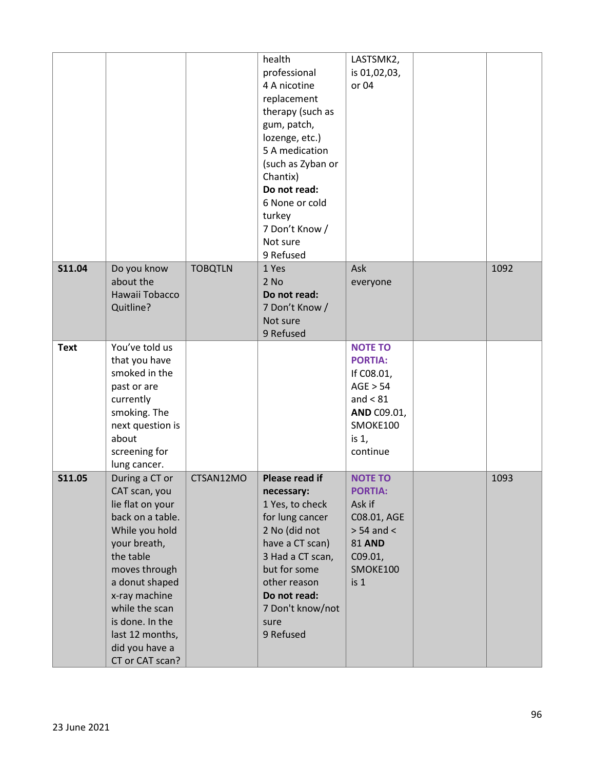| | | | health professional<br>4 A nicotine replacement therapy (such as gum, patch, lozenge, etc.)<br>5 A medication (such as Zyban or Chantix)<br>**Do not read:**<br>6 None or cold turkey<br>7 Don't Know / Not sure<br>9 Refused | LASTSMK2, is 01,02,03, or 04 | | |
|---|---|---|---|---|---|---|
| **S11.04** | Do you know about the Hawaii Tobacco Quitline? | TOBQTLN | 1 Yes<br>2 No<br>**Do not read:**<br>7 Don't Know / Not sure<br>9 Refused | Ask everyone | | 1092 |
| **Text** | You've told us that you have smoked in the past or are currently smoking. The next question is about screening for lung cancer. | | | **NOTE TO PORTIA:**<br>If C08.01, AGE > 54 and < 81 **AND** C09.01, SMOKE100 is 1, continue | | |
| **S11.05** | During a CT or CAT scan, you lie flat on your back on a table. While you hold your breath, the table moves through a donut shaped x-ray machine while the scan is done. In the last 12 months, did you have a CT or CAT scan? | CTSAN12MO | **Please read if necessary:**<br>1 Yes, to check for lung cancer<br>2 No (did not have a CT scan)<br>3 Had a CT scan, but for some other reason<br>**Do not read:**<br>7 Don't know/not sure<br>9 Refused | **NOTE TO PORTIA:**<br>Ask if C08.01, AGE > 54 and < 81 **AND** C09.01, SMOKE100 is 1 | | 1093 |

23 June 2021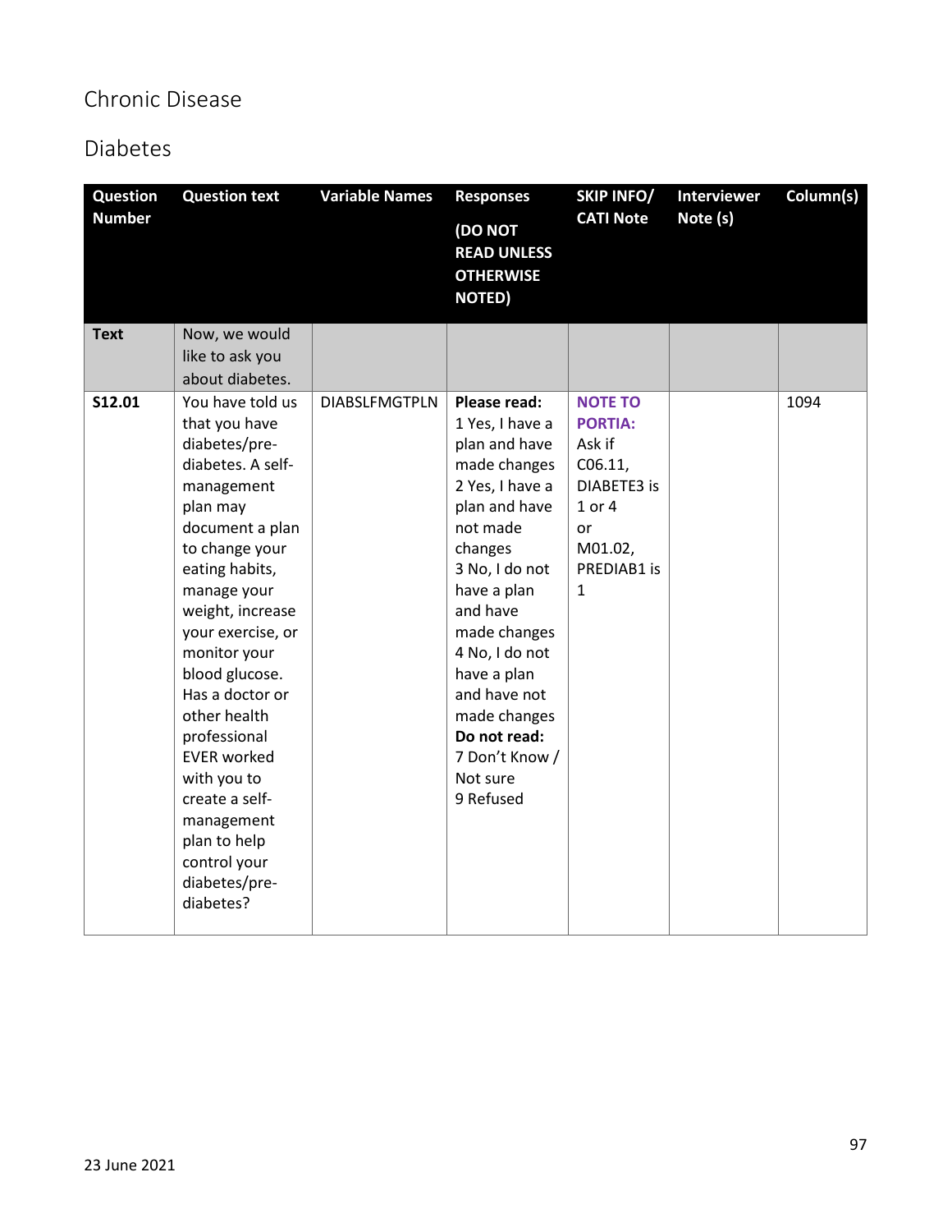# Chronic Disease

## Diabetes

| Question Number | Question text | Variable Names | Responses (DO NOT READ UNLESS OTHERWISE NOTED) | SKIP INFO/ CATI Note | Interviewer Note (s) | Column(s) |
|---|---|---|---|---|---|---|
| **Text** | Now, we would like to ask you about diabetes. | | | | | |
| **S12.01** | You have told us that you have diabetes/pre-diabetes. A self-management plan may document a plan to change your eating habits, manage your weight, increase your exercise, or monitor your blood glucose. Has a doctor or other health professional EVER worked with you to create a self-management plan to help control your diabetes/pre-diabetes? | DIABSLFMGTPLN | **Please read:**<br>1 Yes, I have a plan and have made changes<br>2 Yes, I have a plan and have not made changes<br>3 No, I do not have a plan and have made changes<br>4 No, I do not have a plan and have not made changes<br>**Do not read:**<br>7 Don't Know / Not sure<br>9 Refused | **NOTE TO PORTIA:** Ask if C06.11, DIABETE3 is 1 or 4 or M01.02, PREDIAB1 is 1 | | 1094 |

23 June 2021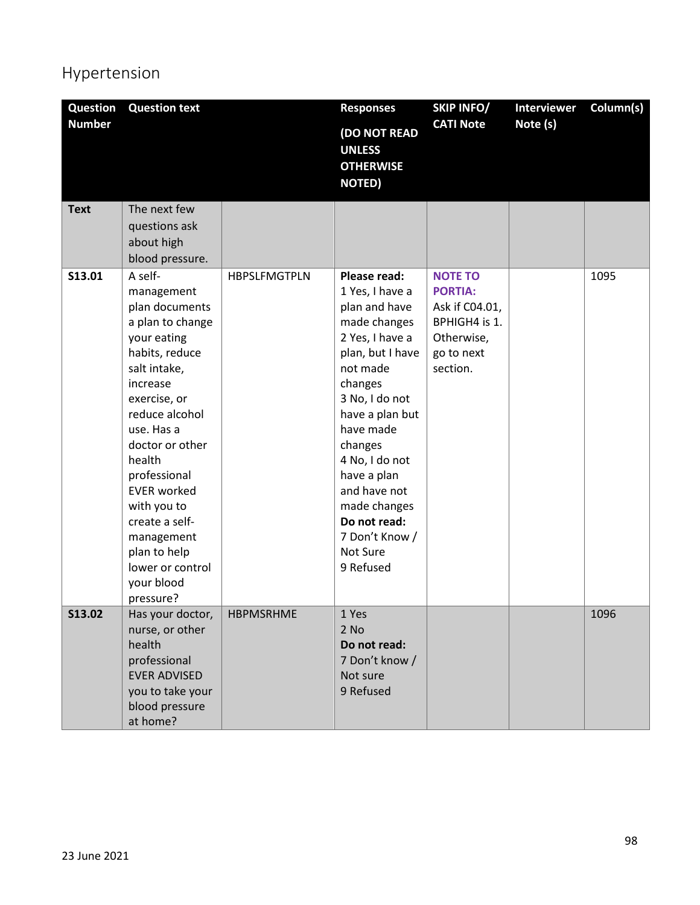# Hypertension

| Question Number | Question text | | Responses (DO NOT READ UNLESS OTHERWISE NOTED) | SKIP INFO/ CATI Note | Interviewer Note (s) | Column(s) |
|---|---|---|---|---|---|---|
| **Text** | The next few questions ask about high blood pressure. | | | | | |
| **S13.01** | A self-management plan documents a plan to change your eating habits, reduce salt intake, increase exercise, or reduce alcohol use. Has a doctor or other health professional EVER worked with you to create a self-management plan to help lower or control your blood pressure? | HBPSLFMGTPLN | **Please read:** 1 Yes, I have a plan and have made changes 2 Yes, I have a plan, but I have not made changes 3 No, I do not have a plan but have made changes 4 No, I do not have a plan and have not made changes **Do not read:** 7 Don't Know / Not Sure 9 Refused | **NOTE TO PORTIA:** Ask if C04.01, BPHIGH4 is 1. Otherwise, go to next section. | | 1095 |
| **S13.02** | Has your doctor, nurse, or other health professional EVER ADVISED you to take your blood pressure at home? | HBPMSRHME | 1 Yes 2 No **Do not read:** 7 Don't know / Not sure 9 Refused | | | 1096 |

23 June 2021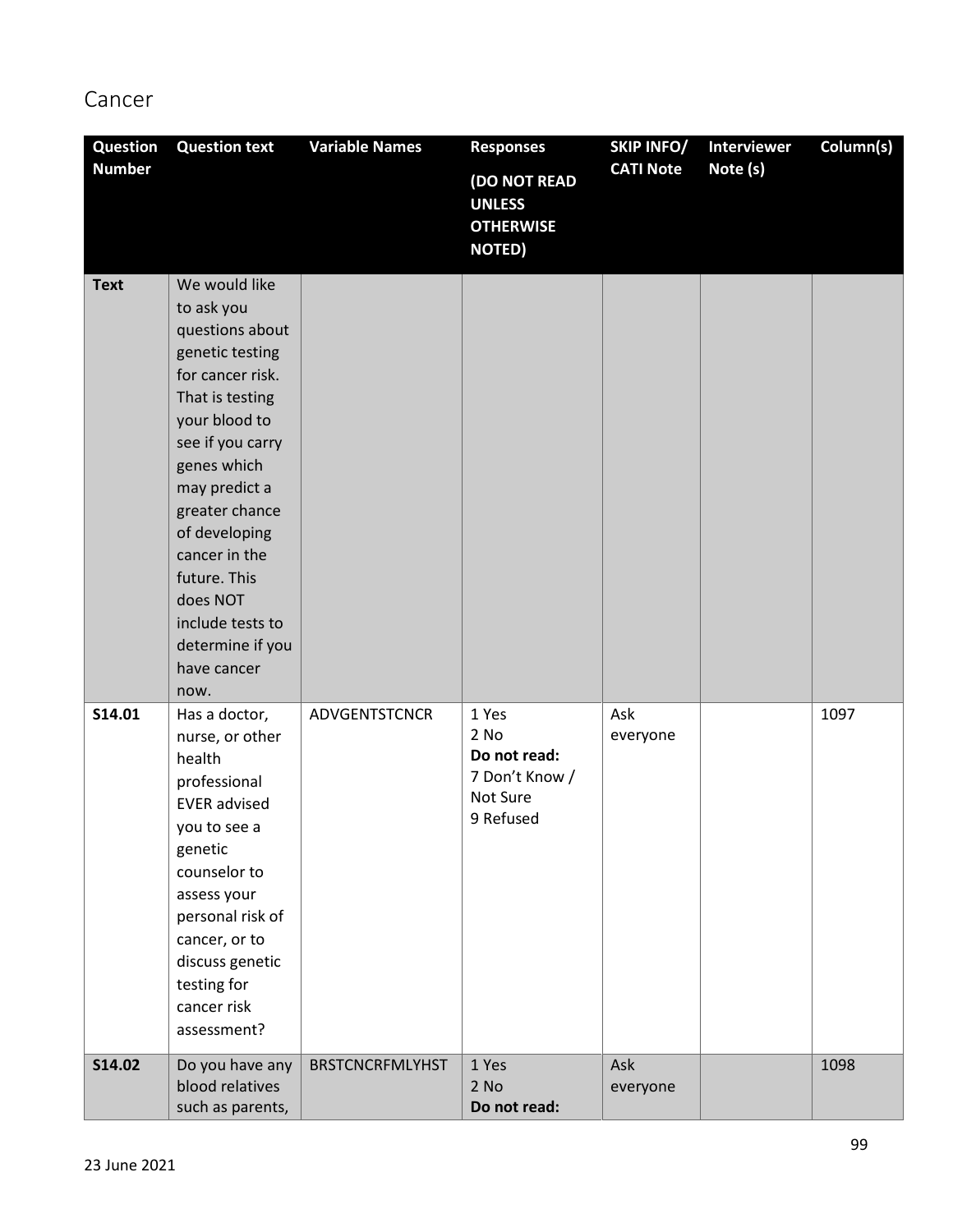# Cancer

| Question Number | Question text | Variable Names | Responses (DO NOT READ UNLESS OTHERWISE NOTED) | SKIP INFO/ CATI Note | Interviewer Note (s) | Column(s) |
|---|---|---|---|---|---|---|
| **Text** | We would like to ask you questions about genetic testing for cancer risk. That is testing your blood to see if you carry genes which may predict a greater chance of developing cancer in the future. This does NOT include tests to determine if you have cancer now. | | | | | |
| **S14.01** | Has a doctor, nurse, or other health professional EVER advised you to see a genetic counselor to assess your personal risk of cancer, or to discuss genetic testing for cancer risk assessment? | ADVGENTSTCNCR | 1 Yes<br>2 No<br>**Do not read:**<br>7 Don't Know / Not Sure<br>9 Refused | Ask everyone | | 1097 |
| **S14.02** | Do you have any blood relatives such as parents, | BRSTCNCRFMLYHST | 1 Yes<br>2 No<br>**Do not read:** | Ask everyone | | 1098 |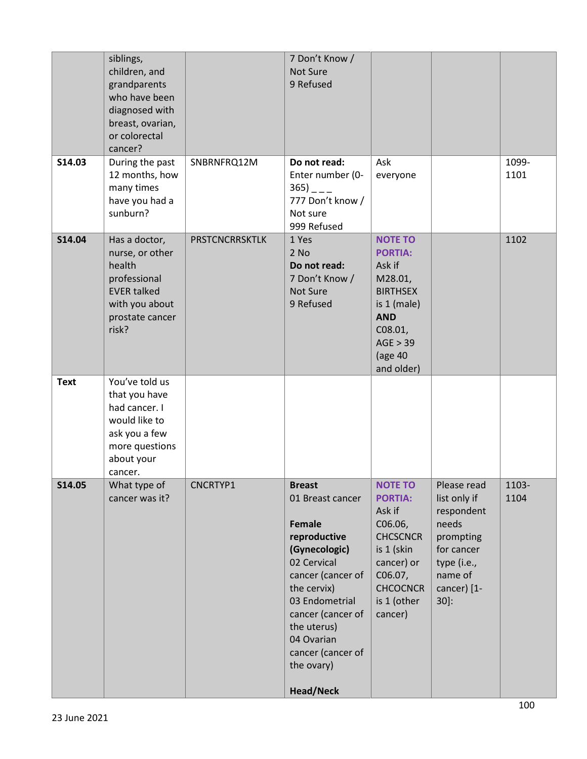| | | | | | | |
|---|---|---|---|---|---|---|
| | siblings, children, and grandparents who have been diagnosed with breast, ovarian, or colorectal cancer? | | 7 Don't Know / Not Sure<br>9 Refused | | | |
| **S14.03** | During the past 12 months, how many times have you had a sunburn? | SNBRNFRQ12M | **Do not read:**<br>Enter number (0-365) _ _ _<br>777 Don't know / Not sure<br>999 Refused | Ask everyone | | 1099-1101 |
| **S14.04** | Has a doctor, nurse, or other health professional EVER talked with you about prostate cancer risk? | PRSTCNCRRSKTLK | 1 Yes<br>2 No<br>**Do not read:**<br>7 Don't Know / Not Sure<br>9 Refused | **NOTE TO PORTIA:** Ask if M28.01, BIRTHSEX is 1 (male) **AND** C08.01, AGE > 39 (age 40 and older) | | 1102 |
| **Text** | You've told us that you have had cancer. I would like to ask you a few more questions about your cancer. | | | | | |
| **S14.05** | What type of cancer was it? | CNCRTYP1 | **Breast**<br>01 Breast cancer<br><br>**Female reproductive (Gynecologic)**<br>02 Cervical cancer (cancer of the cervix)<br>03 Endometrial cancer (cancer of the uterus)<br>04 Ovarian cancer (cancer of the ovary)<br><br>**Head/Neck** | **NOTE TO PORTIA:** Ask if C06.06, CHCSCNCR is 1 (skin cancer) or C06.07, CHCOCNCR is 1 (other cancer) | Please read list only if respondent needs prompting for cancer type (i.e., name of cancer) [1-30]: | 1103-1104 |

23 June 2021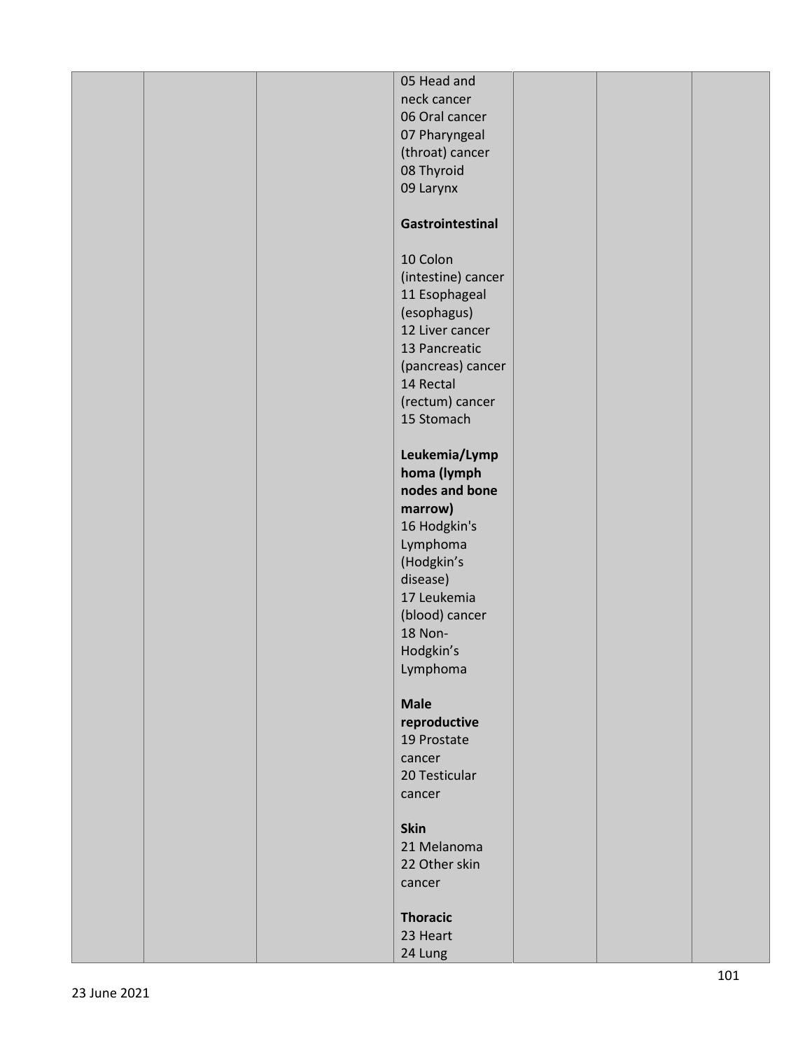| | | | | | | |
|---|---|---|---|---|---|---|
| | | | 05 Head and neck cancer<br>06 Oral cancer<br>07 Pharyngeal (throat) cancer<br>08 Thyroid<br>09 Larynx<br><br>**Gastrointestinal**<br><br>10 Colon (intestine) cancer<br>11 Esophageal (esophagus)<br>12 Liver cancer<br>13 Pancreatic (pancreas) cancer<br>14 Rectal (rectum) cancer<br>15 Stomach<br><br>**Leukemia/Lymphoma (lymph nodes and bone marrow)**<br>16 Hodgkin's Lymphoma (Hodgkin's disease)<br>17 Leukemia (blood) cancer<br>18 Non-Hodgkin's Lymphoma<br><br>**Male reproductive**<br>19 Prostate cancer<br>20 Testicular cancer<br><br>**Skin**<br>21 Melanoma<br>22 Other skin cancer<br><br>**Thoracic**<br>23 Heart<br>24 Lung | | | |

23 June 2021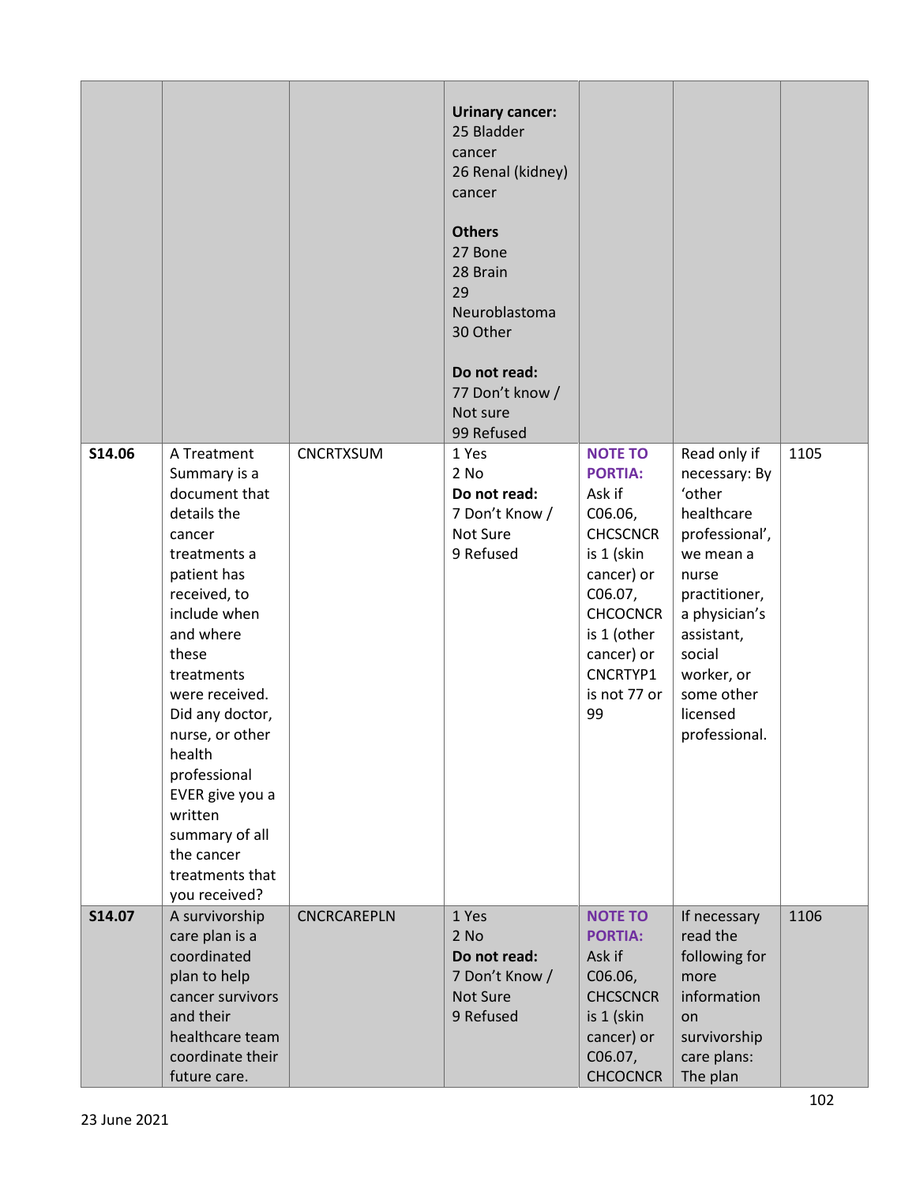| | | | **Urinary cancer:**<br>25 Bladder cancer<br>26 Renal (kidney) cancer<br><br>**Others**<br>27 Bone<br>28 Brain<br>29 Neuroblastoma<br>30 Other<br><br>**Do not read:**<br>77 Don't know / Not sure<br>99 Refused | | | |
|---|---|---|---|---|---|---|
| **S14.06** | A Treatment Summary is a document that details the cancer treatments a patient has received, to include when and where these treatments were received. Did any doctor, nurse, or other health professional EVER give you a written summary of all the cancer treatments that you received? | CNCRTXSUM | 1 Yes<br>2 No<br>**Do not read:**<br>7 Don't Know / Not Sure<br>9 Refused | **NOTE TO PORTIA:** Ask if C06.06, CHCSCNCR is 1 (skin cancer) or C06.07, CHCOCNCR is 1 (other cancer) or CNCRTYP1 is not 77 or 99 | Read only if necessary: By 'other healthcare professional', we mean a nurse practitioner, a physician's assistant, social worker, or some other licensed professional. | 1105 |
| **S14.07** | A survivorship care plan is a coordinated plan to help cancer survivors and their healthcare team coordinate their future care. | CNCRCAREPLN | 1 Yes<br>2 No<br>**Do not read:**<br>7 Don't Know / Not Sure<br>9 Refused | **NOTE TO PORTIA:** Ask if C06.06, CHCSCNCR is 1 (skin cancer) or C06.07, CHCOCNCR | If necessary read the following for more information on survivorship care plans: The plan | 1106 |

23 June 2021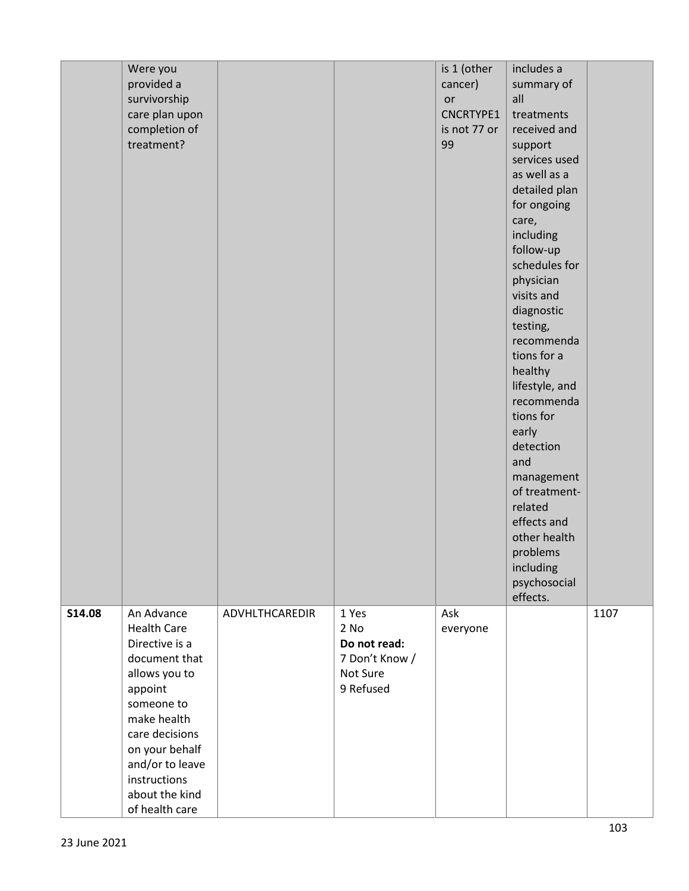| | | | | | | |
|---|---|---|---|---|---|---|
| | Were you provided a survivorship care plan upon completion of treatment? | | | is 1 (other cancer) or CNCRTYPE1 is not 77 or 99 | includes a summary of all treatments received and support services used as well as a detailed plan for ongoing care, including follow-up schedules for physician visits and diagnostic testing, recommendations for a healthy lifestyle, and recommendations for early detection and management of treatment-related effects and other health problems including psychosocial effects. | |
| **S14.08** | An Advance Health Care Directive is a document that allows you to appoint someone to make health care decisions on your behalf and/or to leave instructions about the kind of health care | ADVHLTHCAREDIR | 1 Yes<br>2 No<br>**Do not read:**<br>7 Don't Know / Not Sure<br>9 Refused | Ask everyone | | 1107 |

23 June 2021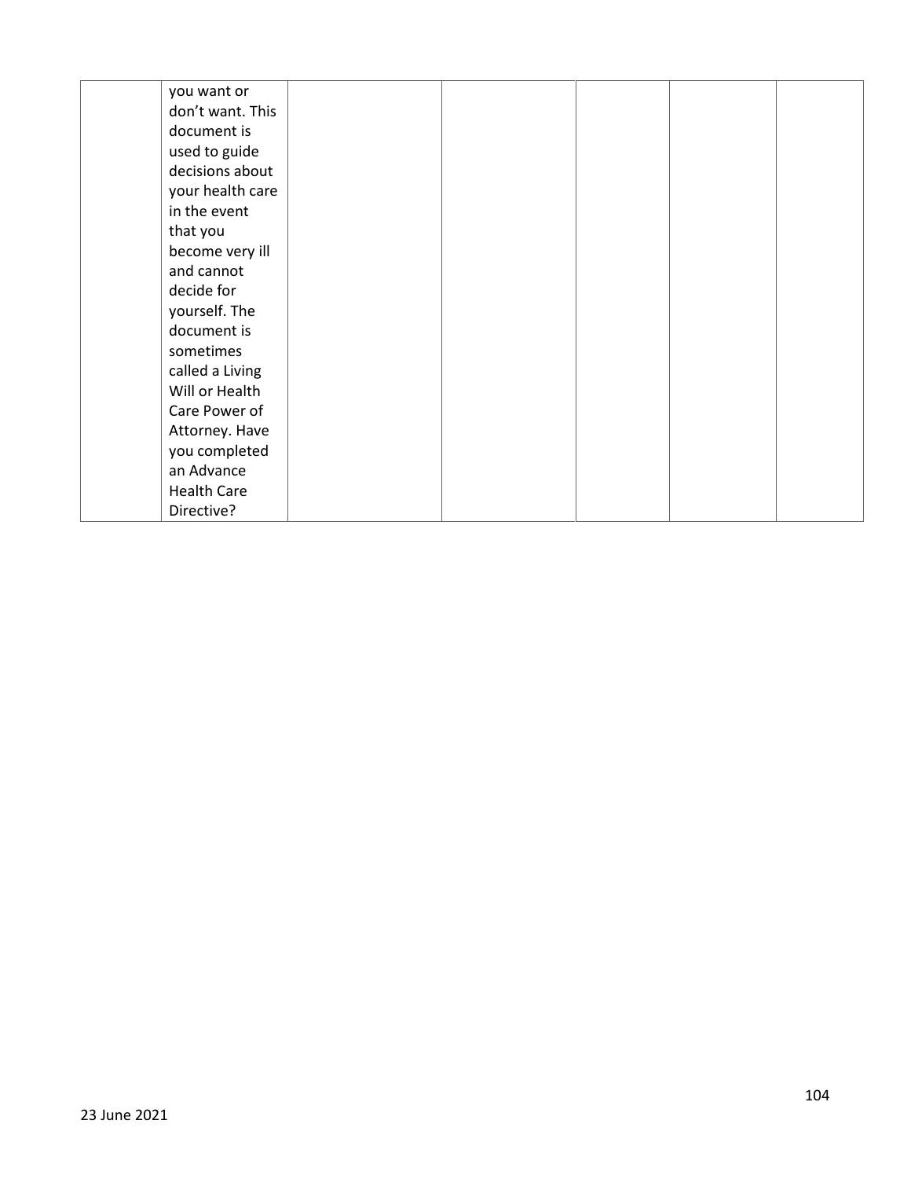| | | | | | | |
|---|---|---|---|---|---|---|
| | you want or don’t want. This document is used to guide decisions about your health care in the event that you become very ill and cannot decide for yourself. The document is sometimes called a Living Will or Health Care Power of Attorney. Have you completed an Advance Health Care Directive? | | | | | |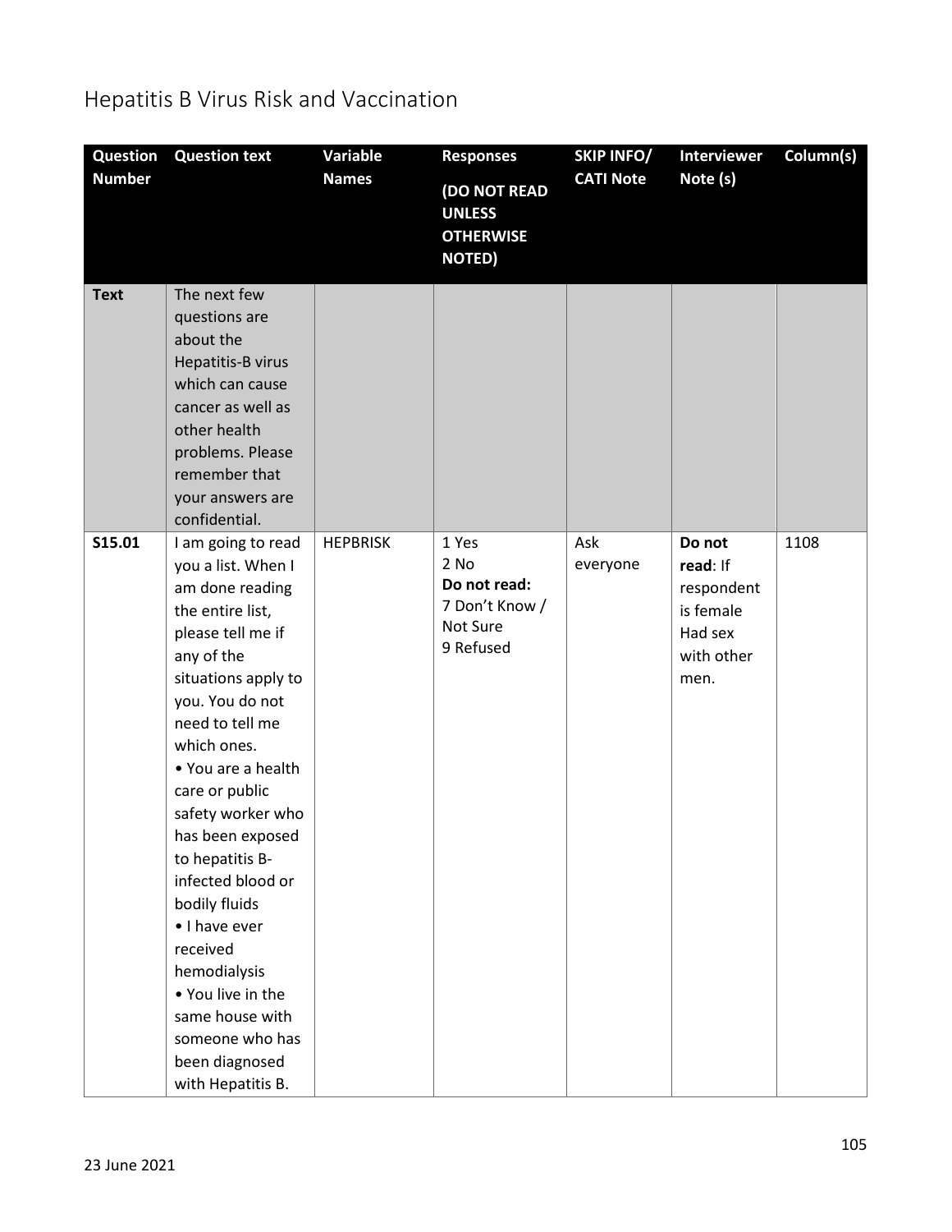# Hepatitis B Virus Risk and Vaccination

| Question Number | Question text | Variable Names | Responses (DO NOT READ UNLESS OTHERWISE NOTED) | SKIP INFO/ CATI Note | Interviewer Note (s) | Column(s) |
|---|---|---|---|---|---|---|
| **Text** | The next few questions are about the Hepatitis-B virus which can cause cancer as well as other health problems. Please remember that your answers are confidential. | | | | | |
| **S15.01** | I am going to read you a list. When I am done reading the entire list, please tell me if any of the situations apply to you. You do not need to tell me which ones.<br>• You are a health care or public safety worker who has been exposed to hepatitis B-infected blood or bodily fluids<br>• I have ever received hemodialysis<br>• You live in the same house with someone who has been diagnosed with Hepatitis B. | HEPBRISK | 1 Yes<br>2 No<br>**Do not read:**<br>7 Don't Know / Not Sure<br>9 Refused | Ask everyone | **Do not read**: If respondent is female Had sex with other men. | 1108 |

23 June 2021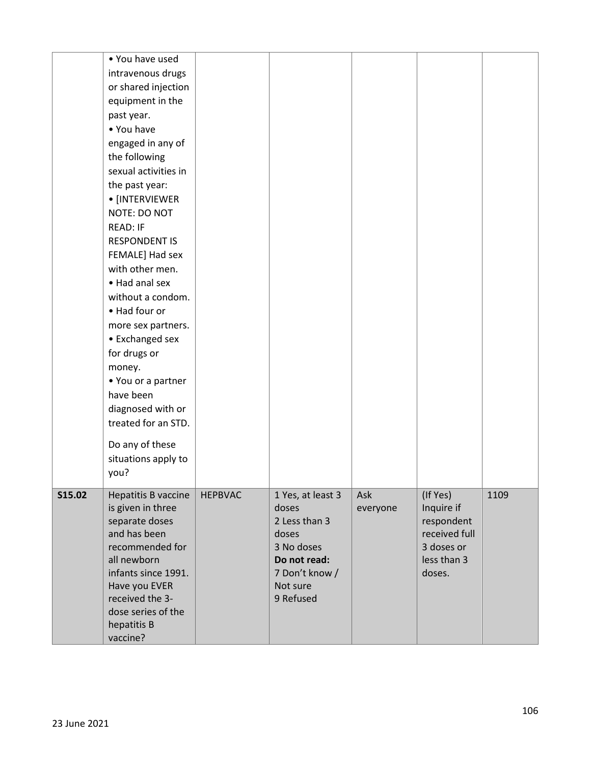| | | | | | | |
|---|---|---|---|---|---|---|
| | • You have used intravenous drugs or shared injection equipment in the past year.<br>• You have engaged in any of the following sexual activities in the past year:<br>• [INTERVIEWER NOTE: DO NOT READ: IF RESPONDENT IS FEMALE] Had sex with other men.<br>• Had anal sex without a condom.<br>• Had four or more sex partners.<br>• Exchanged sex for drugs or money.<br>• You or a partner have been diagnosed with or treated for an STD.<br><br>Do any of these situations apply to you? | | | | | |
| **S15.02** | Hepatitis B vaccine is given in three separate doses and has been recommended for all newborn infants since 1991. Have you EVER received the 3-dose series of the hepatitis B vaccine? | HEPBVAC | 1 Yes, at least 3 doses<br>2 Less than 3 doses<br>3 No doses<br>**Do not read:**<br>7 Don't know / Not sure<br>9 Refused | Ask everyone | (If Yes) Inquire if respondent received full 3 doses or less than 3 doses. | 1109 |

23 June 2021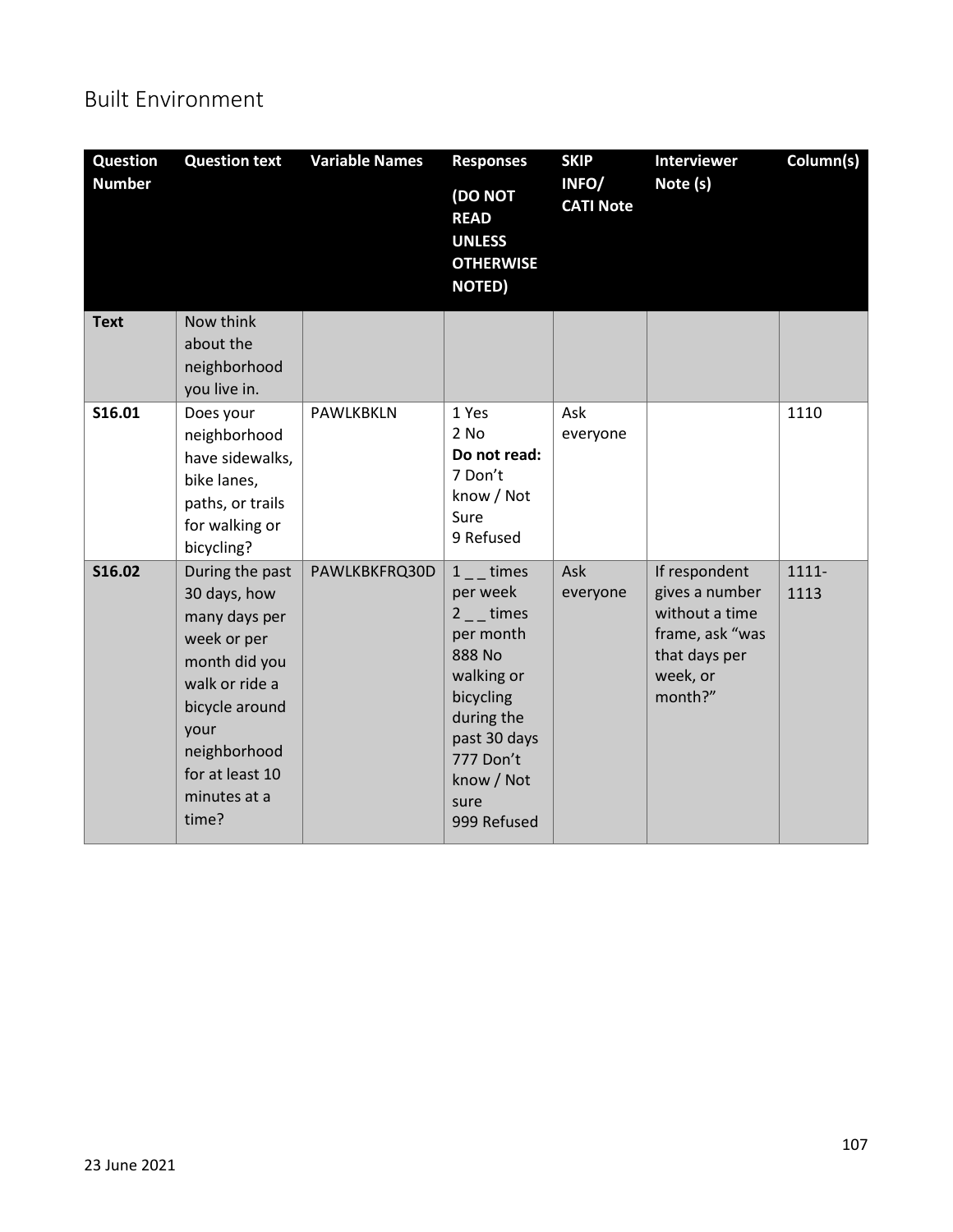# Built Environment

| Question Number | Question text | Variable Names | Responses (DO NOT READ UNLESS OTHERWISE NOTED) | SKIP INFO/ CATI Note | Interviewer Note (s) | Column(s) |
|---|---|---|---|---|---|---|
| **Text** | Now think about the neighborhood you live in. | | | | | |
| **S16.01** | Does your neighborhood have sidewalks, bike lanes, paths, or trails for walking or bicycling? | PAWLKBKLN | 1 Yes<br>2 No<br>**Do not read:**<br>7 Don't know / Not Sure<br>9 Refused | Ask everyone | | 1110 |
| **S16.02** | During the past 30 days, how many days per week or per month did you walk or ride a bicycle around your neighborhood for at least 10 minutes at a time? | PAWLKBKFRQ30D | 1 _ _ times per week<br>2 _ _ times per month<br>888 No walking or bicycling during the past 30 days<br>777 Don't know / Not sure<br>999 Refused | Ask everyone | If respondent gives a number without a time frame, ask "was that days per week, or month?" | 1111-1113 |

23 June 2021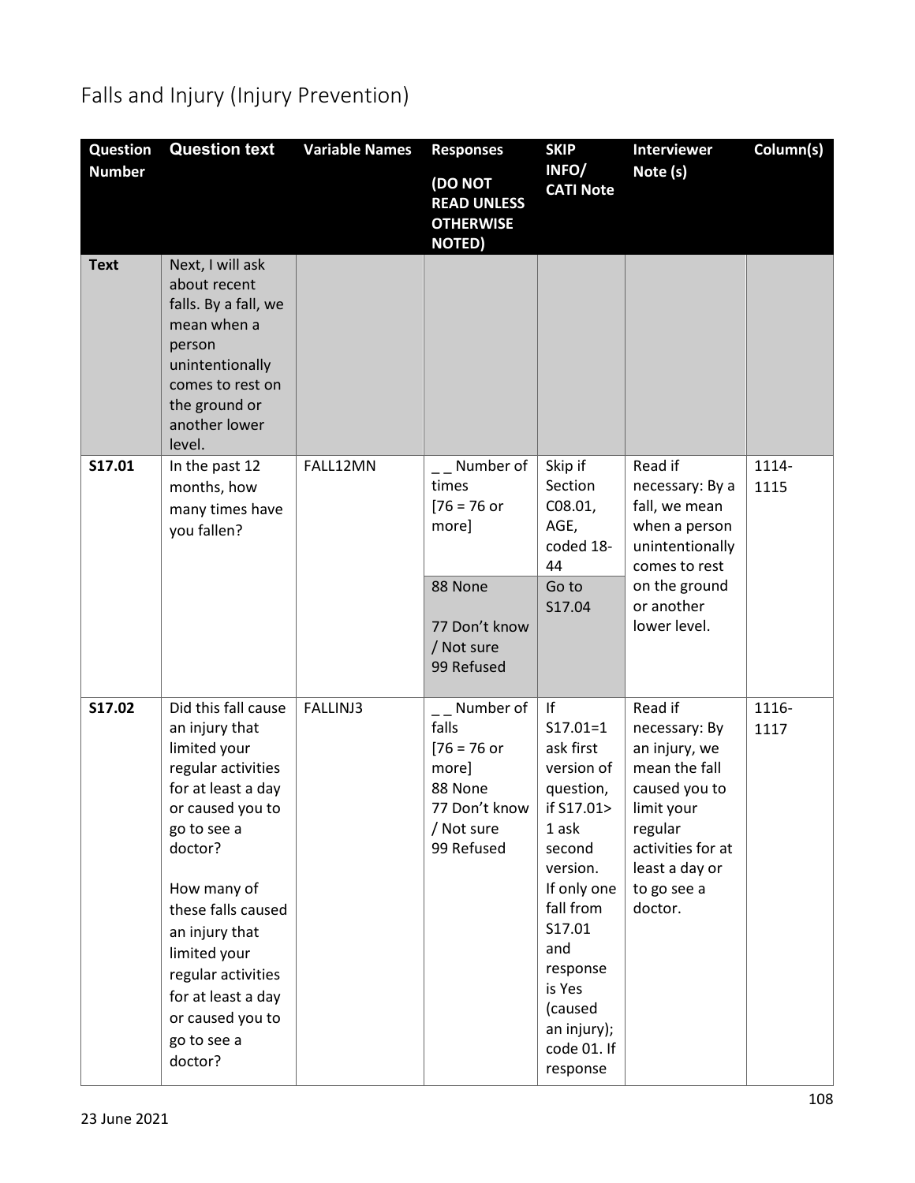# Falls and Injury (Injury Prevention)

| Question Number | Question text | Variable Names | Responses (DO NOT READ UNLESS OTHERWISE NOTED) | SKIP INFO/ CATI Note | Interviewer Note (s) | Column(s) |
|---|---|---|---|---|---|---|
| **Text** | Next, I will ask about recent falls. By a fall, we mean when a person unintentionally comes to rest on the ground or another lower level. | | | | | |
| **S17.01** | In the past 12 months, how many times have you fallen? | FALL12MN | _ _ Number of times [76 = 76 or more] | Skip if Section C08.01, AGE, coded 18-44 | Read if necessary: By a fall, we mean when a person unintentionally comes to rest on the ground or another lower level. | 1114-1115 |
| | | | 88 None<br><br>77 Don't know / Not sure<br>99 Refused | Go to S17.04 | | |
| **S17.02** | Did this fall cause an injury that limited your regular activities for at least a day or caused you to go to see a doctor?<br><br>How many of these falls caused an injury that limited your regular activities for at least a day or caused you to go to see a doctor? | FALLINJ3 | _ _ Number of falls [76 = 76 or more]<br>88 None<br>77 Don't know / Not sure<br>99 Refused | If S17.01=1 ask first version of question, if S17.01> 1 ask second version. If only one fall from S17.01 and response is Yes (caused an injury); code 01. If response | Read if necessary: By an injury, we mean the fall caused you to limit your regular activities for at least a day or to go see a doctor. | 1116-1117 |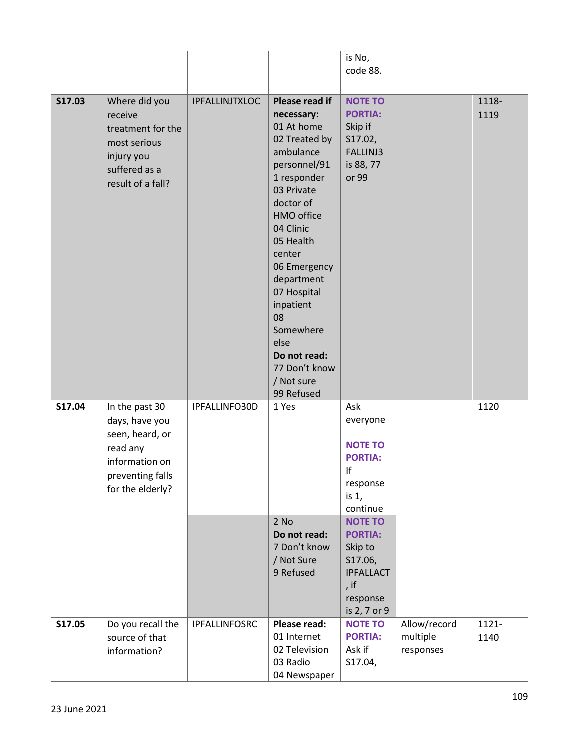| | | | | | |
|---|---|---|---|---|---|
| | | | is No, code 88. | | |
| **S17.03** | Where did you receive treatment for the most serious injury you suffered as a result of a fall? | IPFALLINJTXLOC | **Please read if necessary:** 01 At home 02 Treated by ambulance personnel/911 responder 03 Private doctor of HMO office 04 Clinic 05 Health center 06 Emergency department 07 Hospital inpatient 08 Somewhere else **Do not read:** 77 Don't know / Not sure 99 Refused | **NOTE TO PORTIA:** Skip if S17.02, FALLINJ3 is 88, 77 or 99 | | 1118-1119 |
| **S17.04** | In the past 30 days, have you seen, heard, or read any information on preventing falls for the elderly? | IPFALLINFO30D | 1 Yes | Ask everyone **NOTE TO PORTIA:** If response is 1, continue | | 1120 |
| | | | 2 No **Do not read:** 7 Don't know / Not Sure 9 Refused | **NOTE TO PORTIA:** Skip to S17.06, IPFALLACT, if response is 2, 7 or 9 | | |
| **S17.05** | Do you recall the source of that information? | IPFALLINFOSRC | **Please read:** 01 Internet 02 Television 03 Radio 04 Newspaper | **NOTE TO PORTIA:** Ask if S17.04, | Allow/record multiple responses | 1121-1140 |

23 June 2021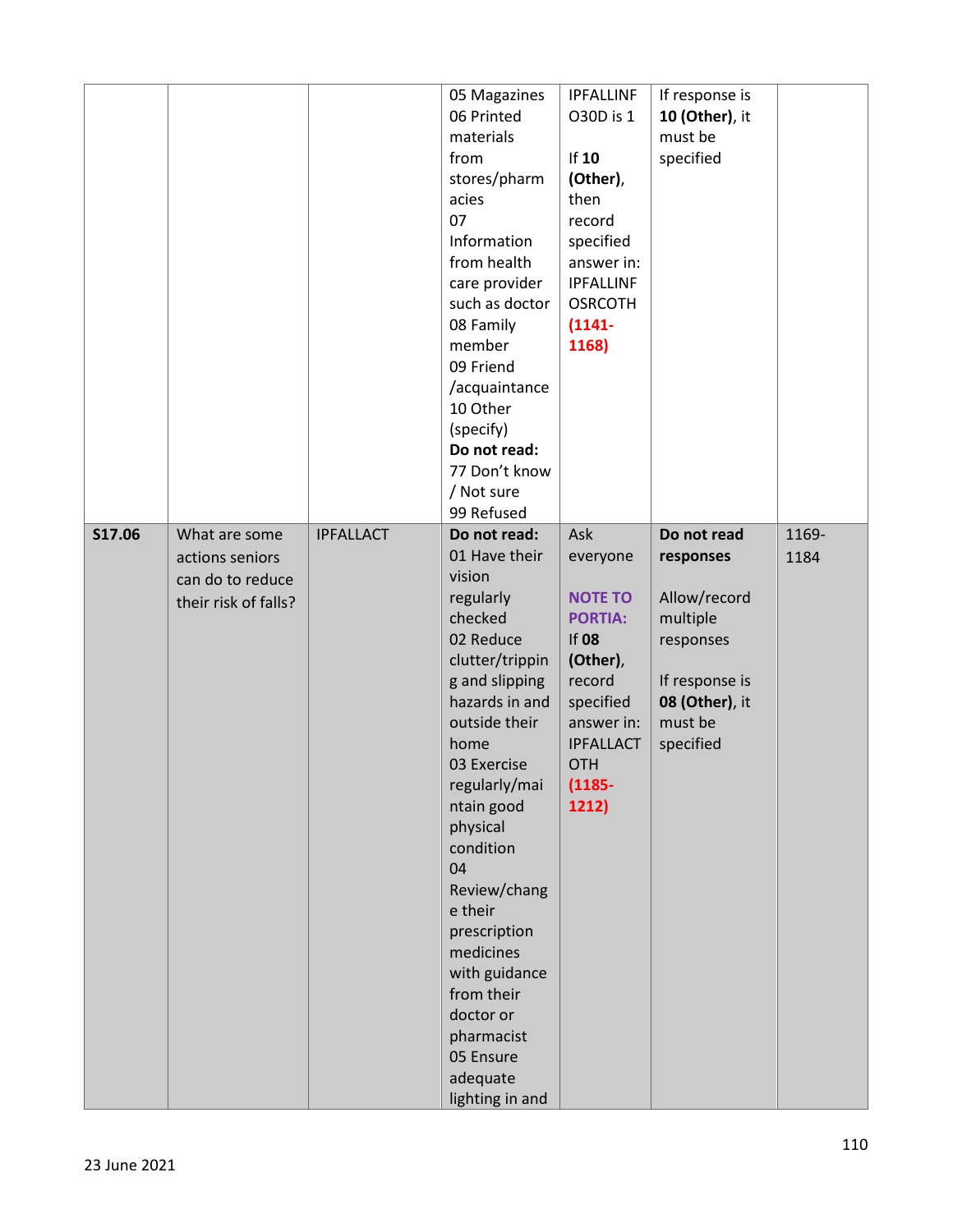| | | | | | | |
|---|---|---|---|---|---|---|
| | | | 05 Magazines<br>06 Printed materials from stores/pharmacies<br>07 Information from health care provider such as doctor<br>08 Family member<br>09 Friend /acquaintance<br>10 Other (specify)<br>**Do not read:**<br>77 Don't know / Not sure<br>99 Refused | IPFALLINFO30D is 1<br><br>If **10 (Other)**, then record specified answer in: IPFALLINFOSRCOTH **(1141-1168)** | If response is **10 (Other)**, it must be specified | |
| **S17.06** | What are some actions seniors can do to reduce their risk of falls? | IPFALLACT | **Do not read:**<br>01 Have their vision regularly checked<br>02 Reduce clutter/tripping and slipping hazards in and outside their home<br>03 Exercise regularly/maintain good physical condition<br>04 Review/change their prescription medicines with guidance from their doctor or pharmacist<br>05 Ensure adequate lighting in and | Ask everyone<br><br>**NOTE TO PORTIA:** If **08 (Other)**, record specified answer in: IPFALLACTOTH **(1185-1212)** | **Do not read responses**<br><br>Allow/record multiple responses<br><br>If response is **08 (Other)**, it must be specified | 1169-1184 |

23 June 2021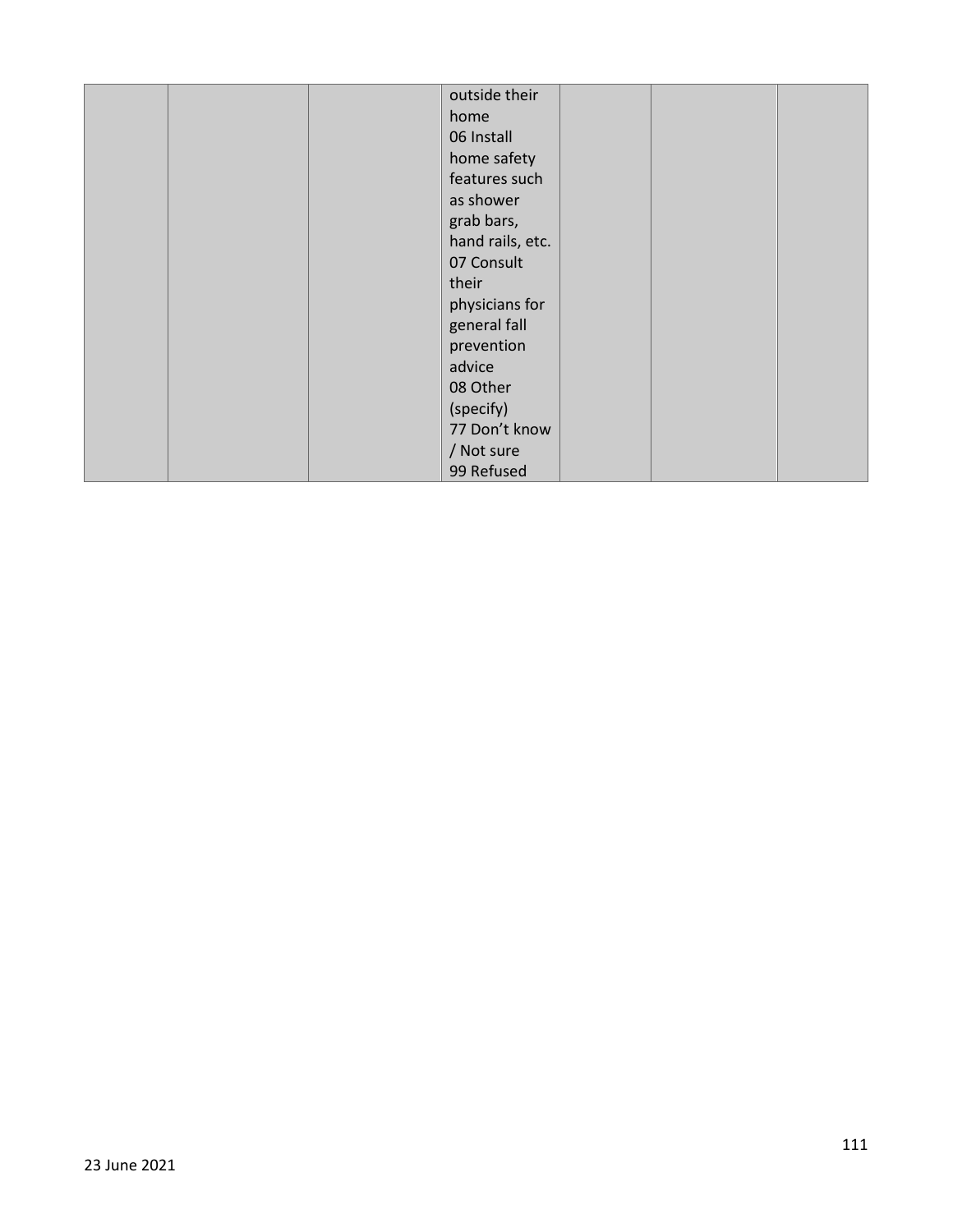| | | | | | | |
|---|---|---|---|---|---|---|
| | | | outside their home<br>06 Install home safety features such as shower grab bars, hand rails, etc.<br>07 Consult their physicians for general fall prevention advice<br>08 Other (specify)<br>77 Don't know / Not sure<br>99 Refused | | | |

23 June 2021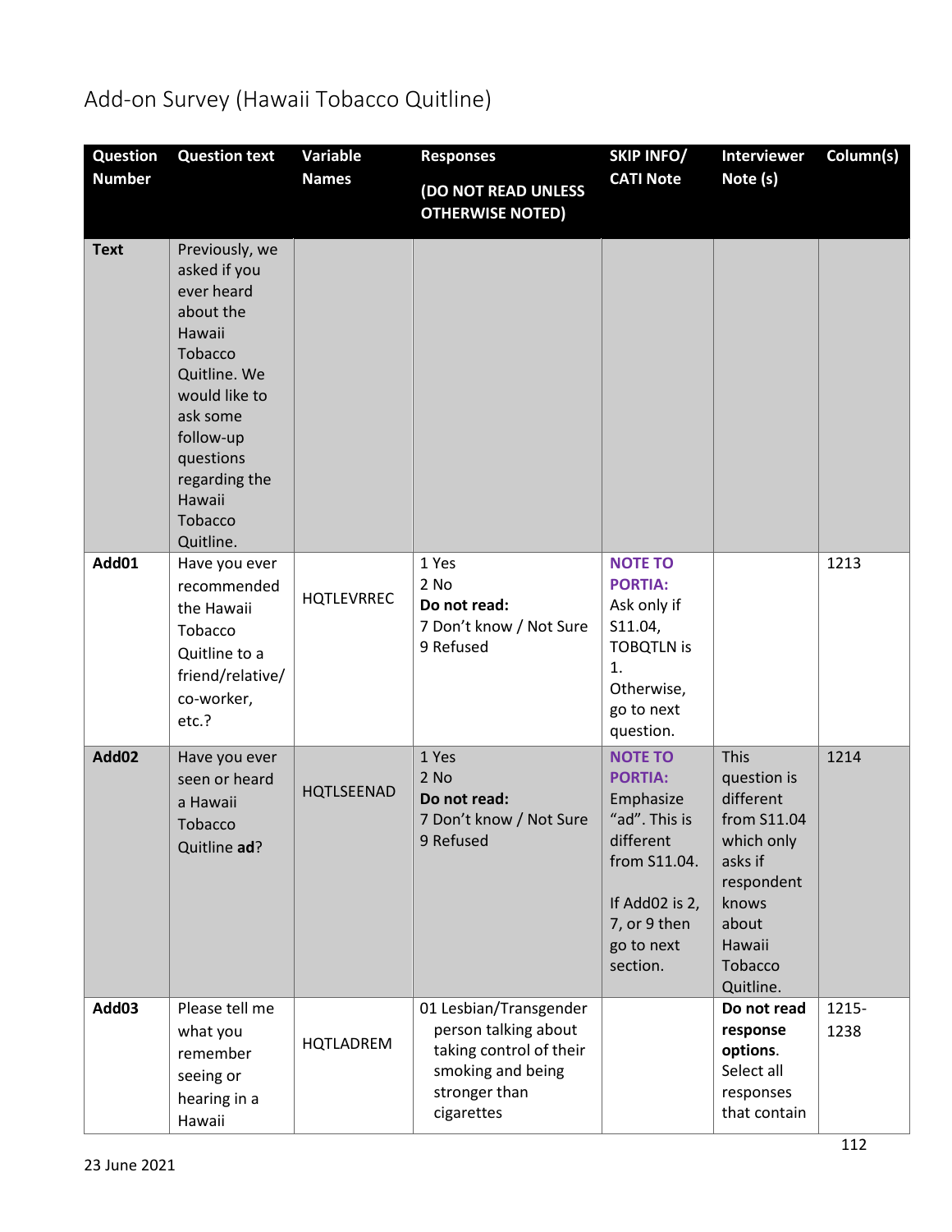# Add-on Survey (Hawaii Tobacco Quitline)

| Question Number | Question text | Variable Names | Responses (DO NOT READ UNLESS OTHERWISE NOTED) | SKIP INFO/ CATI Note | Interviewer Note (s) | Column(s) |
|---|---|---|---|---|---|---|
| **Text** | Previously, we asked if you ever heard about the Hawaii Tobacco Quitline. We would like to ask some follow-up questions regarding the Hawaii Tobacco Quitline. | | | | | |
| **Add01** | Have you ever recommended the Hawaii Tobacco Quitline to a friend/relative/ co-worker, etc.? | HQTLEVRREC | 1 Yes<br>2 No<br>**Do not read:**<br>7 Don't know / Not Sure<br>9 Refused | **NOTE TO PORTIA:** Ask only if S11.04, TOBQTLN is 1. Otherwise, go to next question. | | 1213 |
| **Add02** | Have you ever seen or heard a Hawaii Tobacco Quitline **ad**? | HQTLSEENAD | 1 Yes<br>2 No<br>**Do not read:**<br>7 Don't know / Not Sure<br>9 Refused | **NOTE TO PORTIA:** Emphasize "ad". This is different from S11.04.<br><br>If Add02 is 2, 7, or 9 then go to next section. | This question is different from S11.04 which only asks if respondent knows about Hawaii Tobacco Quitline. | 1214 |
| **Add03** | Please tell me what you remember seeing or hearing in a Hawaii | HQTLADREM | 01 Lesbian/Transgender person talking about taking control of their smoking and being stronger than cigarettes | | **Do not read response options**. Select all responses that contain | 1215-1238 |

23 June 2021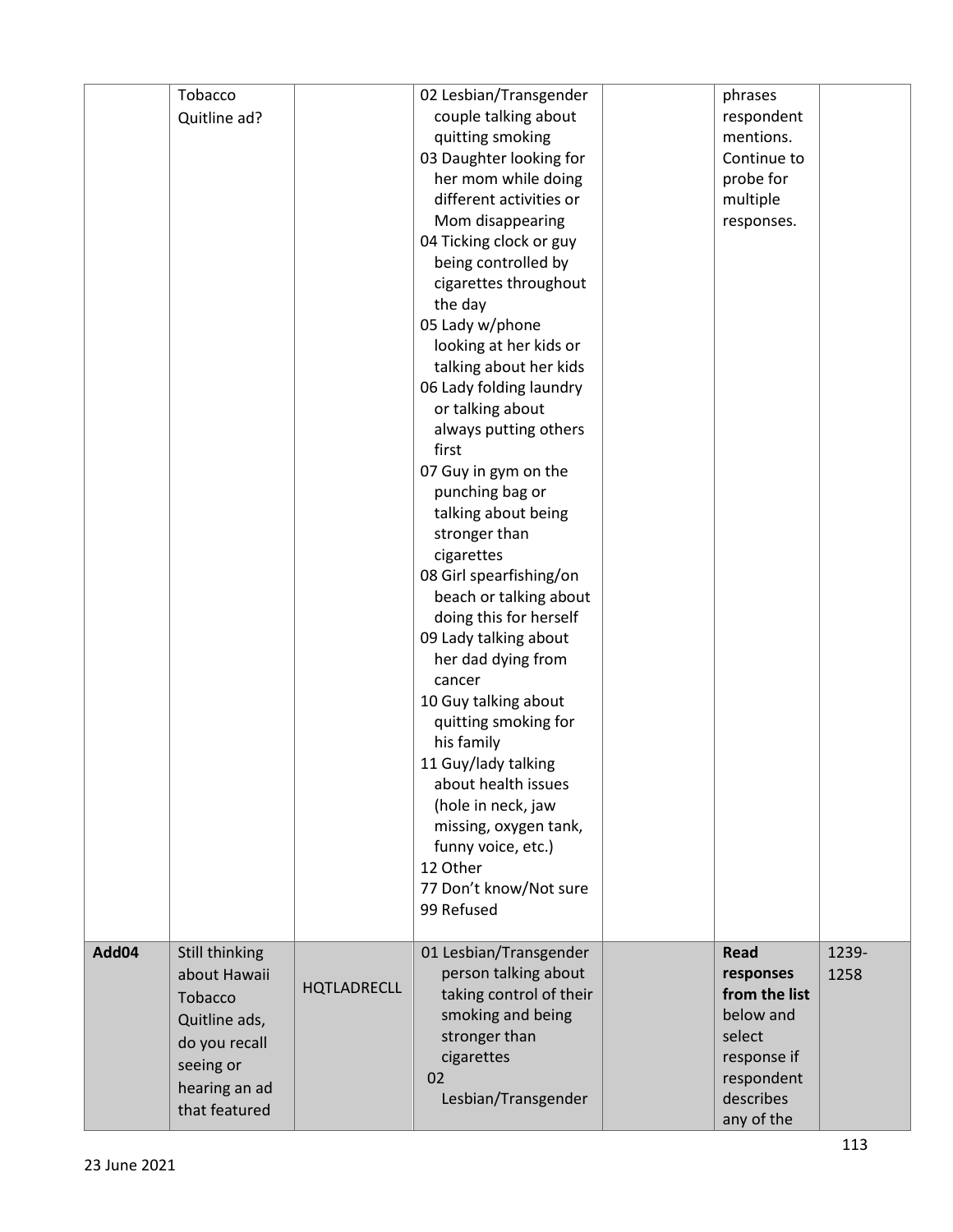|  |  |  |  |  |  |  |
|---|---|---|---|---|---|---|
|  | Tobacco Quitline ad? |  | 02 Lesbian/Transgender couple talking about quitting smoking<br>03 Daughter looking for her mom while doing different activities or Mom disappearing<br>04 Ticking clock or guy being controlled by cigarettes throughout the day<br>05 Lady w/phone looking at her kids or talking about her kids<br>06 Lady folding laundry or talking about always putting others first<br>07 Guy in gym on the punching bag or talking about being stronger than cigarettes<br>08 Girl spearfishing/on beach or talking about doing this for herself<br>09 Lady talking about her dad dying from cancer<br>10 Guy talking about quitting smoking for his family<br>11 Guy/lady talking about health issues (hole in neck, jaw missing, oxygen tank, funny voice, etc.)<br>12 Other<br>77 Don't know/Not sure<br>99 Refused |  | phrases respondent mentions. Continue to probe for multiple responses. |  |
| **Add04** | Still thinking about Hawaii Tobacco Quitline ads, do you recall seeing or hearing an ad that featured | HQTLADRECLL | 01 Lesbian/Transgender person talking about taking control of their smoking and being stronger than cigarettes<br>02 Lesbian/Transgender |  | **Read responses from the list** below and select response if respondent describes any of the | 1239-1258 |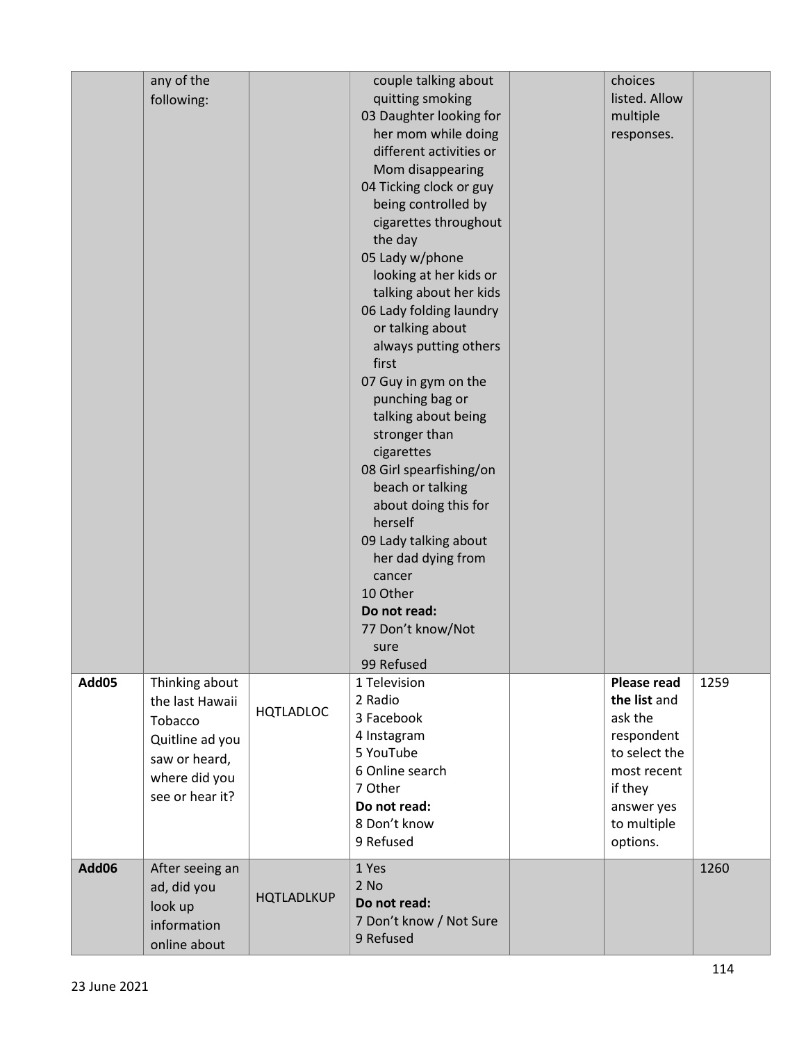|  | any of the following: |  | couple talking about quitting smoking<br>03 Daughter looking for her mom while doing different activities or Mom disappearing<br>04 Ticking clock or guy being controlled by cigarettes throughout the day<br>05 Lady w/phone looking at her kids or talking about her kids<br>06 Lady folding laundry or talking about always putting others first<br>07 Guy in gym on the punching bag or talking about being stronger than cigarettes<br>08 Girl spearfishing/on beach or talking about doing this for herself<br>09 Lady talking about her dad dying from cancer<br>10 Other<br>**Do not read:**<br>77 Don't know/Not sure<br>99 Refused |  | choices listed. Allow multiple responses. |  |
|---|---|---|---|---|---|---|
| **Add05** | Thinking about the last Hawaii Tobacco Quitline ad you saw or heard, where did you see or hear it? | HQTLADLOC | 1 Television<br>2 Radio<br>3 Facebook<br>4 Instagram<br>5 YouTube<br>6 Online search<br>7 Other<br>**Do not read:**<br>8 Don't know<br>9 Refused |  | **Please read the list** and ask the respondent to select the most recent if they answer yes to multiple options. | 1259 |
| **Add06** | After seeing an ad, did you look up information online about | HQTLADLKUP | 1 Yes<br>2 No<br>**Do not read:**<br>7 Don't know / Not Sure<br>9 Refused |  |  | 1260 |

23 June 2021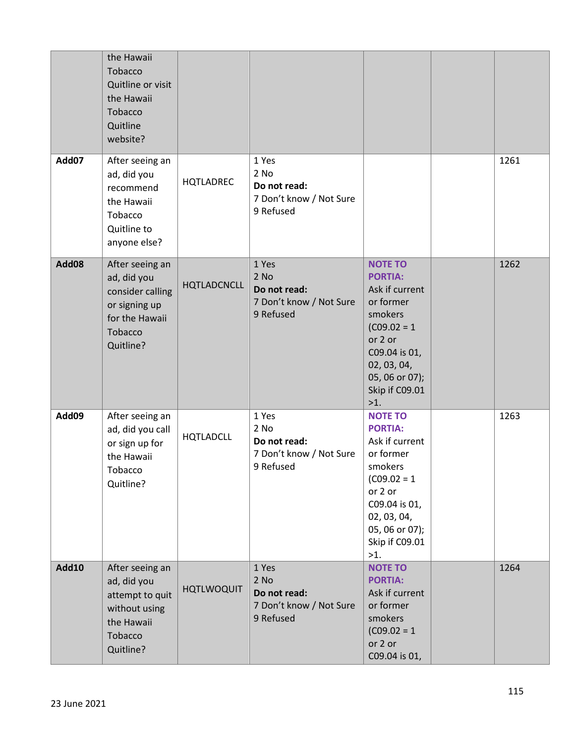| | | | | | | |
|---|---|---|---|---|---|---|
| | the Hawaii Tobacco Quitline or visit the Hawaii Tobacco Quitline website? | | | | | |
| **Add07** | After seeing an ad, did you recommend the Hawaii Tobacco Quitline to anyone else? | HQTLADREC | 1 Yes<br>2 No<br>**Do not read:**<br>7 Don't know / Not Sure<br>9 Refused | | | 1261 |
| **Add08** | After seeing an ad, did you consider calling or signing up for the Hawaii Tobacco Quitline? | HQTLADCNCLL | 1 Yes<br>2 No<br>**Do not read:**<br>7 Don't know / Not Sure<br>9 Refused | **NOTE TO PORTIA:** Ask if current or former smokers (C09.02 = 1 or 2 or C09.04 is 01, 02, 03, 04, 05, 06 or 07); Skip if C09.01 >1. | | 1262 |
| **Add09** | After seeing an ad, did you call or sign up for the Hawaii Tobacco Quitline? | HQTLADCLL | 1 Yes<br>2 No<br>**Do not read:**<br>7 Don't know / Not Sure<br>9 Refused | **NOTE TO PORTIA:** Ask if current or former smokers (C09.02 = 1 or 2 or C09.04 is 01, 02, 03, 04, 05, 06 or 07); Skip if C09.01 >1. | | 1263 |
| **Add10** | After seeing an ad, did you attempt to quit without using the Hawaii Tobacco Quitline? | HQTLWOQUIT | 1 Yes<br>2 No<br>**Do not read:**<br>7 Don't know / Not Sure<br>9 Refused | **NOTE TO PORTIA:** Ask if current or former smokers (C09.02 = 1 or 2 or C09.04 is 01, | | 1264 |

23 June 2021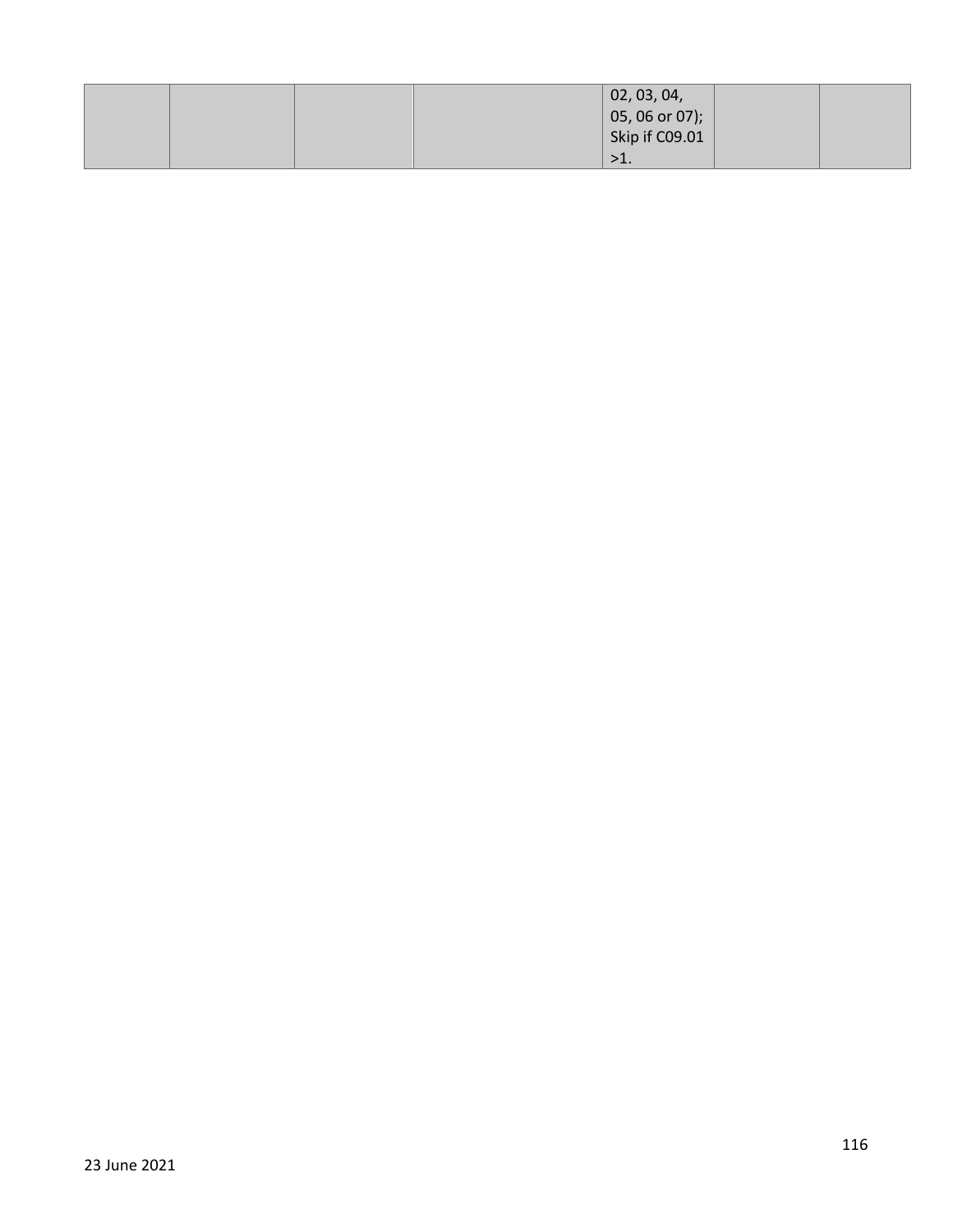| | | | | | | |
|---|---|---|---|---|---|---|
| | | | | 02, 03, 04, 05, 06 or 07); Skip if C09.01 >1. | | |

23 June 2021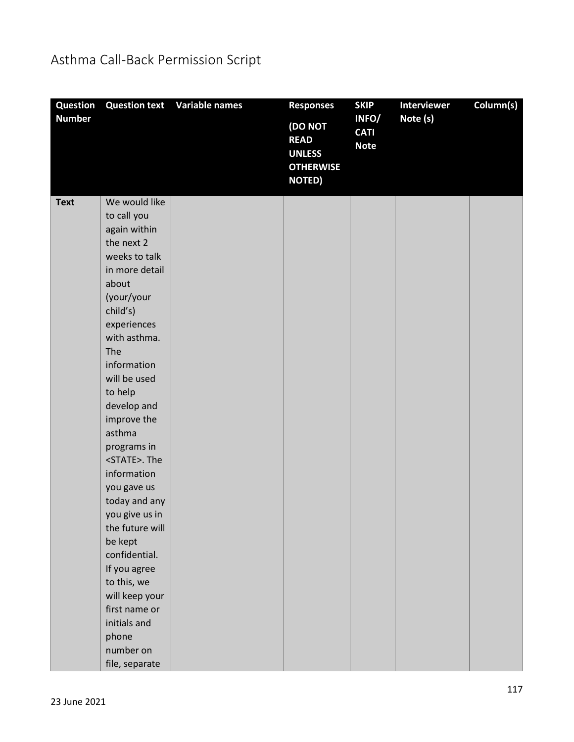# Asthma Call-Back Permission Script

| Question Number | Question text | Variable names | Responses (DO NOT READ UNLESS OTHERWISE NOTED) | SKIP INFO/ CATI Note | Interviewer Note (s) | Column(s) |
|---|---|---|---|---|---|---|
| **Text** | We would like to call you again within the next 2 weeks to talk in more detail about (your/your child's) experiences with asthma. The information will be used to help develop and improve the asthma programs in <STATE>. The information you gave us today and any you give us in the future will be kept confidential. If you agree to this, we will keep your first name or initials and phone number on file, separate | | | | | |

23 June 2021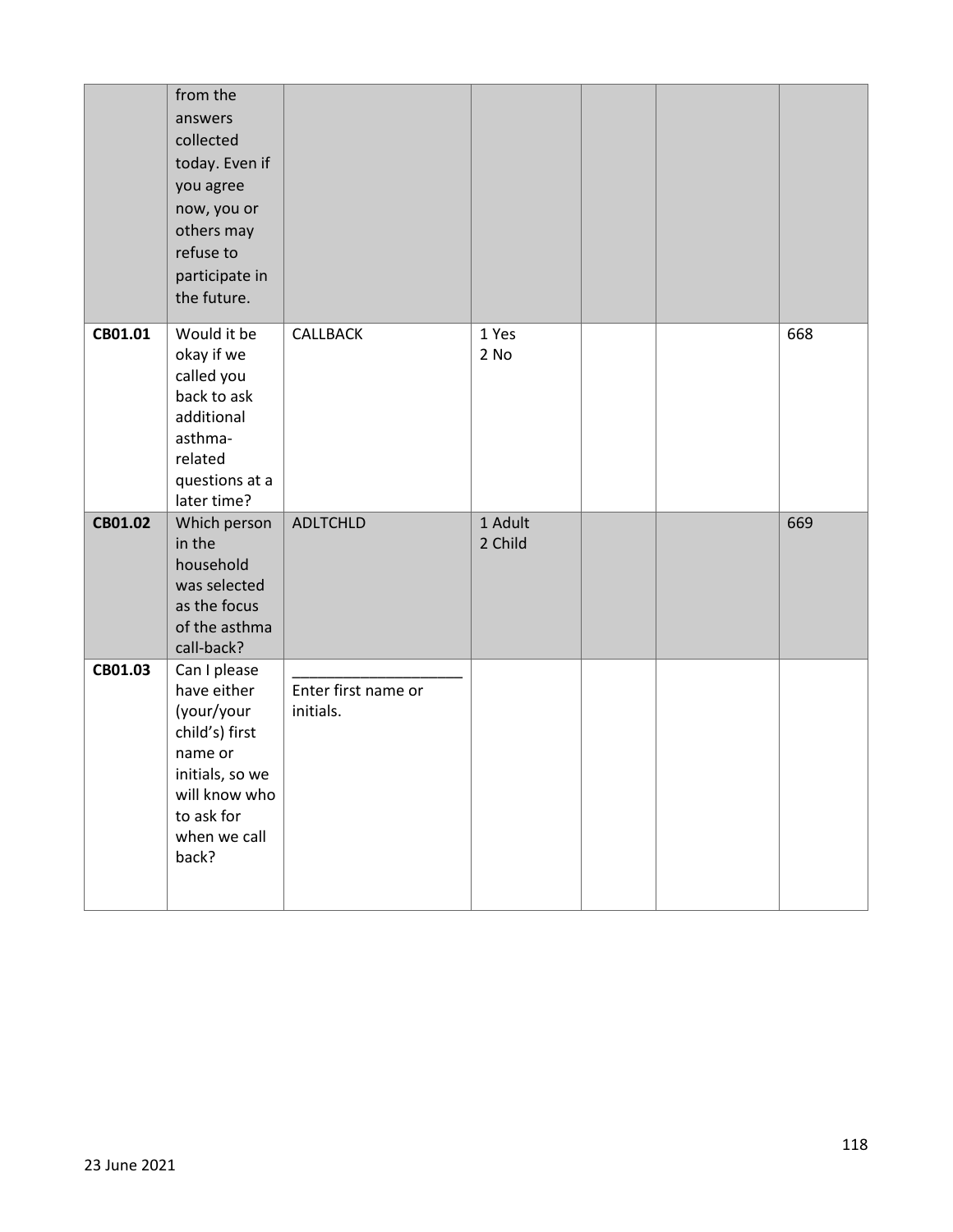|  | from the answers collected today. Even if you agree now, you or others may refuse to participate in the future. |  |  |  |  |  |
|---|---|---|---|---|---|---|
| **CB01.01** | Would it be okay if we called you back to ask additional asthma-related questions at a later time? | CALLBACK | 1 Yes<br>2 No |  |  | 668 |
| **CB01.02** | Which person in the household was selected as the focus of the asthma call-back? | ADLTCHLD | 1 Adult<br>2 Child |  |  | 669 |
| **CB01.03** | Can I please have either (your/your child's) first name or initials, so we will know who to ask for when we call back? | ____________________<br>Enter first name or initials. |  |  |  |  |

23 June 2021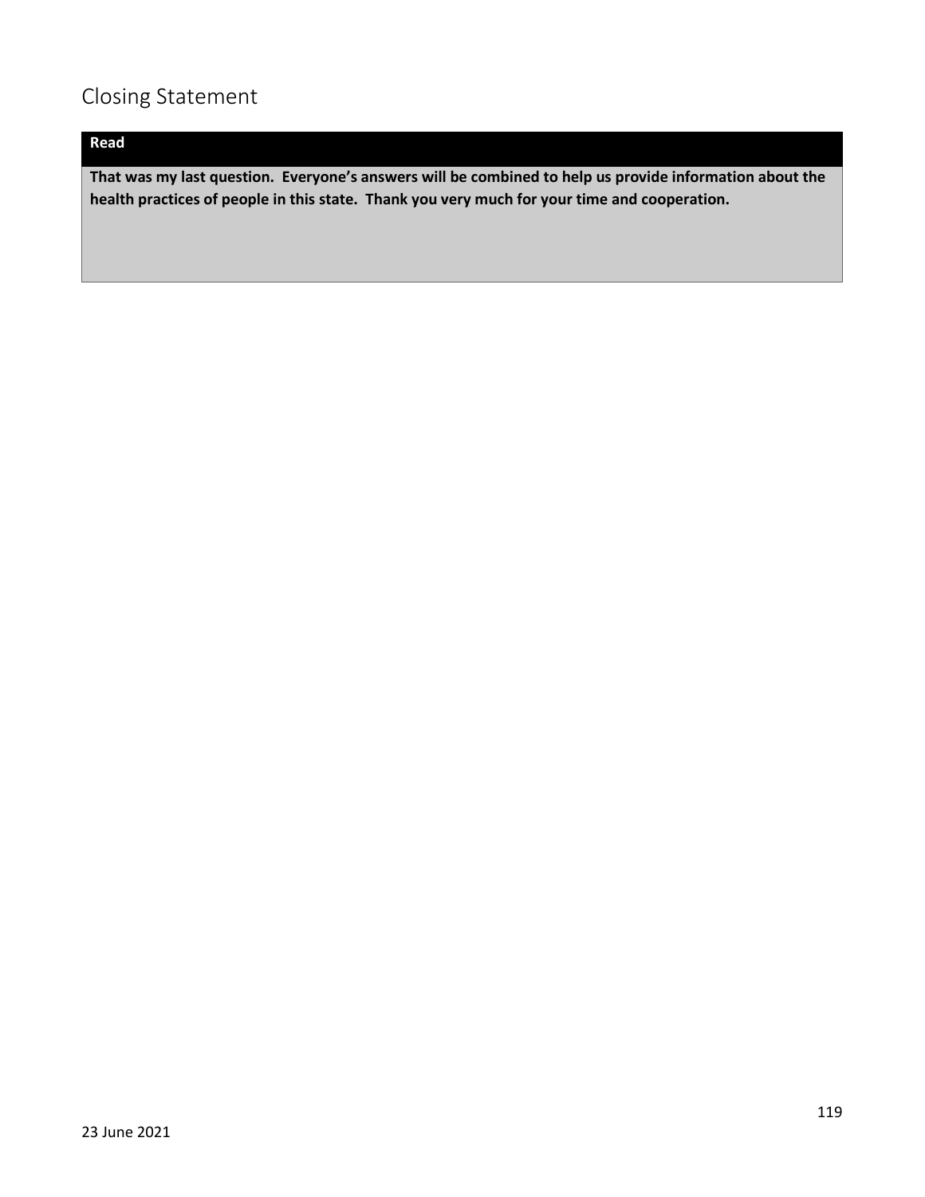## Closing Statement

| **Read** |
| --- |
| **That was my last question. Everyone's answers will be combined to help us provide information about the health practices of people in this state. Thank you very much for your time and cooperation.** |

23 June 2021